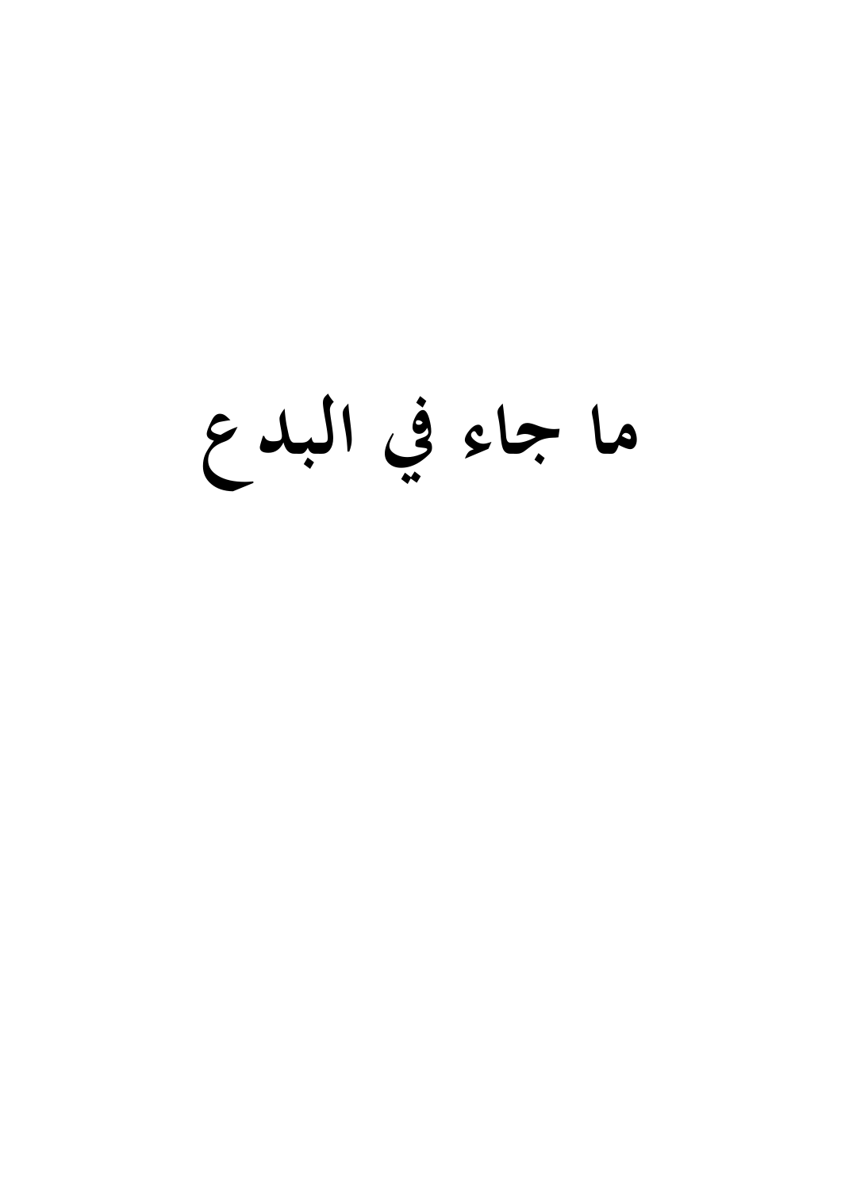# ما جاء في البدع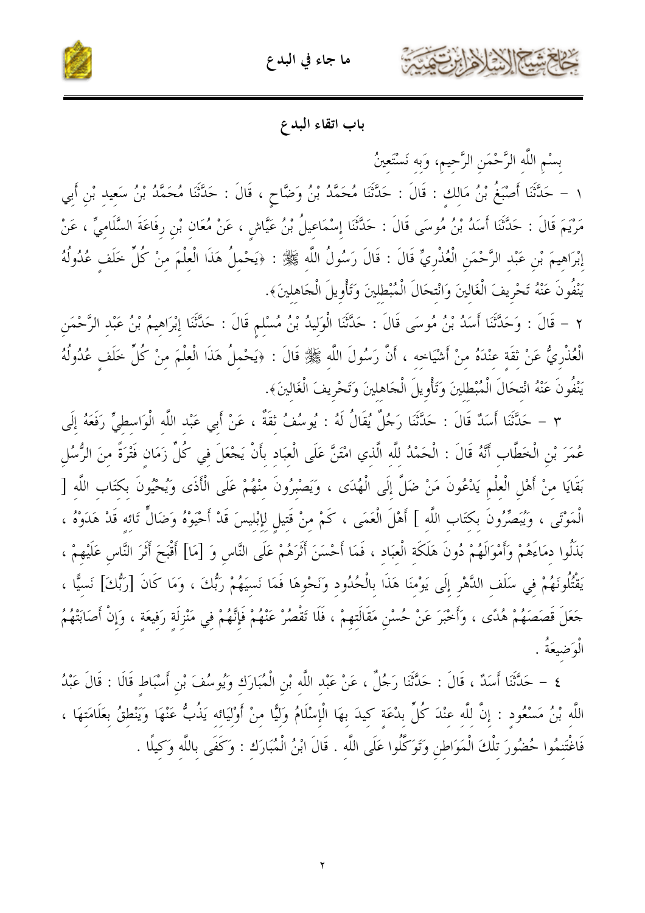## باب اتقاء البدع

بِسْمِ اللَّهِ الرَّحْمَنِ الرَّحِيمِ، وَبِهِ نَسْتَعِينُ

١ – حَدَّثَنَا أَصْبَغُ بْنُ مَالِكٍ : قَالَ : حَدَّثَنَا مُحَمَّدُ بْنُ وَضَّاحٍ ، قَالَ : حَدَّثَنَا مُحَمَّدُ بْنُ سَعِيدِ بْنِ أَبِي مَرْيَمَ قَالَ : حَدَّثَنَا أَسَدُ بْنُ مُوسَى قَالَ : حَدَّثَنَا إِسْمَاعِيلُ بْنُ عَيَّاشٍ ، عَنْ مُعَانِ بْنِ رِفَاعَةَ السَّلَامِيِّ ، عَنْ إِبْرَاهِيمَ بْنِ عَبْدِ الرَّحْمَنِ الْعُذْرِيِّ قَالَ : قَالَ رَسُولُ اللَّهِ ﷺ : «يَحْمِلُ هَذَا الْعِلْمَ مِنْ كُلِّ خَلَفٍ عُدُولُهُ يَنْفُونَ عَنْهُ تَحْرِيفَ الْغَالِينَ وَانْتِحَالَ الْمُبْطِلِينَ وَتَأْوِيلَ الْجَاهِلِينَ».

٢ – قَالَ : وَحَدَّثَنَا أَسَدُ بْنُ مُوسَى قَالَ : حَدَّثَنَا الْوَلِيدُ بْنُ مُسْلِمٍ قَالَ : حَدَّثَنَا إِبْرَاهِيمُ بْنُ عَبْدِ الرَّحْمَنِ الْعُذْرِيُّ عَنْ ثِقَةٍ عِنْدَهُ مِنْ أَشْيَاخِهِ ، أَنَّ رَسُولَ اللَّهِ ﷺ قَالَ : «يَحْمِلُ هَذَا الْعِلْمَ مِنْ كُلِّ خَلَفٍ عُدُولُهُ يَنْفُونَ عَنْهُ انْتِحَالَ الْمُبْطِلِينَ وَتَأْوِيلَ الْجَاهِلِينَ وَتَحْرِيفَ الْغَالِينَ».

٣ – حَدَّثَنَا أَسَدٌ قَالَ : حَدَّثَنَا رَجُلٌ يُقَالُ لَهُ : يُوسُفُ ثِقَةٌ ، عَنْ أَبِي عَبْدِ اللَّهِ الْوَاسِطِيِّ رَفَعَهُ إِلَى عُمَرَ بْنِ الْخَطَّابِ أَنَّهُ قَالَ : الْحَمْدُ لِلَّهِ الَّذِي امْتَنَّ عَلَى الْعِبَادِ بِأَنْ يَجْعَلَ فِي كُلِّ زَمَانٍ فَتْرَةً مِنَ الرُّسُلِ بَقَايَا مِنْ أَهْلِ الْعِلْمِ يَدْعُونَ مَنْ ضَلَّ إِلَى الْهُدَى ، وَيَصْبِرُونَ مِنْهُمْ عَلَى الْأَذَى وَيُحْيُونَ بِكِتَابِ اللَّهِ [ الْمَوْتَى ، وَيُبَصِّرُونَ بِكِتَابِ اللَّهِ ] أَهْلَ الْعَمَى ، كَمْ مِنْ قَتِيلٍ لِإِبْلِيسَ قَدْ أَحْيَوْهُ وَضَالٍّ تَائِهٍ قَدْ هَدَوْهُ ، بَذَلُوا دِمَاءَهُمْ وَأَمْوَالَهُمْ دُونَ هَلَكَةِ الْعِبَادِ ، فَمَا أَحْسَنَ أَثَرَهُمْ عَلَى النَّاسِ وَ [مَا] أَقْبَحَ أَثَرَ النَّاسِ عَلَيْهِمْ ، يَقْتُلُونَهُمْ فِي سَلَفِ الدَّهْرِ إِلَى يَوْمِنَا هَذَا بِالْحُدُودِ وَنَحْوِهَا فَمَا نَسِيَهُمْ رَبُّكَ ، وَمَا كَانَ [رَبُّكَ] نَسِيًّا ، جَعَلَ قَصَصَهُمْ هُدًى ، وَأَخْبَرَ عَنْ حُسْنِ مَقَالَتِهِمْ ، فَلَا تَقْصُرْ عَنْهُمْ فَإِنَّهُمْ فِي مَنْزِلَةٍ رَفِيعَةٍ ، وَإِنْ أَصَابَتْهُمُ الْوَضِيعَةُ .

٤ – حَدَّثَنَا أَسَدٌ ، قَالَ : حَدَّثَنَا رَجُلٌ ، عَنْ عَبْدِ اللَّهِ بْنِ الْمُبَارَكِ وَيُوسُفَ بْنِ أَسْبَاطٍ قَالَا : قَالَ عَبْدُ اللَّهِ بْنُ مَسْعُودٍ : إِنَّ لِلَّهِ عِنْدَ كُلِّ بِدْعَةٍ كِيدَ بِهَا الْإِسْلَامُ وَلِيًّا مِنْ أَوْلِيَائِهِ يَذُبُّ عَنْهَا وَيَنْطِقُ بِعَلَامَتِهَا ، فَاغْتَنِمُوا حُضُورَ تِلْكَ الْمَوَاطِنِ وَتَوَكَّلُوا عَلَى اللَّهِ . قَالَ ابْنُ الْمُبَارَكِ : وَكَفَى بِاللَّهِ وَكِيلًا .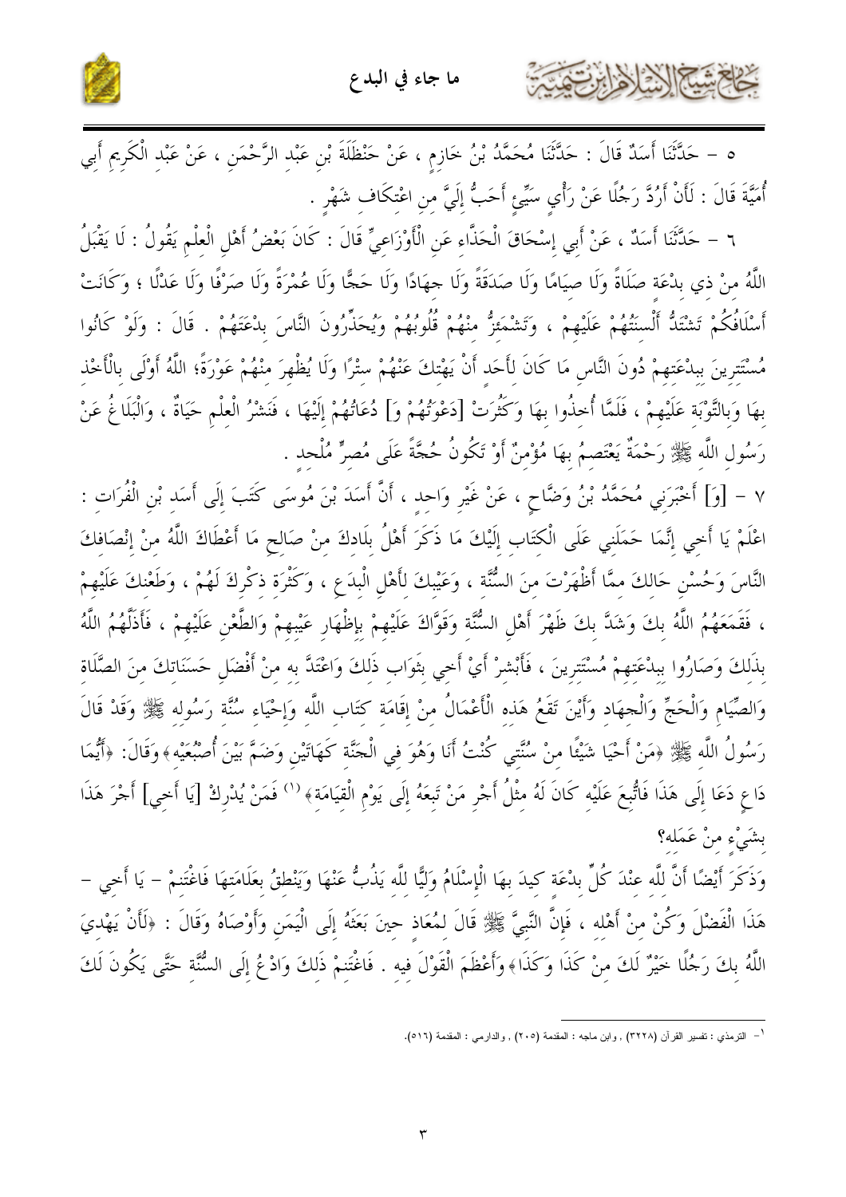٥ – حَدَّثَنَا أَسَدٌ قَالَ : حَدَّثَنَا مُحَمَّدُ بْنُ خَازِمٍ ، عَنْ حَنْظَلَةَ بْنِ عَبْدِ الرَّحْمَنِ ، عَنْ عَبْدِ الْكَرِيمِ أَبِي أُمَيَّةَ قَالَ : لَأَنْ أَرُدَّ رَجُلًا عَنْ رَأْيٍ سَيِّئٍ أَحَبُّ إِلَيَّ مِنِ اعْتِكَافِ شَهْرٍ .

٦ – حَدَّثَنَا أَسَدٌ ، عَنْ أَبِي إِسْحَاقَ الْحَذَّاءِ عَنِ الْأَوْزَاعِيِّ قَالَ : كَانَ بَعْضُ أَهْلِ الْعِلْمِ يَقُولُ : لَا يَقْبَلُ اللَّهُ مِنْ ذِي بِدْعَةٍ صَلَاةً وَلَا صِيَامًا وَلَا صَدَقَةً وَلَا جِهَادًا وَلَا حَجًّا وَلَا عُمْرَةً وَلَا صَرْفًا وَلَا عَدْلًا ؛ وَكَانَتْ أَسْلَافُكُمْ تَشْتَدُّ أَلْسِنَتُهُمْ عَلَيْهِمْ ، وَتَشْمَئِزُّ مِنْهُمْ قُلُوبُهُمْ وَيُحَذِّرُونَ النَّاسَ بِدْعَتَهُمْ . قَالَ : وَلَوْ كَانُوا مُسْتَتِرِينَ بِبِدْعَتِهِمْ دُونَ النَّاسِ مَا كَانَ لِأَحَدٍ أَنْ يَهْتِكَ عَنْهُمْ سِتْرًا وَلَا يُظْهِرَ مِنْهُمْ عَوْرَةً؛ اللَّهُ أَوْلَى بِالْأَخْذِ بِهَا وَبِالتَّوْبَةِ عَلَيْهِمْ ، فَلَمَّا أُخِذُوا بِهَا وَكَثُرَتْ [دَعْوَتُهُمْ وَ] دُعَاتُهُمْ إِلَيْهَا ، فَنَشْرُ الْعِلْمِ حَيَاةٌ ، وَالْبَلَاغُ عَنْ رَسُولِ اللَّهِ ﷺ رَحْمَةٌ يَعْتَصِمُ بِهَا مُؤْمِنٌ أَوْ تَكُونُ حُجَّةً عَلَى مُصِرٍّ مُلْحِدٍ .

٧ – [وَ] أَخْبَرَنِي مُحَمَّدُ بْنُ وَضَّاحٍ ، عَنْ غَيْرِ وَاحِدٍ ، أَنَّ أَسَدَ بْنَ مُوسَى كَتَبَ إِلَى أَسَدِ بْنِ الْفُرَاتِ : اعْلَمْ يَا أَخِي إِنَّمَا حَمَلَنِي عَلَى الْكِتَابِ إِلَيْكَ مَا ذَكَرَ أَهْلُ بِلَادِكَ مِنْ صَالِحِ مَا أَعْطَاكَ اللَّهُ مِنْ إِنْصَافِكَ النَّاسَ وَحُسْنِ حَالِكَ مِمَّا أَظْهَرْتَ مِنَ السُّنَّةِ ، وَعَيْبِكَ لِأَهْلِ الْبِدَعِ ، وَكَثْرَةِ ذِكْرِكَ لَهُمْ ، وَطَعْنِكَ عَلَيْهِمْ ، فَقَمَعَهُمُ اللَّهُ بِكَ وَشَدَّ بِكَ ظَهْرَ أَهْلِ السُّنَّةِ وَقَوَّاكَ عَلَيْهِمْ بِإِظْهَارِ عَيْبِهِمْ وَالطَّعْنِ عَلَيْهِمْ ، فَأَذَلَّهُمُ اللَّهُ بِذَلِكَ وَصَارُوا بِبِدْعَتِهِمْ مُسْتَتِرِينَ ، فَأَبْشِرْ أَيْ أَخِي بِثَوَابِ ذَلِكَ وَاعْتَدَّ بِهِ مِنْ أَفْضَلِ حَسَنَاتِكَ مِنَ الصَّلَاةِ وَالصِّيَامِ وَالْحَجِّ وَالْجِهَادِ وَأَيْنَ تَقَعُ هَذِهِ الْأَعْمَالُ مِنْ إِقَامَةِ كِتَابِ اللَّهِ وَإِحْيَاءِ سُنَّةِ رَسُولِهِ ﷺ وَقَدْ قَالَ رَسُولُ اللَّهِ ﷺ ﴿مَنْ أَحْيَا شَيْئًا مِنْ سُنَّتِي كُنْتُ أَنَا وَهُوَ فِي الْجَنَّةِ كَهَاتَيْنِ وَضَمَّ بَيْنَ أُصْبُعَيْهِ﴾ وَقَالَ: ﴿أَيُّمَا دَاعٍ دَعَا إِلَى هَذَا فَاتُّبِعَ عَلَيْهِ كَانَ لَهُ مِثْلُ أَجْرِ مَنْ تَبِعَهُ إِلَى يَوْمِ الْقِيَامَةِ﴾[1] فَمَنْ يُدْرِكْ [يَا أَخِي] أَجْرَ هَذَا بِشَيْءٍ مِنْ عَمَلِهِ؟

وَذَكَرَ أَيْضًا أَنَّ لِلَّهِ عِنْدَ كُلِّ بِدْعَةٍ كِيدَ بِهَا الْإِسْلَامُ وَلِيًّا لِلَّهِ يَذُبُّ عَنْهَا وَيَنْطِقُ بِعَلَامَتِهَا فَاغْتَنِمْ – يَا أَخِي – هَذَا الْفَضْلَ وَكُنْ مِنْ أَهْلِهِ ، فَإِنَّ النَّبِيَّ ﷺ قَالَ لِمُعَاذٍ حِينَ بَعَثَهُ إِلَى الْيَمَنِ وَأَوْصَاهُ وَقَالَ : ﴿لَأَنْ يَهْدِيَ اللَّهُ بِكَ رَجُلًا خَيْرٌ لَكَ مِنْ كَذَا وَكَذَا﴾ وَأَعْظَمَ الْقَوْلَ فِيهِ . فَاغْتَنِمْ ذَلِكَ وَادْعُ إِلَى السُّنَّةِ حَتَّى يَكُونَ لَكَ

---

[1] - الترمذي : تفسير القرآن (٣٢٢٨) , وابن ماجه : المقدمة (٢٠٥) , والدارمي : المقدمة (٥١٦).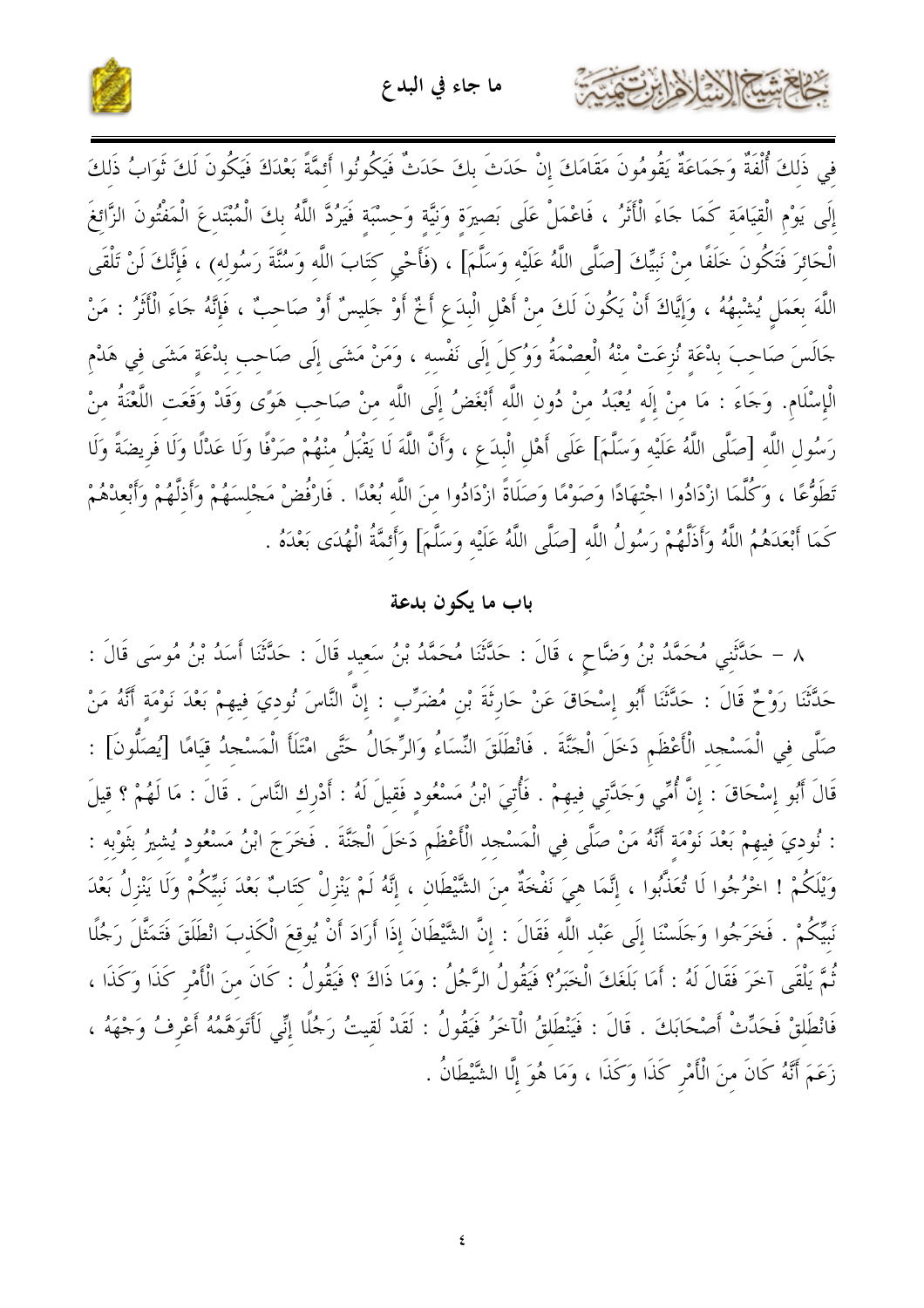فِي ذَلِكَ أُلْفَةٌ وَجَمَاعَةٌ يَقُومُونَ مَقَامَكَ إِنْ حَدَثَ بِكَ حَدَثٌ فَيَكُونُوا أَئِمَّةً بَعْدَكَ فَيَكُونَ لَكَ ثَوَابُ ذَلِكَ إِلَى يَوْمِ الْقِيَامَةِ كَمَا جَاءَ الْأَثَرُ ، فَاعْمَلْ عَلَى بَصِيرَةٍ وَنِيَّةٍ وَحِسْبَةٍ فَيَرُدَّ اللَّهُ بِكَ الْمُبْتَدِعَ الْمَفْتُونَ الزَّائِغَ الْحَائِرَ فَتَكُونَ خَلَفًا مِنْ نَبِيِّكَ [صَلَّى اللَّهُ عَلَيْهِ وَسَلَّمَ] ، (فَأَحْيِ كِتَابَ اللَّهِ وَسُنَّةَ رَسُولِهِ) ، فَإِنَّكَ لَنْ تَلْقَى اللَّهَ بِعَمَلٍ يُشْبِهُهُ ، وَإِيَّاكَ أَنْ يَكُونَ لَكَ مِنْ أَهْلِ الْبِدَعِ أَخٌ أَوْ جَلِيسٌ أَوْ صَاحِبٌ ، فَإِنَّهُ جَاءَ الْأَثَرُ : مَنْ جَالَسَ صَاحِبَ بِدْعَةٍ نُزِعَتْ مِنْهُ الْعِصْمَةُ وَوُكِلَ إِلَى نَفْسِهِ ، وَمَنْ مَشَى إِلَى صَاحِبِ بِدْعَةٍ مَشَى فِي هَدْمِ الْإِسْلَامِ. وَجَاءَ : مَا مِنْ إِلَهٍ يُعْبَدُ مِنْ دُونِ اللَّهِ أَبْغَضُ إِلَى اللَّهِ مِنْ صَاحِبِ هَوًى وَقَدْ وَقَعَتِ اللَّعْنَةُ مِنْ رَسُولِ اللَّهِ [صَلَّى اللَّهُ عَلَيْهِ وَسَلَّمَ] عَلَى أَهْلِ الْبِدَعِ ، وَأَنَّ اللَّهَ لَا يَقْبَلُ مِنْهُمْ صَرْفًا وَلَا عَدْلًا وَلَا فَرِيضَةً وَلَا تَطَوُّعًا ، وَكُلَّمَا ازْدَادُوا اجْتِهَادًا وَصَوْمًا وَصَلَاةً ازْدَادُوا مِنَ اللَّهِ بُعْدًا . فَارْفُضْ مَجْلِسَهُمْ وَأَذِلَّهُمْ وَأَبْعِدْهُمْ كَمَا أَبْعَدَهُمُ اللَّهُ وَأَذَلَّهُمْ رَسُولُ اللَّهِ [صَلَّى اللَّهُ عَلَيْهِ وَسَلَّمَ] وَأَئِمَّةُ الْهُدَى بَعْدَهُ .

## باب ما يكون بدعة

٨ - حَدَّثَنِي مُحَمَّدُ بْنُ وَضَّاحٍ ، قَالَ : حَدَّثَنَا مُحَمَّدُ بْنُ سَعِيدٍ قَالَ : حَدَّثَنَا أَسَدُ بْنُ مُوسَى قَالَ : حَدَّثَنَا رَوْحٌ قَالَ : حَدَّثَنَا أَبُو إِسْحَاقَ عَنْ حَارِثَةَ بْنِ مُضَرِّبٍ : إِنَّ النَّاسَ نُودِيَ فِيهِمْ بَعْدَ نَوْمَةٍ أَنَّهُ مَنْ صَلَّى فِي الْمَسْجِدِ الْأَعْظَمِ دَخَلَ الْجَنَّةَ . فَانْطَلَقَ النِّسَاءُ وَالرِّجَالُ حَتَّى امْتَلَأَ الْمَسْجِدُ قِيَامًا [يُصَلُّونَ] : قَالَ أَبُو إِسْحَاقَ : إِنَّ أُمِّي وَجَدَّتِي فِيهِمْ . فَأُتِيَ ابْنُ مَسْعُودٍ فَقِيلَ لَهُ : أَدْرِكِ النَّاسَ . قَالَ : مَا لَهُمْ ؟ قِيلَ : نُودِيَ فِيهِمْ بَعْدَ نَوْمَةٍ أَنَّهُ مَنْ صَلَّى فِي الْمَسْجِدِ الْأَعْظَمِ دَخَلَ الْجَنَّةَ . فَخَرَجَ ابْنُ مَسْعُودٍ يُشِيرُ بِثَوْبِهِ : وَيْلَكُمْ ! اخْرُجُوا لَا تُعَذَّبُوا ، إِنَّمَا هِيَ نَفْخَةٌ مِنَ الشَّيْطَانِ ، إِنَّهُ لَمْ يَنْزِلْ كِتَابٌ بَعْدَ نَبِيِّكُمْ وَلَا يَنْزِلُ بَعْدَ نَبِيِّكُمْ . فَخَرَجُوا وَجَلَسْنَا إِلَى عَبْدِ اللَّهِ فَقَالَ : إِنَّ الشَّيْطَانَ إِذَا أَرَادَ أَنْ يُوقِعَ الْكَذِبَ انْطَلَقَ فَتَمَثَّلَ رَجُلًا ثُمَّ يَلْقَى آخَرَ فَقَالَ لَهُ : أَمَا بَلَغَكَ الْخَبَرُ؟ فَيَقُولُ الرَّجُلُ : وَمَا ذَاكَ ؟ فَيَقُولُ : كَانَ مِنَ الْأَمْرِ كَذَا وَكَذَا ، فَانْطَلِقْ فَحَدِّثْ أَصْحَابَكَ . قَالَ : فَيَنْطَلِقُ الْآخَرُ فَيَقُولُ : لَقَدْ لَقِيتُ رَجُلًا إِنِّي لَأَتَوَهَّمُهُ أَعْرِفُ وَجْهَهُ ، زَعَمَ أَنَّهُ كَانَ مِنَ الْأَمْرِ كَذَا وَكَذَا ، وَمَا هُوَ إِلَّا الشَّيْطَانُ .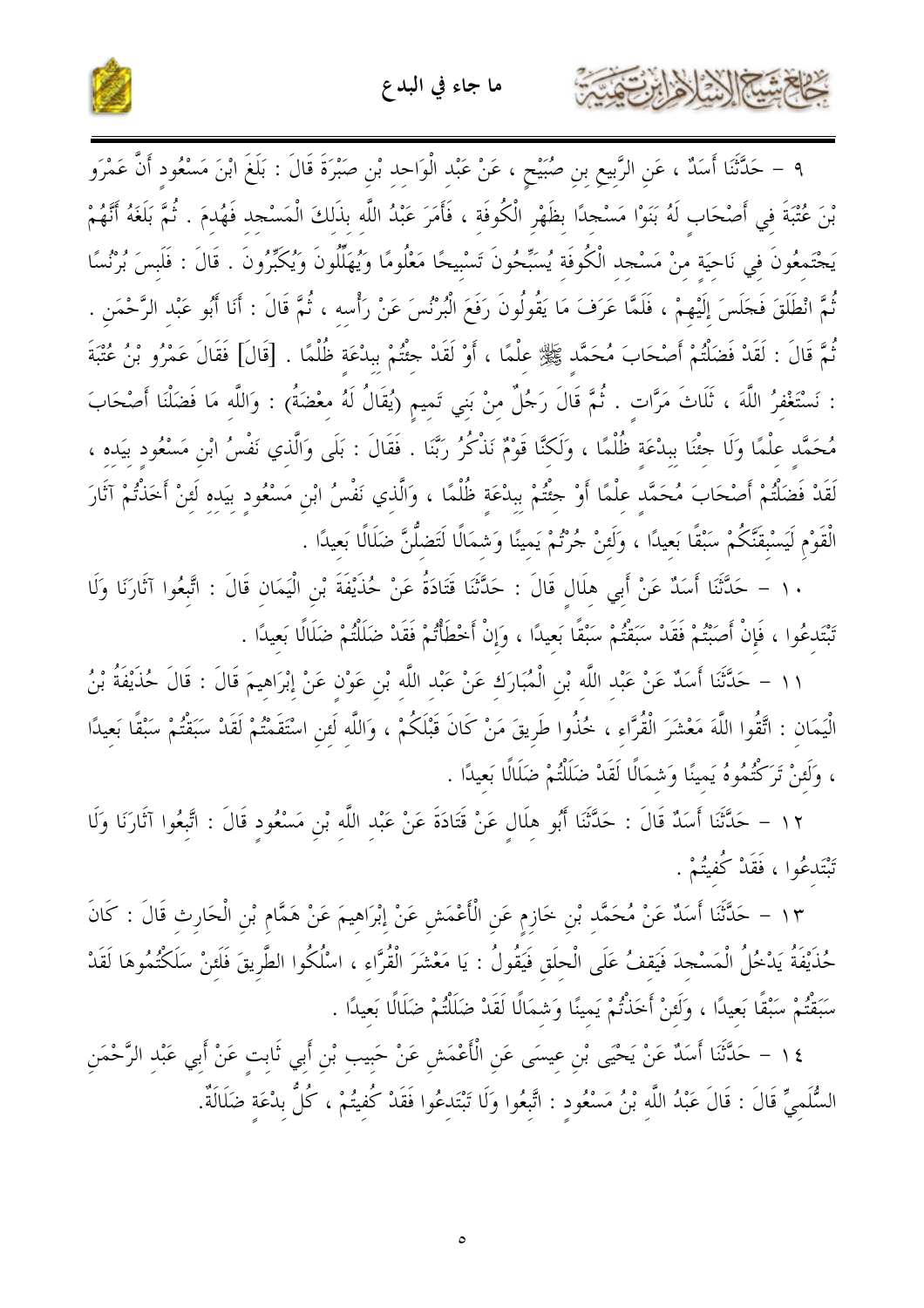٩ – حَدَّثَنَا أَسَدٌ ، عَنِ الرَّبِيعِ بنِ صُبَيْحٍ ، عَنْ عَبْدِ الْوَاحِدِ بْنِ صَبْرَةَ قَالَ : بَلَغَ ابْنَ مَسْعُودٍ أَنَّ عَمْرَو بْنَ عُتْبَةَ فِي أَصْحَابٍ لَهُ بَنَوْا مَسْجِدًا بِظَهْرِ الْكُوفَةِ ، فَأَمَرَ عَبْدُ اللَّهِ بِذَلِكَ الْمَسْجِدِ فَهُدِمَ . ثُمَّ بَلَغَهُ أَنَّهُمْ يَجْتَمِعُونَ فِي نَاحِيَةٍ مِنْ مَسْجِدِ الْكُوفَةِ يُسَبِّحُونَ تَسْبِيحًا مَعْلُومًا وَيُهَلِّلُونَ وَيُكَبِّرُونَ . قَالَ : فَلَبِسَ بُرْنُسًا ثُمَّ انْطَلَقَ فَجَلَسَ إِلَيْهِمْ ، فَلَمَّا عَرَفَ مَا يَقُولُونَ رَفَعَ الْبُرْنُسَ عَنْ رَأْسِهِ ، ثُمَّ قَالَ : أَنَا أَبُو عَبْدِ الرَّحْمَنِ . ثُمَّ قَالَ : لَقَدْ فَضَلْتُمْ أَصْحَابَ مُحَمَّدٍ ﷺ عِلْمًا ، أَوْ لَقَدْ جِئْتُمْ بِبِدْعَةٍ ظُلْمًا . [قال] فَقَالَ عَمْرُو بْنُ عُتْبَةَ : نَسْتَغْفِرُ اللَّهَ ، ثَلَاثَ مَرَّاتٍ . ثُمَّ قَالَ رَجُلٌ مِنْ بَنِي تَمِيمٍ (يُقَالُ لَهُ مِعْضَدُ) : وَاللَّهِ مَا فَضَلْنَا أَصْحَابَ مُحَمَّدٍ عِلْمًا وَلَا جِئْنَا بِبِدْعَةٍ ظُلْمًا ، وَلَكِنَّا قَوْمٌ نَذْكُرُ رَبَّنَا . فَقَالَ : بَلَى وَالَّذِي نَفْسُ ابْنِ مَسْعُودٍ بِيَدِهِ ، لَقَدْ فَضَلْتُمْ أَصْحَابَ مُحَمَّدٍ عِلْمًا أَوْ جِئْتُمْ بِبِدْعَةٍ ظُلْمًا ، وَالَّذِي نَفْسُ ابْنِ مَسْعُودٍ بِيَدِهِ لَئِنْ أَخَذْتُمْ آثَارَ الْقَوْمِ لَيَسْبِقَنَّكُمْ سَبْقًا بَعِيدًا ، وَلَئِنْ جُرْتُمْ يَمِينًا وَشِمَالًا لَتَضِلُّنَّ ضَلَالًا بَعِيدًا .

١٠ – حَدَّثَنَا أَسَدٌ عَنْ أَبِي هِلَالٍ قَالَ : حَدَّثَنَا قَتَادَةُ عَنْ حُذَيْفَةَ بْنِ الْيَمَانِ قَالَ : اتَّبِعُوا آثَارَنَا وَلَا تَبْتَدِعُوا ، فَإِنْ أَصَبْتُمْ فَقَدْ سَبَقْتُمْ سَبْقًا بَعِيدًا ، وَإِنْ أَخْطَأْتُمْ فَقَدْ ضَلَلْتُمْ ضَلَالًا بَعِيدًا .

١١ – حَدَّثَنَا أَسَدٌ عَنْ عَبْدِ اللَّهِ بْنِ الْمُبَارَكِ عَنْ عَبْدِ اللَّهِ بْنِ عَوْنٍ عَنْ إِبْرَاهِيمَ قَالَ : قَالَ حُذَيْفَةُ بْنُ الْيَمَانِ : اتَّقُوا اللَّهَ مَعْشَرَ الْقُرَّاءِ ، خُذُوا طَرِيقَ مَنْ كَانَ قَبْلَكُمْ ، وَاللَّهِ لَئِنِ اسْتَقَمْتُمْ لَقَدْ سَبَقْتُمْ سَبْقًا بَعِيدًا ، وَلَئِنْ تَرَكْتُمُوهُ يَمِينًا وَشِمَالًا لَقَدْ ضَلَلْتُمْ ضَلَالًا بَعِيدًا .

١٢ – حَدَّثَنَا أَسَدٌ قَالَ : حَدَّثَنَا أَبُو هِلَالٍ عَنْ قَتَادَةَ عَنْ عَبْدِ اللَّهِ بْنِ مَسْعُودٍ قَالَ : اتَّبِعُوا آثَارَنَا وَلَا تَبْتَدِعُوا ، فَقَدْ كُفِيتُمْ .

١٣ – حَدَّثَنَا أَسَدٌ عَنْ مُحَمَّدِ بْنِ خَازِمٍ عَنِ الْأَعْمَشِ عَنْ إِبْرَاهِيمَ عَنْ هَمَّامِ بْنِ الْحَارِثِ قَالَ : كَانَ حُذَيْفَةُ يَدْخُلُ الْمَسْجِدَ فَيَقِفُ عَلَى الْحِلَقِ فَيَقُولُ : يَا مَعْشَرَ الْقُرَّاءِ ، اسْلُكُوا الطَّرِيقَ فَلَئِنْ سَلَكْتُمُوهَا لَقَدْ سَبَقْتُمْ سَبْقًا بَعِيدًا ، وَلَئِنْ أَخَذْتُمْ يَمِينًا وَشِمَالًا لَقَدْ ضَلَلْتُمْ ضَلَالًا بَعِيدًا .

١٤ – حَدَّثَنَا أَسَدٌ عَنْ يَحْيَى بْنِ عِيسَى عَنِ الْأَعْمَشِ عَنْ حَبِيبِ بْنِ أَبِي ثَابِتٍ عَنْ أَبِي عَبْدِ الرَّحْمَنِ السُّلَمِيِّ قَالَ : قَالَ عَبْدُ اللَّهِ بْنُ مَسْعُودٍ : اتَّبِعُوا وَلَا تَبْتَدِعُوا فَقَدْ كُفِيتُمْ ، كُلُّ بِدْعَةٍ ضَلَالَةٌ.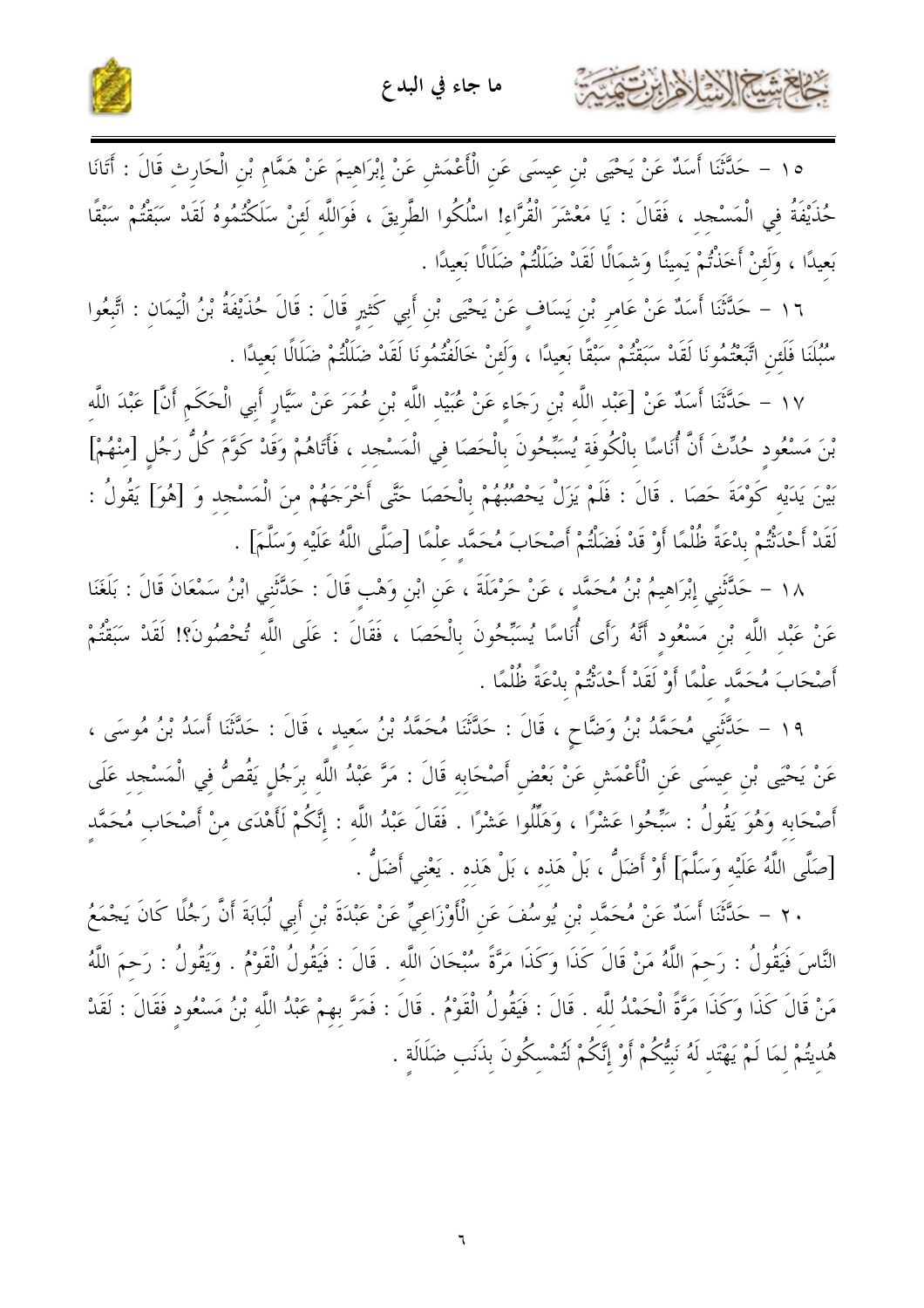١٥ – حَدَّثَنَا أَسَدٌ عَنْ يَحْيَى بْنِ عِيسَى عَنِ الْأَعْمَشِ عَنْ إِبْرَاهِيمَ عَنْ هَمَّامِ بْنِ الْحَارِثِ قَالَ : أَتَانَا حُذَيْفَةُ فِي الْمَسْجِدِ ، فَقَالَ : يَا مَعْشَرَ الْقُرَّاءِ! اسْلُكُوا الطَّرِيقَ ، فَوَاللَّهِ لَئِنْ سَلَكْتُمُوهُ لَقَدْ سَبَقْتُمْ سَبْقًا بَعِيدًا ، وَلَئِنْ أَخَذْتُمْ يَمِينًا وَشِمَالًا لَقَدْ ضَلَلْتُمْ ضَلَالًا بَعِيدًا .

١٦ – حَدَّثَنَا أَسَدٌ عَنْ عَامِرِ بْنِ يَسَافٍ عَنْ يَحْيَى بْنِ أَبِي كَثِيرٍ قَالَ : قَالَ حُذَيْفَةُ بْنُ الْيَمَانِ : اتَّبِعُوا سُبُلَنَا فَلَئِنِ اتَّبَعْتُمُونَا لَقَدْ سَبَقْتُمْ سَبْقًا بَعِيدًا ، وَلَئِنْ خَالَفْتُمُونَا لَقَدْ ضَلَلْتُمْ ضَلَالًا بَعِيدًا .

١٧ – حَدَّثَنَا أَسَدٌ عَنْ [عَبْدِ اللَّهِ بْنِ رَجَاءٍ عَنْ عُبَيْدِ اللَّهِ بْنِ عُمَرَ عَنْ سَيَّارٍ أَبِي الْحَكَمِ أَنَّ] عَبْدَ اللَّهِ بْنَ مَسْعُودٍ حُدِّثَ أَنَّ أُنَاسًا بِالْكُوفَةِ يُسَبِّحُونَ بِالْحَصَا فِي الْمَسْجِدِ ، فَأَتَاهُمْ وَقَدْ كَوَّمَ كُلُّ رَجُلٍ [مِنْهُمْ] بَيْنَ يَدَيْهِ كَوْمَةَ حَصَا . قَالَ : فَلَمْ يَزَلْ يَحْصِبُهُمْ بِالْحَصَا حَتَّى أَخْرَجَهُمْ مِنَ الْمَسْجِدِ وَ [هُوَ] يَقُولُ : لَقَدْ أَحْدَثْتُمْ بِدْعَةً ظُلْمًا أَوْ قَدْ فَضَلْتُمْ أَصْحَابَ مُحَمَّدٍ عِلْمًا [صَلَّى اللَّهُ عَلَيْهِ وَسَلَّمَ] .

١٨ – حَدَّثَنِي إِبْرَاهِيمُ بْنُ مُحَمَّدٍ ، عَنْ حَرْمَلَةَ ، عَنِ ابْنِ وَهْبٍ قَالَ : حَدَّثَنِي ابْنُ سَمْعَانَ قَالَ : بَلَغَنَا عَنْ عَبْدِ اللَّهِ بْنِ مَسْعُودٍ أَنَّهُ رَأَى أُنَاسًا يُسَبِّحُونَ بِالْحَصَا ، فَقَالَ : عَلَى اللَّهِ تُحْصُونَ؟! لَقَدْ سَبَقْتُمْ أَصْحَابَ مُحَمَّدٍ عِلْمًا أَوْ لَقَدْ أَحْدَثْتُمْ بِدْعَةً ظُلْمًا .

١٩ – حَدَّثَنِي مُحَمَّدُ بْنُ وَضَّاحٍ ، قَالَ : حَدَّثَنَا مُحَمَّدُ بْنُ سَعِيدٍ ، قَالَ : حَدَّثَنَا أَسَدُ بْنُ مُوسَى ، عَنْ يَحْيَى بْنِ عِيسَى عَنِ الْأَعْمَشِ عَنْ بَعْضِ أَصْحَابِهِ قَالَ : مَرَّ عَبْدُ اللَّهِ بِرَجُلٍ يَقُصُّ فِي الْمَسْجِدِ عَلَى أَصْحَابِهِ وَهُوَ يَقُولُ : سَبِّحُوا عَشْرًا ، وَهَلِّلُوا عَشْرًا . فَقَالَ عَبْدُ اللَّهِ : إِنَّكُمْ لَأَهْدَى مِنْ أَصْحَابِ مُحَمَّدٍ [صَلَّى اللَّهُ عَلَيْهِ وَسَلَّمَ] أَوْ أَضَلُّ ، بَلْ هَذِهِ ، بَلْ هَذِهِ . يَعْنِي أَضَلُّ .

٢٠ – حَدَّثَنَا أَسَدٌ عَنْ مُحَمَّدِ بْنِ يُوسُفَ عَنِ الْأَوْزَاعِيِّ عَنْ عَبْدَةَ بْنِ أَبِي لُبَابَةَ أَنَّ رَجُلًا كَانَ يَجْمَعُ النَّاسَ فَيَقُولُ : رَحِمَ اللَّهُ مَنْ قَالَ كَذَا وَكَذَا مَرَّةً سُبْحَانَ اللَّهِ . قَالَ : فَيَقُولُ الْقَوْمُ . وَيَقُولُ : رَحِمَ اللَّهُ مَنْ قَالَ كَذَا وَكَذَا مَرَّةً الْحَمْدُ لِلَّهِ . قَالَ : فَيَقُولُ الْقَوْمُ . قَالَ : فَمَرَّ بِهِمْ عَبْدُ اللَّهِ بْنُ مَسْعُودٍ فَقَالَ : لَقَدْ هُدِيتُمْ لِمَا لَمْ يَهْتَدِ لَهُ نَبِيُّكُمْ أَوْ إِنَّكُمْ لَتُمْسِكُونَ بِذَنَبِ ضَلَالَةٍ .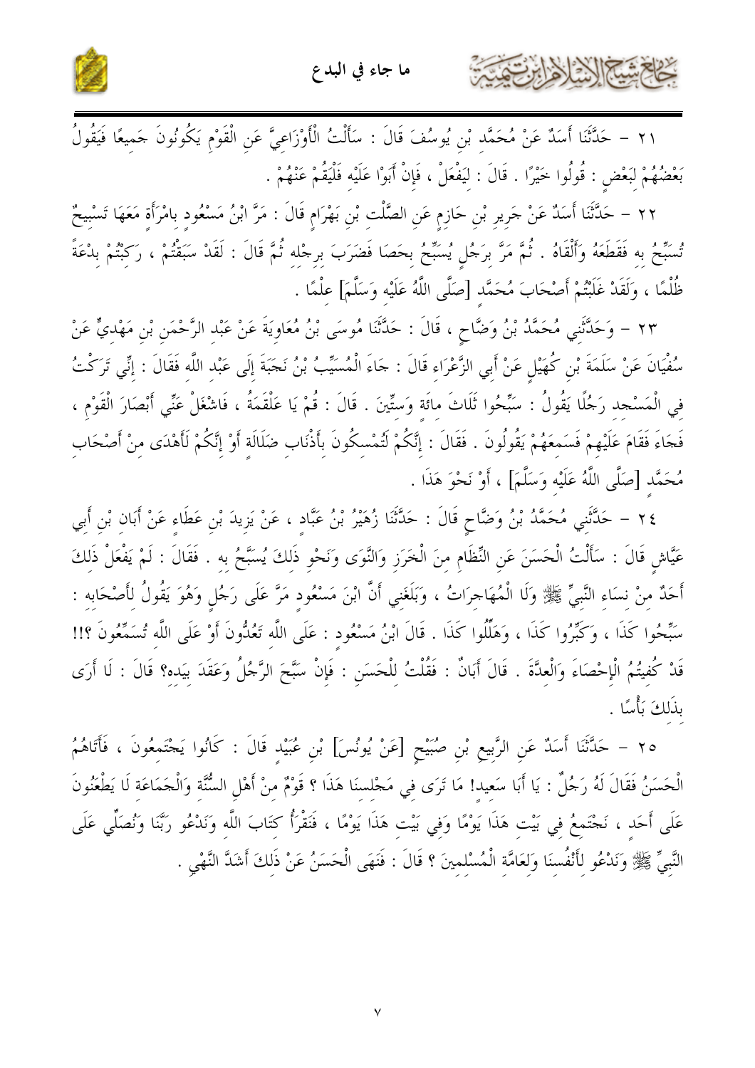٢١ – حَدَّثَنَا أَسَدٌ عَنْ مُحَمَّد بْن يُوسُفَ قَالَ : سَأَلْتُ الْأَوْزَاعِيَّ عَنِ الْقَوْمِ يَكُونُونَ جَمِيعًا فَيَقُولُ بَعْضُهُمْ لِبَعْضٍ : قُولُوا خَيْرًا . قَالَ : لِيَفْعَلْ ، فَإِنْ أَبَوْا عَلَيْه فَلْيَقُمْ عَنْهُمْ .

٢٢ – حَدَّثَنَا أَسَدٌ عَنْ جَرِيرِ بْنِ حَازِمٍ عَنِ الصَّلْتِ بْنِ بَهْرَامٍ قَالَ : مَرَّ ابْنُ مَسْعُودٍ بِامْرَأَةٍ مَعَهَا تَسْبِيحٌ تُسَبِّحُ بِه فَقَطَعَهُ وَأَلْقَاهُ . ثُمَّ مَرَّ بِرَجُلٍ يُسَبِّحُ بِحَصًا فَضَرَبَ بِرِجْلِه ثُمَّ قَالَ : لَقَدْ سَبَقْتُمْ ، رَكِبْتُمْ بِدْعَةً ظُلْمًا ، وَلَقَدْ غَلَبْتُمْ أَصْحَابَ مُحَمَّد [صَلَّى اللَّهُ عَلَيْه وَسَلَّمَ] عِلْمًا .

٢٣ – وَحَدَّثَنِي مُحَمَّدُ بْنُ وَضَّاحٍ ، قَالَ : حَدَّثَنَا مُوسَى بْنُ مُعَاوِيَةَ عَنْ عَبْد الرَّحْمَن بْن مَهْدِيٍّ عَنْ سُفْيَانَ عَنْ سَلَمَةَ بْنِ كُهَيْلٍ عَنْ أَبِي الزَّعْرَاء قَالَ : جَاءَ الْمُسَيِّبُ بْنُ نَجَبَةَ إِلَى عَبْد اللَّه فَقَالَ : إِنِّي تَرَكْتُ فِي الْمَسْجد رَجُلًا يَقُولُ : سَبِّحُوا ثَلَاثَ مائَة وَستِّينَ . قَالَ : قُمْ يَا عَلْقَمَةُ ، فَاشْغَلْ عَنِّي أَبْصَارَ الْقَوْم ، فَجَاءَ فَقَامَ عَلَيْهِمْ فَسَمعَهُمْ يَقُولُونَ . فَقَالَ : إِنَّكُمْ لَتُمْسكُونَ بِأَذْنَاب ضَلَالَةٍ أَوْ إِنَّكُمْ لَأَهْدَى منْ أَصْحَاب مُحَمَّدٍ [صَلَّى اللَّهُ عَلَيْه وَسَلَّمَ] ، أَوْ نَحْوَ هَذَا .

٢٤ – حَدَّثَنِي مُحَمَّدُ بْنُ وَضَّاحٍ قَالَ : حَدَّثَنَا زُهَيْرُ بْنُ عَبَّادٍ ، عَنْ يَزِيدَ بْنِ عَطَاءٍ عَنْ أَبَانَ بْنِ أَبِي عَيَّاشٍ قَالَ : سَأَلْتُ الْحَسَنَ عَنِ النِّظَامِ منَ الْخَرَزِ وَالنَّوَى وَنَحْوِ ذَلكَ يُسَبَّحُ بِه . فَقَالَ : لَمْ يَفْعَلْ ذَلكَ أَحَدٌ منْ نسَاءِ النَّبِيِّ ﷺ وَلَا الْمُهَاجرَاتُ ، وَبَلَغَنِي أَنَّ ابْنَ مَسْعُودٍ مَرَّ عَلَى رَجُلٍ وَهُوَ يَقُولُ لأَصْحَابِه : سَبِّحُوا كَذَا ، وَكَبِّرُوا كَذَا ، وَهَلِّلُوا كَذَا . قَالَ ابْنُ مَسْعُودٍ : عَلَى اللَّه تَعُدُّونَ أَوْ عَلَى اللَّه تُسَمِّعُونَ ؟!! قَدْ كُفِيتُمُ الْإِحْصَاءَ وَالْعِدَّةَ . قَالَ أَبَانٌ : فَقُلْتُ لِلْحَسَنِ : فَإِنْ سَبَّحَ الرَّجُلُ وَعَقَدَ بِيَده؟ قَالَ : لَا أَرَى بِذَلكَ بَأْسًا .

٢٥ – حَدَّثَنَا أَسَدٌ عَنِ الرَّبِيعِ بْنِ صُبَيْحٍ [عَنْ يُونُسَ] بْنِ عُبَيْدٍ قَالَ : كَانُوا يَجْتَمِعُونَ ، فَأَتَاهُمُ الْحَسَنُ فَقَالَ لَهُ رَجُلٌ : يَا أَبَا سَعِيد! مَا تَرَى فِي مَجْلِسنَا هَذَا ؟ قَوْمٌ منْ أَهْلِ السُّنَّة وَالْجَمَاعَة لَا يَطْعَنُونَ عَلَى أَحَد ، نَجْتَمِعُ فِي بَيْتِ هَذَا يَوْمًا وَفِي بَيْت هَذَا يَوْمًا ، فَنَقْرَأُ كتَابَ اللَّه وَنَدْعُو رَبَّنَا وَنُصَلِّي عَلَى النَّبِيِّ ﷺ وَنَدْعُو لِأَنْفُسنَا وَلِعَامَّة الْمُسْلمينَ ؟ قَالَ : فَنَهَى الْحَسَنُ عَنْ ذَلكَ أَشَدَّ النَّهْيِ .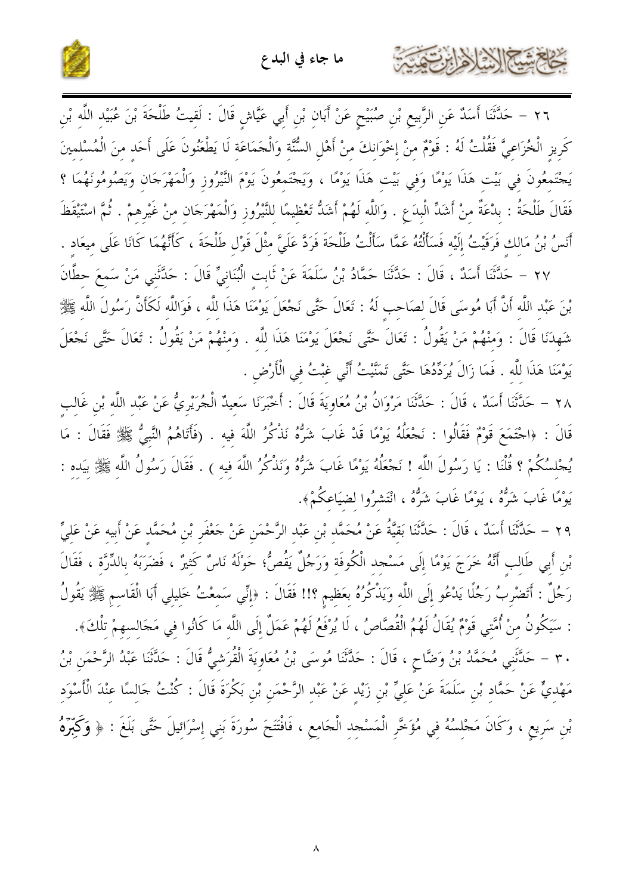٢٦ – حَدَّثَنَا أَسَدٌ عَنِ الرَّبِيعِ بْنِ صُبَيْحٍ عَنْ أَبَانِ بْنِ أَبِي عَيَّاشٍ قَالَ : لَقِيتُ طَلْحَةَ بْنَ عُبَيْدِ اللَّهِ بْنِ كَرِيزٍ الْخُزَاعِيَّ فَقُلْتُ لَهُ : قَوْمٌ مِنْ إِخْوَانِكَ مِنْ أَهْلِ السُّنَّةِ وَالْجَمَاعَةِ لَا يَطْعَنُونَ عَلَى أَحَدٍ مِنَ الْمُسْلِمِينَ يَجْتَمِعُونَ فِي بَيْتِ هَذَا يَوْمًا وَفِي بَيْتِ هَذَا يَوْمًا ، وَيَجْتَمِعُونَ يَوْمَ النَّيْرُوزِ وَالْمَهْرَجَانِ وَيَصُومُونَهُمَا ؟ فَقَالَ طَلْحَةُ : بِدْعَةٌ مِنْ أَشَدِّ الْبِدَعِ . وَاللَّهِ لَهُمْ أَشَدُّ تَعْظِيمًا لِلنَّيْرُوزِ وَالْمَهْرَجَانِ مِنْ غَيْرِهِمْ . ثُمَّ اسْتَيْقَظَ أَنَسُ بْنُ مَالِكٍ فَرَقِيْتُ إِلَيْهِ فَسَأَلْتُهُ عَمَّا سَأَلْتُ طَلْحَةَ فَرَدَّ عَلَيَّ مِثْلَ قَوْلِ طَلْحَةَ ، كَأَنَّهُمَا كَانَا عَلَى مِيعَادٍ .

٢٧ – حَدَّثَنَا أَسَدٌ ، قَالَ : حَدَّثَنَا حَمَّادُ بْنُ سَلَمَةَ عَنْ ثَابِتٍ الْبُنَانِيِّ قَالَ : حَدَّثَنِي مَنْ سَمِعَ حِطَّانَ بْنَ عَبْدِ اللَّهِ أَنَّ أَبَا مُوسَى قَالَ لِصَاحِبٍ لَهُ : تَعَالَ حَتَّى نَجْعَلَ يَوْمَنَا هَذَا لِلَّهِ ، فَوَاللَّهِ لَكَأَنَّ رَسُولَ اللَّهِ ﷺ شَهِدَنَا قَالَ : وَمِنْهُمْ مَنْ يَقُولُ : تَعَالَ حَتَّى نَجْعَلَ يَوْمَنَا هَذَا لِلَّهِ . وَمِنْهُمْ مَنْ يَقُولُ : تَعَالَ حَتَّى نَجْعَلَ يَوْمَنَا هَذَا لِلَّهِ . فَمَا زَالَ يُرَدِّدُهَا حَتَّى تَمَنَّيْتُ أَنِّي غِبْتُ فِي الْأَرْضِ .

٢٨ – حَدَّثَنَا أَسَدٌ ، قَالَ : حَدَّثَنَا مَرْوَانُ بْنُ مُعَاوِيَةَ قَالَ : أَخْبَرَنَا سَعِيدٌ الْجُرَيْرِيُّ عَنْ عَبْدِ اللَّهِ بْنِ غَالِبٍ قَالَ : ﴿اجْتَمَعَ قَوْمٌ فَقَالُوا : نَجْعَلُهُ يَوْمًا قَدْ غَابَ شَرُّهُ نَذْكُرُ اللَّهَ فِيهِ . (فَأَتَاهُمُ النَّبِيُّ ﷺ فَقَالَ : مَا يُجْلِسُكُمْ ؟ قُلْنَا : يَا رَسُولَ اللَّهِ ! نَجْعَلُهُ يَوْمًا غَابَ شَرُّهُ وَنَذْكُرُ اللَّهَ فِيهِ ) . فَقَالَ رَسُولُ اللَّهِ ﷺ بِيَدِهِ : يَوْمًا غَابَ شَرُّهُ ، يَوْمًا غَابَ شَرُّهُ ، انْتَشِرُوا لِضِيَاعِكُمْ﴾.

٢٩ – حَدَّثَنَا أَسَدٌ ، قَالَ : حَدَّثَنَا بَقِيَّةُ عَنْ مُحَمَّدِ بْنِ عَبْدِ الرَّحْمَنِ عَنْ جَعْفَرِ بْنِ مُحَمَّدٍ عَنْ أَبِيهِ عَنْ عَلِيِّ بْنِ أَبِي طَالِبٍ أَنَّهُ خَرَجَ يَوْمًا إِلَى مَسْجِدِ الْكُوفَةِ وَرَجُلٌ يَقُصُّ؛ حَوْلَهُ نَاسٌ كَثِيرٌ ، فَضَرَبَهُ بِالدِّرَّةِ ، فَقَالَ رَجُلٌ : أَتَضْرِبُ رَجُلًا يَدْعُو إِلَى اللَّهِ وَيَذْكُرُهُ بِعَظِيمٍ ؟!! فَقَالَ : ﴿إِنِّي سَمِعْتُ خَلِيلِي أَبَا الْقَاسِمِ ﷺ يَقُولُ : سَيَكُونُ مِنْ أُمَّتِي قَوْمٌ يُقَالُ لَهُمُ الْقُصَّاصُ ، لَا يُرْفَعُ لَهُمْ عَمَلٌ إِلَى اللَّهِ مَا كَانُوا فِي مَجَالِسِهِمْ تِلْكَ﴾.

٣٠ – حَدَّثَنِي مُحَمَّدُ بْنُ وَضَّاحٍ ، قَالَ : حَدَّثَنَا مُوسَى بْنُ مُعَاوِيَةَ الْقُرَشِيُّ قَالَ : حَدَّثَنَا عَبْدُ الرَّحْمَنِ بْنُ مَهْدِيٍّ عَنْ حَمَّادِ بْنِ سَلَمَةَ عَنْ عَلِيِّ بْنِ زَيْدٍ عَنْ عَبْدِ الرَّحْمَنِ بْنِ بَكْرَةَ قَالَ : كُنْتُ جَالِسًا عِنْدَ الْأَسْوَدِ بْنِ سَرِيعٍ ، وَكَانَ مَجْلِسُهُ فِي مُؤَخَّرِ الْمَسْجِدِ الْجَامِعِ ، فَافْتَتَحَ سُورَةَ بَنِي إِسْرَائِيلَ حَتَّى بَلَغَ : ﴿ **وَكَبِّرْهُ**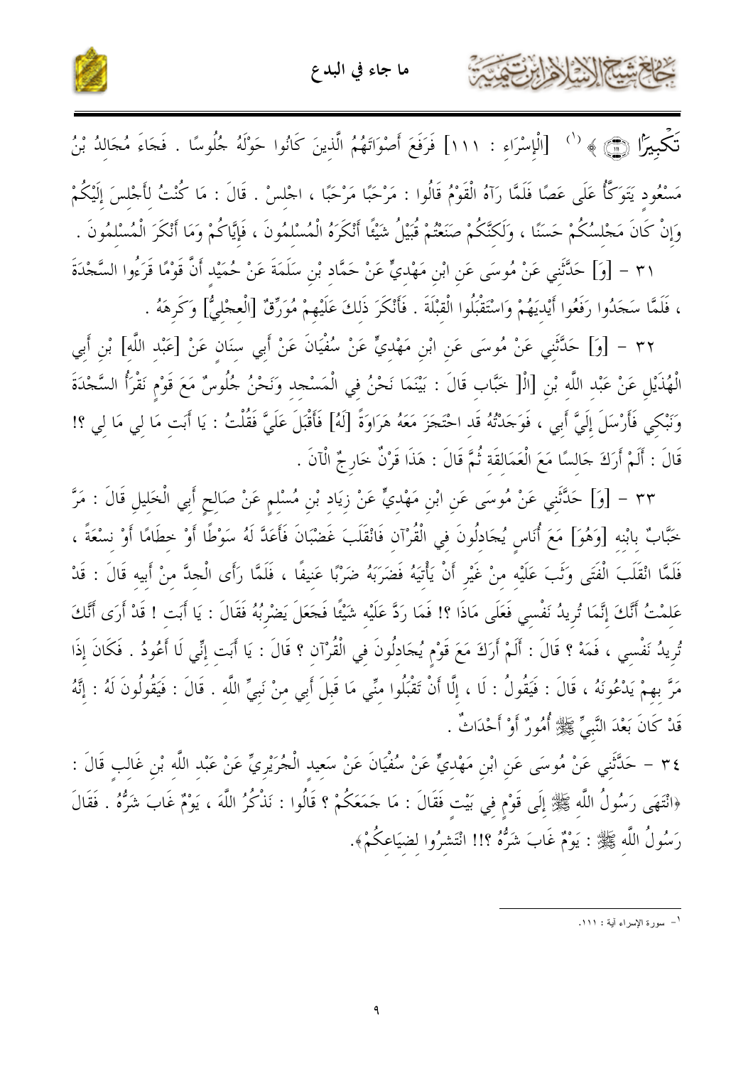تَكْبِيرًا ﴿١١١﴾ ﴾ [1] [الْإِسْرَاءِ : ١١١] فَرَفَعَ أَصْوَاتَهُمُ الَّذِينَ كَانُوا حَوْلَهُ جُلُوسًا . فَجَاءَ مُجَالِدُ بْنُ مَسْعُودٍ يَتَوَكَّأُ عَلَى عَصًا فَلَمَّا رَآهُ الْقَوْمُ قَالُوا : مَرْحَبًا مَرْحَبًا ، اجْلِسْ . قَالَ : مَا كُنْتُ لِأَجْلِسَ إِلَيْكُمْ وَإِنْ كَانَ مَجْلِسُكُمْ حَسَنًا ، وَلَكِنَّكُمْ صَنَعْتُمْ قُبَيْلُ شَيْئًا أَنْكَرَهُ الْمُسْلِمُونَ ، فَإِيَّاكُمْ وَمَا أَنْكَرَ الْمُسْلِمُونَ .

٣١ - [وَ] حَدَّثَنِي عَنْ مُوسَى عَنِ ابْنِ مَهْدِيٍّ عَنْ حَمَّادِ بْنِ سَلَمَةَ عَنْ حُمَيْدٍ أَنَّ قَوْمًا قَرَءُوا السَّجْدَةَ ، فَلَمَّا سَجَدُوا رَفَعُوا أَيْدِيَهُمْ وَاسْتَقْبَلُوا الْقِبْلَةَ . فَأَنْكَرَ ذَلِكَ عَلَيْهِمْ مُوَرِّقٌ [الْعِجْلِيُّ] وَكَرِهَهُ .

٣٢ - [وَ] حَدَّثَنِي عَنْ مُوسَى عَنِ ابْنِ مَهْدِيٍّ عَنْ سُفْيَانَ عَنْ أَبِي سِنَانٍ عَنْ [عَبْدِ اللَّهِ] بْنِ أَبِي الْهُذَيْلِ عَنْ عَبْدِ اللَّهِ بْنِ [الْ[ خَبَّابٍ قَالَ : بَيْنَمَا نَحْنُ فِي الْمَسْجِدِ وَنَحْنُ جُلُوسٌ مَعَ قَوْمٍ نَقْرَأُ السَّجْدَةَ وَنَبْكِي فَأَرْسَلَ إِلَيَّ أَبِي ، فَوَجَدْتُهُ قَدِ احْتَجَزَ مَعَهُ هَرَاوَةً [لَهُ] فَأَقْبَلَ عَلَيَّ فَقُلْتُ : يَا أَبَتِ مَا لِي مَا لِي ؟! قَالَ : أَلَمْ أَرَكَ جَالِسًا مَعَ الْعَمَالِقَةِ ثُمَّ قَالَ : هَذَا قَرْنٌ خَارِجٌ الْآنَ .

٣٣ - [وَ] حَدَّثَنِي عَنْ مُوسَى عَنِ ابْنِ مَهْدِيٍّ عَنْ زِيَادِ بْنِ مُسْلِمٍ عَنْ صَالِحٍ أَبِي الْخَلِيلِ قَالَ : مَرَّ خَبَّابٌ بِابْنِهِ [وَهُوَ] مَعَ أُنَاسٍ يُجَادِلُونَ فِي الْقُرْآنِ فَانْقَلَبَ غَضْبَانَ فَأَعَدَّ لَهُ سَوْطًا أَوْ خِطَامًا أَوْ نِسْعَةً ، فَلَمَّا انْقَلَبَ الْفَتَى وَثَبَ عَلَيْهِ مِنْ غَيْرِ أَنْ يَأْتِيَهُ فَضَرَبَهُ ضَرْبًا عَنِيفًا ، فَلَمَّا رَأَى الْجِدَّ مِنْ أَبِيهِ قَالَ : قَدْ عَلِمْتُ أَنَّكَ إِنَّمَا تُرِيدُ نَفْسِي فَعَلَى مَاذَا ؟! فَمَا رَدَّ عَلَيْهِ شَيْئًا فَجَعَلَ يَضْرِبُهُ فَقَالَ : يَا أَبَتِ ! قَدْ أَرَى أَنَّكَ تُرِيدُ نَفْسِي ، فَمَهْ ؟ قَالَ : أَلَمْ أَرَكَ مَعَ قَوْمٍ يُجَادِلُونَ فِي الْقُرْآنِ ؟ قَالَ : يَا أَبَتِ إِنِّي لَا أَعُودُ . فَكَانَ إِذَا مَرَّ بِهِمْ يَدْعُونَهُ ، قَالَ : فَيَقُولُ : لَا ، إِلَّا أَنْ تَقْبَلُوا مِنِّي مَا قَبِلَ أَبِي مِنْ نَبِيِّ اللَّهِ . قَالَ : فَيَقُولُونَ لَهُ : إِنَّهُ قَدْ كَانَ بَعْدَ النَّبِيِّ ﷺ أُمُورٌ أَوْ أَحْدَاثٌ .

٣٤ - حَدَّثَنِي عَنْ مُوسَى عَنِ ابْنِ مَهْدِيٍّ عَنْ سُفْيَانَ عَنْ سَعِيدٍ الْجُرَيْرِيِّ عَنْ عَبْدِ اللَّهِ بْنِ غَالِبٍ قَالَ : ﴿انْتَهَى رَسُولُ اللَّهِ ﷺ إِلَى قَوْمٍ فِي بَيْتٍ فَقَالَ : مَا جَمَعَكُمْ ؟ قَالُوا : نَذْكُرُ اللَّهَ ، يَوْمٌ غَابَ شَرُّهُ . فَقَالَ رَسُولُ اللَّهِ ﷺ : يَوْمٌ غَابَ شَرُّهُ ؟!! انْتَشِرُوا لِضِيَاعِكُمْ﴾.

---

[1] - سورة الإسراء آية : ١١١.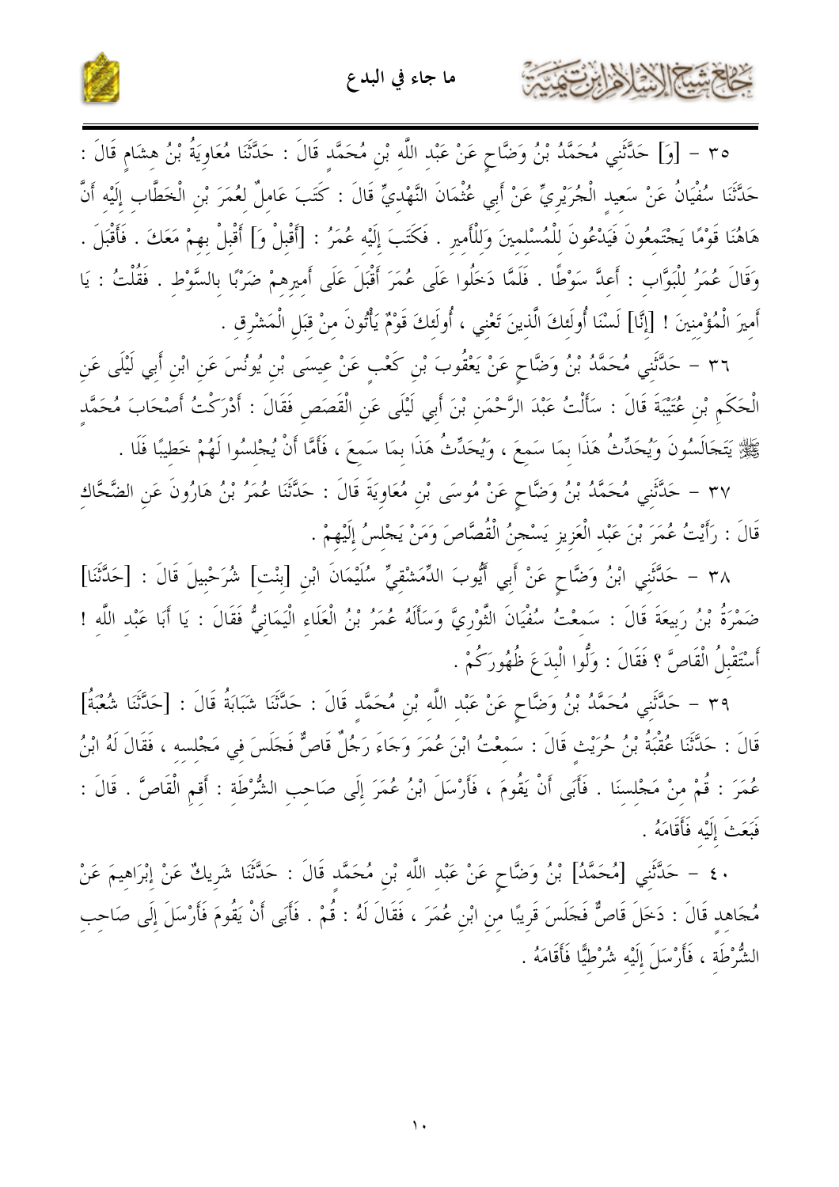٣٥ – [وَ] حَدَّثَنِي مُحَمَّدُ بْنُ وَضَّاحٍ عَنْ عَبْدِ اللَّهِ بْنِ مُحَمَّدٍ قَالَ : حَدَّثَنَا مُعَاوِيَةُ بْنُ هِشَامٍ قَالَ : حَدَّثَنَا سُفْيَانُ عَنْ سَعِيدٍ الْجُرَيْرِيِّ عَنْ أَبِي عُثْمَانَ النَّهْدِيِّ قَالَ : كَتَبَ عَامِلٌ لِعُمَرَ بْنِ الْخَطَّابِ إِلَيْهِ أَنَّ هَاهُنَا قَوْمًا يَجْتَمِعُونَ فَيَدْعُونَ لِلْمُسْلِمِينَ وَلِلْأَمِيرِ . فَكَتَبَ إِلَيْهِ عُمَرُ : [أَقْبِلْ وَ] أَقْبِلْ بِهِمْ مَعَكَ . فَأَقْبَلَ . وَقَالَ عُمَرُ لِلْبَوَّابِ : أَعِدَّ سَوْطًا . فَلَمَّا دَخَلُوا عَلَى عُمَرَ أَقْبَلَ عَلَى أَمِيرِهِمْ ضَرْبًا بِالسَّوْطِ . فَقُلْتُ : يَا أَمِيرَ الْمُؤْمِنِينَ ! [إِنَّا] لَسْنَا أُولَئِكَ الَّذِينَ تَعْنِي ، أُولَئِكَ قَوْمٌ يَأْتُونَ مِنْ قِبَلِ الْمَشْرِقِ .

٣٦ – حَدَّثَنِي مُحَمَّدُ بْنُ وَضَّاحٍ عَنْ يَعْقُوبَ بْنِ كَعْبٍ عَنْ عِيسَى بْنِ يُونُسَ عَنِ ابْنِ أَبِي لَيْلَى عَنِ الْحَكَمِ بْنِ عُتَيْبَةَ قَالَ : سَأَلْتُ عَبْدَ الرَّحْمَنِ بْنَ أَبِي لَيْلَى عَنِ الْقَصَصِ فَقَالَ : أَدْرَكْتُ أَصْحَابَ مُحَمَّدٍ ﷺ يَتَجَالَسُونَ وَيُحَدِّثُ هَذَا بِمَا سَمِعَ ، وَيُحَدِّثُ هَذَا بِمَا سَمِعَ ، فَأَمَّا أَنْ يُجْلِسُوا لَهُمْ خَطِيبًا فَلَا .

٣٧ – حَدَّثَنِي مُحَمَّدُ بْنُ وَضَّاحٍ عَنْ مُوسَى بْنِ مُعَاوِيَةَ قَالَ : حَدَّثَنَا عُمَرُ بْنُ هَارُونَ عَنِ الضَّحَّاكِ قَالَ : رَأَيْتُ عُمَرَ بْنَ عَبْدِ الْعَزِيزِ يَسْجِنُ الْقُصَّاصَ وَمَنْ يَجْلِسُ إِلَيْهِمْ .

٣٨ – حَدَّثَنِي ابْنُ وَضَّاحٍ عَنْ أَبِي أَيُّوبَ الدِّمَشْقِيِّ سُلَيْمَانَ ابْنِ [بِنْتِ] شُرَحْبِيلَ قَالَ : [حَدَّثَنَا] ضَمْرَةُ بْنُ رَبِيعَةَ قَالَ : سَمِعْتُ سُفْيَانَ الثَّوْرِيَّ وَسَأَلَهُ عُمَرُ بْنُ الْعَلَاءِ الْيَمَانِيُّ فَقَالَ : يَا أَبَا عَبْدِ اللَّهِ ! أَسْتَقْبِلُ الْقَاصَّ ؟ فَقَالَ : وَلُّوا الْبِدَعَ ظُهُورَكُمْ .

٣٩ – حَدَّثَنِي مُحَمَّدُ بْنُ وَضَّاحٍ عَنْ عَبْدِ اللَّهِ بْنِ مُحَمَّدٍ قَالَ : حَدَّثَنَا شَبَابَةُ قَالَ : [حَدَّثَنَا شُعْبَةُ] قَالَ : حَدَّثَنَا عُقْبَةُ بْنُ حُرَيْثٍ قَالَ : سَمِعْتُ ابْنَ عُمَرَ وَجَاءَ رَجُلٌ قَاصٌّ فَجَلَسَ فِي مَجْلِسِهِ ، فَقَالَ لَهُ ابْنُ عُمَرَ : قُمْ مِنْ مَجْلِسِنَا . فَأَبَى أَنْ يَقُومَ ، فَأَرْسَلَ ابْنُ عُمَرَ إِلَى صَاحِبِ الشُّرْطَةِ : أَقِمِ الْقَاصَّ . قَالَ : فَبَعَثَ إِلَيْهِ فَأَقَامَهُ .

٤٠ – حَدَّثَنِي [مُحَمَّدُ] بْنُ وَضَّاحٍ عَنْ عَبْدِ اللَّهِ بْنِ مُحَمَّدٍ قَالَ : حَدَّثَنَا شَرِيكٌ عَنْ إِبْرَاهِيمَ عَنْ مُجَاهِدٍ قَالَ : دَخَلَ قَاصٌّ فَجَلَسَ قَرِيبًا مِنِ ابْنِ عُمَرَ ، فَقَالَ لَهُ : قُمْ . فَأَبَى أَنْ يَقُومَ فَأَرْسَلَ إِلَى صَاحِبِ الشُّرْطَةِ ، فَأَرْسَلَ إِلَيْهِ شُرْطِيًّا فَأَقَامَهُ .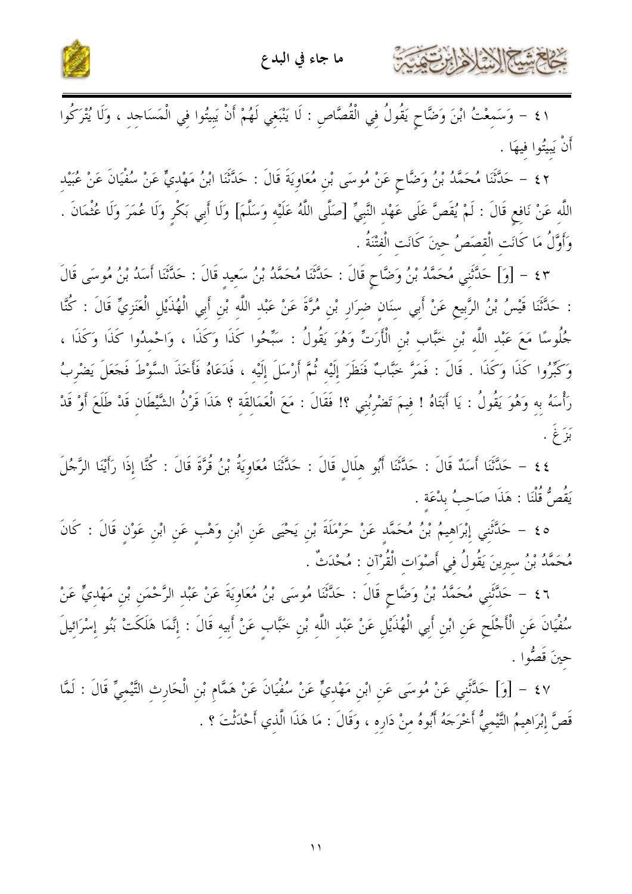٤١ – وَسَمِعْتُ ابْنَ وَضَّاحٍ يَقُولُ فِي الْقُصَّاصِ : لَا يَنْبَغِي لَهُمْ أَنْ يَبِيتُوا فِي الْمَسَاجِدِ ، وَلَا يُتْرَكُوا أَنْ يَبِيتُوا فِيهَا .

٤٢ – حَدَّثَنَا مُحَمَّدُ بْنُ وَضَّاحٍ عَنْ مُوسَى بْنِ مُعَاوِيَةَ قَالَ : حَدَّثَنَا ابْنُ مَهْدِيٍّ عَنْ سُفْيَانَ عَنْ عُبَيْدِ اللَّهِ عَنْ نَافِعٍ قَالَ : لَمْ يُقَصَّ عَلَى عَهْدِ النَّبِيِّ [صَلَّى اللَّهُ عَلَيْهِ وَسَلَّمَ] وَلَا أَبِي بَكْرٍ وَلَا عُمَرَ وَلَا عُثْمَانَ . وَأَوَّلُ مَا كَانَتِ الْقِصَصُ حِينَ كَانَتِ الْفِتْنَةُ .

٤٣ – [وَ] حَدَّثَنِي مُحَمَّدُ بْنُ وَضَّاحٍ قَالَ : حَدَّثَنَا مُحَمَّدُ بْنُ سَعِيدٍ قَالَ : حَدَّثَنَا أَسَدُ بْنُ مُوسَى قَالَ : حَدَّثَنَا قَيْسُ بْنُ الرَّبِيعِ عَنْ أَبِي سِنَانٍ ضِرَارِ بْنِ مُرَّةَ عَنْ عَبْدِ اللَّهِ بْنِ أَبِي الْهُذَيْلِ الْعَنَزِيِّ قَالَ : كُنَّا جُلُوسًا مَعَ عَبْدِ اللَّهِ بْنِ خَبَّابِ بْنِ الْأَرَتِّ وَهُوَ يَقُولُ : سَبِّحُوا كَذَا وَكَذَا ، وَاحْمَدُوا كَذَا وَكَذَا ، وَكَبِّرُوا كَذَا وَكَذَا . قَالَ : فَمَرَّ خَبَّابٌ فَنَظَرَ إِلَيْهِ ثُمَّ أَرْسَلَ إِلَيْهِ ، فَدَعَاهُ فَأَخَذَ السَّوْطَ فَجَعَلَ يَضْرِبُ رَأْسَهُ بِهِ وَهُوَ يَقُولُ : يَا أَبَتَاهُ ! فِيمَ تَضْرِبُنِي ؟! فَقَالَ : مَعَ الْعَمَالِقَةِ ؟ هَذَا قَرْنُ الشَّيْطَانِ قَدْ طَلَعَ أَوْ قَدْ بَزَغَ .

٤٤ – حَدَّثَنَا أَسَدٌ قَالَ : حَدَّثَنَا أَبُو هِلَالٍ قَالَ : حَدَّثَنَا مُعَاوِيَةُ بْنُ قُرَّةَ قَالَ : كُنَّا إِذَا رَأَيْنَا الرَّجُلَ يَقُصُّ قُلْنَا : هَذَا صَاحِبُ بِدْعَةٍ .

٤٥ – حَدَّثَنِي إِبْرَاهِيمُ بْنُ مُحَمَّدٍ عَنْ حَرْمَلَةَ بْنِ يَحْيَى عَنِ ابْنِ وَهْبٍ عَنِ ابْنِ عَوْنٍ قَالَ : كَانَ مُحَمَّدُ بْنُ سِيرِينَ يَقُولُ فِي أَصْوَاتِ الْقُرْآنِ : مُحْدَثٌ .

٤٦ – حَدَّثَنِي مُحَمَّدُ بْنُ وَضَّاحٍ قَالَ : حَدَّثَنَا مُوسَى بْنُ مُعَاوِيَةَ عَنْ عَبْدِ الرَّحْمَنِ بْنِ مَهْدِيٍّ عَنْ سُفْيَانَ عَنِ الْأَجْلَحِ عَنِ ابْنِ أَبِي الْهُذَيْلِ عَنْ عَبْدِ اللَّهِ بْنِ خَبَّابٍ عَنْ أَبِيهِ قَالَ : إِنَّمَا هَلَكَتْ بَنُو إِسْرَائِيلَ حِينَ قَصُّوا .

٤٧ – [وَ] حَدَّثَنِي عَنْ مُوسَى عَنِ ابْنِ مَهْدِيٍّ عَنْ سُفْيَانَ عَنْ هَمَّامِ بْنِ الْحَارِثِ التَّيْمِيِّ قَالَ : لَمَّا قَصَّ إِبْرَاهِيمُ التَّيْمِيُّ أَخْرَجَهُ أَبُوهُ مِنْ دَارِهِ ، وَقَالَ : مَا هَذَا الَّذِي أَحْدَثْتَ ؟ .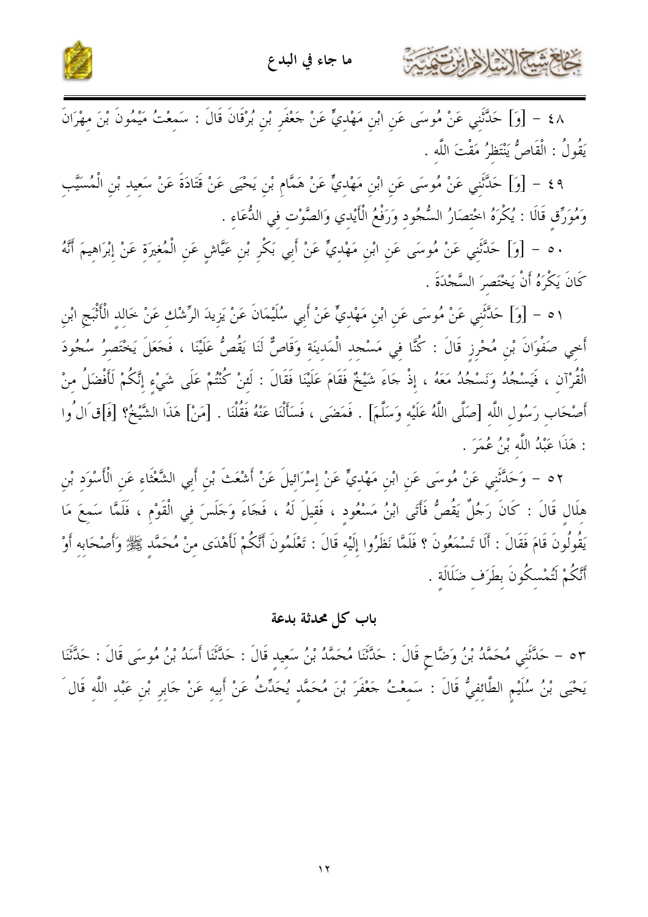٤٨ – [وَ] حَدَّثَنِي عَنْ مُوسَى عَنِ ابْنِ مَهْدِيٍّ عَنْ جَعْفَرِ بْنِ بُرْقَانَ قَالَ : سَمِعْتُ مَيْمُونَ بْنَ مِهْرَانَ يَقُولُ : الْقَاصُّ يَنْتَظِرُ مَقْتَ اللَّهِ .

٤٩ – [وَ] حَدَّثَنِي عَنْ مُوسَى عَنِ ابْنِ مَهْدِيٍّ عَنْ هَمَّامِ بْنِ يَحْيَى عَنْ قَتَادَةَ عَنْ سَعِيدِ بْنِ الْمُسَيَّبِ وَمُوَرِّقٍ قَالَا : يُكْرَهُ اخْتِصَارُ السُّجُودِ وَرَفْعُ الْأَيْدِي وَالصَّوْتِ فِي الدُّعَاءِ .

٥٠ – [وَ] حَدَّثَنِي عَنْ مُوسَى عَنِ ابْنِ مَهْدِيٍّ عَنْ أَبِي بَكْرِ بْنِ عَيَّاشٍ عَنِ الْمُغِيرَةِ عَنْ إِبْرَاهِيمَ أَنَّهُ كَانَ يَكْرَهُ أَنْ يَخْتَصِرَ السَّجْدَةَ .

٥١ – [وَ] حَدَّثَنِي عَنْ مُوسَى عَنِ ابْنِ مَهْدِيٍّ عَنْ أَبِي سُلَيْمَانَ عَنْ يَزِيدَ الرِّشْكِ عَنْ خَالِدٍ الْأَثْبَجِ ابْنِ أَخِي صَفْوَانَ بْنِ مُحْرِزٍ قَالَ : كُنَّا فِي مَسْجِدِ الْمَدِينَةِ وَقَاصٌّ لَنَا يَقُصُّ عَلَيْنَا ، فَجَعَلَ يَخْتَصِرُ سُجُودَ الْقُرْآنِ ، فَيَسْجُدُ وَنَسْجُدُ مَعَهُ ، إِذْ جَاءَ شَيْخٌ فَقَامَ عَلَيْنَا فَقَالَ : لَئِنْ كُنْتُمْ عَلَى شَيْءٍ إِنَّكُمْ لَأَفْضَلُ مِنْ أَصْحَابِ رَسُولِ اللَّهِ [صَلَّى اللَّهُ عَلَيْهِ وَسَلَّمَ] . فَمَضَى ، فَسَأَلْنَا عَنْهُ فَقُلْنَا . [مَنْ] هَذَا الشَّيْخُ؟ [فَ]قَالُوا : هَذَا عَبْدُ اللَّهِ بْنُ عُمَرَ .

٥٢ – وَحَدَّثَنِي عَنْ مُوسَى عَنِ ابْنِ مَهْدِيٍّ عَنْ إِسْرَائِيلَ عَنْ أَشْعَثَ بْنِ أَبِي الشَّعْثَاءِ عَنِ الْأَسْوَدِ بْنِ هِلَالٍ قَالَ : كَانَ رَجُلٌ يَقُصُّ فَأَتَى ابْنُ مَسْعُودٍ ، فَقِيلَ لَهُ ، فَجَاءَ وَجَلَسَ فِي الْقَوْمِ ، فَلَمَّا سَمِعَ مَا يَقُولُونَ قَامَ فَقَالَ : أَلَا تَسْمَعُونَ ؟ فَلَمَّا نَظَرُوا إِلَيْهِ قَالَ : تَعْلَمُونَ أَنَّكُمْ لَأَهْدَى مِنْ مُحَمَّدٍ ﷺ وَأَصْحَابِهِ أَوْ أَنَّكُمْ لَتُمْسِكُونَ بِطَرَفِ ضَلَالَةٍ .

## باب كل محدثة بدعة

٥٣ – حَدَّثَنِي مُحَمَّدُ بْنُ وَضَّاحٍ قَالَ : حَدَّثَنَا مُحَمَّدُ بْنُ سَعِيدٍ قَالَ : حَدَّثَنَا أَسَدُ بْنُ مُوسَى قَالَ : حَدَّثَنَا يَحْيَى بْنُ سُلَيْمٍ الطَّائِفِيُّ قَالَ : سَمِعْتُ جَعْفَرَ بْنَ مُحَمَّدٍ يُحَدِّثُ عَنْ أَبِيهِ عَنْ جَابِرِ بْنِ عَبْدِ اللَّهِ قَالَ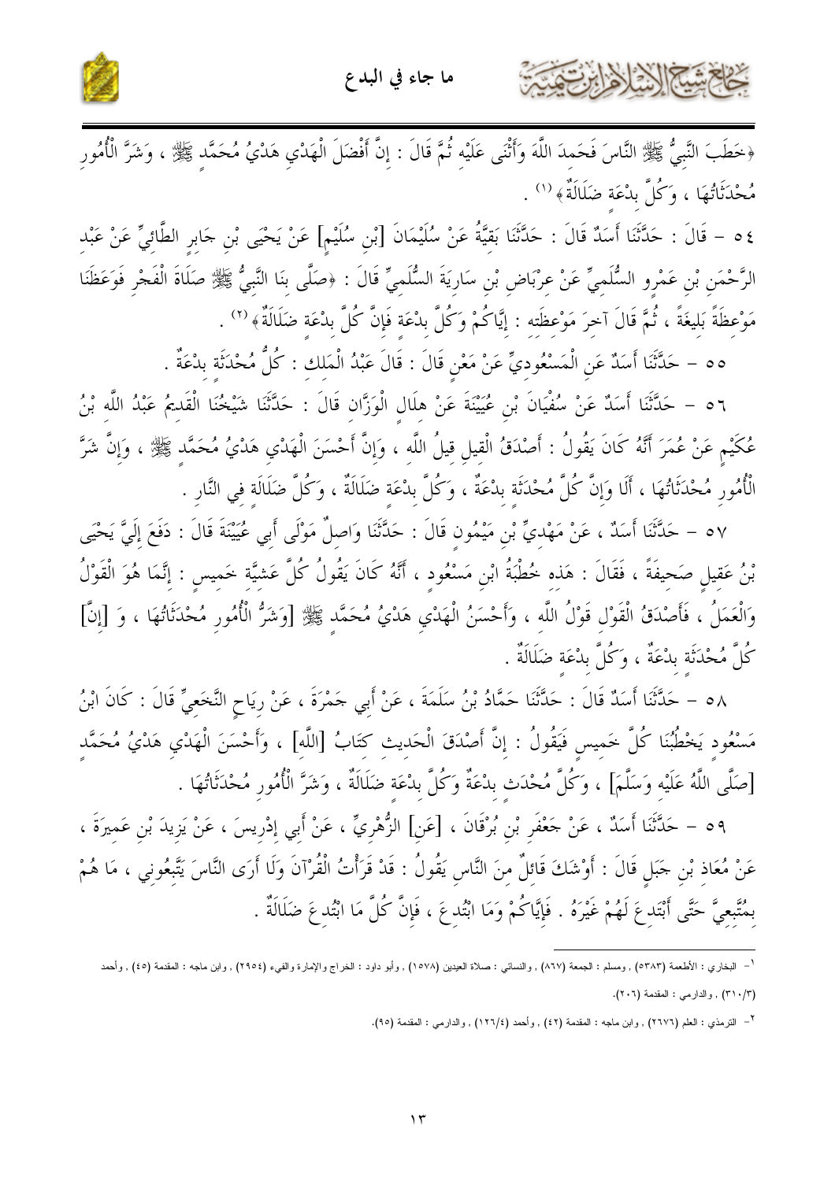﴿خَطَبَ النَّبِيُّ ﷺ النَّاسَ فَحَمِدَ اللَّهَ وَأَثْنَى عَلَيْهِ ثُمَّ قَالَ : إِنَّ أَفْضَلَ الْهَدْيِ هَدْيُ مُحَمَّدٍ ﷺ ، وَشَرَّ الْأُمُورِ مُحْدَثَاتُهَا ، وَكُلَّ بِدْعَةٍ ضَلَالَةٌ﴾[1] .

٥٤ – قَالَ : حَدَّثَنَا أَسَدٌ قَالَ : حَدَّثَنَا بَقِيَّةُ عَنْ سُلَيْمَانَ [بْنِ سُلَيْمٍ] عَنْ يَحْيَى بْنِ جَابِرٍ الطَّائِيِّ عَنْ عَبْدِ الرَّحْمَنِ بْنِ عَمْرٍو السُّلَمِيِّ عَنْ عِرْبَاضِ بْنِ سَارِيَةَ السُّلَمِيِّ قَالَ : ﴿صَلَّى بِنَا النَّبِيُّ ﷺ صَلَاةَ الْفَجْرِ فَوَعَظَنَا مَوْعِظَةً بَلِيغَةً ، ثُمَّ قَالَ آخِرَ مَوْعِظَتِهِ : إِيَّاكُمْ وَكُلَّ بِدْعَةٍ فَإِنَّ كُلَّ بِدْعَةٍ ضَلَالَةٌ﴾[2] .

٥٥ – حَدَّثَنَا أَسَدٌ عَنِ الْمَسْعُودِيِّ عَنْ مَعْنٍ قَالَ : قَالَ عَبْدُ الْمَلِكِ : كُلُّ مُحْدَثَةٍ بِدْعَةٌ .

٥٦ – حَدَّثَنَا أَسَدٌ عَنْ سُفْيَانَ بْنِ عُيَيْنَةَ عَنْ هِلَالٍ الْوَزَّانِ قَالَ : حَدَّثَنَا شَيْخُنَا الْقَدِيمُ عَبْدُ اللَّهِ بْنُ عُكَيْمٍ عَنْ عُمَرَ أَنَّهُ كَانَ يَقُولُ : أَصْدَقُ الْقِيلِ قِيلُ اللَّهِ ، وَإِنَّ أَحْسَنَ الْهَدْيِ هَدْيُ مُحَمَّدٍ ﷺ ، وَإِنَّ شَرَّ الْأُمُورِ مُحْدَثَاتُهَا ، أَلَا وَإِنَّ كُلَّ مُحْدَثَةٍ بِدْعَةٌ ، وَكُلَّ بِدْعَةٍ ضَلَالَةٌ ، وَكُلَّ ضَلَالَةٍ فِي النَّارِ .

٥٧ – حَدَّثَنَا أَسَدٌ ، عَنْ مَهْدِيِّ بْنِ مَيْمُونٍ قَالَ : حَدَّثَنَا وَاصِلٌ مَوْلَى أَبِي عُيَيْنَةَ قَالَ : دَفَعَ إِلَيَّ يَحْيَى بْنُ عَقِيلٍ صَحِيفَةً ، فَقَالَ : هَذِهِ خُطْبَةُ ابْنِ مَسْعُودٍ ، أَنَّهُ كَانَ يَقُولُ كُلَّ عَشِيَّةِ خَمِيسٍ : إِنَّمَا هُوَ الْقَوْلُ وَالْعَمَلُ ، فَأَصْدَقُ الْقَوْلِ قَوْلُ اللَّهِ ، وَأَحْسَنُ الْهَدْيِ هَدْيُ مُحَمَّدٍ ﷺ [وَشَرُّ الْأُمُورِ مُحْدَثَاتُهَا ، وَ [إِنَّ] كُلَّ مُحْدَثَةٍ بِدْعَةٌ ، وَكُلَّ بِدْعَةٍ ضَلَالَةٌ .

٥٨ – حَدَّثَنَا أَسَدٌ قَالَ : حَدَّثَنَا حَمَّادُ بْنُ سَلَمَةَ ، عَنْ أَبِي حَمْزَةَ ، عَنْ رِيَاحٍ النَّخَعِيِّ قَالَ : كَانَ ابْنُ مَسْعُودٍ يَخْطُبُنَا كُلَّ خَمِيسٍ فَيَقُولُ : إِنَّ أَصْدَقَ الْحَدِيثِ كِتَابُ [اللَّهِ] ، وَأَحْسَنَ الْهَدْيِ هَدْيُ مُحَمَّدٍ [صَلَّى اللَّهُ عَلَيْهِ وَسَلَّمَ] ، وَكُلُّ مُحْدَثٍ بِدْعَةٌ وَكُلُّ بِدْعَةٍ ضَلَالَةٌ ، وَشَرُّ الْأُمُورِ مُحْدَثَاتُهَا .

٥٩ – حَدَّثَنَا أَسَدٌ ، عَنْ جَعْفَرِ بْنِ بُرْقَانَ ، [عَنِ] الزُّهْرِيِّ ، عَنْ أَبِي إِدْرِيسَ ، عَنْ يَزِيدَ بْنِ عَمِيرَةَ ، عَنْ مُعَاذِ بْنِ جَبَلٍ قَالَ : أَوْشَكَ قَائِلٌ مِنَ النَّاسِ يَقُولُ : قَدْ قَرَأْتُ الْقُرْآنَ وَلَا أَرَى النَّاسَ يَتَّبِعُونِي ، مَا هُمْ بِمُتَّبِعِيَّ حَتَّى أَبْتَدِعَ لَهُمْ غَيْرَهُ . فَإِيَّاكُمْ وَمَا ابْتُدِعَ ، فَإِنَّ كُلَّ مَا ابْتُدِعَ ضَلَالَةٌ .

---

[1] البخاري : الأطعمة (٥٣٨٣) , ومسلم : الجمعة (٨٦٧) , والنسائي : صلاة العيدين (١٥٧٨) , وأبو داود : الخراج والإمارة والفيء (٢٩٥٤) , وابن ماجه : المقدمة (٤٥) , وأحمد (٣١٠/٣) , والدارمي : المقدمة (٢٠٦).

[2] الترمذي : العلم (٢٦٧٦) , وابن ماجه : المقدمة (٤٢) , وأحمد (١٢٦/٤) , والدارمي : المقدمة (٩٥).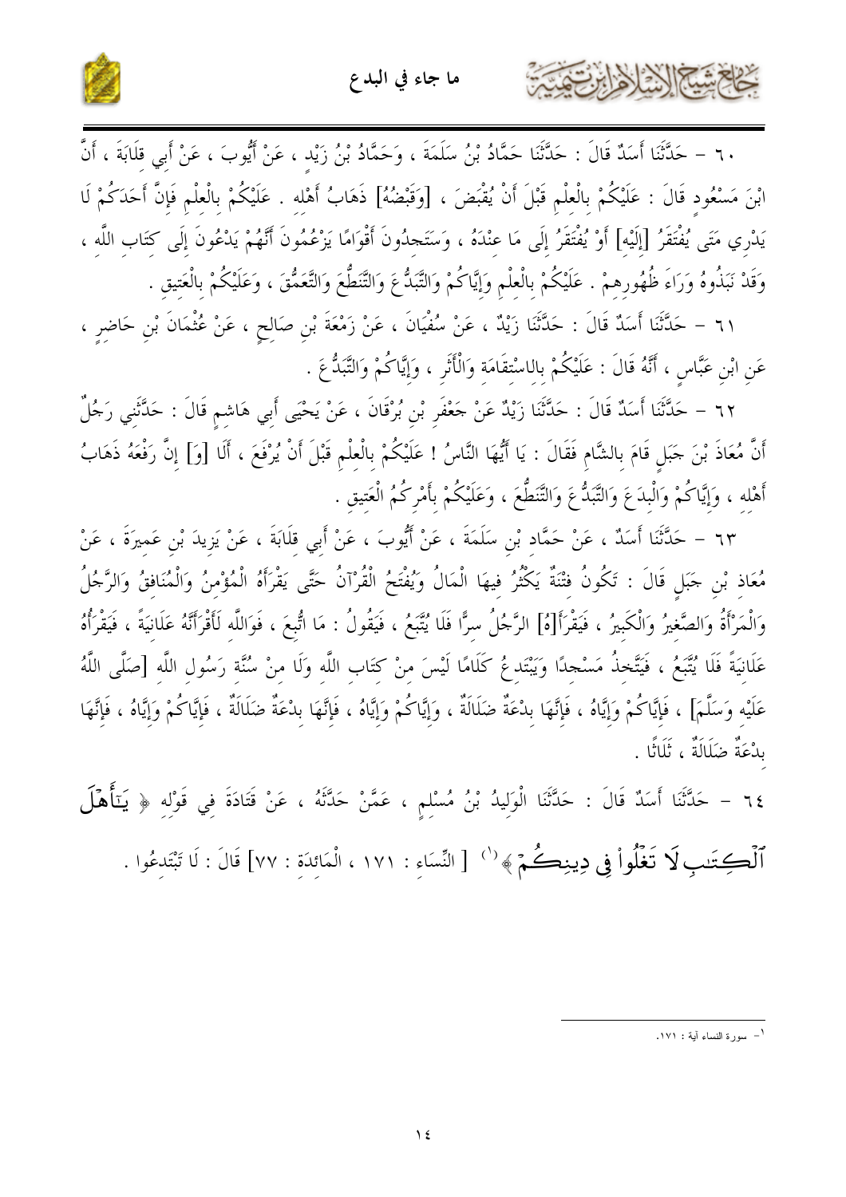٦٠ – حَدَّثَنَا أَسَدٌ قَالَ : حَدَّثَنَا حَمَّادُ بْنُ سَلَمَةَ ، وَحَمَّادُ بْنُ زَيْدٍ ، عَنْ أَيُّوبَ ، عَنْ أَبِي قِلَابَةَ ، أَنَّ ابْنَ مَسْعُودٍ قَالَ : عَلَيْكُمْ بِالْعِلْمِ قَبْلَ أَنْ يُقْبَضَ ، [وَقَبْضُهُ] ذَهَابُ أَهْلِهِ . عَلَيْكُمْ بِالْعِلْمِ فَإِنَّ أَحَدَكُمْ لَا يَدْرِي مَتَى يُفْتَقَرُ [إِلَيْهِ] أَوْ يُفْتَقَرُ إِلَى مَا عِنْدَهُ ، وَسَتَجِدُونَ أَقْوَامًا يَزْعُمُونَ أَنَّهُمْ يَدْعُونَ إِلَى كِتَابِ اللَّهِ ، وَقَدْ نَبَذُوهُ وَرَاءَ ظُهُورِهِمْ . عَلَيْكُمْ بِالْعِلْمِ وَإِيَّاكُمْ وَالتَّبَدُّعَ وَالتَّنَطُّعَ وَالتَّعَمُّقَ ، وَعَلَيْكُمْ بِالْعَتِيقِ .

٦١ – حَدَّثَنَا أَسَدٌ قَالَ : حَدَّثَنَا زَيْدٌ ، عَنْ سُفْيَانَ ، عَنْ زَمْعَةَ بْنِ صَالِحٍ ، عَنْ عُثْمَانَ بْنِ حَاضِرٍ ، عَنِ ابْنِ عَبَّاسٍ ، أَنَّهُ قَالَ : عَلَيْكُمْ بِالاسْتِقَامَةِ وَالْأَثَرِ ، وَإِيَّاكُمْ وَالتَّبَدُّعَ .

٦٢ – حَدَّثَنَا أَسَدٌ قَالَ : حَدَّثَنَا زَيْدٌ عَنْ جَعْفَرِ بْنِ بُرْقَانَ ، عَنْ يَحْيَى أَبِي هَاشِمٍ قَالَ : حَدَّثَنِي رَجُلٌ أَنَّ مُعَاذَ بْنَ جَبَلٍ قَامَ بِالشَّامِ فَقَالَ : يَا أَيُّهَا النَّاسُ ! عَلَيْكُمْ بِالْعِلْمِ قَبْلَ أَنْ يُرْفَعَ ، أَلَا [وَ] إِنَّ رَفْعَهُ ذَهَابُ أَهْلِهِ ، وَإِيَّاكُمْ وَالْبِدَعَ وَالتَّبَدُّعَ وَالتَّنَطُّعَ ، وَعَلَيْكُمْ بِأَمْرِكُمُ الْعَتِيقِ .

٦٣ – حَدَّثَنَا أَسَدٌ ، عَنْ حَمَّادِ بْنِ سَلَمَةَ ، عَنْ أَيُّوبَ ، عَنْ أَبِي قِلَابَةَ ، عَنْ يَزِيدَ بْنِ عَمِيرَةَ ، عَنْ مُعَاذِ بْنِ جَبَلٍ قَالَ : تَكُونُ فِتْنَةٌ يَكْثُرُ فِيهَا الْمَالُ وَيُفْتَحُ الْقُرْآنُ حَتَّى يَقْرَأَهُ الْمُؤْمِنُ وَالْمُنَافِقُ وَالرَّجُلُ وَالْمَرْأَةُ وَالصَّغِيرُ وَالْكَبِيرُ ، فَيَقْرَأَ[هُ] الرَّجُلُ سِرًّا فَلَا يُتَّبَعُ ، فَيَقُولُ : مَا اتُّبِعَ ، فَوَاللَّهِ لَأَقْرَأَنَّهُ عَلَانِيَةً ، فَيَقْرَأُهُ عَلَانِيَةً فَلَا يُتَّبَعُ ، فَيَتَّخِذُ مَسْجِدًا وَيَبْتَدِعُ كَلَامًا لَيْسَ مِنْ كِتَابِ اللَّهِ وَلَا مِنْ سُنَّةِ رَسُولِ اللَّهِ [صَلَّى اللَّهُ عَلَيْهِ وَسَلَّمَ] ، فَإِيَّاكُمْ وَإِيَّاهُ ، فَإِنَّهَا بِدْعَةٌ ضَلَالَةٌ ، وَإِيَّاكُمْ وَإِيَّاهُ ، فَإِنَّهَا بِدْعَةٌ ضَلَالَةٌ ، فَإِيَّاكُمْ وَإِيَّاهُ ، فَإِنَّهَا بِدْعَةٌ ضَلَالَةٌ ، ثَلَاثًا .

٦٤ – حَدَّثَنَا أَسَدٌ قَالَ : حَدَّثَنَا الْوَلِيدُ بْنُ مُسْلِمٍ ، عَمَّنْ حَدَّثَهُ ، عَنْ قَتَادَةَ فِي قَوْلِهِ ﴿ يَـٰٓأَهْلَ ٱلْكِتَـٰبِ لَا تَغْلُواْ فِى دِينِكُمْ ﴾[1] [ النِّسَاءِ : ١٧١ ، الْمَائِدَة : ٧٧] قَالَ : لَا تَبْتَدِعُوا .

---

[1] - سورة النساء آية : ١٧١.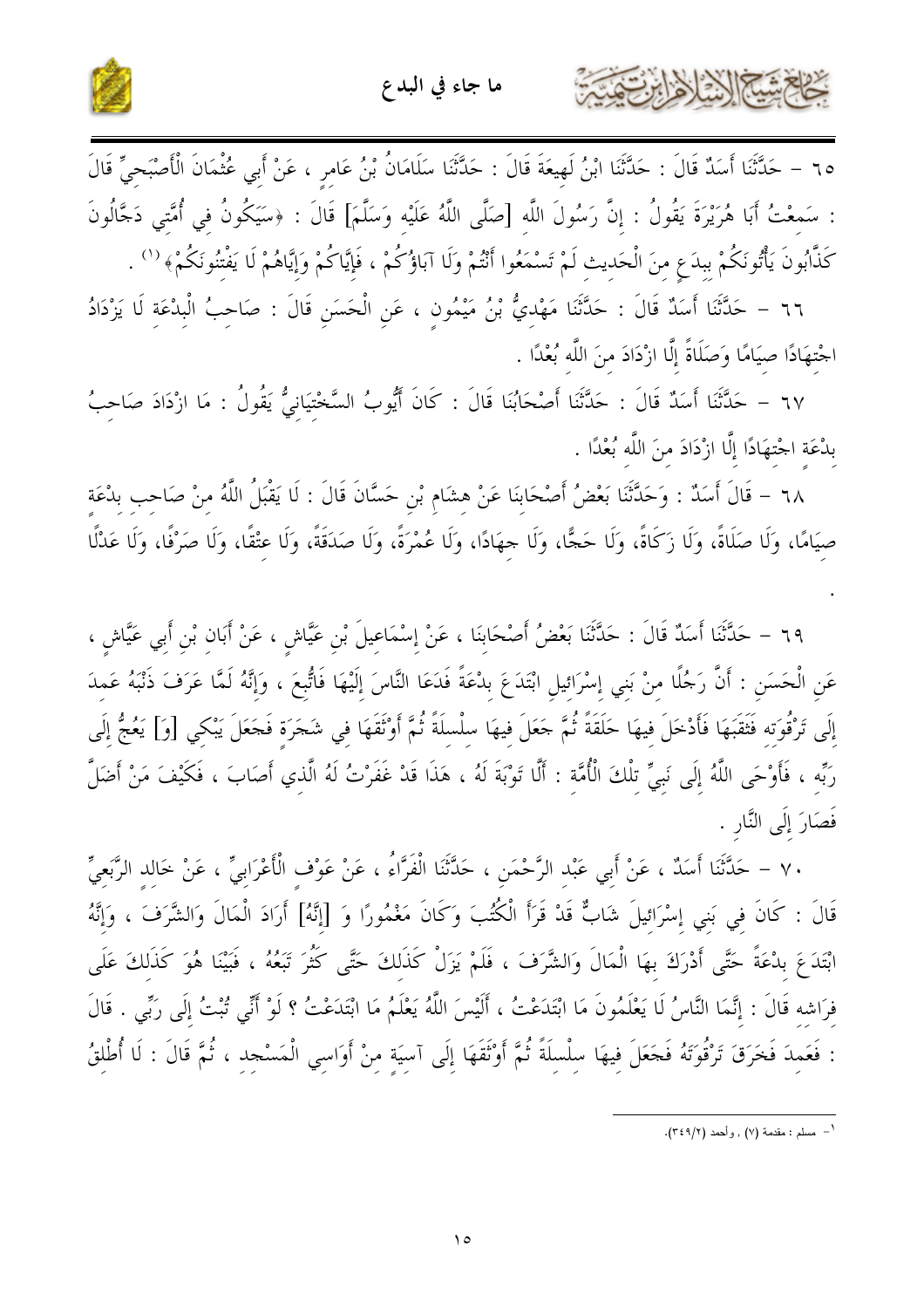٦٥ – حَدَّثَنَا أَسَدٌ قَالَ : حَدَّثَنَا ابْنُ لَهِيعَةَ قَالَ : حَدَّثَنَا سَلَامَانُ بْنُ عَامِرٍ ، عَنْ أَبِي عُثْمَانَ الْأَصْبَحِيِّ قَالَ : سَمِعْتُ أَبَا هُرَيْرَةَ يَقُولُ : إِنَّ رَسُولَ اللَّهِ [صَلَّى اللَّهُ عَلَيْهِ وَسَلَّمَ] قَالَ : ﴿سَيَكُونُ فِي أُمَّتِي دَجَّالُونَ كَذَّابُونَ يَأْتُونَكُمْ بِبِدَعٍ مِنَ الْحَدِيثِ لَمْ تَسْمَعُوا أَنْتُمْ وَلَا آبَاؤُكُمْ ، فَإِيَّاكُمْ وَإِيَّاهُمْ لَا يَفْتِنُونَكُمْ﴾ [1] .

٦٦ – حَدَّثَنَا أَسَدٌ قَالَ : حَدَّثَنَا مَهْدِيُّ بْنُ مَيْمُونٍ ، عَنِ الْحَسَنِ قَالَ : صَاحِبُ الْبِدْعَةِ لَا يَزْدَادُ اجْتِهَادًا صِيَامًا وَصَلَاةً إِلَّا ازْدَادَ مِنَ اللَّهِ بُعْدًا .

٦٧ – حَدَّثَنَا أَسَدٌ قَالَ : حَدَّثَنَا أَصْحَابُنَا قَالَ : كَانَ أَيُّوبُ السَّخْتِيَانِيُّ يَقُولُ : مَا ازْدَادَ صَاحِبُ بِدْعَةٍ اجْتِهَادًا إِلَّا ازْدَادَ مِنَ اللَّهِ بُعْدًا .

٦٨ – قَالَ أَسَدٌ : وَحَدَّثَنَا بَعْضُ أَصْحَابِنَا عَنْ هِشَامِ بْنِ حَسَّانَ قَالَ : لَا يَقْبَلُ اللَّهُ مِنْ صَاحِبِ بِدْعَةٍ صِيَامًا، وَلَا صَلَاةً، وَلَا زَكَاةً، وَلَا حَجًّا، وَلَا جِهَادًا، وَلَا عُمْرَةً، وَلَا صَدَقَةً، وَلَا عِتْقًا، وَلَا صَرْفًا، وَلَا عَدْلًا .

٦٩ – حَدَّثَنَا أَسَدٌ قَالَ : حَدَّثَنَا بَعْضُ أَصْحَابِنَا ، عَنْ إِسْمَاعِيلَ بْنِ عَيَّاشٍ ، عَنْ أَبَانَ بْنِ أَبِي عَيَّاشٍ ، عَنِ الْحَسَنِ : أَنَّ رَجُلًا مِنْ بَنِي إِسْرَائِيلَ ابْتَدَعَ بِدْعَةً فَدَعَا النَّاسَ إِلَيْهَا فَاتُّبِعَ ، وَإِنَّهُ لَمَّا عَرَفَ ذَنْبَهُ عَمَدَ إِلَى تَرْقُوَتِهِ فَثَقَبَهَا فَأَدْخَلَ فِيهَا حَلَقَةً ثُمَّ جَعَلَ فِيهَا سِلْسِلَةً ثُمَّ أَوْثَقَهَا فِي شَجَرَةٍ فَجَعَلَ يَبْكِي [وَ] يَعُجُّ إِلَى رَبِّهِ ، فَأَوْحَى اللَّهُ إِلَى نَبِيِّ تِلْكَ الْأُمَّةِ : أَلَّا تَوْبَةَ لَهُ ، هَذَا قَدْ غَفَرْتُ لَهُ الَّذِي أَصَابَ ، فَكَيْفَ مَنْ أَضَلَّ فَصَارَ إِلَى النَّارِ .

٧٠ – حَدَّثَنَا أَسَدٌ ، عَنْ أَبِي عَبْدِ الرَّحْمَنِ ، حَدَّثَنَا الْفَرَّاءُ ، عَنْ عَوْفٍ الْأَعْرَابِيِّ ، عَنْ خَالِدٍ الرَّبَعِيِّ قَالَ : كَانَ فِي بَنِي إِسْرَائِيلَ شَابٌّ قَدْ قَرَأَ الْكُتُبَ وَكَانَ مَغْمُورًا وَ [إِنَّهُ] أَرَادَ الْمَالَ وَالشَّرَفَ ، وَإِنَّهُ ابْتَدَعَ بِدْعَةً حَتَّى أَدْرَكَ بِهَا الْمَالَ وَالشَّرَفَ ، فَلَمْ يَزَلْ كَذَلِكَ حَتَّى كَثُرَ تَبَعُهُ ، فَبَيْنَا هُوَ كَذَلِكَ عَلَى فِرَاشِهِ قَالَ : إِنَّمَا النَّاسُ لَا يَعْلَمُونَ مَا ابْتَدَعْتُ ، أَلَيْسَ اللَّهُ يَعْلَمُ مَا ابْتَدَعْتُ ؟ لَوْ أَنِّي تُبْتُ إِلَى رَبِّي . قَالَ : فَعَمَدَ فَخَرَقَ تَرْقُوَتَهُ فَجَعَلَ فِيهَا سِلْسِلَةً ثُمَّ أَوْثَقَهَا إِلَى آسِيَةٍ مِنْ أَوَاسِي الْمَسْجِدِ ، ثُمَّ قَالَ : لَا أُطْلِقُ

---

[1] - مسلم : مقدمة (٧) ، وأحمد (٣٤٩/٢).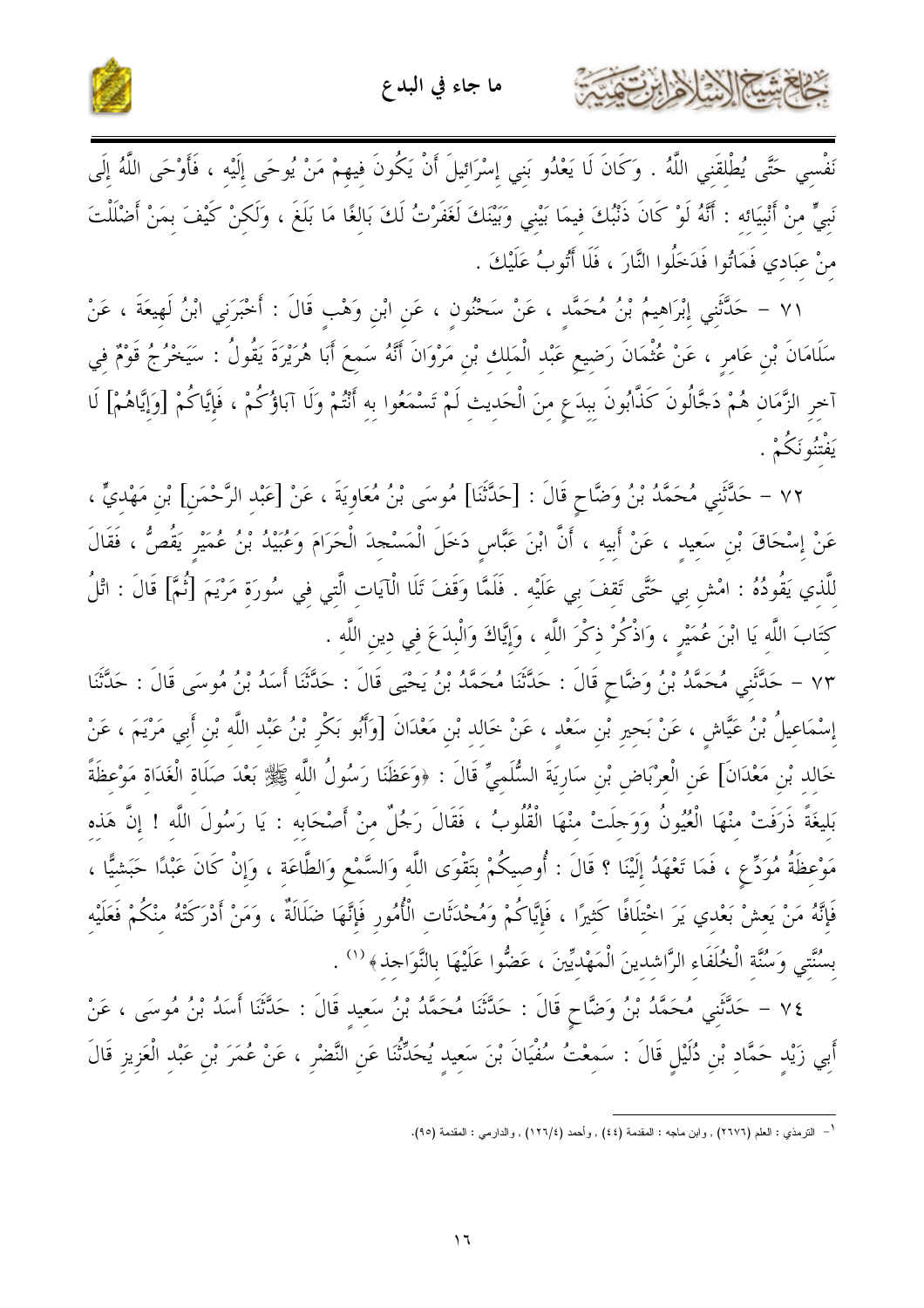نَفْسِي حَتَّى يُطْلِقَنِي اللَّهُ . وَكَانَ لَا يَعْدُو بَنِي إِسْرَائِيلَ أَنْ يَكُونَ فِيهِمْ مَنْ يُوحَى إِلَيْهِ ، فَأَوْحَى اللَّهُ إِلَى نَبِيٍّ مِنْ أَنْبِيَائِهِ : أَنَّهُ لَوْ كَانَ ذَنْبُكَ فِيمَا بَيْنِي وَبَيْنَكَ لَغَفَرْتُ لَكَ بَالِغًا مَا بَلَغَ ، وَلَكِنْ كَيْفَ بِمَنْ أَضْلَلْتَ مِنْ عِبَادِي فَمَاتُوا فَدَخَلُوا النَّارَ ، فَلَا أَتُوبُ عَلَيْكَ .

٧١ – حَدَّثَنِي إِبْرَاهِيمُ بْنُ مُحَمَّدٍ ، عَنْ سَحْنُونٍ ، عَنِ ابْنِ وَهْبٍ قَالَ : أَخْبَرَنِي ابْنُ لَهِيعَةَ ، عَنْ سَلَامَانَ بْنِ عَامِرٍ ، عَنْ عُثْمَانَ رَضِيعِ عَبْدِ الْمَلِكِ بْنِ مَرْوَانَ أَنَّهُ سَمِعَ أَبَا هُرَيْرَةَ يَقُولُ : سَيَخْرُجُ قَوْمٌ فِي آخِرِ الزَّمَانِ هُمْ دَجَّالُونَ كَذَّابُونَ بِبِدَعٍ مِنَ الْحَدِيثِ لَمْ تَسْمَعُوا بِهِ أَنْتُمْ وَلَا آبَاؤُكُمْ ، فَإِيَّاكُمْ [وَإِيَّاهُمْ] لَا يَفْتِنُونَكُمْ .

٧٢ – حَدَّثَنِي مُحَمَّدُ بْنُ وَضَّاحٍ قَالَ : [حَدَّثَنَا] مُوسَى بْنُ مُعَاوِيَةَ ، عَنْ [عَبْدِ الرَّحْمَنِ] بْنِ مَهْدِيٍّ ، عَنْ إِسْحَاقَ بْنِ سَعِيدٍ ، عَنْ أَبِيهِ ، أَنَّ ابْنَ عَبَّاسٍ دَخَلَ الْمَسْجِدَ الْحَرَامَ وَعُبَيْدُ بْنُ عُمَيْرٍ يَقُصُّ ، فَقَالَ لِلَّذِي يَقُودُهُ : امْشِ بِي حَتَّى تَقِفَ بِي عَلَيْهِ . فَلَمَّا وَقَفَ تَلَا الْآيَاتِ الَّتِي فِي سُورَةِ مَرْيَمَ [ثُمَّ] قَالَ : اتْلُ كِتَابَ اللَّهِ يَا ابْنَ عُمَيْرٍ ، وَاذْكُرْ ذِكْرَ اللَّهِ ، وَإِيَّاكَ وَالْبِدَعَ فِي دِينِ اللَّهِ .

٧٣ – حَدَّثَنِي مُحَمَّدُ بْنُ وَضَّاحٍ قَالَ : حَدَّثَنَا مُحَمَّدُ بْنُ يَحْيَى قَالَ : حَدَّثَنَا أَسَدُ بْنُ مُوسَى قَالَ : حَدَّثَنَا إِسْمَاعِيلُ بْنُ عَيَّاشٍ ، عَنْ بَحِيرِ بْنِ سَعْدٍ ، عَنْ خَالِدِ بْنِ مَعْدَانَ [وَأَبُو بَكْرِ بْنُ عَبْدِ اللَّهِ بْنِ أَبِي مَرْيَمَ ، عَنْ خَالِدِ بْنِ مَعْدَانَ] عَنِ الْعِرْبَاضِ بْنِ سَارِيَةَ السُّلَمِيِّ قَالَ : «وَعَظَنَا رَسُولُ اللَّهِ ﷺ بَعْدَ صَلَاةِ الْغَدَاةِ مَوْعِظَةً بَلِيغَةً ذَرَفَتْ مِنْهَا الْعُيُونُ وَوَجِلَتْ مِنْهَا الْقُلُوبُ ، فَقَالَ رَجُلٌ مِنْ أَصْحَابِهِ : يَا رَسُولَ اللَّهِ ! إِنَّ هَذِهِ مَوْعِظَةُ مُوَدِّعٍ ، فَمَا تَعْهَدُ إِلَيْنَا ؟ قَالَ : أُوصِيكُمْ بِتَقْوَى اللَّهِ وَالسَّمْعِ وَالطَّاعَةِ ، وَإِنْ كَانَ عَبْدًا حَبَشِيًّا ، فَإِنَّهُ مَنْ يَعِشْ بَعْدِي يَرَ اخْتِلَافًا كَثِيرًا ، فَإِيَّاكُمْ وَمُحْدَثَاتِ الْأُمُورِ فَإِنَّهَا ضَلَالَةٌ ، وَمَنْ أَدْرَكَهُ مِنْكُمْ فَعَلَيْهِ بِسُنَّتِي وَسُنَّةِ الْخُلَفَاءِ الرَّاشِدِينَ الْمَهْدِيِّينَ ، عَضُّوا عَلَيْهَا بِالنَّوَاجِذِ»[1] .

٧٤ – حَدَّثَنِي مُحَمَّدُ بْنُ وَضَّاحٍ قَالَ : حَدَّثَنَا مُحَمَّدُ بْنُ سَعِيدٍ قَالَ : حَدَّثَنَا أَسَدُ بْنُ مُوسَى ، عَنْ أَبِي زَيْدٍ حَمَّادِ بْنِ دُلَيْلٍ قَالَ : سَمِعْتُ سُفْيَانَ بْنَ سَعِيدٍ يُحَدِّثُنَا عَنِ النَّضْرِ ، عَنْ عُمَرَ بْنِ عَبْدِ الْعَزِيزِ قَالَ

---

[1] - الترمذي : العلم (٢٦٧٦) , وابن ماجه : المقدمة (٤٤) , وأحمد (١٢٦/٤) , والدارمي : المقدمة (٩٥).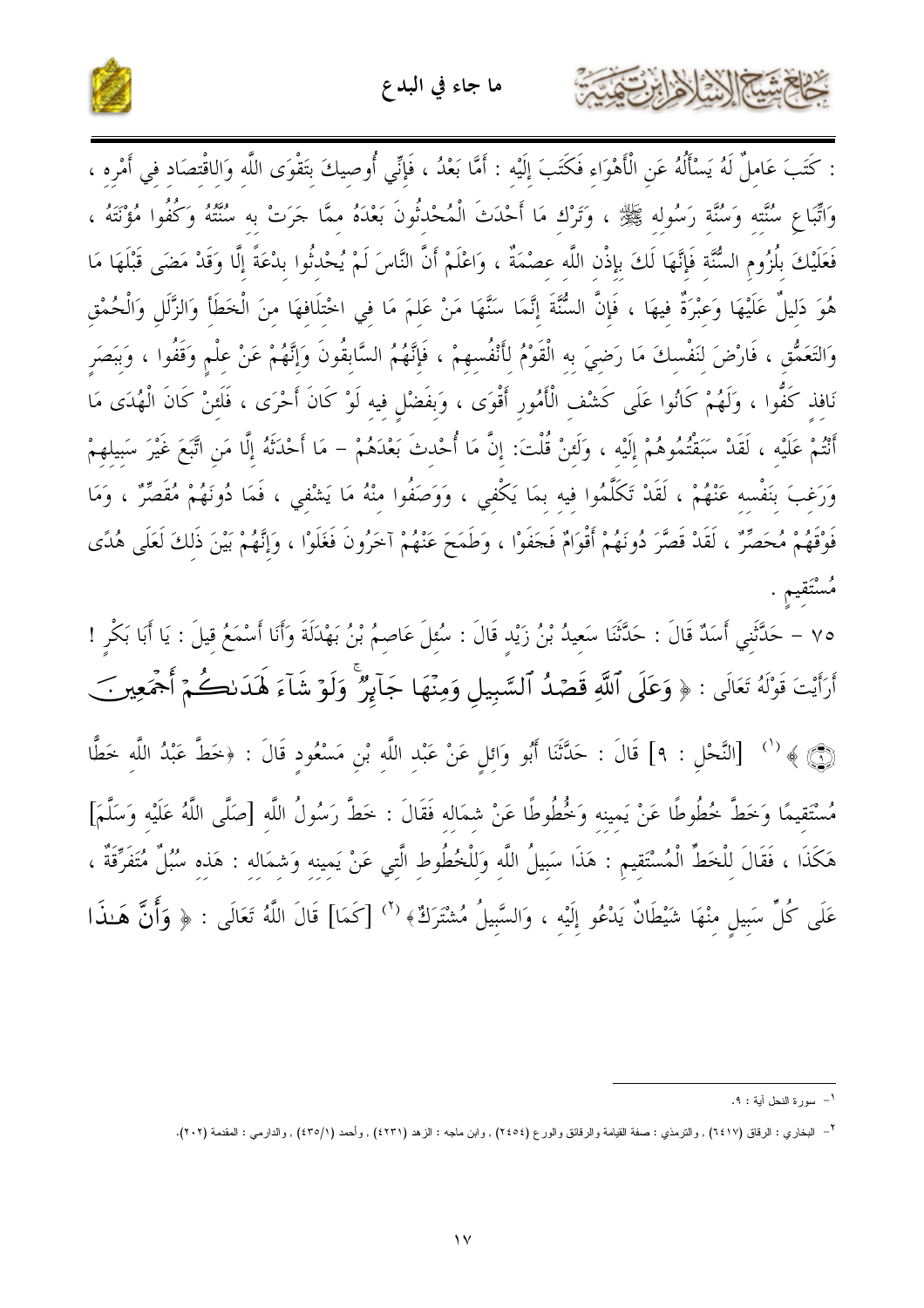: كَتَبَ عَامِلٌ لَهُ يَسْأَلُهُ عَنِ الْأَهْوَاءِ فَكَتَبَ إِلَيْهِ : أَمَّا بَعْدُ ، فَإِنِّي أُوصِيكَ بِتَقْوَى اللَّهِ وَالِاقْتِصَادِ فِي أَمْرِهِ ، وَاتِّبَاعِ سُنَّتِهِ وَسُنَّةِ رَسُولِهِ ﷺ ، وَتَرْكِ مَا أَحْدَثَ الْمُحْدِثُونَ بَعْدَهُ مِمَّا جَرَتْ بِهِ سُنَّتُهُ وَكُفُوا مُؤْنَتَهُ ، فَعَلَيْكَ بِلُزُومِ السُّنَّةِ فَإِنَّهَا لَكَ بِإِذْنِ اللَّهِ عِصْمَةٌ ، وَاعْلَمْ أَنَّ النَّاسَ لَمْ يُحْدِثُوا بِدْعَةً إِلَّا وَقَدْ مَضَى قَبْلَهَا مَا هُوَ دَلِيلٌ عَلَيْهَا وَعِبْرَةٌ فِيهَا ، فَإِنَّ السُّنَّةَ إِنَّمَا سَنَّهَا مَنْ عَلِمَ مَا فِي اخْتِلَافِهَا مِنَ الْخَطَأِ وَالزَّلَلِ وَالْحُمْقِ وَالتَّعَمُّقِ ، فَارْضَ لِنَفْسِكَ مَا رَضِيَ بِهِ الْقَوْمُ لِأَنْفُسِهِمْ ، فَإِنَّهُمُ السَّابِقُونَ وَإِنَّهُمْ عَنْ عِلْمٍ وَقَفُوا ، وَبِبَصَرٍ نَافِذٍ كَفُّوا ، وَلَهُمْ كَانُوا عَلَى كَشْفِ الْأُمُورِ أَقْوَى ، وَبِفَضْلٍ فِيهِ لَوْ كَانَ أَحْرَى ، فَلَئِنْ كَانَ الْهُدَى مَا أَنْتُمْ عَلَيْهِ ، لَقَدْ سَبَقْتُمُوهُمْ إِلَيْهِ ، وَلَئِنْ قُلْتَ: إِنَّ مَا أُحْدِثَ بَعْدَهُمْ – مَا أَحْدَثَهُ إِلَّا مَنِ اتَّبَعَ غَيْرَ سَبِيلِهِمْ وَرَغِبَ بِنَفْسِهِ عَنْهُمْ ، لَقَدْ تَكَلَّمُوا فِيهِ بِمَا يَكْفِي ، وَوَصَفُوا مِنْهُ مَا يَشْفِي ، فَمَا دُونَهُمْ مُقَصِّرٌ ، وَمَا فَوْقَهُمْ مُحَصِّرٌ ، لَقَدْ قَصَّرَ دُونَهُمْ أَقْوَامٌ فَجَفَوْا ، وَطَمَحَ عَنْهُمْ آخَرُونَ فَغَلَوْا ، وَإِنَّهُمْ بَيْنَ ذَلِكَ لَعَلَى هُدًى مُسْتَقِيمٍ .

٧٥ – حَدَّثَنِي أَسَدٌ قَالَ : حَدَّثَنَا سَعِيدُ بْنُ زَيْدٍ قَالَ : سُئِلَ عَاصِمُ بْنُ بَهْدَلَةَ وَأَنَا أَسْمَعُ قِيلَ : يَا أَبَا بَكْرٍ ! أَرَأَيْتَ قَوْلَهُ تَعَالَى : ﴿ وَعَلَى ٱللَّهِ قَصْدُ ٱلسَّبِيلِ وَمِنْهَا جَآئِرٌ ۚ وَلَوْ شَآءَ لَهَدَىٰكُمْ أَجْمَعِينَ ۝ ﴾ [1] [النَّحْلِ : ٩] قَالَ : حَدَّثَنَا أَبُو وَائِلٍ عَنْ عَبْدِ اللَّهِ بْنِ مَسْعُودٍ قَالَ : ﴿خَطَّ عَبْدُ اللَّهِ خَطًّا مُسْتَقِيمًا وَخَطَّ خُطُوطًا عَنْ يَمِينِهِ وَخُطُوطًا عَنْ شِمَالِهِ فَقَالَ : خَطَّ رَسُولُ اللَّهِ [صَلَّى اللَّهُ عَلَيْهِ وَسَلَّمَ] هَكَذَا ، فَقَالَ لِلْخَطِّ الْمُسْتَقِيمِ : هَذَا سَبِيلُ اللَّهِ وَلِلْخُطُوطِ الَّتِي عَنْ يَمِينِهِ وَشِمَالِهِ : هَذِهِ سُبُلٌ مُتَفَرِّقَةٌ ، عَلَى كُلِّ سَبِيلٍ مِنْهَا شَيْطَانٌ يَدْعُو إِلَيْهِ ، وَالسَّبِيلُ مُشْتَرَكٌ﴾ [2] [كَمَا] قَالَ اللَّهُ تَعَالَى : ﴿ وَأَنَّ هَٰذَا

---

[1] - سورة النحل آية : ٩.

[2] - البخاري : الرقاق (٦٤١٧) , والترمذي : صفة القيامة والرقائق والورع (٢٤٥٤) , وابن ماجه : الزهد (٤٢٣١) , وأحمد (٤٣٥/١) , والدارمي : المقدمة (٢٠٢).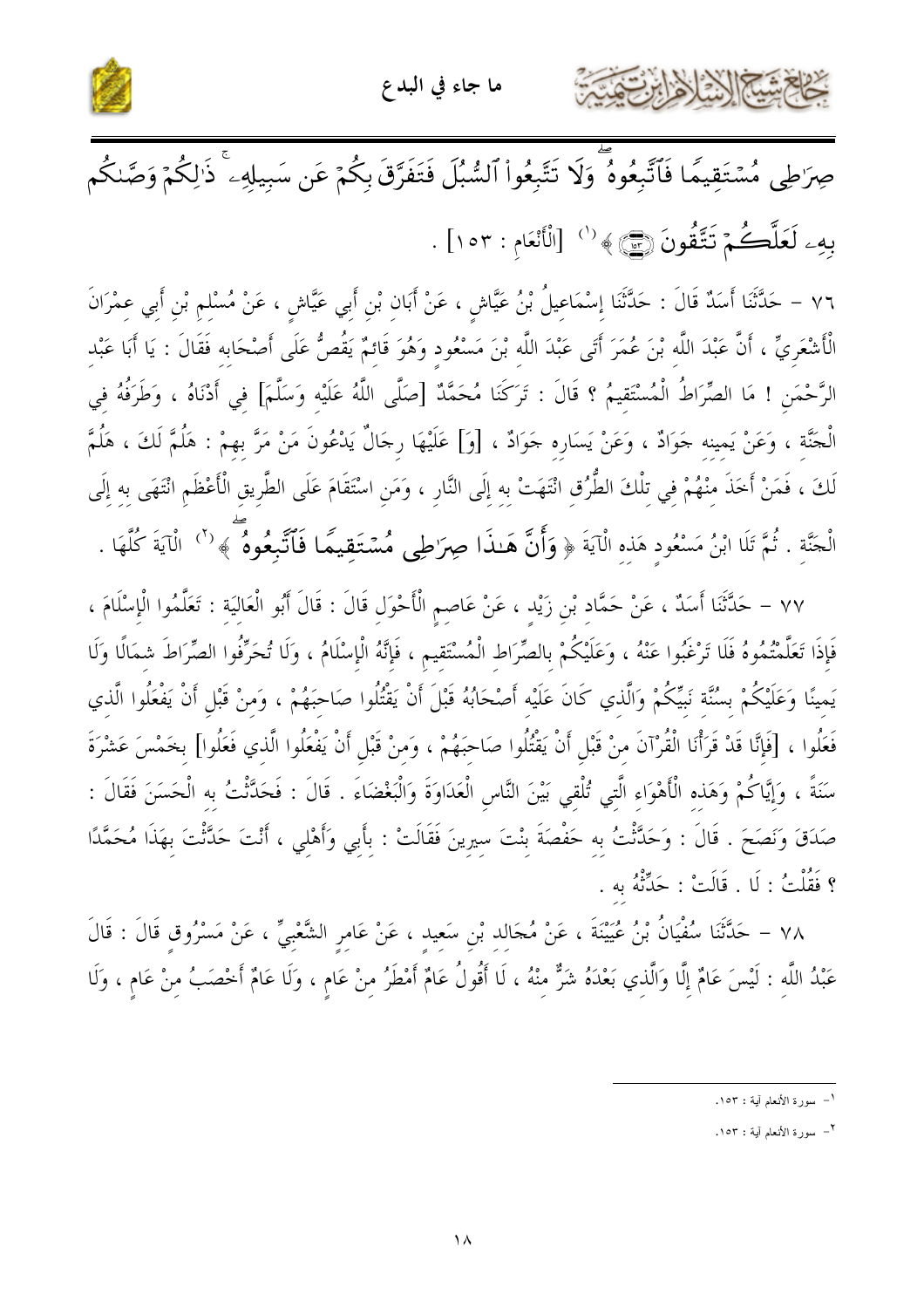صِرَاطِي مُسْتَقِيمًا فَاتَّبِعُوهُ وَلَا تَتَّبِعُوا السُّبُلَ فَتَفَرَّقَ بِكُمْ عَن سَبِيلِهِ ذَٰلِكُمْ وَصَّاكُم بِهِ لَعَلَّكُمْ تَتَّقُونَ ﴿١٥٣﴾ ﴾[1] [الْأَنْعَامِ : ١٥٣] .

٧٦ – حَدَّثَنَا أَسَدٌ قَالَ : حَدَّثَنَا إِسْمَاعِيلُ بْنُ عَيَّاشٍ ، عَنْ أَبَانِ بْنِ أَبِي عَيَّاشٍ ، عَنْ مُسْلِمِ بْنِ أَبِي عِمْرَانَ الْأَشْعَرِيِّ ، أَنَّ عَبْدَ اللَّهِ بْنَ عُمَرَ أَتَى عَبْدَ اللَّهِ بْنَ مَسْعُودٍ وَهُوَ قَائِمٌ يَقُصُّ عَلَى أَصْحَابِهِ فَقَالَ : يَا أَبَا عَبْدِ الرَّحْمَنِ ! مَا الصِّرَاطُ الْمُسْتَقِيمُ ؟ قَالَ : تَرَكَنَا مُحَمَّدٌ [صَلَّى اللَّهُ عَلَيْهِ وَسَلَّمَ] فِي أَدْنَاهُ ، وَطَرَفُهُ فِي الْجَنَّةِ ، وَعَنْ يَمِينِهِ جَوَادٌ ، وَعَنْ يَسَارِهِ جَوَادٌ ، [وَ] عَلَيْهَا رِجَالٌ يَدْعُونَ مَنْ مَرَّ بِهِمْ : هَلُمَّ لَكَ ، هَلُمَّ لَكَ ، فَمَنْ أَخَذَ مِنْهُمْ فِي تِلْكَ الطُّرُقِ انْتَهَتْ بِهِ إِلَى النَّارِ ، وَمَنِ اسْتَقَامَ عَلَى الطَّرِيقِ الْأَعْظَمِ انْتَهَى بِهِ إِلَى الْجَنَّةِ . ثُمَّ تَلَا ابْنُ مَسْعُودٍ هَذِهِ الْآيَةَ ﴿ وَأَنَّ هَـٰذَا صِرَاطِي مُسْتَقِيمًا فَاتَّبِعُوهُ ﴾[2] الْآيَةَ كُلَّهَا .

٧٧ – حَدَّثَنَا أَسَدٌ ، عَنْ حَمَّادِ بْنِ زَيْدٍ ، عَنْ عَاصِمٍ الْأَحْوَلِ قَالَ : قَالَ أَبُو الْعَالِيَةِ : تَعَلَّمُوا الْإِسْلَامَ ، فَإِذَا تَعَلَّمْتُمُوهُ فَلَا تَرْغَبُوا عَنْهُ ، وَعَلَيْكُمْ بِالصِّرَاطِ الْمُسْتَقِيمِ ، فَإِنَّهُ الْإِسْلَامُ ، وَلَا تُحَرِّفُوا الصِّرَاطَ شِمَالًا وَلَا يَمِينًا وَعَلَيْكُمْ بِسُنَّةِ نَبِيِّكُمْ وَالَّذِي كَانَ عَلَيْهِ أَصْحَابُهُ قَبْلَ أَنْ يَقْتُلُوا صَاحِبَهُمْ ، وَمِنْ قَبْلِ أَنْ يَفْعَلُوا الَّذِي فَعَلُوا ، [فَإِنَّا قَدْ قَرَأْنَا الْقُرْآنَ مِنْ قَبْلِ أَنْ يَقْتُلُوا صَاحِبَهُمْ ، وَمِنْ قَبْلِ أَنْ يَفْعَلُوا الَّذِي فَعَلُوا] بِخَمْسَ عَشْرَةَ سَنَةً ، وَإِيَّاكُمْ وَهَذِهِ الْأَهْوَاءِ الَّتِي تُلْقِي بَيْنَ النَّاسِ الْعَدَاوَةَ وَالْبَغْضَاءَ . قَالَ : فَحَدَّثْتُ بِهِ الْحَسَنَ فَقَالَ : صَدَقَ وَنَصَحَ . قَالَ : وَحَدَّثْتُ بِهِ حَفْصَةَ بِنْتَ سِيرِينَ فَقَالَتْ : بِأَبِي وَأَهْلِي ، أَنْتَ حَدَّثْتَ بِهَذَا مُحَمَّدًا ؟ فَقُلْتُ : لَا . قَالَتْ : حَدِّثْهُ بِهِ .

٧٨ – حَدَّثَنَا سُفْيَانُ بْنُ عُيَيْنَةَ ، عَنْ مُجَالِدِ بْنِ سَعِيدٍ ، عَنْ عَامِرٍ الشَّعْبِيِّ ، عَنْ مَسْرُوقٍ قَالَ : قَالَ عَبْدُ اللَّهِ : لَيْسَ عَامٌ إِلَّا وَالَّذِي بَعْدَهُ شَرٌّ مِنْهُ ، لَا أَقُولُ عَامٌ أَمْطَرُ مِنْ عَامٍ ، وَلَا عَامٌ أَخْصَبُ مِنْ عَامٍ ، وَلَا

---

[1] - سورة الأنعام آية : ١٥٣.

[2] - سورة الأنعام آية : ١٥٣.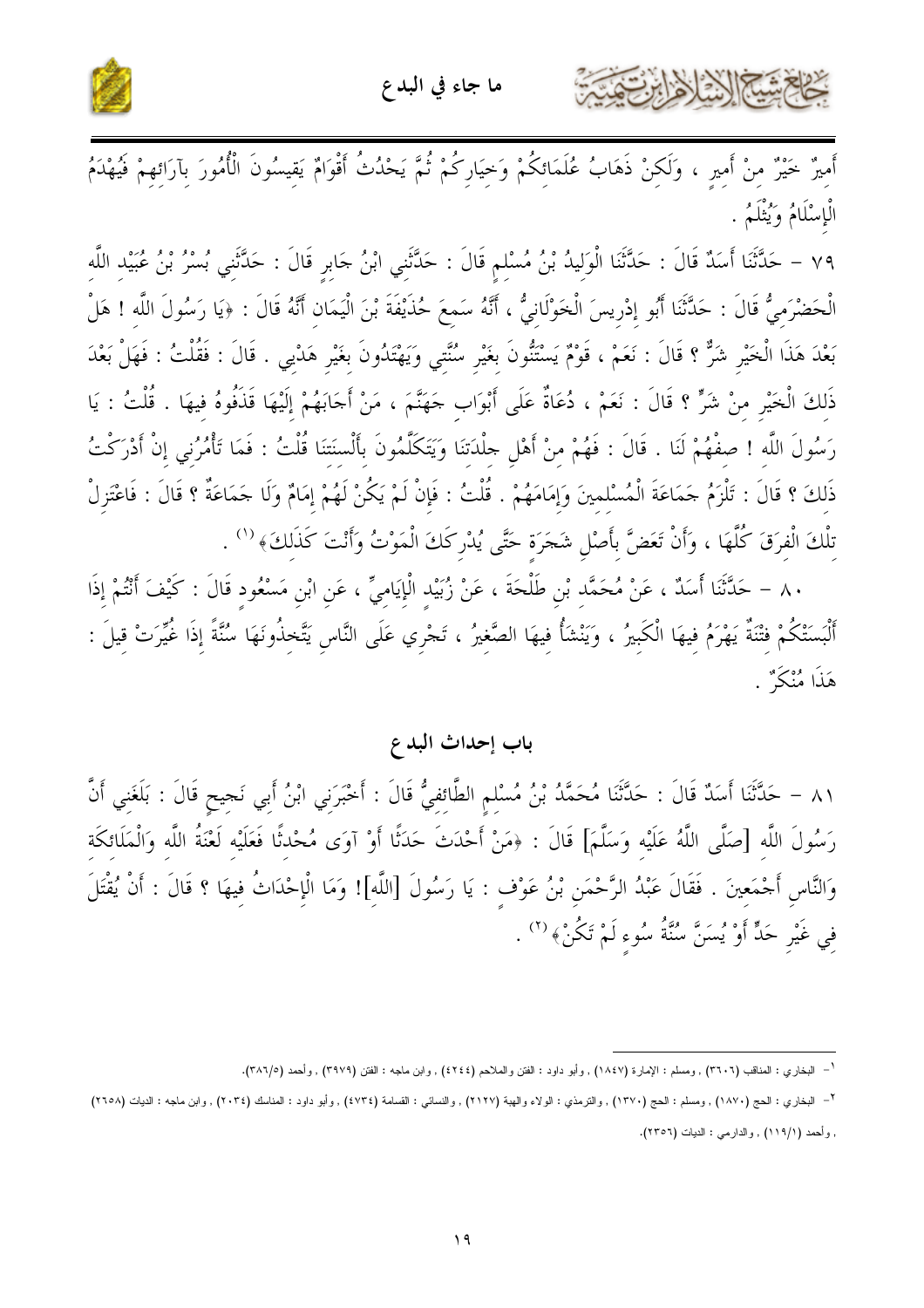أَمِيرٌ خَيْرٌ مِنْ أَمِيرٍ ، وَلَكِنْ ذَهَابُ عُلَمَائِكُمْ وَخِيَارِكُمْ ثُمَّ يَحْدُثُ أَقْوَامٌ يَقِيسُونَ الْأُمُورَ بِآرَائِهِمْ فَيُهْدَمُ الْإِسْلَامُ وَيُثْلَمُ .

٧٩ – حَدَّثَنَا أَسَدٌ قَالَ : حَدَّثَنَا الْوَلِيدُ بْنُ مُسْلِمٍ قَالَ : حَدَّثَنِي ابْنُ جَابِرٍ قَالَ : حَدَّثَنِي بُسْرُ بْنُ عُبَيْدِ اللَّهِ الْحَضْرَمِيُّ قَالَ : حَدَّثَنَا أَبُو إِدْرِيسَ الْخَوْلَانِيُّ ، أَنَّهُ سَمِعَ حُذَيْفَةَ بْنَ الْيَمَانِ أَنَّهُ قَالَ : ﴿يَا رَسُولَ اللَّهِ ! هَلْ بَعْدَ هَذَا الْخَيْرِ شَرٌّ ؟ قَالَ : نَعَمْ ، قَوْمٌ يَسْتَنُّونَ بِغَيْرِ سُنَّتِي وَيَهْتَدُونَ بِغَيْرِ هَدْيِي . قَالَ : فَقُلْتُ : فَهَلْ بَعْدَ ذَلِكَ الْخَيْرِ مِنْ شَرٍّ ؟ قَالَ : نَعَمْ ، دُعَاةٌ عَلَى أَبْوَابِ جَهَنَّمَ ، مَنْ أَجَابَهُمْ إِلَيْهَا قَذَفُوهُ فِيهَا . قُلْتُ : يَا رَسُولَ اللَّهِ ! صِفْهُمْ لَنَا . قَالَ : فَهُمْ مِنْ أَهْلِ جِلْدَتِنَا وَيَتَكَلَّمُونَ بِأَلْسِنَتِنَا قُلْتُ : فَمَا تَأْمُرُنِي إِنْ أَدْرَكْتُ ذَلِكَ ؟ قَالَ : تَلْزَمُ جَمَاعَةَ الْمُسْلِمِينَ وَإِمَامَهُمْ . قُلْتُ : فَإِنْ لَمْ يَكُنْ لَهُمْ إِمَامٌ وَلَا جَمَاعَةٌ ؟ قَالَ : فَاعْتَزِلْ تِلْكَ الْفِرَقَ كُلَّهَا ، وَأَنْ تَعَضَّ بِأَصْلِ شَجَرَةٍ حَتَّى يُدْرِكَكَ الْمَوْتُ وَأَنْتَ كَذَلِكَ﴾ [1] .

٨٠ – حَدَّثَنَا أَسَدٌ ، عَنْ مُحَمَّدِ بْنِ طَلْحَةَ ، عَنْ زُبَيْدٍ الْإِيَامِيِّ ، عَنِ ابْنِ مَسْعُودٍ قَالَ : كَيْفَ أَنْتُمْ إِذَا أَلْبَسَتْكُمْ فِتْنَةٌ يَهْرَمُ فِيهَا الْكَبِيرُ ، وَيَنْشَأُ فِيهَا الصَّغِيرُ ، تَجْرِي عَلَى النَّاسِ يَتَّخِذُونَهَا سُنَّةً إِذَا غُيِّرَتْ قِيلَ : هَذَا مُنْكَرٌ .

## باب إحداث البدع

٨١ – حَدَّثَنَا أَسَدٌ قَالَ : حَدَّثَنَا مُحَمَّدُ بْنُ مُسْلِمٍ الطَّائِفِيُّ قَالَ : أَخْبَرَنِي ابْنُ أَبِي نَجِيحٍ قَالَ : بَلَغَنِي أَنَّ رَسُولَ اللَّهِ [صَلَّى اللَّهُ عَلَيْهِ وَسَلَّمَ] قَالَ : ﴿مَنْ أَحْدَثَ حَدَثًا أَوْ آوَى مُحْدِثًا فَعَلَيْهِ لَعْنَةُ اللَّهِ وَالْمَلَائِكَةِ وَالنَّاسِ أَجْمَعِينَ . فَقَالَ عَبْدُ الرَّحْمَنِ بْنُ عَوْفٍ : يَا رَسُولَ [اللَّهِ]! وَمَا الْإِحْدَاثُ فِيهَا ؟ قَالَ : أَنْ يُقْتَلَ فِي غَيْرِ حَدٍّ أَوْ يُسَنَّ سُنَّةُ سُوءٍ لَمْ تَكُنْ﴾ [2] .

---

[1] البخاري : المناقب (٣٦٠٦) , ومسلم : الإمارة (١٨٤٧) , وأبو داود : الفتن والملاحم (٤٢٤٤) , وابن ماجه : الفتن (٣٩٧٩) , وأحمد (٥/٣٨٦).

[2] البخاري : الحج (١٨٧٠) , ومسلم : الحج (١٣٧٠) , والترمذي : الولاء والهبة (٢١٢٧) , والنسائي : القسامة (٤٧٣٤) , وأبو داود : المناسك (٢٠٣٤) , وابن ماجه : الديات (٢٦٥٨) , وأحمد (١/١١٩) , والدارمي : الديات (٢٣٥٦).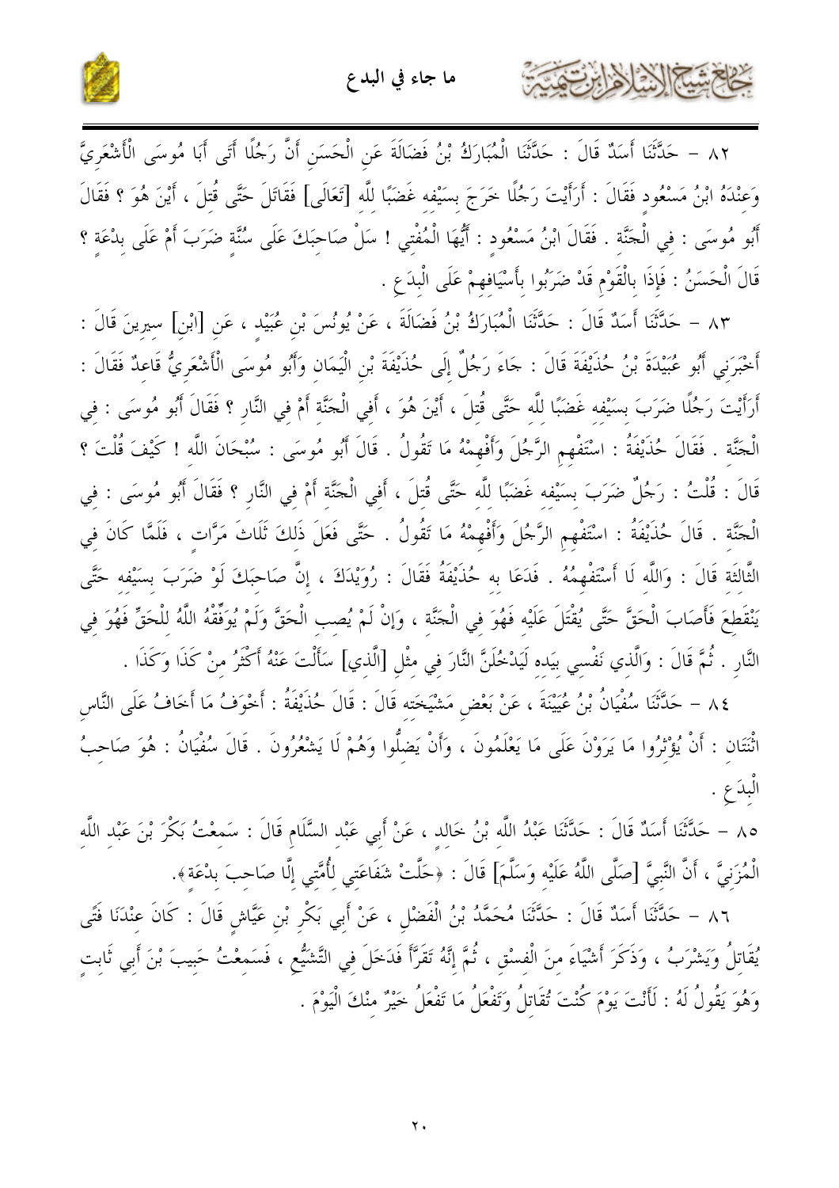٨٢ – حَدَّثَنَا أَسَدٌ قَالَ : حَدَّثَنَا الْمُبَارَكُ بْنُ فَضَالَةَ عَنِ الْحَسَنِ أَنَّ رَجُلًا أَتَى أَبَا مُوسَى الْأَشْعَرِيَّ وَعِنْدَهُ ابْنُ مَسْعُودٍ فَقَالَ : أَرَأَيْتَ رَجُلًا خَرَجَ بِسَيْفِهِ غَضَبًا لِلَّهِ [تَعَالَى] فَقَاتَلَ حَتَّى قُتِلَ ، أَيْنَ هُوَ ؟ فَقَالَ أَبُو مُوسَى : فِي الْجَنَّةِ . فَقَالَ ابْنُ مَسْعُودٍ : أَيُّهَا الْمُفْتِي ! سَلْ صَاحِبَكَ عَلَى سُنَّةٍ ضَرَبَ أَمْ عَلَى بِدْعَةٍ ؟ قَالَ الْحَسَنُ : فَإِذَا بِالْقَوْمِ قَدْ ضَرَبُوا بِأَسْيَافِهِمْ عَلَى الْبِدَعِ .

٨٣ – حَدَّثَنَا أَسَدٌ قَالَ : حَدَّثَنَا الْمُبَارَكُ بْنُ فَضَالَةَ ، عَنْ يُونُسَ بْنِ عُبَيْدٍ ، عَنِ [ابْنِ] سِيرِينَ قَالَ : أَخْبَرَنِي أَبُو عُبَيْدَةَ بْنُ حُذَيْفَةَ قَالَ : جَاءَ رَجُلٌ إِلَى حُذَيْفَةَ بْنِ الْيَمَانِ وَأَبُو مُوسَى الْأَشْعَرِيُّ قَاعِدٌ فَقَالَ : أَرَأَيْتَ رَجُلًا ضَرَبَ بِسَيْفِهِ غَضَبًا لِلَّهِ حَتَّى قُتِلَ ، أَيْنَ هُوَ ، أَفِي الْجَنَّةِ أَمْ فِي النَّارِ ؟ فَقَالَ أَبُو مُوسَى : فِي الْجَنَّةِ . فَقَالَ حُذَيْفَةُ : اسْتَفْهِمِ الرَّجُلَ وَأَفْهِمْهُ مَا تَقُولُ . قَالَ أَبُو مُوسَى : سُبْحَانَ اللَّهِ ! كَيْفَ قُلْتَ ؟ قَالَ : قُلْتُ : رَجُلٌ ضَرَبَ بِسَيْفِهِ غَضَبًا لِلَّهِ حَتَّى قُتِلَ ، أَفِي الْجَنَّةِ أَمْ فِي النَّارِ ؟ فَقَالَ أَبُو مُوسَى : فِي الْجَنَّةِ . قَالَ حُذَيْفَةُ : اسْتَفْهِمِ الرَّجُلَ وَأَفْهِمْهُ مَا تَقُولُ . حَتَّى فَعَلَ ذَلِكَ ثَلَاثَ مَرَّاتٍ ، فَلَمَّا كَانَ فِي الثَّالِثَةِ قَالَ : وَاللَّهِ لَا أَسْتَفْهِمُهُ . فَدَعَا بِهِ حُذَيْفَةُ فَقَالَ : رُوَيْدَكَ ، إِنَّ صَاحِبَكَ لَوْ ضَرَبَ بِسَيْفِهِ حَتَّى يَنْقَطِعَ فَأَصَابَ الْحَقَّ حَتَّى يُقْتَلَ عَلَيْهِ فَهُوَ فِي الْجَنَّةِ ، وَإِنْ لَمْ يُصِبِ الْحَقَّ وَلَمْ يُوَفِّقْهُ اللَّهُ لِلْحَقِّ فَهُوَ فِي النَّارِ . ثُمَّ قَالَ : وَالَّذِي نَفْسِي بِيَدِهِ لَيَدْخُلَنَّ النَّارَ فِي مِثْلِ [الَّذِي] سَأَلْتَ عَنْهُ أَكْثَرُ مِنْ كَذَا وَكَذَا .

٨٤ – حَدَّثَنَا سُفْيَانُ بْنُ عُيَيْنَةَ ، عَنْ بَعْضِ مَشْيَخَتِهِ قَالَ : قَالَ حُذَيْفَةُ : أَخْوَفُ مَا أَخَافُ عَلَى النَّاسِ اثْنَتَانِ : أَنْ يُؤْثِرُوا مَا يَرَوْنَ عَلَى مَا يَعْلَمُونَ ، وَأَنْ يَضِلُّوا وَهُمْ لَا يَشْعُرُونَ . قَالَ سُفْيَانُ : هُوَ صَاحِبُ الْبِدَعِ .

٨٥ – حَدَّثَنَا أَسَدٌ قَالَ : حَدَّثَنَا عَبْدُ اللَّهِ بْنُ خَالِدٍ ، عَنْ أَبِي عَبْدِ السَّلَامِ قَالَ : سَمِعْتُ بَكْرَ بْنَ عَبْدِ اللَّهِ الْمُزَنِيَّ ، أَنَّ النَّبِيَّ [صَلَّى اللَّهُ عَلَيْهِ وَسَلَّمَ] قَالَ : ﴿حَلَّتْ شَفَاعَتِي لِأُمَّتِي إِلَّا صَاحِبَ بِدْعَةٍ﴾.

٨٦ – حَدَّثَنَا أَسَدٌ قَالَ : حَدَّثَنَا مُحَمَّدُ بْنُ الْفَضْلِ ، عَنْ أَبِي بَكْرِ بْنِ عَيَّاشٍ قَالَ : كَانَ عِنْدَنَا فَتًى يُقَاتِلُ وَيَشْرَبُ ، وَذَكَرَ أَشْيَاءَ مِنَ الْفِسْقِ ، ثُمَّ إِنَّهُ تَقَرَّأَ فَدَخَلَ فِي التَّشَيُّعِ ، فَسَمِعْتُ حَبِيبَ بْنَ أَبِي ثَابِتٍ وَهُوَ يَقُولُ لَهُ : لَأَنْتَ يَوْمَ كُنْتَ تُقَاتِلُ وَتَفْعَلُ مَا تَفْعَلُ خَيْرٌ مِنْكَ الْيَوْمَ .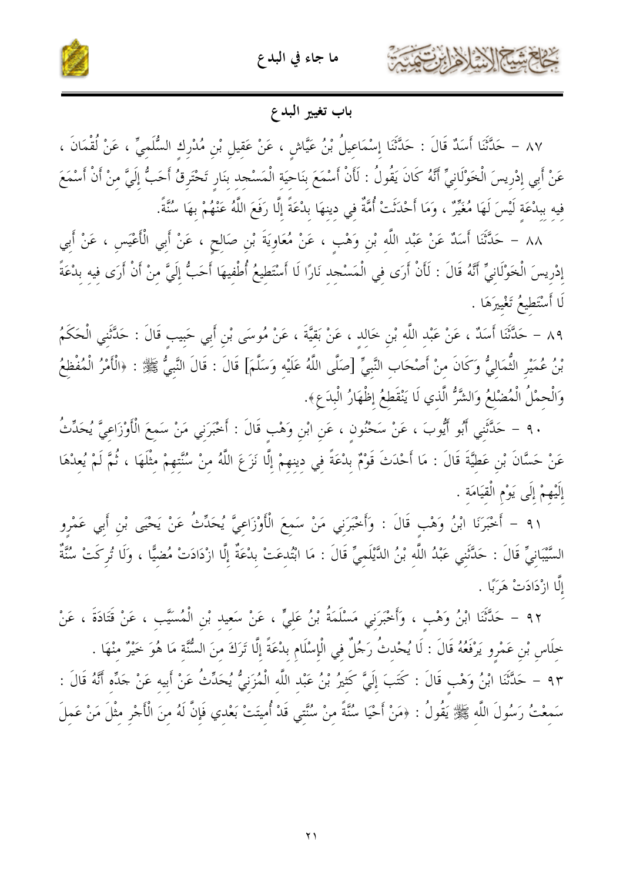## باب تغيير البدع

٨٧ – حَدَّثَنَا أَسَدٌ قَالَ : حَدَّثَنَا إِسْمَاعِيلُ بْنُ عَيَّاشٍ ، عَنْ عَقِيلِ بْنِ مُدْرِكٍ السُّلَمِيِّ ، عَنْ لُقْمَانَ ، عَنْ أَبِي إِدْرِيسَ الْخَوْلَانِيِّ أَنَّهُ كَانَ يَقُولُ : لَأَنْ أَسْمَعَ بِنَاحِيَةِ الْمَسْجِدِ بِنَارٍ تَحْتَرِقُ أَحَبُّ إِلَيَّ مِنْ أَنْ أَسْمَعَ فِيهِ بِبِدْعَةٍ لَيْسَ لَهَا مُغَيِّرٌ ، وَمَا أَحْدَثَتْ أُمَّةٌ فِي دِينِهَا بِدْعَةً إِلَّا رَفَعَ اللَّهُ عَنْهُمْ بِهَا سُنَّةً.

٨٨ – حَدَّثَنَا أَسَدٌ عَنْ عَبْدِ اللَّهِ بْنِ وَهْبٍ ، عَنْ مُعَاوِيَةَ بْنِ صَالِحٍ ، عَنْ أَبِي الْأَعْيَسِ ، عَنْ أَبِي إِدْرِيسَ الْخَوْلَانِيِّ أَنَّهُ قَالَ : لَأَنْ أَرَى فِي الْمَسْجِدِ نَارًا لَا أَسْتَطِيعُ أُطْفِيهَا أَحَبُّ إِلَيَّ مِنْ أَنْ أَرَى فِيهِ بِدْعَةً لَا أَسْتَطِيعُ تَغْيِيرَهَا .

٨٩ – حَدَّثَنَا أَسَدٌ ، عَنْ عَبْدِ اللَّهِ بْنِ خَالِدٍ ، عَنْ بَقِيَّةَ ، عَنْ مُوسَى بْنِ أَبِي حَبِيبٍ قَالَ : حَدَّثَنِي الْحَكَمُ بْنُ عُمَيْرٍ الثُّمَالِيُّ وَكَانَ مِنْ أَصْحَابِ النَّبِيِّ [صَلَّى اللَّهُ عَلَيْهِ وَسَلَّمَ] قَالَ : قَالَ النَّبِيُّ ﷺ : «الْأَمْرُ الْمُفْظِعُ وَالْحِمْلُ الْمُضْلِعُ وَالشَّرُّ الَّذِي لَا يَنْقَطِعُ إِظْهَارُ الْبِدَعِ».

٩٠ – حَدَّثَنِي أَبُو أَيُّوبَ ، عَنْ سَحْنُونٍ ، عَنِ ابْنِ وَهْبٍ قَالَ : أَخْبَرَنِي مَنْ سَمِعَ الْأَوْزَاعِيَّ يُحَدِّثُ عَنْ حَسَّانَ بْنِ عَطِيَّةَ قَالَ : مَا أَحْدَثَ قَوْمٌ بِدْعَةً فِي دِينِهِمْ إِلَّا نَزَعَ اللَّهُ مِنْ سُنَّتِهِمْ مِثْلَهَا ، ثُمَّ لَمْ يُعِدْهَا إِلَيْهِمْ إِلَى يَوْمِ الْقِيَامَةِ .

٩١ – أَخْبَرَنَا ابْنُ وَهْبٍ قَالَ : وَأَخْبَرَنِي مَنْ سَمِعَ الْأَوْزَاعِيَّ يُحَدِّثُ عَنْ يَحْيَى بْنِ أَبِي عَمْرٍو السَّيْبَانِيِّ قَالَ : حَدَّثَنِي عَبْدُ اللَّهِ بْنُ الدَّيْلَمِيِّ قَالَ : مَا ابْتُدِعَتْ بِدْعَةٌ إِلَّا ازْدَادَتْ مُضِيًّا ، وَلَا تُرِكَتْ سُنَّةٌ إِلَّا ازْدَادَتْ هَرَبًا .

٩٢ – حَدَّثَنَا ابْنُ وَهْبٍ ، وَأَخْبَرَنِي مَسْلَمَةُ بْنُ عَلِيٍّ ، عَنْ سَعِيدِ بْنِ الْمُسَيَّبِ ، عَنْ قَتَادَةَ ، عَنْ خِلَاسِ بْنِ عَمْرٍو يَرْفَعُهُ قَالَ : لَا يُحْدِثُ رَجُلٌ فِي الْإِسْلَامِ بِدْعَةً إِلَّا تَرَكَ مِنَ السُّنَّةِ مَا هُوَ خَيْرٌ مِنْهَا .

٩٣ – حَدَّثَنَا ابْنُ وَهْبٍ قَالَ : كَتَبَ إِلَيَّ كَثِيرُ بْنُ عَبْدِ اللَّهِ الْمُزَنِيُّ يُحَدِّثُ عَنْ أَبِيهِ عَنْ جَدِّهِ أَنَّهُ قَالَ : سَمِعْتُ رَسُولَ اللَّهِ ﷺ يَقُولُ : «مَنْ أَحْيَا سُنَّةً مِنْ سُنَّتِي قَدْ أُمِيتَتْ بَعْدِي فَإِنَّ لَهُ مِنَ الْأَجْرِ مِثْلَ مَنْ عَمِلَ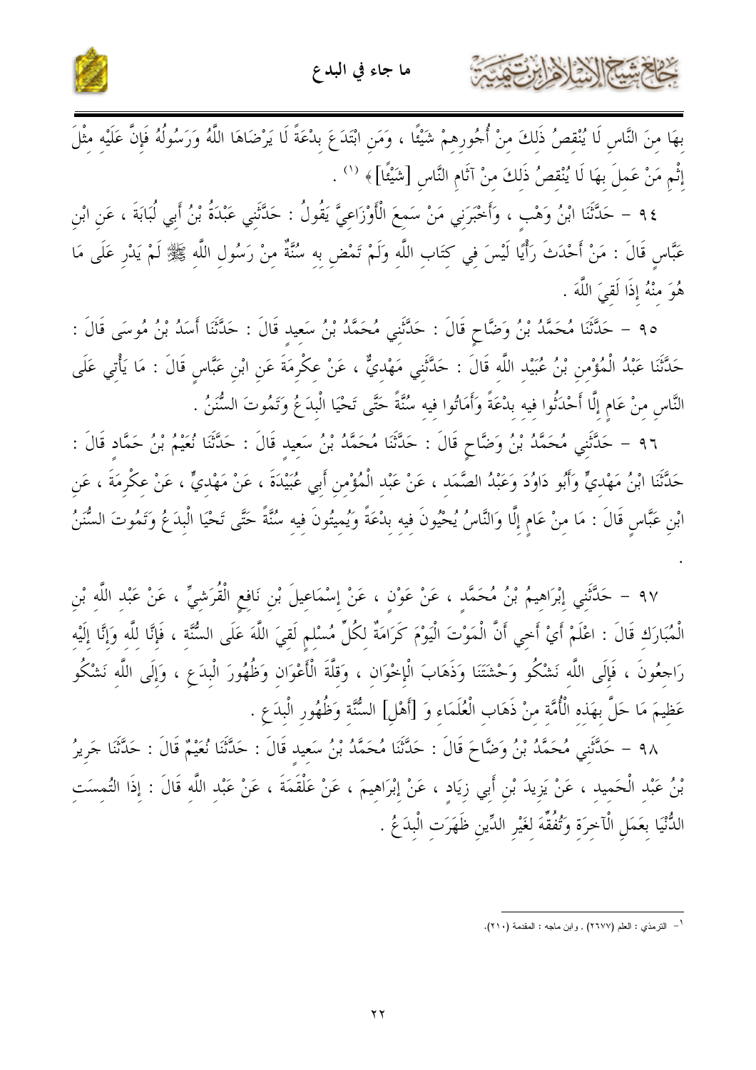بِهَا مِنَ النَّاسِ لَا يُنْقِصُ ذَلِكَ مِنْ أُجُورِهِمْ شَيْئًا ، وَمَنِ ابْتَدَعَ بِدْعَةً لَا يَرْضَاهَا اللَّهُ وَرَسُولُهُ فَإِنَّ عَلَيْهِ مِثْلَ إِثْمِ مَنْ عَمِلَ بِهَا لَا يُنْقِصُ ذَلِكَ مِنْ آثَامِ النَّاسِ [شَيْئًا] » [1] .

٩٤ – حَدَّثَنَا ابْنُ وَهْبٍ ، وَأَخْبَرَنِي مَنْ سَمِعَ الْأَوْزَاعِيَّ يَقُولُ : حَدَّثَنِي عَبْدَةُ بْنُ أَبِي لُبَابَةَ ، عَنِ ابْنِ عَبَّاسٍ قَالَ : مَنْ أَحْدَثَ رَأْيًا لَيْسَ فِي كِتَابِ اللَّهِ وَلَمْ تَمْضِ بِهِ سُنَّةٌ مِنْ رَسُولِ اللَّهِ ﷺ لَمْ يَدْرِ عَلَى مَا هُوَ مِنْهُ إِذَا لَقِيَ اللَّهَ .

٩٥ – حَدَّثَنَا مُحَمَّدُ بْنُ وَضَّاحٍ قَالَ : حَدَّثَنِي مُحَمَّدُ بْنُ سَعِيدٍ قَالَ : حَدَّثَنَا أَسَدُ بْنُ مُوسَى قَالَ : حَدَّثَنَا عَبْدُ الْمُؤْمِنِ بْنُ عُبَيْدِ اللَّهِ قَالَ : حَدَّثَنِي مَهْدِيٌّ ، عَنْ عِكْرِمَةَ عَنِ ابْنِ عَبَّاسٍ قَالَ : مَا يَأْتِي عَلَى النَّاسِ مِنْ عَامٍ إِلَّا أَحْدَثُوا فِيهِ بِدْعَةً وَأَمَاتُوا فِيهِ سُنَّةً حَتَّى تَحْيَا الْبِدَعُ وَتَمُوتَ السُّنَنُ .

٩٦ – حَدَّثَنِي مُحَمَّدُ بْنُ وَضَّاحٍ قَالَ : حَدَّثَنَا مُحَمَّدُ بْنُ سَعِيدٍ قَالَ : حَدَّثَنَا نُعَيْمُ بْنُ حَمَّادٍ قَالَ : حَدَّثَنَا ابْنُ مَهْدِيٍّ وَأَبُو دَاوُدَ وَعَبْدُ الصَّمَدِ ، عَنْ عَبْدِ الْمُؤْمِنِ أَبِي عُبَيْدَةَ ، عَنْ مَهْدِيٍّ ، عَنْ عِكْرِمَةَ ، عَنِ ابْنِ عَبَّاسٍ قَالَ : مَا مِنْ عَامٍ إِلَّا وَالنَّاسُ يُحْيُونَ فِيهِ بِدْعَةً وَيُمِيتُونَ فِيهِ سُنَّةً حَتَّى تَحْيَا الْبِدَعُ وَتَمُوتَ السُّنَنُ .

٩٧ – حَدَّثَنِي إِبْرَاهِيمُ بْنُ مُحَمَّدٍ ، عَنْ عَوْنٍ ، عَنْ إِسْمَاعِيلَ بْنِ نَافِعٍ الْقُرَشِيِّ ، عَنْ عَبْدِ اللَّهِ بْنِ الْمُبَارَكِ قَالَ : اعْلَمْ أَيْ أَخِي أَنَّ الْمَوْتَ الْيَوْمَ كَرَامَةٌ لِكُلِّ مُسْلِمٍ لَقِيَ اللَّهَ عَلَى السُّنَّةِ ، فَإِنَّا لِلَّهِ وَإِنَّا إِلَيْهِ رَاجِعُونَ ، فَإِلَى اللَّهِ نَشْكُو وَحْشَتَنَا وَذَهَابَ الْإِخْوَانِ ، وَقِلَّةَ الْأَعْوَانِ وَظُهُورَ الْبِدَعِ ، وَإِلَى اللَّهِ نَشْكُو عَظِيمَ مَا حَلَّ بِهَذِهِ الْأُمَّةِ مِنْ ذَهَابِ الْعُلَمَاءِ وَ [أَهْلِ] السُّنَّةِ وَظُهُورِ الْبِدَعِ .

٩٨ – حَدَّثَنِي مُحَمَّدُ بْنُ وَضَّاحَ قَالَ : حَدَّثَنَا مُحَمَّدُ بْنُ سَعِيدٍ قَالَ : حَدَّثَنَا نُعَيْمٌ قَالَ : حَدَّثَنَا جَرِيرُ بْنُ عَبْدِ الْحَمِيدِ ، عَنْ يَزِيدَ بْنِ أَبِي زِيَادٍ ، عَنْ إِبْرَاهِيمَ ، عَنْ عَلْقَمَةَ ، عَنْ عَبْدِ اللَّهِ قَالَ : إِذَا الْتُمِسَتِ الدُّنْيَا بِعَمَلِ الْآخِرَةِ وَتُفُقِّهَ لِغَيْرِ الدِّينِ ظَهَرَتِ الْبِدَعُ .

---

[1] - الترمذي : العلم (٢٦٧٧) , وابن ماجه : المقدمة (٢١٠).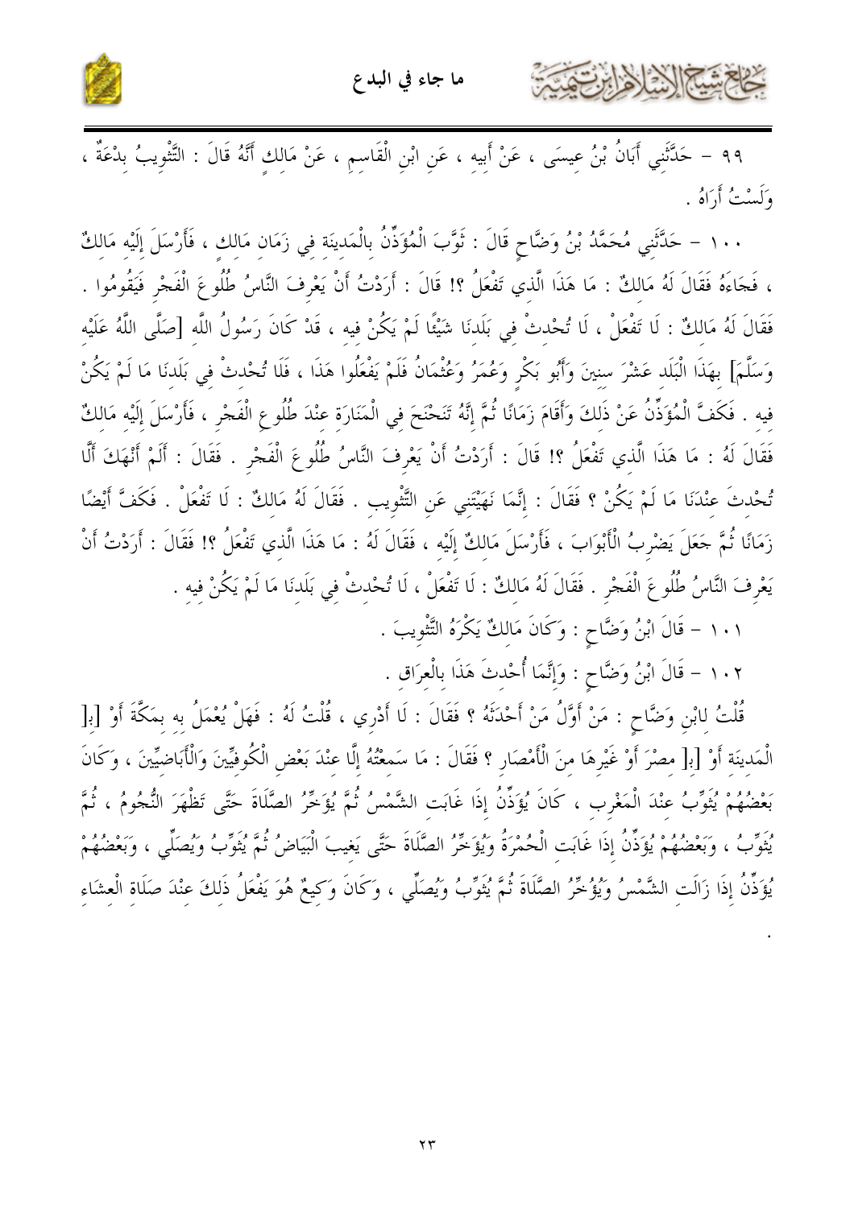٩٩ – حَدَّثَنِي أَبَانُ بْنُ عِيسَى ، عَنْ أَبِيهِ ، عَنِ ابْنِ الْقَاسِمِ ، عَنْ مَالِكٍ أَنَّهُ قَالَ : التَّثْوِيبُ بِدْعَةٌ ، وَلَسْتُ أَرَاهُ .

١٠٠ – حَدَّثَنِي مُحَمَّدُ بْنُ وَضَّاحٍ قَالَ : ثَوَّبَ الْمُؤَذِّنُ بِالْمَدِينَةِ فِي زَمَانِ مَالِكٍ ، فَأَرْسَلَ إِلَيْهِ مَالِكٌ ، فَجَاءَهُ فَقَالَ لَهُ مَالِكٌ : مَا هَذَا الَّذِي تَفْعَلُ ؟! قَالَ : أَرَدْتُ أَنْ يَعْرِفَ النَّاسُ طُلُوعَ الْفَجْرِ فَيَقُومُوا . فَقَالَ لَهُ مَالِكٌ : لَا تَفْعَلْ ، لَا تُحْدِثْ فِي بَلَدِنَا شَيْئًا لَمْ يَكُنْ فِيهِ ، قَدْ كَانَ رَسُولُ اللَّهِ [صَلَّى اللَّهُ عَلَيْهِ وَسَلَّمَ] بِهَذَا الْبَلَدِ عَشْرَ سِنِينَ وَأَبُو بَكْرٍ وَعُمَرُ وَعُثْمَانُ فَلَمْ يَفْعَلُوا هَذَا ، فَلَا تُحْدِثْ فِي بَلَدِنَا مَا لَمْ يَكُنْ فِيهِ . فَكَفَّ الْمُؤَذِّنُ عَنْ ذَلِكَ وَأَقَامَ زَمَانًا ثُمَّ إِنَّهُ تَنَحْنَحَ فِي الْمَنَارَةِ عِنْدَ طُلُوعِ الْفَجْرِ ، فَأَرْسَلَ إِلَيْهِ مَالِكٌ فَقَالَ لَهُ : مَا هَذَا الَّذِي تَفْعَلُ ؟! قَالَ : أَرَدْتُ أَنْ يَعْرِفَ النَّاسُ طُلُوعَ الْفَجْرِ . فَقَالَ : أَلَمْ أَنْهَكَ أَلَّا تُحْدِثَ عِنْدَنَا مَا لَمْ يَكُنْ ؟ فَقَالَ : إِنَّمَا نَهَيْتَنِي عَنِ التَّثْوِيبِ . فَقَالَ لَهُ مَالِكٌ : لَا تَفْعَلْ . فَكَفَّ أَيْضًا زَمَانًا ثُمَّ جَعَلَ يَضْرِبُ الْأَبْوَابَ ، فَأَرْسَلَ مَالِكٌ إِلَيْهِ ، فَقَالَ لَهُ : مَا هَذَا الَّذِي تَفْعَلُ ؟! فَقَالَ : أَرَدْتُ أَنْ يَعْرِفَ النَّاسُ طُلُوعَ الْفَجْرِ . فَقَالَ لَهُ مَالِكٌ : لَا تَفْعَلْ ، لَا تُحْدِثْ فِي بَلَدِنَا مَا لَمْ يَكُنْ فِيهِ .

١٠١ – قَالَ ابْنُ وَضَّاحٍ : وَكَانَ مَالِكٌ يَكْرَهُ التَّثْوِيبَ .

١٠٢ – قَالَ ابْنُ وَضَّاحٍ : وَإِنَّمَا أُحْدِثَ هَذَا بِالْعِرَاقِ .

قُلْتُ لِابْنِ وَضَّاحٍ : مَنْ أَوَّلُ مَنْ أَحْدَثَهُ ؟ فَقَالَ : لَا أَدْرِي ، قُلْتُ لَهُ : فَهَلْ يُعْمَلُ بِهِ بِمَكَّةَ أَوْ [بِ] الْمَدِينَةِ أَوْ [بِ] مِصْرَ أَوْ غَيْرِهَا مِنَ الْأَمْصَارِ ؟ فَقَالَ : مَا سَمِعْتُهُ إِلَّا عِنْدَ بَعْضِ الْكُوفِيِّينَ وَالْأَبَاضِيِّينَ ، وَكَانَ بَعْضُهُمْ يُثَوِّبُ عِنْدَ الْمَغْرِبِ ، كَانَ يُؤَذِّنُ إِذَا غَابَتِ الشَّمْسُ ثُمَّ يُؤَخِّرُ الصَّلَاةَ حَتَّى تَظْهَرَ النُّجُومُ ، ثُمَّ يُثَوِّبُ ، وَبَعْضُهُمْ يُؤَذِّنُ إِذَا غَابَتِ الْحُمْرَةُ وَيُؤَخِّرُ الصَّلَاةَ حَتَّى يَغِيبَ الْبَيَاضُ ثُمَّ يُثَوِّبُ وَيُصَلِّي ، وَبَعْضُهُمْ يُؤَذِّنُ إِذَا زَالَتِ الشَّمْسُ وَيُؤَخِّرُ الصَّلَاةَ ثُمَّ يُثَوِّبُ وَيُصَلِّي ، وَكَانَ وَكِيعٌ هُوَ يَفْعَلُ ذَلِكَ عِنْدَ صَلَاةِ الْعِشَاءِ .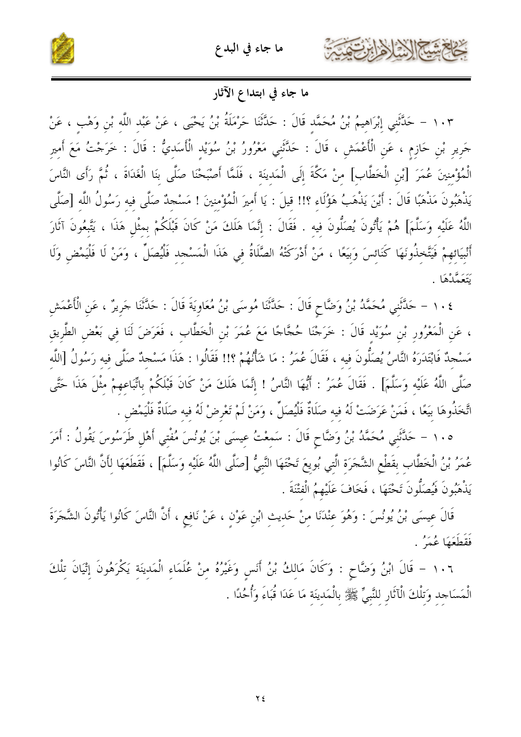## ما جاء في ابتداع الآثار

١٠٣ – حَدَّثَنِي إِبْرَاهِيمُ بْنُ مُحَمَّدٍ قَالَ : حَدَّثَنَا حَرْمَلَةُ بْنُ يَحْيَى ، عَنْ عَبْدِ اللَّهِ بْنِ وَهْبٍ ، عَنْ جَرِيرِ بْنِ حَازِمٍ ، عَنِ الْأَعْمَشِ ، قَالَ : حَدَّثَنِي مَعْرُورُ بْنُ سُوَيْدٍ الْأَسَدِيُّ : قَالَ : خَرَجْتُ مَعَ أَمِيرِ الْمُؤْمِنِينَ عُمَرَ [بْنِ الْخَطَّابِ] مِنْ مَكَّةَ إِلَى الْمَدِينَةِ ، فَلَمَّا أَصْبَحْنَا صَلَّى بِنَا الْغَدَاةَ ، ثُمَّ رَأَى النَّاسَ يَذْهَبُونَ مَذْهَبًا قَالَ : أَيْنَ يَذْهَبُ هَؤُلَاءِ ؟!! قِيلَ : يَا أَمِيرَ الْمُؤْمِنِينَ ! مَسْجِدٌ صَلَّى فِيهِ رَسُولُ اللَّهِ [صَلَّى اللَّهُ عَلَيْهِ وَسَلَّمَ] هُمْ يَأْتُونَ يُصَلُّونَ فِيهِ . فَقَالَ : إِنَّمَا هَلَكَ مَنْ كَانَ قَبْلَكُمْ بِمِثْلِ هَذَا ، يَتَّبِعُونَ آثَارَ أَنْبِيَائِهِمْ فَيَتَّخِذُونَهَا كَنَائِسَ وَبِيَعًا ، مَنْ أَدْرَكَتْهُ الصَّلَاةُ فِي هَذَا الْمَسْجِدِ فَلْيُصَلِّ ، وَمَنْ لَا فَلْيَمْضِ وَلَا يَتَعَمَّدْهَا .

١٠٤ – حَدَّثَنِي مُحَمَّدُ بْنُ وَضَّاحٍ قَالَ : حَدَّثَنَا مُوسَى بْنُ مُعَاوِيَةَ قَالَ : حَدَّثَنَا جَرِيرٌ ، عَنِ الْأَعْمَشِ ، عَنِ الْمَعْرُورِ بْنِ سُوَيْدٍ قَالَ : خَرَجْنَا حُجَّاجًا مَعَ عُمَرَ بْنِ الْخَطَّابِ ، فَعَرَضَ لَنَا فِي بَعْضِ الطَّرِيقِ مَسْجِدٌ فَابْتَدَرَهُ النَّاسُ يُصَلُّونَ فِيهِ ، فَقَالَ عُمَرُ : مَا شَأْنُهُمْ ؟!! فَقَالُوا : هَذَا مَسْجِدٌ صَلَّى فِيهِ رَسُولُ [اللَّهِ صَلَّى اللَّهُ عَلَيْهِ وَسَلَّمَ] . فَقَالَ عُمَرُ : أَيُّهَا النَّاسُ ! إِنَّمَا هَلَكَ مَنْ كَانَ قَبْلَكُمْ بِاتِّبَاعِهِمْ مِثْلَ هَذَا حَتَّى اتَّخَذُوهَا بِيَعًا ، فَمَنْ عَرَضَتْ لَهُ فِيهِ صَلَاةٌ فَلْيُصَلِّ ، وَمَنْ لَمْ تَعْرِضْ لَهُ فِيهِ صَلَاةٌ فَلْيَمْضِ .

١٠٥ – حَدَّثَنِي مُحَمَّدُ بْنُ وَضَّاحٍ قَالَ : سَمِعْتُ عِيسَى بْنَ يُونُسَ مُفْتِي أَهْلِ طَرَسُوسَ يَقُولُ : أَمَرَ عُمَرُ بْنُ الْخَطَّابِ بِقَطْعِ الشَّجَرَةِ الَّتِي بُويِعَ تَحْتَهَا النَّبِيُّ [صَلَّى اللَّهُ عَلَيْهِ وَسَلَّمَ] ، فَقَطَعَهَا لِأَنَّ النَّاسَ كَانُوا يَذْهَبُونَ فَيُصَلُّونَ تَحْتَهَا ، فَخَافَ عَلَيْهِمُ الْفِتْنَةَ .

قَالَ عِيسَى بْنُ يُونُسَ : وَهُوَ عِنْدَنَا مِنْ حَدِيثِ ابْنِ عَوْنٍ ، عَنْ نَافِعٍ ، أَنَّ النَّاسَ كَانُوا يَأْتُونَ الشَّجَرَةَ فَقَطَعَهَا عُمَرُ .

١٠٦ – قَالَ ابْنُ وَضَّاحٍ : وَكَانَ مَالِكُ بْنُ أَنَسٍ وَغَيْرُهُ مِنْ عُلَمَاءِ الْمَدِينَةِ يَكْرَهُونَ إِتْيَانَ تِلْكَ الْمَسَاجِدِ وَتِلْكَ الْآثَارِ لِلنَّبِيِّ ﷺ بِالْمَدِينَةِ مَا عَدَا قُبَاءَ وَأُحُدًا .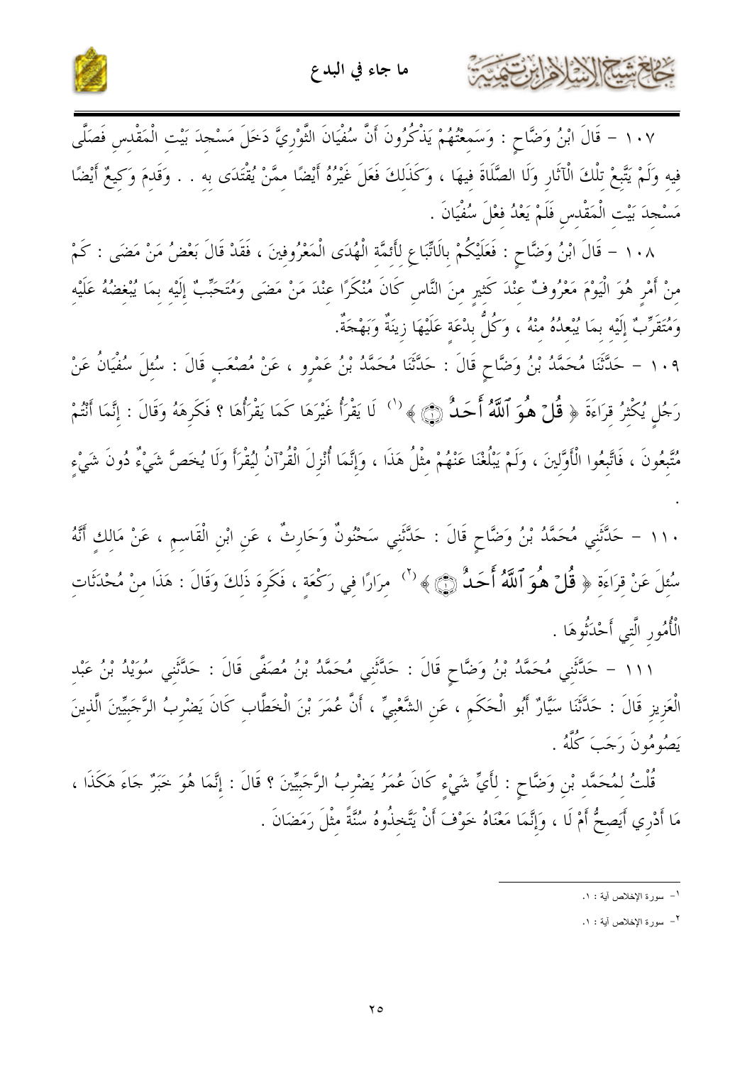١٠٧ – قَالَ ابْنُ وَضَّاحٍ : وَسَمِعْتُهُمْ يَذْكُرُونَ أَنَّ سُفْيَانَ الثَّوْرِيَّ دَخَلَ مَسْجِدَ بَيْتِ الْمَقْدِسِ فَصَلَّى فِيهِ وَلَمْ يَتَّبِعْ تِلْكَ الْآثَارِ وَلَا الصَّلَاةَ فِيهَا ، وَكَذَلِكَ فَعَلَ غَيْرُهُ أَيْضًا مِمَّنْ يُقْتَدَى بِهِ . . وَقَدِمَ وَكِيعٌ أَيْضًا مَسْجِدَ بَيْتِ الْمَقْدِسِ فَلَمْ يَعْدُ فِعْلَ سُفْيَانَ .

١٠٨ – قَالَ ابْنُ وَضَّاحٍ : فَعَلَيْكُمْ بِالِاتِّبَاعِ لِأَئِمَّةِ الْهُدَى الْمَعْرُوفِينَ ، فَقَدْ قَالَ بَعْضُ مَنْ مَضَى : كَمْ مِنْ أَمْرٍ هُوَ الْيَوْمَ مَعْرُوفٌ عِنْدَ كَثِيرٍ مِنَ النَّاسِ كَانَ مُنْكَرًا عِنْدَ مَنْ مَضَى وَمُتَحَبِّبٌ إِلَيْهِ بِمَا يُبْغِضُهُ عَلَيْهِ وَمُتَقَرِّبٌ إِلَيْهِ بِمَا يُبْعِدُهُ مِنْهُ ، وَكُلُّ بِدْعَةٍ عَلَيْهَا زِينَةٌ وَبَهْجَةٌ.

١٠٩ – حَدَّثَنَا مُحَمَّدُ بْنُ وَضَّاحٍ قَالَ : حَدَّثَنَا مُحَمَّدُ بْنُ عَمْرٍو ، عَنْ مُصْعَبٍ قَالَ : سُئِلَ سُفْيَانُ عَنْ رَجُلٍ يُكْثِرُ قِرَاءَةَ ﴿ قُلْ هُوَ ٱللَّهُ أَحَدٌ ﴾[1] لَا يَقْرَأُ غَيْرَهَا كَمَا يَقْرَأُهَا ؟ فَكَرِهَهُ وَقَالَ : إِنَّمَا أَنْتُمْ مُتَّبِعُونَ ، فَاتَّبِعُوا الْأَوَّلِينَ ، وَلَمْ يَبْلُغْنَا عَنْهُمْ مِثْلُ هَذَا ، وَإِنَّمَا أُنْزِلَ الْقُرْآنُ لِيُقْرَأَ وَلَا يُخَصَّ شَيْءٌ دُونَ شَيْءٍ .

١١٠ – حَدَّثَنِي مُحَمَّدُ بْنُ وَضَّاحٍ قَالَ : حَدَّثَنِي سَحْنُونٌ وَحَارِثٌ ، عَنِ ابْنِ الْقَاسِمِ ، عَنْ مَالِكٍ أَنَّهُ سُئِلَ عَنْ قِرَاءَةِ ﴿ قُلْ هُوَ ٱللَّهُ أَحَدٌ ﴾[2] مِرَارًا فِي رَكْعَةٍ ، فَكَرِهَ ذَلِكَ وَقَالَ : هَذَا مِنْ مُحْدَثَاتِ الْأُمُورِ الَّتِي أَحْدَثُوهَا .

١١١ – حَدَّثَنِي مُحَمَّدُ بْنُ وَضَّاحٍ قَالَ : حَدَّثَنِي مُحَمَّدُ بْنُ مُصَفًّى قَالَ : حَدَّثَنِي سُوَيْدُ بْنُ عَبْدِ الْعَزِيزِ قَالَ : حَدَّثَنَا سَيَّارٌ أَبُو الْحَكَمِ ، عَنِ الشَّعْبِيِّ ، أَنَّ عُمَرَ بْنَ الْخَطَّابِ كَانَ يَضْرِبُ الرَّجَبِيِّينَ الَّذِينَ يَصُومُونَ رَجَبَ كُلَّهُ .

قُلْتُ لِمُحَمَّدِ بْنِ وَضَّاحٍ : لِأَيِّ شَيْءٍ كَانَ عُمَرُ يَضْرِبُ الرَّجَبِيِّينَ ؟ قَالَ : إِنَّمَا هُوَ خَبَرٌ جَاءَ هَكَذَا ، مَا أَدْرِي أَيَصِحُّ أَمْ لَا ، وَإِنَّمَا مَعْنَاهُ خَوْفَ أَنْ يَتَّخِذُوهُ سُنَّةً مِثْلَ رَمَضَانَ .

---

[1] - سورة الإخلاص آية : ١.

[2] - سورة الإخلاص آية : ١.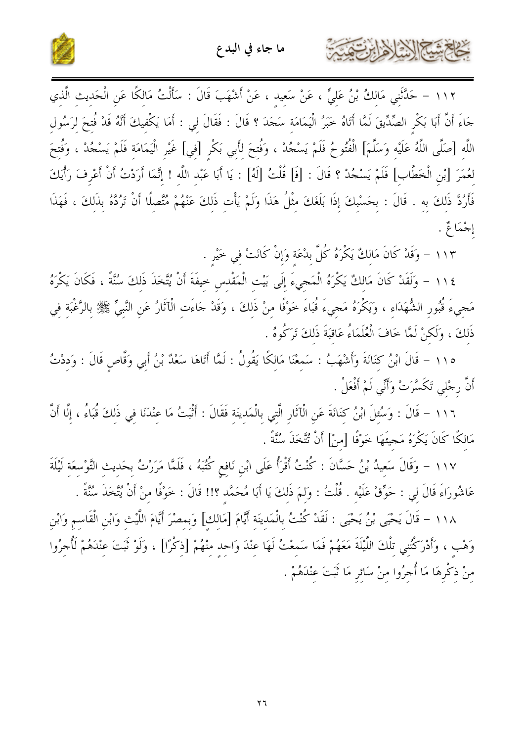١١٢ – حَدَّثَنِي مَالِكُ بْنُ عَلِيٍّ ، عَنْ سَعِيدٍ ، عَنْ أَشْهَبَ قَالَ : سَأَلْتُ مَالِكًا عَنِ الْحَدِيثِ الَّذِي جَاءَ أَنَّ أَبَا بَكْرٍ الصِّدِّيقَ لَمَّا أَتَاهُ خَبَرُ الْيَمَامَةِ سَجَدَ ؟ قَالَ : فَقَالَ لِي : أَمَا يَكْفِيكَ أَنَّهُ قَدْ فُتِحَ لِرَسُولِ اللَّهِ [صَلَّى اللَّهُ عَلَيْهِ وَسَلَّمَ] الْفُتُوحُ فَلَمْ يَسْجُدْ ، وَفُتِحَ لِأَبِي بَكْرٍ [فِي] غَيْرِ الْيَمَامَةِ فَلَمْ يَسْجُدْ ، وَفُتِحَ لِعُمَرَ [بْنِ الْخَطَّابِ] فَلَمْ يَسْجُدْ ؟ قَالَ : [فَ] قُلْتُ [لَهُ] : يَا أَبَا عَبْدِ اللَّهِ ! إِنَّمَا أَرَدْتُ أَنْ أَعْرِفَ رَأْيَكَ فَأَرُدَّ ذَلِكَ بِهِ . قَالَ : بِحَسْبِكَ إِذَا بَلَغَكَ مِثْلُ هَذَا وَلَمْ يَأْتِ ذَلِكَ عَنْهُمْ مُتَّصِلًا أَنْ تَرُدَّهُ بِذَلِكَ ، فَهَذَا إِجْمَاعٌ .

١١٣ – وَقَدْ كَانَ مَالِكٌ يَكْرَهُ كُلَّ بِدْعَةٍ وَإِنْ كَانَتْ فِي خَيْرٍ .

١١٤ – وَلَقَدْ كَانَ مَالِكٌ يَكْرَهُ الْمَجِيءَ إِلَى بَيْتِ الْمَقْدِسِ خِيفَةَ أَنْ يُتَّخَذَ ذَلِكَ سُنَّةً ، فَكَانَ يَكْرَهُ مَجِيءَ قُبُورِ الشُّهَدَاءِ ، وَيَكْرَهُ مَجِيءَ قُبَاءَ خَوْفًا مِنْ ذَلِكَ ، وَقَدْ جَاءَتِ الْآثَارُ عَنِ النَّبِيِّ ﷺ بِالرَّغْبَةِ فِي ذَلِكَ ، وَلَكِنْ لَمَّا خَافَ الْعُلَمَاءُ عَاقِبَةَ ذَلِكَ تَرَكُوهُ .

١١٥ – قَالَ ابْنُ كِنَانَةَ وَأَشْهَبُ : سَمِعْنَا مَالِكًا يَقُولُ : لَمَّا أَتَاهَا سَعْدُ بْنُ أَبِي وَقَّاصٍ قَالَ : وَدِدْتُ أَنَّ رِجْلِي تَكَسَّرَتْ وَأَنِّي لَمْ أَفْعَلْ .

١١٦ – قَالَ : وَسُئِلَ ابْنُ كِنَانَةَ عَنِ الْآثَارِ الَّتِي بِالْمَدِينَةِ فَقَالَ : أَثْبَتُ مَا عِنْدَنَا فِي ذَلِكَ قُبَاءُ ، إِلَّا أَنَّ مَالِكًا كَانَ يَكْرَهُ مَجِيئَهَا خَوْفًا [مِنْ] أَنْ تُتَّخَذَ سُنَّةً .

١١٧ – وَقَالَ سَعِيدُ بْنُ حَسَّانَ : كُنْتُ أَقْرَأُ عَلَى ابْنِ نَافِعٍ كُتُبَهُ ، فَلَمَّا مَرَرْتُ بِحَدِيثِ التَّوْسِعَةِ لَيْلَةَ عَاشُورَاءَ قَالَ لِي : حَوِّقْ عَلَيْهِ . قُلْتُ : وَلِمَ ذَلِكَ يَا أَبَا مُحَمَّدٍ ؟!! قَالَ : خَوْفًا مِنْ أَنْ يُتَّخَذَ سُنَّةً .

١١٨ – قَالَ يَحْيَى بْنُ يَحْيَى : لَقَدْ كُنْتُ بِالْمَدِينَةِ أَيَّامَ [مَالِكٍ] وَبِمِصْرَ أَيَّامَ اللَّيْثِ وَابْنِ الْقَاسِمِ وَابْنِ وَهْبٍ ، وَأَدْرَكَتْنِي تِلْكَ اللَّيْلَةَ مَعَهُمْ فَمَا سَمِعْتُ لَهَا عِنْدَ وَاحِدٍ مِنْهُمْ [ذِكْرًا] ، وَلَوْ ثَبَتَ عِنْدَهُمْ لَأُجِرُوا مِنْ ذِكْرِهَا مَا أُجِرُوا مِنْ سَائِرِ مَا ثَبَتَ عِنْدَهُمْ .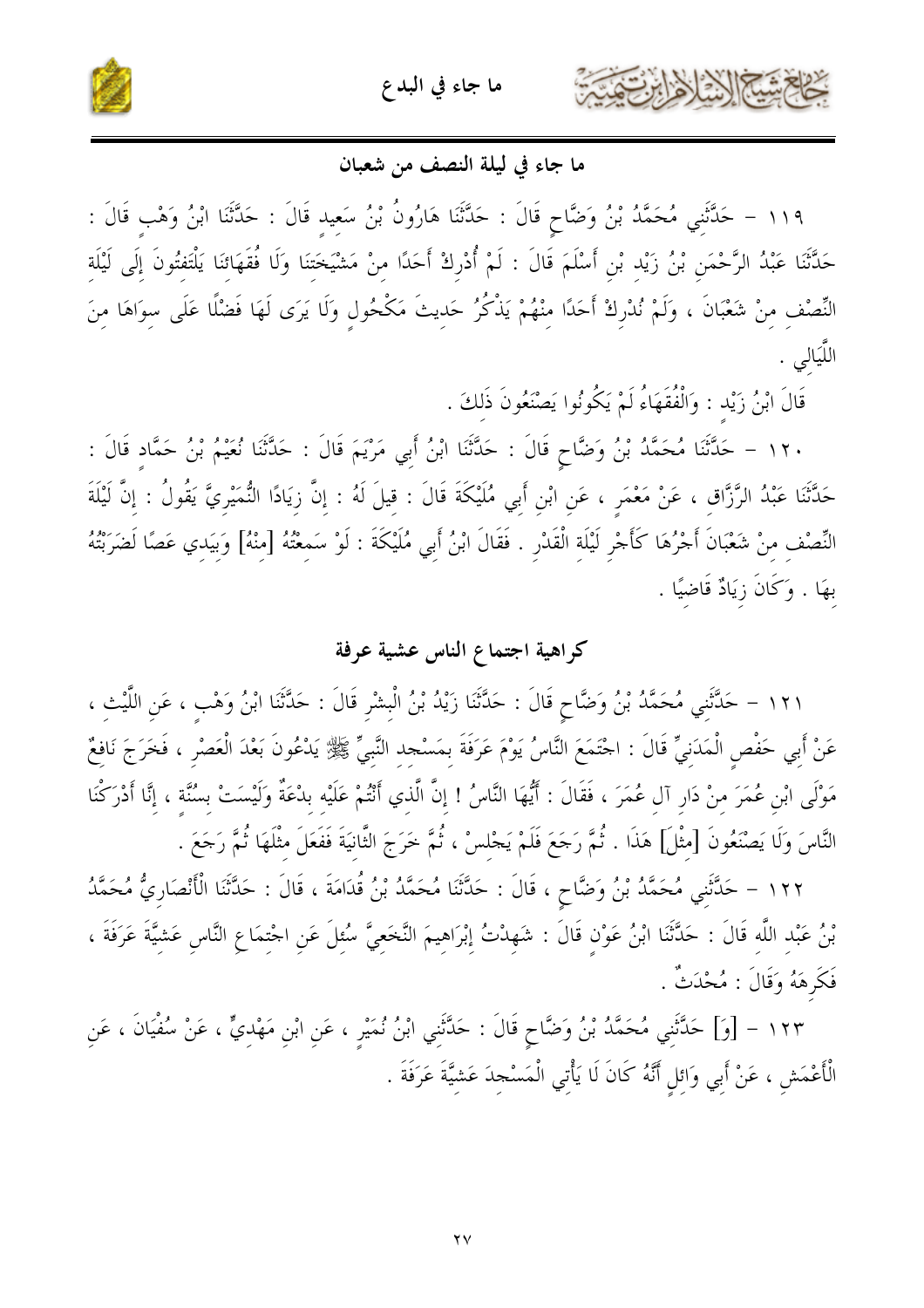## ما جاء في ليلة النصف من شعبان

١١٩ – حَدَّثَنِي مُحَمَّدُ بْنُ وَضَّاحٍ قَالَ : حَدَّثَنَا هَارُونُ بْنُ سَعِيدٍ قَالَ : حَدَّثَنَا ابْنُ وَهْبٍ قَالَ : حَدَّثَنَا عَبْدُ الرَّحْمَنِ بْنُ زَيْدِ بْنِ أَسْلَمَ قَالَ : لَمْ أُدْرِكْ أَحَدًا مِنْ مَشْيَخَتِنَا وَلَا فُقَهَائِنَا يَلْتَفِتُونَ إِلَى لَيْلَةِ النِّصْفِ مِنْ شَعْبَانَ ، وَلَمْ نُدْرِكْ أَحَدًا مِنْهُمْ يَذْكُرُ حَدِيثَ مَكْحُولٍ وَلَا يَرَى لَهَا فَضْلًا عَلَى سِوَاهَا مِنَ اللَّيَالِي .

قَالَ ابْنُ زَيْدٍ : وَالْفُقَهَاءُ لَمْ يَكُونُوا يَصْنَعُونَ ذَلِكَ .

١٢٠ – حَدَّثَنَا مُحَمَّدُ بْنُ وَضَّاحٍ قَالَ : حَدَّثَنَا ابْنُ أَبِي مَرْيَمَ قَالَ : حَدَّثَنَا نُعَيْمُ بْنُ حَمَّادٍ قَالَ : حَدَّثَنَا عَبْدُ الرَّزَّاقِ ، عَنْ مَعْمَرٍ ، عَنِ ابْنِ أَبِي مُلَيْكَةَ قَالَ : قِيلَ لَهُ : إِنَّ زِيَادًا النُّمَيْرِيَّ يَقُولُ : إِنَّ لَيْلَةَ النِّصْفِ مِنْ شَعْبَانَ أَجْرُهَا كَأَجْرِ لَيْلَةِ الْقَدْرِ . فَقَالَ ابْنُ أَبِي مُلَيْكَةَ : لَوْ سَمِعْتُهُ [مِنْهُ] وَبِيَدِي عَصًا لَضَرَبْتُهُ بِهَا . وَكَانَ زِيَادٌ قَاصِيًا .

## كراهية اجتماع الناس عشية عرفة

١٢١ – حَدَّثَنِي مُحَمَّدُ بْنُ وَضَّاحٍ قَالَ : حَدَّثَنَا زَيْدُ بْنُ الْبِشْرِ قَالَ : حَدَّثَنَا ابْنُ وَهْبٍ ، عَنِ اللَّيْثِ ، عَنْ أَبِي حَفْصٍ الْمَدَنِيِّ قَالَ : اجْتَمَعَ النَّاسُ يَوْمَ عَرَفَةَ بِمَسْجِدِ النَّبِيِّ ﷺ يَدْعُونَ بَعْدَ الْعَصْرِ ، فَخَرَجَ نَافِعٌ مَوْلَى ابْنِ عُمَرَ مِنْ دَارِ آلِ عُمَرَ ، فَقَالَ : أَيُّهَا النَّاسُ ! إِنَّ الَّذِي أَنْتُمْ عَلَيْهِ بِدْعَةٌ وَلَيْسَتْ بِسُنَّةٍ ، إِنَّا أَدْرَكْنَا النَّاسَ وَلَا يَصْنَعُونَ [مِثْلَ] هَذَا . ثُمَّ رَجَعَ فَلَمْ يَجْلِسْ ، ثُمَّ خَرَجَ الثَّانِيَةَ فَفَعَلَ مِثْلَهَا ثُمَّ رَجَعَ .

١٢٢ – حَدَّثَنِي مُحَمَّدُ بْنُ وَضَّاحٍ ، قَالَ : حَدَّثَنَا مُحَمَّدُ بْنُ قُدَامَةَ ، قَالَ : حَدَّثَنَا الْأَنْصَارِيُّ مُحَمَّدُ بْنُ عَبْدِ اللَّهِ قَالَ : حَدَّثَنَا ابْنُ عَوْنٍ قَالَ : شَهِدْتُ إِبْرَاهِيمَ النَّخَعِيَّ سُئِلَ عَنِ اجْتِمَاعِ النَّاسِ عَشِيَّةَ عَرَفَةَ ، فَكَرِهَهُ وَقَالَ : مُحْدَثٌ .

١٢٣ – [وَ] حَدَّثَنِي مُحَمَّدُ بْنُ وَضَّاحٍ قَالَ : حَدَّثَنِي ابْنُ نُمَيْرٍ ، عَنِ ابْنِ مَهْدِيٍّ ، عَنْ سُفْيَانَ ، عَنِ الْأَعْمَشِ ، عَنْ أَبِي وَائِلٍ أَنَّهُ كَانَ لَا يَأْتِي الْمَسْجِدَ عَشِيَّةَ عَرَفَةَ .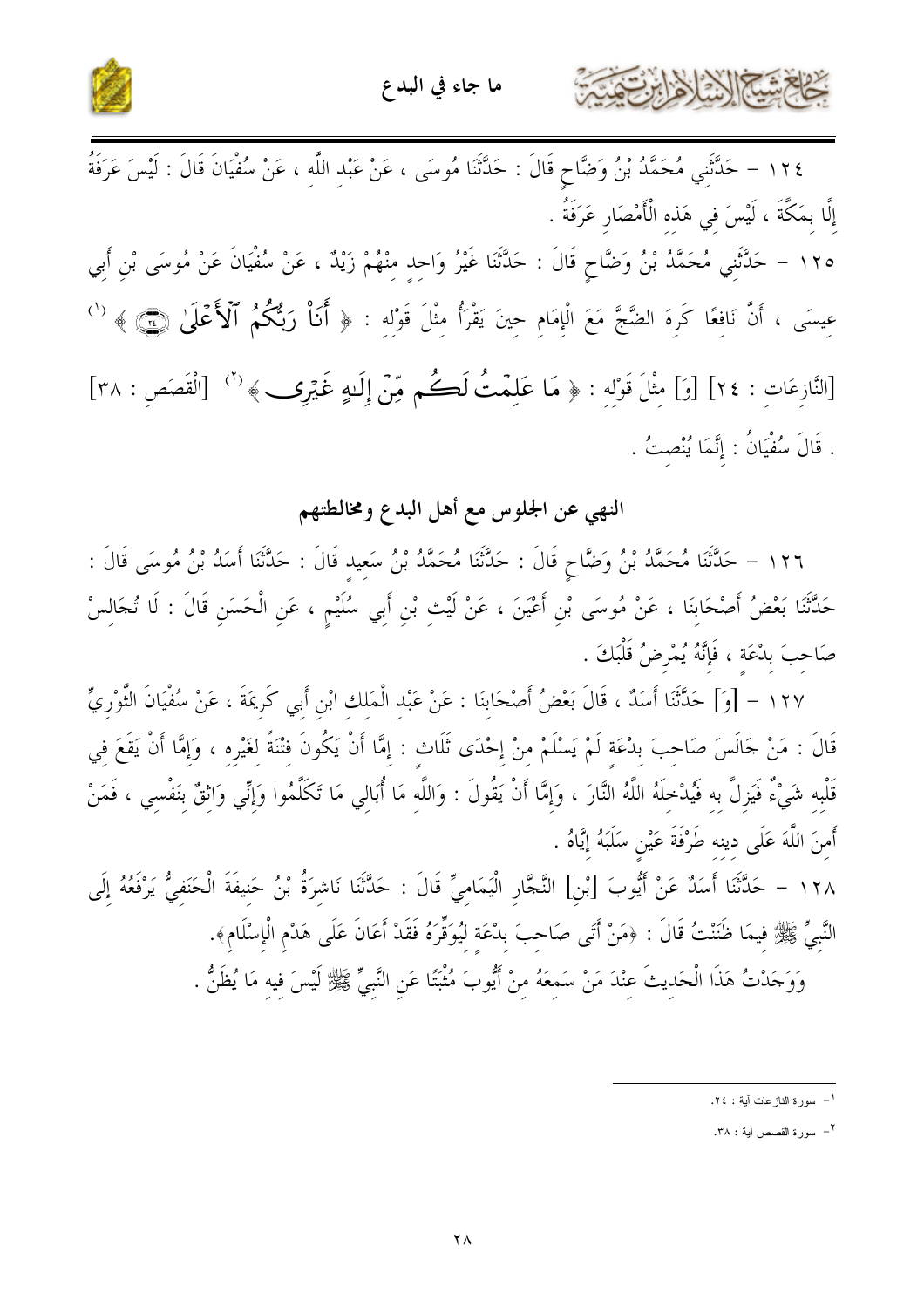١٢٤ – حَدَّثَنِي مُحَمَّدُ بْنُ وَضَّاحٍ قَالَ : حَدَّثَنَا مُوسَى ، عَنْ عَبْدِ اللَّهِ ، عَنْ سُفْيَانَ قَالَ : لَيْسَ عَرَفَةُ إِلَّا بِمَكَّةَ ، لَيْسَ فِي هَذِهِ الْأَمْصَارِ عَرَفَةُ .

١٢٥ – حَدَّثَنِي مُحَمَّدُ بْنُ وَضَّاحٍ قَالَ : حَدَّثَنَا غَيْرُ وَاحِدٍ مِنْهُمْ زَيْدٌ ، عَنْ سُفْيَانَ عَنْ مُوسَى بْنِ أَبِي عِيسَى ، أَنَّ نَافِعًا كَرِهَ الضَّجَّ مَعَ الْإِمَامِ حِينَ يَقْرَأُ مِثْلَ قَوْلِهِ : ﴿ أَنَا۠ رَبُّكُمُ ٱلۡأَعۡلَىٰ ﴾[1] [النَّازِعَاتِ : ٢٤] [وَ] مِثْلَ قَوْلِهِ : ﴿ مَا عَلِمۡتُ لَكُم مِّنۡ إِلَٰهٍ غَيۡرِي ﴾[2] [الْقَصَصِ : ٣٨] . قَالَ سُفْيَانُ : إِنَّمَا يُنْصِتُ .

## النهي عن الجلوس مع أهل البدع ومخالطتهم

١٢٦ – حَدَّثَنَا مُحَمَّدُ بْنُ وَضَّاحٍ قَالَ : حَدَّثَنَا مُحَمَّدُ بْنُ سَعِيدٍ قَالَ : حَدَّثَنَا أَسَدُ بْنُ مُوسَى قَالَ : حَدَّثَنَا بَعْضُ أَصْحَابِنَا ، عَنْ مُوسَى بْنِ أَعْيَنَ ، عَنْ لَيْثِ بْنِ أَبِي سُلَيْمٍ ، عَنِ الْحَسَنِ قَالَ : لَا تُجَالِسْ صَاحِبَ بِدْعَةٍ ، فَإِنَّهُ يُمْرِضُ قَلْبَكَ .

١٢٧ – [وَ] حَدَّثَنَا أَسَدٌ ، قَالَ بَعْضُ أَصْحَابِنَا : عَنْ عَبْدِ الْمَلِكِ ابْنِ أَبِي كَرِيمَةَ ، عَنْ سُفْيَانَ الثَّوْرِيِّ قَالَ : مَنْ جَالَسَ صَاحِبَ بِدْعَةٍ لَمْ يَسْلَمْ مِنْ إِحْدَى ثَلَاثٍ : إِمَّا أَنْ يَكُونَ فِتْنَةً لِغَيْرِهِ ، وَإِمَّا أَنْ يَقَعَ فِي قَلْبِهِ شَيْءٌ فَيَزِلَّ بِهِ فَيُدْخِلَهُ اللَّهُ النَّارَ ، وَإِمَّا أَنْ يَقُولَ : وَاللَّهِ مَا أُبَالِي مَا تَكَلَّمُوا وَإِنِّي وَاثِقٌ بِنَفْسِي ، فَمَنْ أَمِنَ اللَّهَ عَلَى دِينِهِ طَرْفَةَ عَيْنٍ سَلَبَهُ إِيَّاهُ .

١٢٨ – حَدَّثَنَا أَسَدٌ عَنْ أَيُّوبَ [بْنِ] النَّجَّارِ الْيَمَامِيِّ قَالَ : حَدَّثَنَا نَاشِرَةُ بْنُ حَنِيفَةَ الْحَنَفِيُّ يَرْفَعُهُ إِلَى النَّبِيِّ ﷺ فِيمَا ظَنَنْتُ قَالَ : «مَنْ أَتَى صَاحِبَ بِدْعَةٍ لِيُوَقِّرَهُ فَقَدْ أَعَانَ عَلَى هَدْمِ الْإِسْلَامِ».

وَوَجَدْتُ هَذَا الْحَدِيثَ عِنْدَ مَنْ سَمِعَهُ مِنْ أَيُّوبَ مُثْبَتًا عَنِ النَّبِيِّ ﷺ لَيْسَ فِيهِ مَا يُظَنُّ .

---

[1] - سورة النازعات آية : ٢٤.

[2] - سورة القصص آية : ٣٨.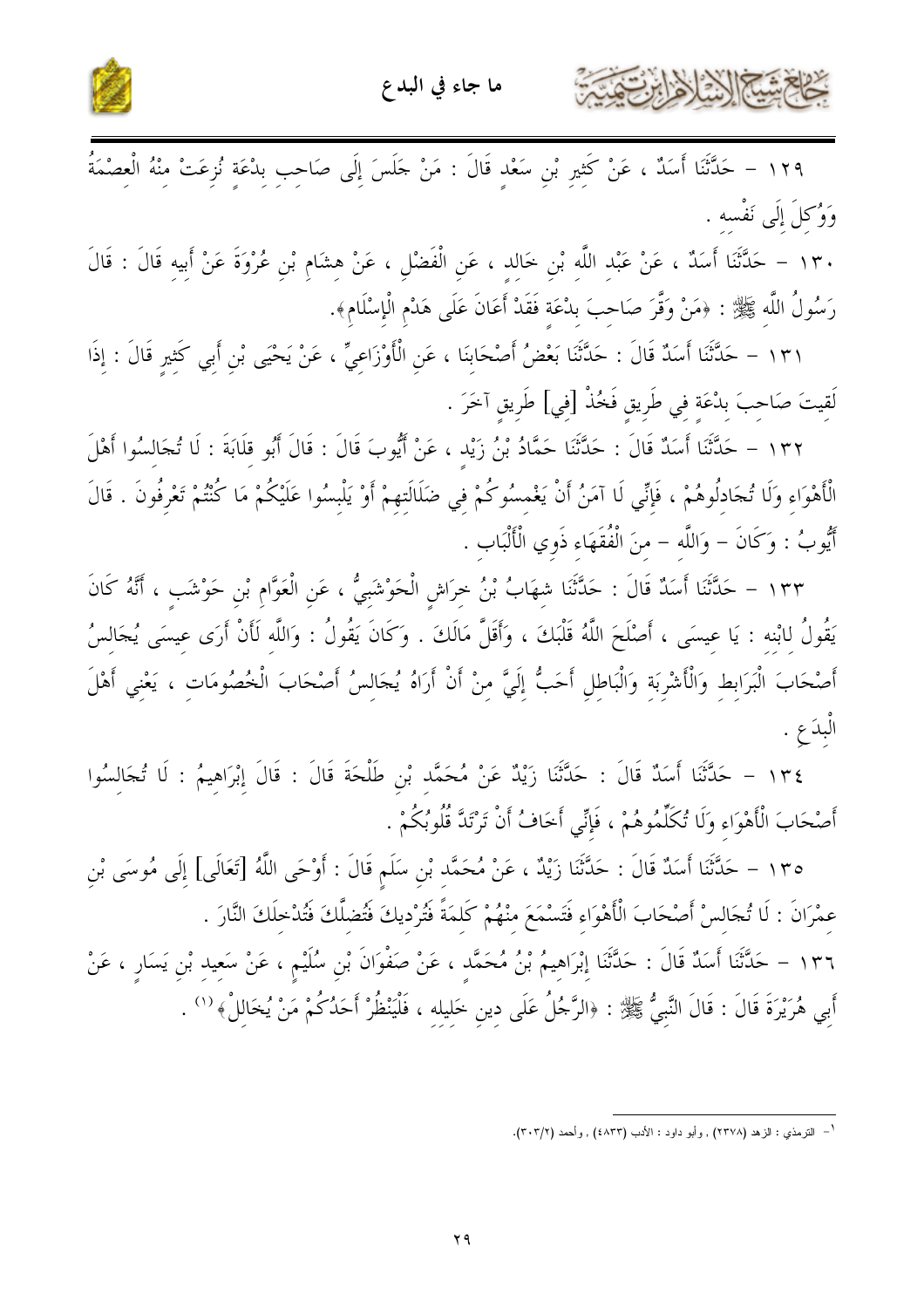١٢٩ – حَدَّثَنَا أَسَدٌ ، عَنْ كَثِيرِ بْنِ سَعْدٍ قَالَ : مَنْ جَلَسَ إِلَى صَاحِبِ بِدْعَةٍ نُزِعَتْ مِنْهُ الْعِصْمَةُ وَوُكِلَ إِلَى نَفْسِهِ .

١٣٠ – حَدَّثَنَا أَسَدٌ ، عَنْ عَبْدِ اللَّهِ بْنِ خَالِدٍ ، عَنِ الْفَضْلِ ، عَنْ هِشَامِ بْنِ عُرْوَةَ عَنْ أَبِيهِ قَالَ : قَالَ رَسُولُ اللَّهِ ﷺ : ﴿مَنْ وَقَّرَ صَاحِبَ بِدْعَةٍ فَقَدْ أَعَانَ عَلَى هَدْمِ الْإِسْلَامِ﴾.

١٣١ – حَدَّثَنَا أَسَدٌ قَالَ : حَدَّثَنَا بَعْضُ أَصْحَابِنَا ، عَنِ الْأَوْزَاعِيِّ ، عَنْ يَحْيَى بْنِ أَبِي كَثِيرٍ قَالَ : إِذَا لَقِيتَ صَاحِبَ بِدْعَةٍ فِي طَرِيقٍ فَخُذْ [فِي] طَرِيقٍ آخَرَ .

١٣٢ – حَدَّثَنَا أَسَدٌ قَالَ : حَدَّثَنَا حَمَّادُ بْنُ زَيْدٍ ، عَنْ أَيُّوبَ قَالَ : قَالَ أَبُو قِلَابَةَ : لَا تُجَالِسُوا أَهْلَ الْأَهْوَاءِ وَلَا تُجَادِلُوهُمْ ، فَإِنِّي لَا آمَنُ أَنْ يَغْمِسُوكُمْ فِي ضَلَالَتِهِمْ أَوْ يَلْبِسُوا عَلَيْكُمْ مَا كُنْتُمْ تَعْرِفُونَ . قَالَ أَيُّوبُ : وَكَانَ – وَاللَّهِ – مِنَ الْفُقَهَاءِ ذَوِي الْأَلْبَابِ .

١٣٣ – حَدَّثَنَا أَسَدٌ قَالَ : حَدَّثَنَا شِهَابُ بْنُ خِرَاشٍ الْحَوْشَبِيُّ ، عَنِ الْعَوَّامِ بْنِ حَوْشَبٍ ، أَنَّهُ كَانَ يَقُولُ لِابْنِهِ : يَا عِيسَى ، أَصْلَحَ اللَّهُ قَلْبَكَ ، وَأَقَلَّ مَالَكَ . وَكَانَ يَقُولُ : وَاللَّهِ لَأَنْ أَرَى عِيسَى يُجَالِسُ أَصْحَابَ الْبَرَابِطِ وَالْأَشْرِبَةِ وَالْبَاطِلِ أَحَبُّ إِلَيَّ مِنْ أَنْ أَرَاهُ يُجَالِسُ أَصْحَابَ الْخُصُومَاتِ ، يَعْنِي أَهْلَ الْبِدَعِ .

١٣٤ – حَدَّثَنَا أَسَدٌ قَالَ : حَدَّثَنَا زَيْدٌ عَنْ مُحَمَّدِ بْنِ طَلْحَةَ قَالَ : قَالَ إِبْرَاهِيمُ : لَا تُجَالِسُوا أَصْحَابَ الْأَهْوَاءِ وَلَا تُكَلِّمُوهُمْ ، فَإِنِّي أَخَافُ أَنْ تَرْتَدَّ قُلُوبُكُمْ .

١٣٥ – حَدَّثَنَا أَسَدٌ قَالَ : حَدَّثَنَا زَيْدٌ ، عَنْ مُحَمَّدِ بْنِ سَلَمٍ قَالَ : أَوْحَى اللَّهُ [تَعَالَى] إِلَى مُوسَى بْنِ عِمْرَانَ : لَا تُجَالِسْ أَصْحَابَ الْأَهْوَاءِ فَتَسْمَعَ مِنْهُمْ كَلِمَةً فَتُرْدِيكَ فَتُضِلَّكَ فَتُدْخِلَكَ النَّارَ .

١٣٦ – حَدَّثَنَا أَسَدٌ قَالَ : حَدَّثَنَا إِبْرَاهِيمُ بْنُ مُحَمَّدٍ ، عَنْ صَفْوَانَ بْنِ سُلَيْمٍ ، عَنْ سَعِيدِ بْنِ يَسَارٍ ، عَنْ أَبِي هُرَيْرَةَ قَالَ : قَالَ النَّبِيُّ ﷺ : ﴿الرَّجُلُ عَلَى دِينِ خَلِيلِهِ ، فَلْيَنْظُرْ أَحَدُكُمْ مَنْ يُخَالِلْ﴾[1] .

---

[1] - الترمذي : الزهد (٢٣٧٨) , وأبو داود : الأدب (٤٨٣٣) , وأحمد (٢/٣٠٣).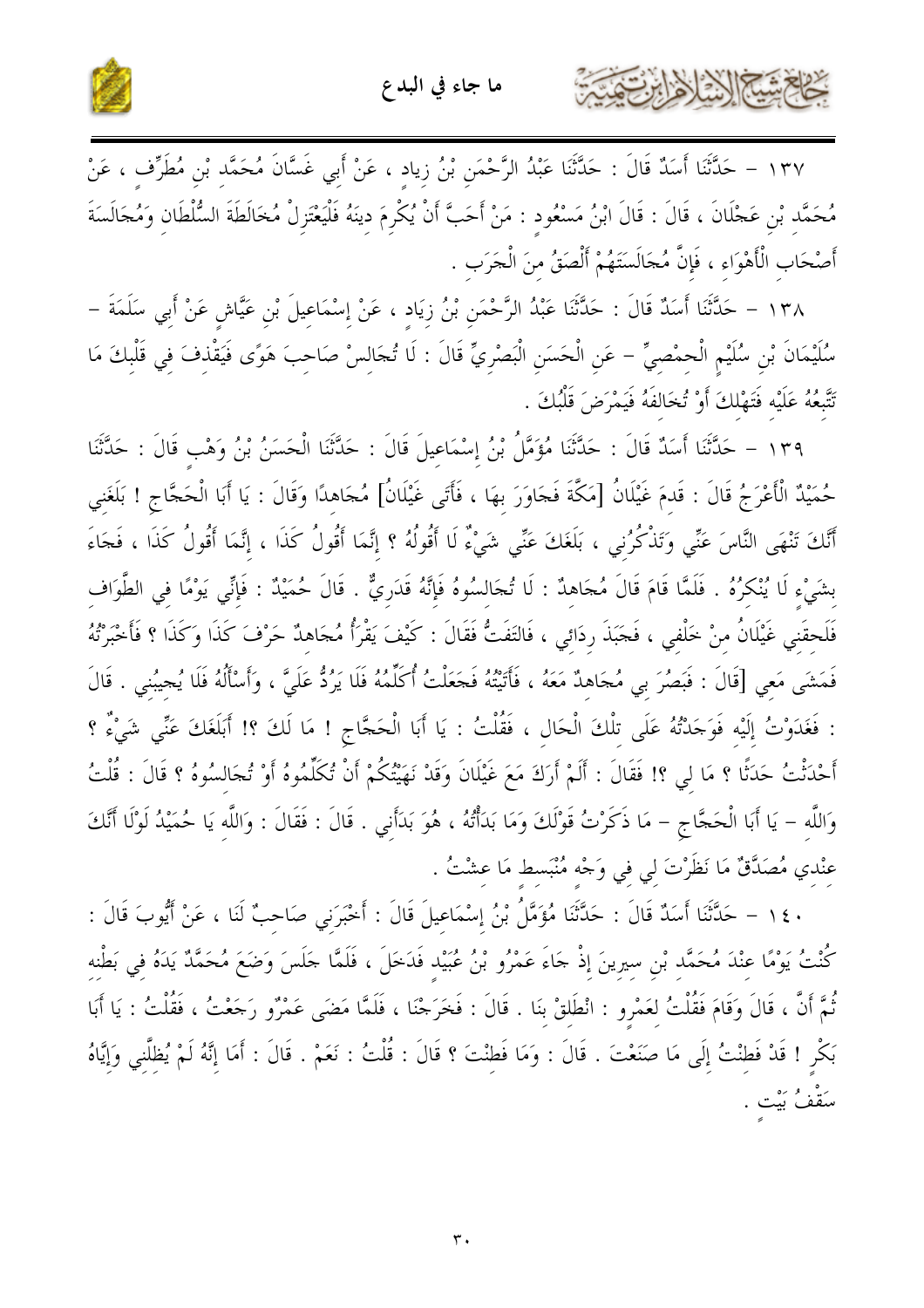١٣٧ – حَدَّثَنَا أَسَدٌ قَالَ : حَدَّثَنَا عَبْدُ الرَّحْمَنِ بْنُ زِيادٍ ، عَنْ أَبِي غَسَّانَ مُحَمَّد بْنِ مُطَرِّفٍ ، عَنْ مُحَمَّد بْنِ عَجْلَانَ ، قَالَ : قَالَ ابْنُ مَسْعُودٍ : مَنْ أَحَبَّ أَنْ يُكْرِمَ دِينَهُ فَلْيَعْتَزِلْ مُخَالَطَةَ السُّلْطَانِ وَمُجَالَسَةَ أَصْحَابِ الْأَهْوَاءِ ، فَإِنَّ مُجَالَسَتَهُمْ أَلْصَقُ مِنَ الْجَرَبِ .

١٣٨ – حَدَّثَنَا أَسَدٌ قَالَ : حَدَّثَنَا عَبْدُ الرَّحْمَنِ بْنُ زِيَادٍ ، عَنْ إِسْمَاعِيلَ بْنِ عَيَّاشٍ عَنْ أَبِي سَلَمَةَ – سُلَيْمَانَ بْنِ سُلَيْمٍ الْحِمْصِيِّ – عَنِ الْحَسَنِ الْبَصْرِيِّ قَالَ : لَا تُجَالِسْ صَاحِبَ هَوًى فَيَقْذِفَ فِي قَلْبِكَ مَا تَتَّبِعُهُ عَلَيْهِ فَتَهْلِكَ أَوْ تُخَالِفَهُ فَيَمْرَضَ قَلْبُكَ .

١٣٩ – حَدَّثَنَا أَسَدٌ قَالَ : حَدَّثَنَا مُؤَمَّلُ بْنُ إِسْمَاعِيلَ قَالَ : حَدَّثَنَا الْحَسَنُ بْنُ وَهْبٍ قَالَ : حَدَّثَنَا حُمَيْدٌ الْأَعْرَجُ قَالَ : قَدِمَ غَيْلَانُ [مَكَّةَ فَجَاوَرَ بِهَا ، فَأَتَى غَيْلَانُ] مُجَاهِدًا وَقَالَ : يَا أَبَا الْحَجَّاجِ ! بَلَغَنِي أَنَّكَ تَنْهَى النَّاسَ عَنِّي وَتَذْكُرُنِي ، بَلَغَكَ عَنِّي شَيْءٌ لَا أَقُولُهُ ؟ إِنَّمَا أَقُولُ كَذَا ، إِنَّمَا أَقُولُ كَذَا ، فَجَاءَ بِشَيْءٍ لَا يُنْكِرُهُ . فَلَمَّا قَامَ قَالَ مُجَاهِدٌ : لَا تُجَالِسُوهُ فَإِنَّهُ قَدَرِيٌّ . قَالَ حُمَيْدٌ : فَإِنِّي يَوْمًا فِي الطَّوَافِ فَلَحِقَنِي غَيْلَانُ مِنْ خَلْفِي ، فَجَبَذَ رِدَائِي ، فَالتَفَتُّ فَقَالَ : كَيْفَ يَقْرَأُ مُجَاهِدٌ حَرْفَ كَذَا وَكَذَا ؟ فَأَخْبَرْتُهُ فَمَشَى مَعِي [قَالَ : فَبَصُرَ بِي مُجَاهِدٌ مَعَهُ ، فَأَتَيْتُهُ فَجَعَلْتُ أُكَلِّمُهُ فَلَا يَرُدُّ عَلَيَّ ، وَأَسْأَلُهُ فَلَا يُجِيبُنِي . قَالَ : فَغَدَوْتُ إِلَيْهِ فَوَجَدْتُهُ عَلَى تِلْكَ الْحَالِ ، فَقُلْتُ : يَا أَبَا الْحَجَّاجِ ! مَا لَكَ ؟! أَبَلَغَكَ عَنِّي شَيْءٌ ؟ أَحْدَثْتُ حَدَثًا ؟ مَا لِي ؟! فَقَالَ : أَلَمْ أَرَكَ مَعَ غَيْلَانَ وَقَدْ نَهَيْتُكُمْ أَنْ تُكَلِّمُوهُ أَوْ تُجَالِسُوهُ ؟ قَالَ : قُلْتُ وَاللَّهِ – يَا أَبَا الْحَجَّاجِ – مَا ذَكَرْتُ قَوْلَكَ وَمَا بَدَأْتُهُ ، هُوَ بَدَأَنِي . قَالَ : فَقَالَ : وَاللَّهِ يَا حُمَيْدُ لَوْلَا أَنَّكَ عِنْدِي مُصَدَّقٌ مَا نَظَرْتَ لِي فِي وَجْهٍ مُنْبَسِطٍ مَا عِشْتُ .

١٤٠ – حَدَّثَنَا أَسَدٌ قَالَ : حَدَّثَنَا مُؤَمَّلُ بْنُ إِسْمَاعِيلَ قَالَ : أَخْبَرَنِي صَاحِبٌ لَنَا ، عَنْ أَيُّوبَ قَالَ : كُنْتُ يَوْمًا عِنْدَ مُحَمَّد بْنِ سِيرِينَ إِذْ جَاءَ عَمْرُو بْنُ عُبَيْدٍ فَدَخَلَ ، فَلَمَّا جَلَسَ وَضَعَ مُحَمَّدٌ يَدَهُ فِي بَطْنِهِ ثُمَّ أَنَّ ، قَالَ وَقَامَ فَقُلْتُ لِعَمْرٍو : انْطَلِقْ بِنَا . قَالَ : فَخَرَجْنَا ، فَلَمَّا مَضَى عَمْرٌو رَجَعْتُ ، فَقُلْتُ : يَا أَبَا بَكْرٍ ! قَدْ فَطِنْتُ إِلَى مَا صَنَعْتَ . قَالَ : وَمَا فَطِنْتَ ؟ قَالَ : قُلْتُ : نَعَمْ . قَالَ : أَمَا إِنَّهُ لَمْ يُظِلَّنِي وَإِيَّاهُ سَقْفُ بَيْتٍ .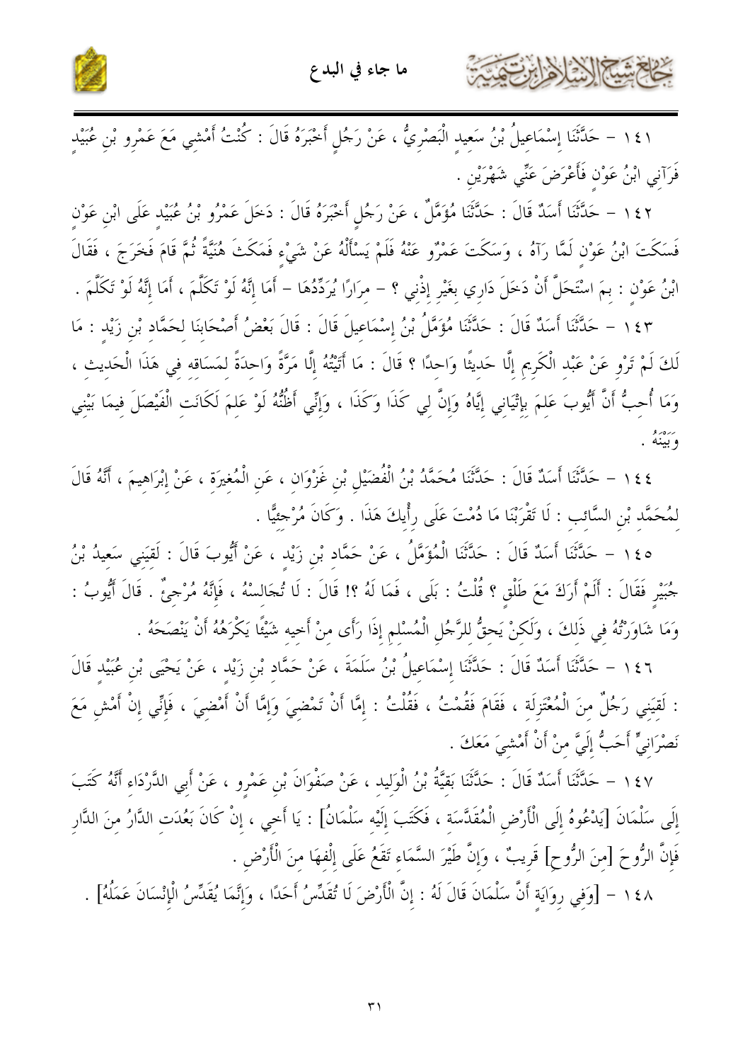١٤١ – حَدَّثَنَا إِسْمَاعِيلُ بْنُ سَعِيدٍ الْبَصْرِيُّ ، عَنْ رَجُلٍ أَخْبَرَهُ قَالَ : كُنْتُ أَمْشِي مَعَ عَمْرِو بْنِ عُبَيْدٍ فَرَآنِي ابْنُ عَوْنٍ فَأَعْرَضَ عَنِّي شَهْرَيْنِ .

١٤٢ – حَدَّثَنَا أَسَدٌ قَالَ : حَدَّثَنَا مُؤَمَّلٌ ، عَنْ رَجُلٍ أَخْبَرَهُ قَالَ : دَخَلَ عَمْرُو بْنُ عُبَيْدٍ عَلَى ابْنِ عَوْنٍ فَسَكَتَ ابْنُ عَوْنٍ لَمَّا رَآهُ ، وَسَكَتَ عَمْرٌو عَنْهُ فَلَمْ يَسْأَلْهُ عَنْ شَيْءٍ فَمَكَثَ هُنَيَّةً ثُمَّ قَامَ فَخَرَجَ ، فَقَالَ ابْنُ عَوْنٍ : بِمَ اسْتَحَلَّ أَنْ دَخَلَ دَارِي بِغَيْرِ إِذْنِي ؟ – مِرَارًا يُرَدِّدُهَا – أَمَا إِنَّهُ لَوْ تَكَلَّمَ ، أَمَا إِنَّهُ لَوْ تَكَلَّمَ .

١٤٣ – حَدَّثَنَا أَسَدٌ قَالَ : حَدَّثَنَا مُؤَمَّلُ بْنُ إِسْمَاعِيلَ قَالَ : قَالَ بَعْضُ أَصْحَابِنَا لِحَمَّادِ بْنِ زَيْدٍ : مَا لَكَ لَمْ تَرْوِ عَنْ عَبْدِ الْكَرِيمِ إِلَّا حَدِيثًا وَاحِدًا ؟ قَالَ : مَا أَتَيْتُهُ إِلَّا مَرَّةً وَاحِدَةً لِمَسَاقِهِ فِي هَذَا الْحَدِيثِ ، وَمَا أُحِبُّ أَنَّ أَيُّوبَ عَلِمَ بِإِتْيَانِي إِيَّاهُ وَإِنَّ لِي كَذَا وَكَذَا ، وَإِنِّي أَظُنُّهُ لَوْ عَلِمَ لَكَانَتِ الْفَيْصَلَ فِيمَا بَيْنِي وَبَيْنَهُ .

١٤٤ – حَدَّثَنَا أَسَدٌ قَالَ : حَدَّثَنَا مُحَمَّدُ بْنُ الْفُضَيْلِ بْنِ غَزْوَانَ ، عَنِ الْمُغِيرَةِ ، عَنْ إِبْرَاهِيمَ ، أَنَّهُ قَالَ لِمُحَمَّدِ بْنِ السَّائِبِ : لَا تَقْرَبْنَا مَا دُمْتَ عَلَى رَأْيِكَ هَذَا . وَكَانَ مُرْجِئِيًّا .

١٤٥ – حَدَّثَنَا أَسَدٌ قَالَ : حَدَّثَنَا الْمُؤَمَّلُ ، عَنْ حَمَّادِ بْنِ زَيْدٍ ، عَنْ أَيُّوبَ قَالَ : لَقِيَنِي سَعِيدُ بْنُ جُبَيْرٍ فَقَالَ : أَلَمْ أَرَكَ مَعَ طَلْقٍ ؟ قُلْتُ : بَلَى ، فَمَا لَهُ ؟! قَالَ : لَا تُجَالِسْهُ ، فَإِنَّهُ مُرْجِئٌ . قَالَ أَيُّوبُ : وَمَا شَاوَرْتُهُ فِي ذَلِكَ ، وَلَكِنْ يَحِقُّ لِلرَّجُلِ الْمُسْلِمِ إِذَا رَأَى مِنْ أَخِيهِ شَيْئًا يَكْرَهُهُ أَنْ يَنْصَحَهُ .

١٤٦ – حَدَّثَنَا أَسَدٌ قَالَ : حَدَّثَنَا إِسْمَاعِيلُ بْنُ سَلَمَةَ ، عَنْ حَمَّادِ بْنِ زَيْدٍ ، عَنْ يَحْيَى بْنِ عُبَيْدٍ قَالَ : لَقِيَنِي رَجُلٌ مِنَ الْمُعْتَزِلَةِ ، فَقَامَ فَقُمْتُ ، فَقُلْتُ : إِمَّا أَنْ تَمْضِيَ وَإِمَّا أَنْ أَمْضِيَ ، فَإِنِّي إِنْ أَمْشِ مَعَ نَصْرَانِيٍّ أَحَبُّ إِلَيَّ مِنْ أَنْ أَمْشِيَ مَعَكَ .

١٤٧ – حَدَّثَنَا أَسَدٌ قَالَ : حَدَّثَنَا بَقِيَّةُ بْنُ الْوَلِيدِ ، عَنْ صَفْوَانَ بْنِ عَمْرٍو ، عَنْ أَبِي الدَّرْدَاءِ أَنَّهُ كَتَبَ إِلَى سَلْمَانَ [يَدْعُوهُ إِلَى الْأَرْضِ الْمُقَدَّسَةِ ، فَكَتَبَ إِلَيْهِ سَلْمَانُ] : يَا أَخِي ، إِنْ كَانَ بَعُدَتِ الدَّارُ مِنَ الدَّارِ فَإِنَّ الرُّوحَ [مِنَ الرُّوحِ] قَرِيبٌ ، وَإِنَّ طَيْرَ السَّمَاءِ تَقَعُ عَلَى إِلْفِهَا مِنَ الْأَرْضِ .

١٤٨ – [وَفِي رِوَايَةٍ أَنَّ سَلْمَانَ قَالَ لَهُ : إِنَّ الْأَرْضَ لَا تُقَدِّسُ أَحَدًا ، وَإِنَّمَا يُقَدِّسُ الْإِنْسَانَ عَمَلُهُ] .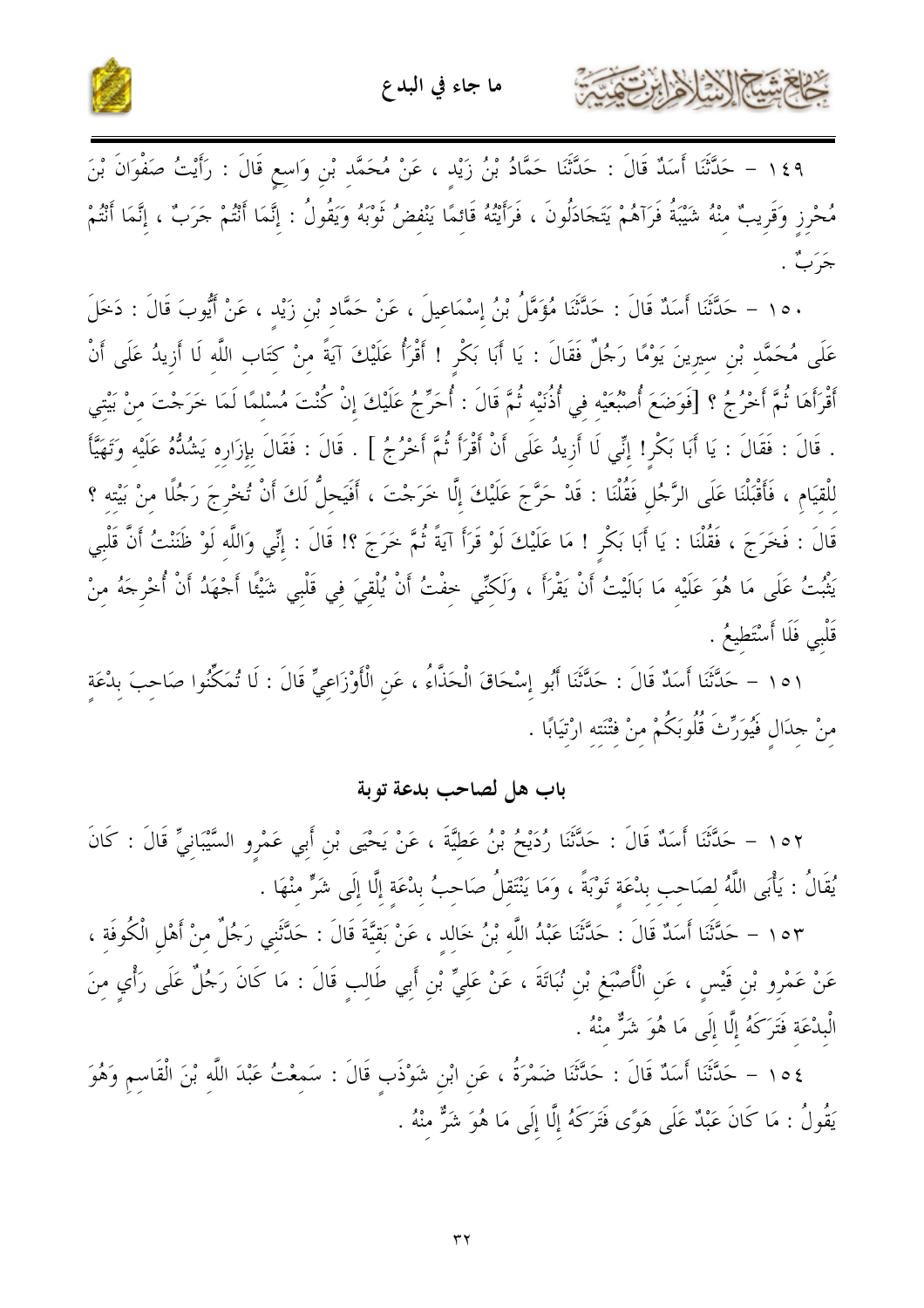١٤٩ – حَدَّثَنَا أَسَدٌ قَالَ : حَدَّثَنَا حَمَّادُ بْنُ زَيْدٍ ، عَنْ مُحَمَّدِ بْنِ وَاسِعٍ قَالَ : رَأَيْتُ صَفْوَانَ بْنَ مُحْرِزٍ وَقَرِيبٌ مِنْهُ شَيْبَةُ فَرَآهُمْ يَتَجَادَلُونَ ، فَرَأَيْتُهُ قَائِمًا يَنْفِضُ ثَوْبَهُ وَيَقُولُ : إِنَّمَا أَنْتُمْ جَرَبٌ ، إِنَّمَا أَنْتُمْ جَرَبٌ .

١٥٠ – حَدَّثَنَا أَسَدٌ قَالَ : حَدَّثَنَا مُؤَمَّلُ بْنُ إِسْمَاعِيلَ ، عَنْ حَمَّادِ بْنِ زَيْدٍ ، عَنْ أَيُّوبَ قَالَ : دَخَلَ عَلَى مُحَمَّدِ بْنِ سِيرِينَ يَوْمًا رَجُلٌ فَقَالَ : يَا أَبَا بَكْرٍ ! أَقْرَأُ عَلَيْكَ آيَةً مِنْ كِتَابِ اللَّهِ لَا أَزِيدُ عَلَى أَنْ أَقْرَأَهَا ثُمَّ أَخْرُجُ ؟ [فَوَضَعَ أُصْبُعَيْهِ فِي أُذُنَيْهِ ثُمَّ قَالَ : أُحَرِّجُ عَلَيْكَ إِنْ كُنْتَ مُسْلِمًا لَمَا خَرَجْتَ مِنْ بَيْتِي . قَالَ : فَقَالَ : يَا أَبَا بَكْرٍ! إِنِّي لَا أَزِيدُ عَلَى أَنْ أَقْرَأَ ثُمَّ أَخْرُجُ ] . قَالَ : فَقَالَ بِإِزَارِهِ يَشُدُّهُ عَلَيْهِ وَتَهَيَّأَ لِلْقِيَامِ ، فَأَقْبَلْنَا عَلَى الرَّجُلِ فَقُلْنَا : قَدْ حَرَّجَ عَلَيْكَ إِلَّا خَرَجْتَ ، أَفَيَحِلُّ لَكَ أَنْ تُخْرِجَ رَجُلًا مِنْ بَيْتِهِ ؟ قَالَ : فَخَرَجَ ، فَقُلْنَا : يَا أَبَا بَكْرٍ ! مَا عَلَيْكَ لَوْ قَرَأَ آيَةً ثُمَّ خَرَجَ ؟! قَالَ : إِنِّي وَاللَّهِ لَوْ ظَنَنْتُ أَنَّ قَلْبِي يَثْبُتُ عَلَى مَا هُوَ عَلَيْهِ مَا بَالَيْتُ أَنْ يَقْرَأَ ، وَلَكِنِّي خِفْتُ أَنْ يُلْقِيَ فِي قَلْبِي شَيْئًا أَجْهَدُ أَنْ أُخْرِجَهُ مِنْ قَلْبِي فَلَا أَسْتَطِيعُ .

١٥١ – حَدَّثَنَا أَسَدٌ قَالَ : حَدَّثَنَا أَبُو إِسْحَاقَ الْحَذَّاءُ ، عَنِ الْأَوْزَاعِيِّ قَالَ : لَا تُمَكِّنُوا صَاحِبَ بِدْعَةٍ مِنْ جِدَالٍ فَيُوَرِّثَ قُلُوبَكُمْ مِنْ فِتْنَتِهِ ارْتِيَابًا .

## باب هل لصاحب بدعة توبة

١٥٢ – حَدَّثَنَا أَسَدٌ قَالَ : حَدَّثَنَا رُدَيْحُ بْنُ عَطِيَّةَ ، عَنْ يَحْيَى بْنِ أَبِي عَمْرٍو السَّيْبَانِيِّ قَالَ : كَانَ يُقَالُ : يَأْبَى اللَّهُ لِصَاحِبِ بِدْعَةٍ تَوْبَةً ، وَمَا يَنْتَقِلُ صَاحِبُ بِدْعَةٍ إِلَّا إِلَى شَرٍّ مِنْهَا .

١٥٣ – حَدَّثَنَا أَسَدٌ قَالَ : حَدَّثَنَا عَبْدُ اللَّهِ بْنُ خَالِدٍ ، عَنْ بَقِيَّةَ قَالَ : حَدَّثَنِي رَجُلٌ مِنْ أَهْلِ الْكُوفَةِ ، عَنْ عَمْرِو بْنِ قَيْسٍ ، عَنِ الْأَصْبَغِ بْنِ نُبَاتَةَ ، عَنْ عَلِيِّ بْنِ أَبِي طَالِبٍ قَالَ : مَا كَانَ رَجُلٌ عَلَى رَأْيٍ مِنَ الْبِدْعَةِ فَتَرَكَهُ إِلَّا إِلَى مَا هُوَ شَرٌّ مِنْهُ .

١٥٤ – حَدَّثَنَا أَسَدٌ قَالَ : حَدَّثَنَا ضَمْرَةُ ، عَنِ ابْنِ شَوْذَبٍ قَالَ : سَمِعْتُ عَبْدَ اللَّهِ بْنَ الْقَاسِمِ وَهُوَ يَقُولُ : مَا كَانَ عَبْدٌ عَلَى هَوًى فَتَرَكَهُ إِلَّا إِلَى مَا هُوَ شَرٌّ مِنْهُ .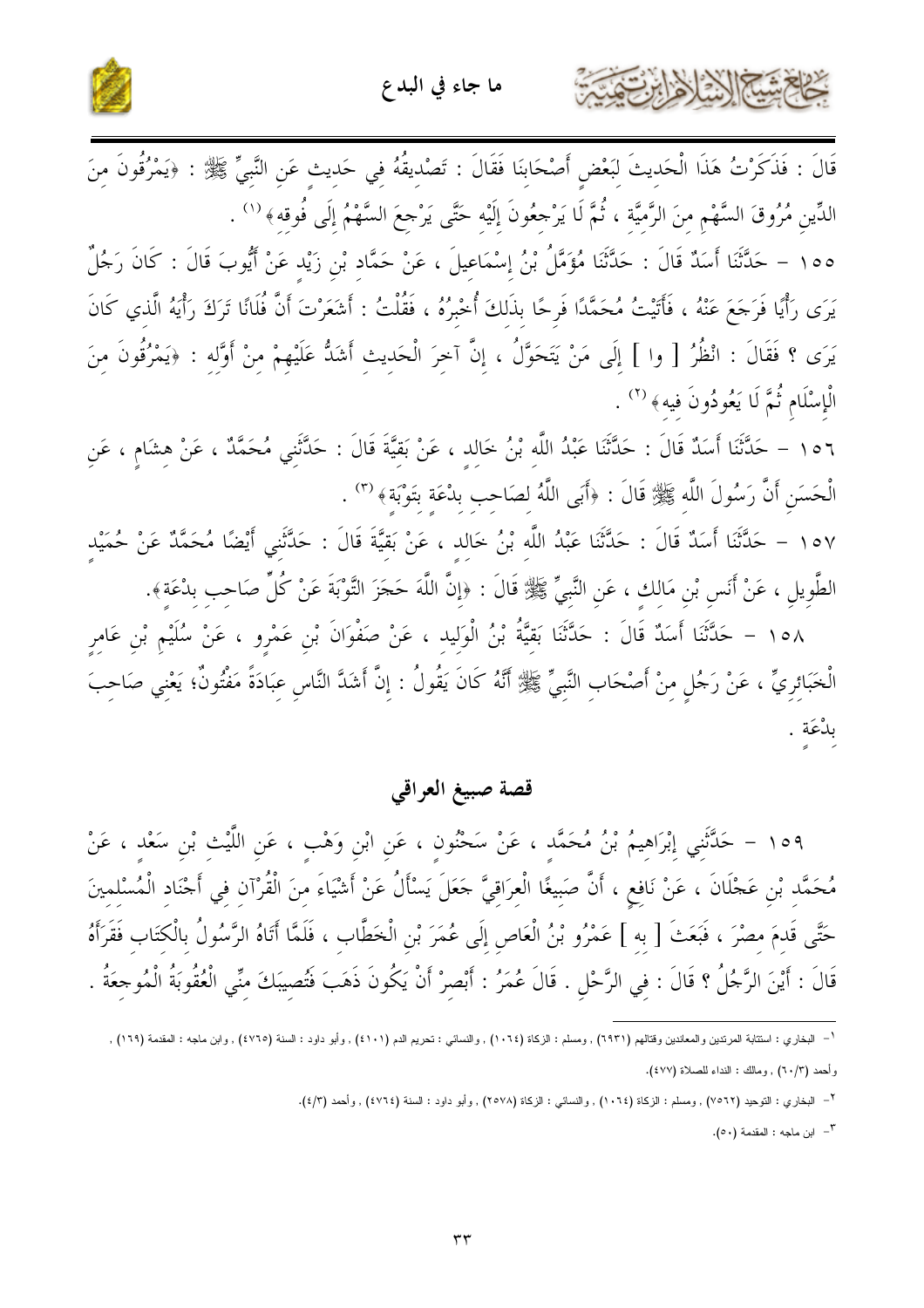قَالَ : فَذَكَرْتُ هَذَا الْحَدِيثَ لِبَعْضِ أَصْحَابِنَا فَقَالَ : تَصْدِيقُهُ فِي حَدِيثٍ عَنِ النَّبِيِّ ﷺ : ﴿يَمْرُقُونَ مِنَ الدِّينِ مُرُوقَ السَّهْمِ مِنَ الرَّمِيَّةِ ، ثُمَّ لَا يَرْجِعُونَ إِلَيْهِ حَتَّى يَرْجِعَ السَّهْمُ إِلَى فُوقِهِ﴾ [1] .

١٥٥ – حَدَّثَنَا أَسَدٌ قَالَ : حَدَّثَنَا مُؤَمَّلُ بْنُ إِسْمَاعِيلَ ، عَنْ حَمَّادِ بْنِ زَيْدٍ عَنْ أَيُّوبَ قَالَ : كَانَ رَجُلٌ يَرَى رَأْيًا فَرَجَعَ عَنْهُ ، فَأَتَيْتُ مُحَمَّدًا فَرِحًا بِذَلِكَ أُخْبِرُهُ ، فَقُلْتُ : أَشَعَرْتَ أَنَّ فُلَانًا تَرَكَ رَأْيَهُ الَّذِي كَانَ يَرَى ؟ فَقَالَ : انْظُرُ [ وا ] إِلَى مَنْ يَتَحَوَّلُ ، إِنَّ آخِرَ الْحَدِيثِ أَشَدُّ عَلَيْهِمْ مِنْ أَوَّلِهِ : ﴿يَمْرُقُونَ مِنَ الْإِسْلَامِ ثُمَّ لَا يَعُودُونَ فِيهِ﴾ [2] .

١٥٦ – حَدَّثَنَا أَسَدٌ قَالَ : حَدَّثَنَا عَبْدُ اللَّهِ بْنُ خَالِدٍ ، عَنْ بَقِيَّةَ قَالَ : حَدَّثَنِي مُحَمَّدٌ ، عَنْ هِشَامٍ ، عَنِ الْحَسَنِ أَنَّ رَسُولَ اللَّهِ ﷺ قَالَ : ﴿أَبَى اللَّهُ لِصَاحِبِ بِدْعَةٍ بِتَوْبَةٍ﴾ [3] .

١٥٧ – حَدَّثَنَا أَسَدٌ قَالَ : حَدَّثَنَا عَبْدُ اللَّهِ بْنُ خَالِدٍ ، عَنْ بَقِيَّةَ قَالَ : حَدَّثَنِي أَيْضًا مُحَمَّدٌ عَنْ حُمَيْدٍ الطَّوِيلِ ، عَنْ أَنَسِ بْنِ مَالِكٍ ، عَنِ النَّبِيِّ ﷺ قَالَ : ﴿إِنَّ اللَّهَ حَجَزَ التَّوْبَةَ عَنْ كُلِّ صَاحِبِ بِدْعَةٍ﴾.

١٥٨ – حَدَّثَنَا أَسَدٌ قَالَ : حَدَّثَنَا بَقِيَّةُ بْنُ الْوَلِيدِ ، عَنْ صَفْوَانَ بْنِ عَمْرٍو ، عَنْ سُلَيْمِ بْنِ عَامِرٍ الْخَبَائِرِيِّ ، عَنْ رَجُلٍ مِنْ أَصْحَابِ النَّبِيِّ ﷺ أَنَّهُ كَانَ يَقُولُ : إِنَّ أَشَدَّ النَّاسِ عِبَادَةً مَفْتُونٌ؛ يَعْنِي صَاحِبَ بِدْعَةٍ .

## قصة صبيغ العراقي

١٥٩ – حَدَّثَنِي إِبْرَاهِيمُ بْنُ مُحَمَّدٍ ، عَنْ سَحْنُونٍ ، عَنِ ابْنِ وَهْبٍ ، عَنِ اللَّيْثِ بْنِ سَعْدٍ ، عَنْ مُحَمَّدِ بْنِ عَجْلَانَ ، عَنْ نَافِعٍ ، أَنَّ صَبِيغًا الْعِرَاقِيَّ جَعَلَ يَسْأَلُ عَنْ أَشْيَاءَ مِنَ الْقُرْآنِ فِي أَجْنَادِ الْمُسْلِمِينَ حَتَّى قَدِمَ مِصْرَ ، فَبَعَثَ [ بِهِ ] عَمْرُو بْنُ الْعَاصِ إِلَى عُمَرَ بْنِ الْخَطَّابِ ، فَلَمَّا أَتَاهُ الرَّسُولُ بِالْكِتَابِ فَقَرَأَهُ قَالَ : أَيْنَ الرَّجُلُ ؟ قَالَ : فِي الرَّحْلِ . قَالَ عُمَرُ : أَبْصِرْ أَنْ يَكُونَ ذَهَبَ فَتُصِيبَكَ مِنِّي الْعُقُوبَةُ الْمُوجِعَةُ .

---

[1] البخاري : استتابة المرتدين والمعاندين وقتالهم (٦٩٣١) , ومسلم : الزكاة (١٠٦٤) , والنسائي : تحريم الدم (٤١٠١) , وأبو داود : السنة (٤٧٦٥) , وابن ماجه : المقدمة (١٦٩) , وأحمد (٦٠/٣) , ومالك : النداء للصلاة (٤٧٧).

[2] البخاري : التوحيد (٧٥٦٢) , ومسلم : الزكاة (١٠٦٤) , والنسائي : الزكاة (٢٥٧٨) , وأبو داود : السنة (٤٧٦٤) , وأحمد (٤/٣).

[3] ابن ماجه : المقدمة (٥٠).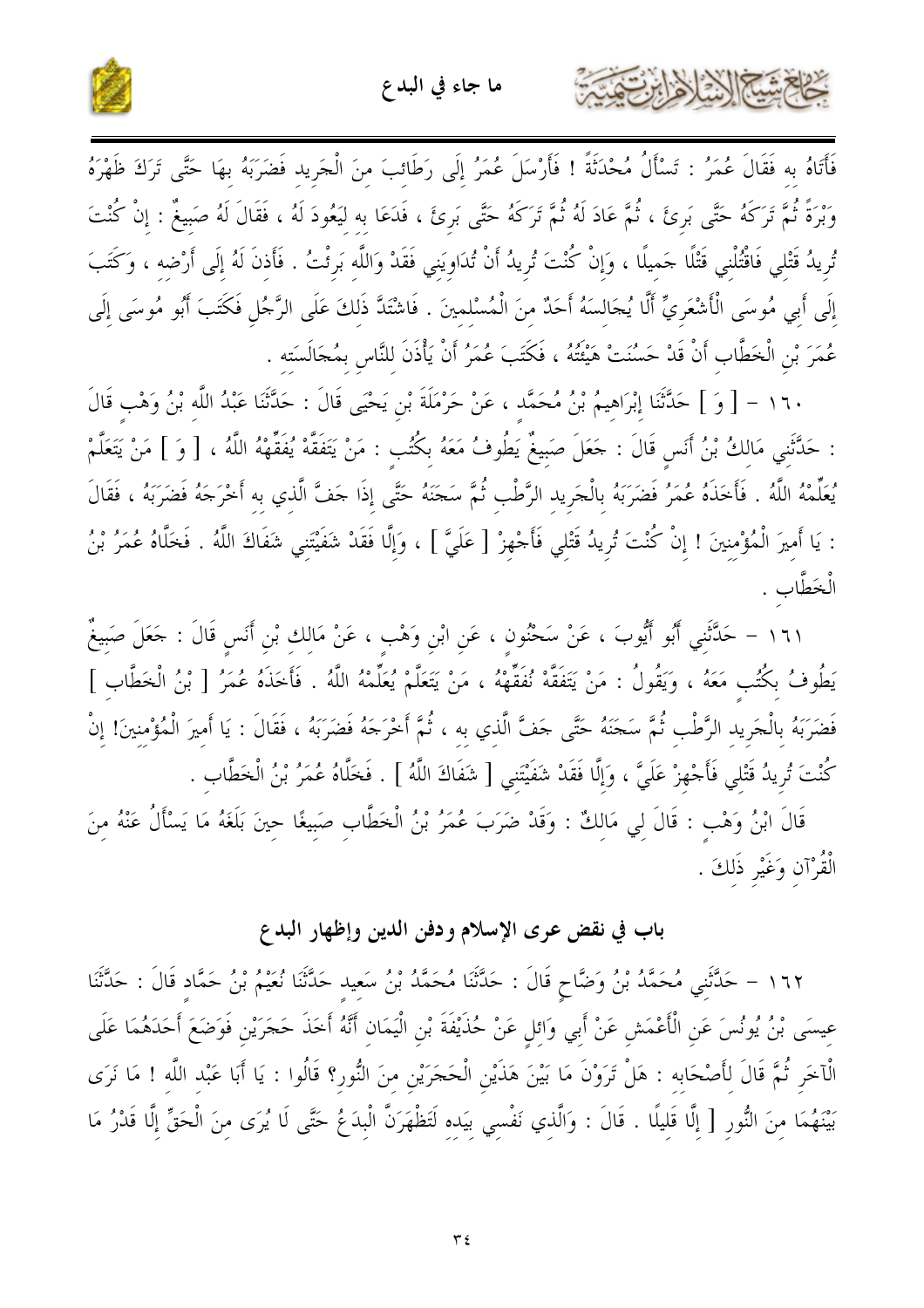فَأَتَاهُ به فَقَالَ عُمَرُ : تَسْأَلُ مُحْدَثَةً ! فَأَرْسَلَ عُمَرُ إِلَى رَطَائِبَ مِنَ الْجَرِيدِ فَضَرَبَهُ بِهَا حَتَّى تَرَكَ ظَهْرَهُ وَبْرَةً ثُمَّ تَرَكَهُ حَتَّى بَرِئَ ، ثُمَّ عَادَ لَهُ ثُمَّ تَرَكَهُ حَتَّى بَرِئَ ، فَدَعَا به لِيَعُودَ لَهُ ، فَقَالَ لَهُ صَبِيغٌ : إِنْ كُنْتَ تُرِيدُ قَتْلِي فَاقْتُلْنِي قَتْلًا جَمِيلًا ، وَإِنْ كُنْتَ تُرِيدُ أَنْ تُدَاوِيَنِي فَقَدْ وَاللَّه بَرِئْتُ . فَأَذِنَ لَهُ إِلَى أَرْضِه ، وَكَتَبَ إِلَى أَبِي مُوسَى الْأَشْعَرِيِّ أَلَّا يُجَالِسَهُ أَحَدٌ مِنَ الْمُسْلِمِينَ . فَاشْتَدَّ ذَلِكَ عَلَى الرَّجُلِ فَكَتَبَ أَبُو مُوسَى إِلَى عُمَرَ بْنِ الْخَطَّابِ أَنْ قَدْ حَسُنَتْ هَيْئَتُهُ ، فَكَتَبَ عُمَرُ أَنْ يَأْذَنَ لِلنَّاسِ بِمُجَالَسَتِه .

١٦٠ - [ وَ ] حَدَّثَنَا إِبْرَاهِيمُ بْنُ مُحَمَّد ، عَنْ حَرْمَلَةَ بْنِ يَحْيَى قَالَ : حَدَّثَنَا عَبْدُ اللَّه بْنُ وَهْبٍ قَالَ : حَدَّثَنِي مَالِكُ بْنُ أَنَسٍ قَالَ : جَعَلَ صَبِيغٌ يَطُوفُ مَعَهُ بِكُتُبٍ : مَنْ يَتَفَقَّهْ يُفَقِّهْهُ اللَّهُ ، [ وَ ] مَنْ يَتَعَلَّمْ يُعَلِّمْهُ اللَّهُ . فَأَخَذَهُ عُمَرُ فَضَرَبَهُ بِالْجَرِيدِ الرَّطْبِ ثُمَّ سَجَنَهُ حَتَّى إِذَا جَفَّ الَّذي به أَخْرَجَهُ فَضَرَبَهُ ، فَقَالَ : يَا أَمِيرَ الْمُؤْمِنِينَ ! إِنْ كُنْتَ تُرِيدُ قَتْلِي فَأَجْهِزْ [ عَلَيَّ ] ، وَإِلَّا فَقَدْ شَفَيْتَنِي شَفَاكَ اللَّهُ . فَخَلَّاهُ عُمَرُ بْنُ الْخَطَّابِ .

١٦١ - حَدَّثَنِي أَبُو أَيُّوبَ ، عَنْ سَحْنُونٍ ، عَنِ ابْنِ وَهْبٍ ، عَنْ مَالِك بْنِ أَنَسٍ قَالَ : جَعَلَ صَبِيغٌ يَطُوفُ بِكُتُبٍ مَعَهُ ، وَيَقُولُ : مَنْ يَتَفَقَّهْ نُفَقِّهْهُ ، مَنْ يَتَعَلَّمْ يُعَلِّمْهُ اللَّهُ . فَأَخَذَهُ عُمَرُ [ بْنُ الْخَطَّابِ ] فَضَرَبَهُ بِالْجَرِيدِ الرَّطْبِ ثُمَّ سَجَنَهُ حَتَّى جَفَّ الَّذي به ، ثُمَّ أَخْرَجَهُ فَضَرَبَهُ ، فَقَالَ : يَا أَمِيرَ الْمُؤْمِنِينَ! إِنْ كُنْتَ تُرِيدُ قَتْلِي فَأَجْهِزْ عَلَيَّ ، وَإِلَّا فَقَدْ شَفَيْتَنِي [ شَفَاكَ اللَّهُ ] . فَخَلَّاهُ عُمَرُ بْنُ الْخَطَّابِ .

قَالَ ابْنُ وَهْبٍ : قَالَ لِي مَالِكٌ : وَقَدْ ضَرَبَ عُمَرُ بْنُ الْخَطَّابِ صَبِيغًا حِينَ بَلَغَهُ مَا يَسْأَلُ عَنْهُ مِنَ الْقُرْآنِ وَغَيْرِ ذَلِكَ .

## باب في نقض عرى الإسلام ودفن الدين وإظهار البدع

١٦٢ - حَدَّثَنِي مُحَمَّدُ بْنُ وَضَّاحٍ قَالَ : حَدَّثَنَا مُحَمَّدُ بْنُ سَعِيد حَدَّثَنَا نُعَيْمُ بْنُ حَمَّادٍ قَالَ : حَدَّثَنَا عِيسَى بْنُ يُونُسَ عَنِ الْأَعْمَشِ عَنْ أَبِي وَائِلٍ عَنْ حُذَيْفَةَ بْنِ الْيَمَانِ أَنَّهُ أَخَذَ حَجَرَيْنِ فَوَضَعَ أَحَدَهُمَا عَلَى الْآخَرِ ثُمَّ قَالَ لِأَصْحَابِه : هَلْ تَرَوْنَ مَا بَيْنَ هَذَيْنِ الْحَجَرَيْنِ مِنَ النُّورِ؟ قَالُوا : يَا أَبَا عَبْدِ اللَّه ! مَا نَرَى بَيْنَهُمَا مِنَ النُّورِ [ إِلَّا قَلِيلًا . قَالَ : وَالَّذِي نَفْسِي بِيَدِه لَتَظْهَرَنَّ الْبِدَعُ حَتَّى لَا يُرَى مِنَ الْحَقِّ إِلَّا قَدْرُ مَا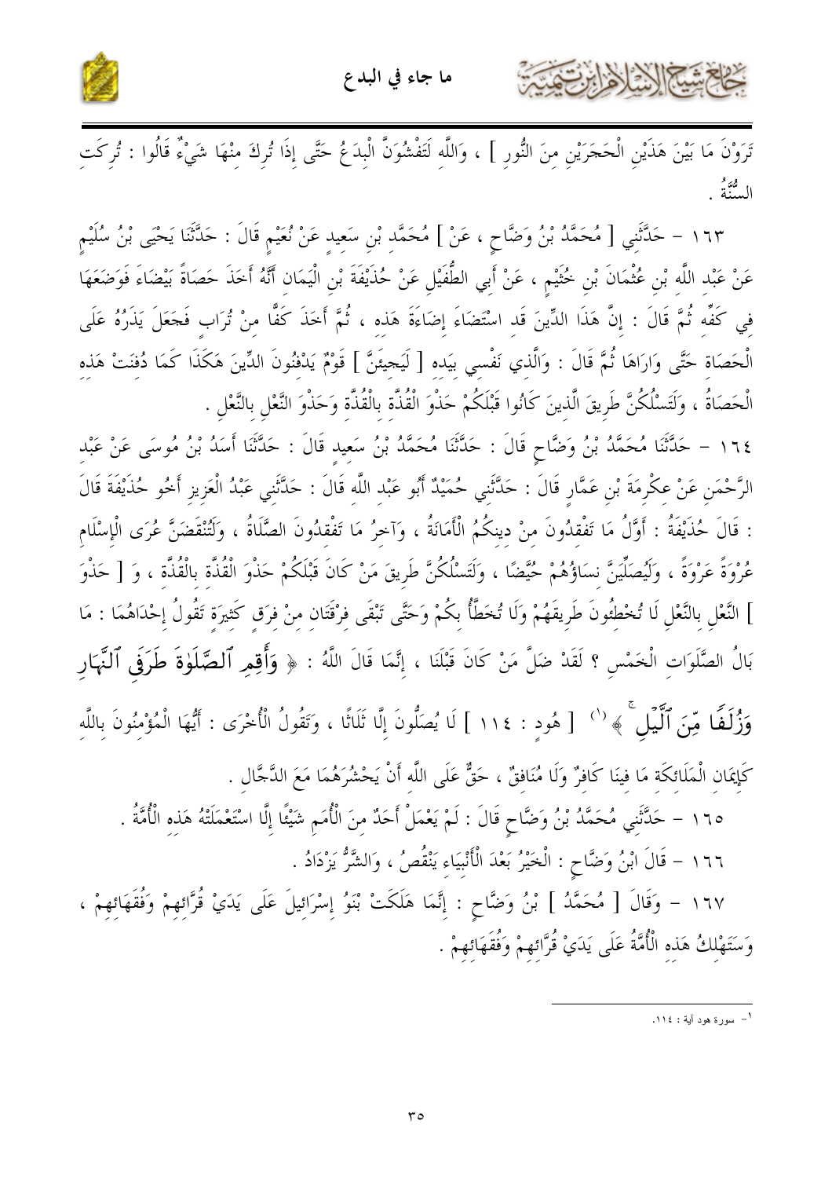تَرَوْنَ مَا بَيْنَ هَذَيْنِ الْحَجَرَيْنِ مِنَ النُّورِ ] ، وَاللَّهِ لَتَفْشُوَنَّ الْبِدَعُ حَتَّى إِذَا تُرِكَ مِنْهَا شَيْءٌ قَالُوا : تُرِكَتِ السُّنَّةُ .

١٦٣ – حَدَّثَنِي [ مُحَمَّدُ بْنُ وَضَّاحٍ ، عَنْ ] مُحَمَّدِ بْنِ سَعِيدٍ عَنْ نُعَيْمٍ قَالَ : حَدَّثَنَا يَحْيَى بْنُ سُلَيْمٍ عَنْ عَبْدِ اللَّهِ بْنِ عُثْمَانَ بْنِ خُثَيْمٍ ، عَنْ أَبِي الطُّفَيْلِ عَنْ حُذَيْفَةَ بْنِ الْيَمَانِ أَنَّهُ أَخَذَ حَصَاةً بَيْضَاءَ فَوَضَعَهَا فِي كَفِّهِ ثُمَّ قَالَ : إِنَّ هَذَا الدِّينَ قَدِ اسْتَضَاءَ إِضَاءَةَ هَذِهِ ، ثُمَّ أَخَذَ كَفًّا مِنْ تُرَابٍ فَجَعَلَ يَذَرُهُ عَلَى الْحَصَاةِ حَتَّى وَارَاهَا ثُمَّ قَالَ : وَالَّذِي نَفْسِي بِيَدِهِ [ لَيَجِيئَنَّ ] قَوْمٌ يَدْفِنُونَ الدِّينَ هَكَذَا كَمَا دُفِنَتْ هَذِهِ الْحَصَاةُ ، وَلَتَسْلُكُنَّ طَرِيقَ الَّذِينَ كَانُوا قَبْلَكُمْ حَذْوَ الْقُذَّةِ بِالْقُذَّةِ وَحَذْوَ النَّعْلِ بِالنَّعْلِ .

١٦٤ – حَدَّثَنَا مُحَمَّدُ بْنُ وَضَّاحٍ قَالَ : حَدَّثَنَا مُحَمَّدُ بْنُ سَعِيدٍ قَالَ : حَدَّثَنَا أَسَدُ بْنُ مُوسَى عَنْ عَبْدِ الرَّحْمَنِ عَنْ عِكْرِمَةَ بْنِ عَمَّارٍ قَالَ : حَدَّثَنِي حُمَيْدٌ أَبُو عَبْدِ اللَّهِ قَالَ : حَدَّثَنِي عَبْدُ الْعَزِيزِ أَخُو حُذَيْفَةَ قَالَ : قَالَ حُذَيْفَةُ : أَوَّلُ مَا تَفْقِدُونَ مِنْ دِينِكُمُ الْأَمَانَةُ ، وَآخِرُ مَا تَفْقِدُونَ الصَّلَاةُ ، وَلَتُنْقَضَنَّ عُرَى الْإِسْلَامِ عُرْوَةً عَرْوَةً ، وَلَيُصَلِّيَنَّ نِسَاؤُهُمْ حُيَّضًا ، وَلَتَسْلُكُنَّ طَرِيقَ مَنْ كَانَ قَبْلَكُمْ حَذْوَ الْقُذَّةِ بِالْقُذَّةِ ، وَ [ حَذْوَ ] النَّعْلِ بِالنَّعْلِ لَا تُخْطِئُونَ طَرِيقَهُمْ وَلَا تُخْطِئُ بِكُمْ وَحَتَّى تَبْقَى فِرْقَتَانِ مِنْ فِرَقٍ كَثِيرَةٍ تَقُولُ إِحْدَاهُمَا : مَا بَالُ الصَّلَوَاتِ الْخَمْسِ ؟ لَقَدْ ضَلَّ مَنْ كَانَ قَبْلَنَا ، إِنَّمَا قَالَ اللَّهُ : ﴿ وَأَقِمِ ٱلصَّلَوٰةَ طَرَفَيِ ٱلنَّهَارِ وَزُلَفًا مِّنَ ٱلَّيْلِ ﴾[1] [ هود : ١١٤ ] لَا يُصَلُّونَ إِلَّا ثَلَاثًا ، وَتَقُولُ الْأُخْرَى : أَيُّهَا الْمُؤْمِنُونَ بِاللَّهِ كَإِيمَانِ الْمَلَائِكَةِ مَا فِينَا كَافِرٌ وَلَا مُنَافِقٌ ، حَقٌّ عَلَى اللَّهِ أَنْ يَحْشُرَهُمَا مَعَ الدَّجَّالِ .

١٦٥ – حَدَّثَنِي مُحَمَّدُ بْنُ وَضَّاحٍ قَالَ : لَمْ يَعْمَلْ أَحَدٌ مِنَ الْأُمَمِ شَيْئًا إِلَّا اسْتَعْمَلَتْهُ هَذِهِ الْأُمَّةُ .

١٦٦ – قَالَ ابْنُ وَضَّاحٍ : الْخَيْرُ بَعْدَ الْأَنْبِيَاءِ يَنْقُصُ ، وَالشَّرُّ يَزْدَادُ .

١٦٧ – وَقَالَ [ مُحَمَّدُ ] بْنُ وَضَّاحٍ : إِنَّمَا هَلَكَتْ بَنُو إِسْرَائِيلَ عَلَى يَدَيْ قُرَّائِهِمْ وَفُقَهَائِهِمْ ، وَسَتَهْلِكُ هَذِهِ الْأُمَّةُ عَلَى يَدَيْ قُرَّائِهِمْ وَفُقَهَائِهِمْ .

---

[1] - سورة هود آية : ١١٤.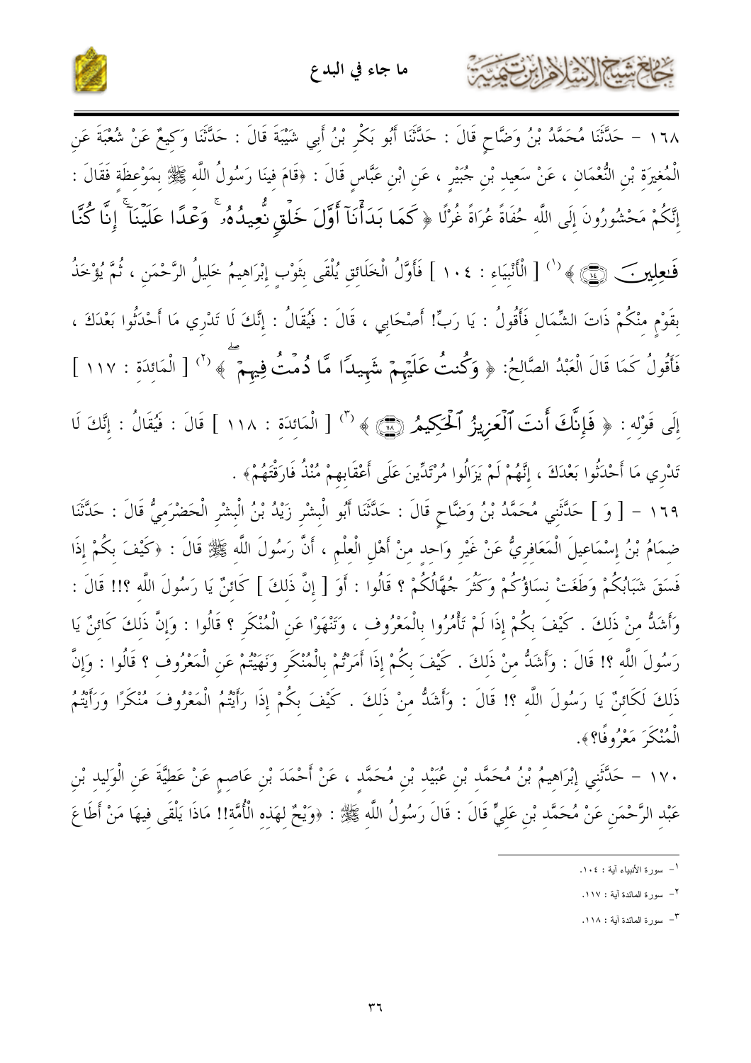١٦٨ - حَدَّثَنَا مُحَمَّدُ بْنُ وَضَّاحٍ قَالَ : حَدَّثَنَا أَبُو بَكْرِ بْنُ أَبِي شَيْبَةَ قَالَ : حَدَّثَنَا وَكِيعٌ عَنْ شُعْبَةَ عَنِ الْمُغِيرَةِ بْنِ النُّعْمَانِ ، عَنْ سَعِيدِ بْنِ جُبَيْرٍ ، عَنِ ابْنِ عَبَّاسٍ قَالَ : «قَامَ فِينَا رَسُولُ اللَّهِ ﷺ بِمَوْعِظَةٍ فَقَالَ : إِنَّكُمْ مَحْشُورُونَ إِلَى اللَّهِ حُفَاةً عُرَاةً غُرْلًا ﴿ كَمَا بَدَأْنَآ أَوَّلَ خَلْقٍ نُّعِيدُهُۥ ۚ وَعْدًا عَلَيْنَآ ۚ إِنَّا كُنَّا فَٰعِلِينَ ﴾ [1] [ الْأَنْبِيَاء : ١٠٤ ] فَأَوَّلُ الْخَلَائِقِ يُلْقَى بِثَوْبٍ إِبْرَاهِيمُ خَلِيلُ الرَّحْمَنِ ، ثُمَّ يُؤْخَذُ بِقَوْمٍ مِنْكُمْ ذَاتَ الشِّمَالِ فَأَقُولُ : يَا رَبِّ! أَصْحَابِي ، قَالَ : فَيُقَالُ : إِنَّكَ لَا تَدْرِي مَا أَحْدَثُوا بَعْدَكَ ، فَأَقُولُ كَمَا قَالَ الْعَبْدُ الصَّالِحُ: ﴿ وَكُنتُ عَلَيْهِمْ شَهِيدًا مَّا دُمْتُ فِيهِمْ ۖ ﴾ [2] [ الْمَائِدَة : ١١٧ ] إِلَى قَوْلِهِ : ﴿ فَإِنَّكَ أَنتَ ٱلْعَزِيزُ ٱلْحَكِيمُ ﴾ [3] [ الْمَائِدَة : ١١٨ ] قَالَ : فَيُقَالُ : إِنَّكَ لَا تَدْرِي مَا أَحْدَثُوا بَعْدَكَ ، إِنَّهُمْ لَمْ يَزَالُوا مُرْتَدِّينَ عَلَى أَعْقَابِهِمْ مُنْذُ فَارَقْتَهُمْ» .

١٦٩ - [ وَ ] حَدَّثَنِي مُحَمَّدُ بْنُ وَضَّاحٍ قَالَ : حَدَّثَنَا أَبُو الْبِشْرِ زَيْدُ بْنُ الْبِشْرِ الْحَضْرَمِيُّ قَالَ : حَدَّثَنَا ضِمَامُ بْنُ إِسْمَاعِيلَ الْمَعَافِرِيُّ عَنْ غَيْرِ وَاحِدٍ مِنْ أَهْلِ الْعِلْمِ ، أَنَّ رَسُولَ اللَّهِ ﷺ قَالَ : «كَيْفَ بِكُمْ إِذَا فَسَقَ شَبَابُكُمْ وَطَغَتْ نِسَاؤُكُمْ وَكَثُرَ جُهَّالُكُمْ ؟ قَالُوا : أَوَ [ إِنَّ ذَلِكَ ] كَائِنٌ يَا رَسُولَ اللَّهِ ؟!! قَالَ : وَأَشَدُّ مِنْ ذَلِكَ . كَيْفَ بِكُمْ إِذَا لَمْ تَأْمُرُوا بِالْمَعْرُوفِ ، وَتَنْهَوْا عَنِ الْمُنْكَرِ ؟ قَالُوا : وَإِنَّ ذَلِكَ كَائِنٌ يَا رَسُولَ اللَّهِ ؟! قَالَ : وَأَشَدُّ مِنْ ذَلِكَ . كَيْفَ بِكُمْ إِذَا أَمَرْتُمْ بِالْمُنْكَرِ وَنَهَيْتُمْ عَنِ الْمَعْرُوفِ ؟ قَالُوا : وَإِنَّ ذَلِكَ لَكَائِنٌ يَا رَسُولَ اللَّهِ ؟! قَالَ : وَأَشَدُّ مِنْ ذَلِكَ . كَيْفَ بِكُمْ إِذَا رَأَيْتُمُ الْمَعْرُوفَ مُنْكَرًا وَرَأَيْتُمُ الْمُنْكَرَ مَعْرُوفًا؟».

١٧٠ - حَدَّثَنِي إِبْرَاهِيمُ بْنُ مُحَمَّدِ بْنِ عُبَيْدِ بْنِ مُحَمَّدٍ ، عَنْ أَحْمَدَ بْنِ عَاصِمٍ عَنْ عَطِيَّةَ عَنِ الْوَلِيدِ بْنِ عَبْدِ الرَّحْمَنِ عَنْ مُحَمَّدِ بْنِ عَلِيٍّ قَالَ : قَالَ رَسُولُ اللَّهِ ﷺ : «وَيْحٌ لِهَذِهِ الْأُمَّةِ!! مَاذَا يَلْقَى فِيهَا مَنْ أَطَاعَ

---

[1] - سورة الأنبياء آية : ١٠٤.

[2] - سورة المائدة آية : ١١٧.

[3] - سورة المائدة آية : ١١٨.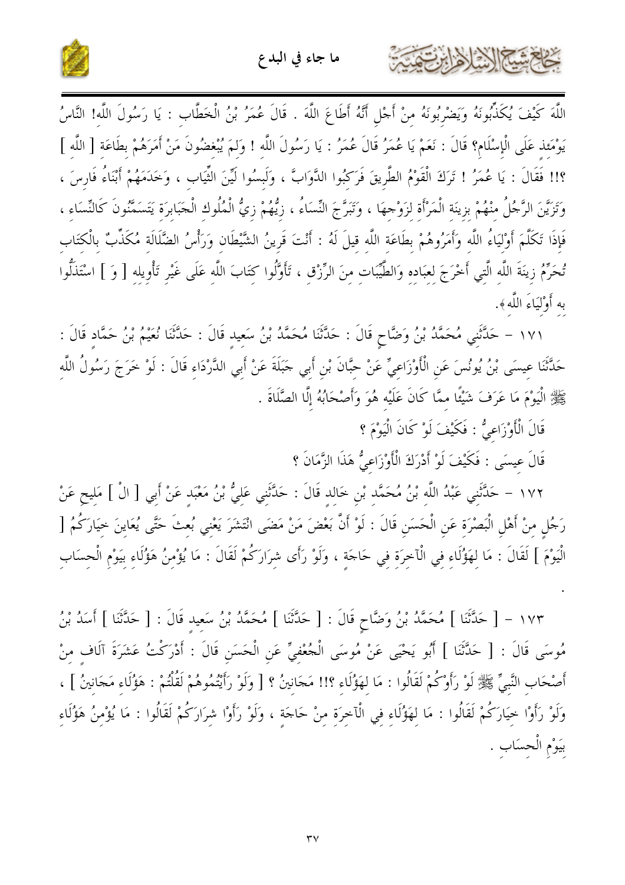اللَّهَ كَيْفَ يُكَذِّبُونَهُ وَيَضْرِبُونَهُ مِنْ أَجْلِ أَنَّهُ أَطَاعَ اللَّهَ . قَالَ عُمَرُ بْنُ الْخَطَّابِ : يَا رَسُولَ اللَّهِ! النَّاسُ يَوْمَئِذٍ عَلَى الْإِسْلَامِ؟ قَالَ : نَعَمْ يَا عُمَرُ قَالَ عُمَرُ : يَا رَسُولَ اللَّهِ ! وَلِمَ يُبْغِضُونَ مَنْ أَمَرَهُمْ بِطَاعَةِ [ اللَّهِ ] ؟!! فَقَالَ : يَا عُمَرُ ! تَرَكَ الْقَوْمُ الطَّرِيقَ فَرَكِبُوا الدَّوَابَّ ، وَلَبِسُوا لَيِّنَ الثِّيَابِ ، وَخَدَمَهُمْ أَبْنَاءُ فَارِسَ ، وَتَزَيَّنَ الرَّجُلُ مِنْهُمْ بِزِينَةِ الْمَرْأَةِ لِزَوْجِهَا ، وَتَبَرَّجَ النِّسَاءُ ، زِيُّهُمْ زِيُّ الْمُلُوكِ الْجَبَابِرَةِ يَتَسَمَّنُونَ كَالنِّسَاءِ ، فَإِذَا تَكَلَّمَ أَوْلِيَاءُ اللَّهِ وَأَمَرُوهُمْ بِطَاعَةِ اللَّهِ قِيلَ لَهُ : أَنْتَ قَرِينُ الشَّيْطَانِ وَرَأْسُ الضَّلَالَةِ مُكَذِّبٌ بِالْكِتَابِ تُحَرِّمُ زِينَةَ اللَّهِ الَّتِي أَخْرَجَ لِعِبَادِهِ وَالطَّيِّبَاتِ مِنَ الرِّزْقِ ، تَأَوَّلُوا كِتَابَ اللَّهِ عَلَى غَيْرِ تَأْوِيلِهِ [ وَ ] اسْتَذَلُّوا بِهِ أَوْلِيَاءَ اللَّهِ».

١٧١ - حَدَّثَنِي مُحَمَّدُ بْنُ وَضَّاحٍ قَالَ : حَدَّثَنَا مُحَمَّدُ بْنُ سَعِيدٍ قَالَ : حَدَّثَنَا نُعَيْمُ بْنُ حَمَّادٍ قَالَ : حَدَّثَنَا عِيسَى بْنُ يُونُسَ عَنِ الْأَوْزَاعِيِّ عَنْ حِبَّانَ بْنِ أَبِي جَبَلَةَ عَنْ أَبِي الدَّرْدَاءِ قَالَ : لَوْ خَرَجَ رَسُولُ اللَّهِ ﷺ الْيَوْمَ مَا عَرَفَ شَيْئًا مِمَّا كَانَ عَلَيْهِ هُوَ وَأَصْحَابُهُ إِلَّا الصَّلَاةَ .

قَالَ الْأَوْزَاعِيُّ : فَكَيْفَ لَوْ كَانَ الْيَوْمَ ؟

قَالَ عِيسَى : فَكَيْفَ لَوْ أَدْرَكَ الْأَوْزَاعِيُّ هَذَا الزَّمَانَ ؟

١٧٢ - حَدَّثَنِي عَبْدُ اللَّهِ بْنُ مُحَمَّدِ بْنِ خَالِدٍ قَالَ : حَدَّثَنِي عَلِيُّ بْنُ مَعْبَدٍ عَنْ أَبِي [ الْ ] مَلِيحِ عَنْ رَجُلٍ مِنْ أَهْلِ الْبَصْرَةِ عَنِ الْحَسَنِ قَالَ : لَوْ أَنَّ بَعْضَ مَنْ مَضَى انْتَشَرَ يَعْنِي بُعِثَ حَتَّى يُعَايِنَ خِيَارَكُمُ [ الْيَوْمَ ] لَقَالَ : مَا لِهَؤُلَاءِ فِي الْآخِرَةِ فِي حَاجَةٍ ، وَلَوْ رَأَى شِرَارَكُمْ لَقَالَ : مَا يُؤْمِنُ هَؤُلَاءِ بِيَوْمِ الْحِسَابِ .

١٧٣ - [ حَدَّثَنَا ] مُحَمَّدُ بْنُ وَضَّاحٍ قَالَ : [ حَدَّثَنَا ] مُحَمَّدُ بْنُ سَعِيدٍ قَالَ : [ حَدَّثَنَا ] أَسَدُ بْنُ مُوسَى قَالَ : [ حَدَّثَنَا ] أَبُو يَحْيَى عَنْ مُوسَى الْجُعْفِيِّ عَنِ الْحَسَنِ قَالَ : أَدْرَكْتُ عَشَرَةَ آلَافٍ مِنْ أَصْحَابِ النَّبِيِّ ﷺ لَوْ رَأَوْكُمْ لَقَالُوا : مَا لِهَؤُلَاءِ ؟!! مَجَانِينُ ؟ [ وَلَوْ رَأَيْتُمُوهُمْ لَقُلْتُمْ : هَؤُلَاءِ مَجَانِينُ ] ، وَلَوْ رَأَوْا خِيَارَكُمْ لَقَالُوا : مَا لِهَؤُلَاءِ فِي الْآخِرَةِ مِنْ حَاجَةٍ ، وَلَوْ رَأَوْا شِرَارَكُمْ لَقَالُوا : مَا يُؤْمِنُ هَؤُلَاءِ بِيَوْمِ الْحِسَابِ .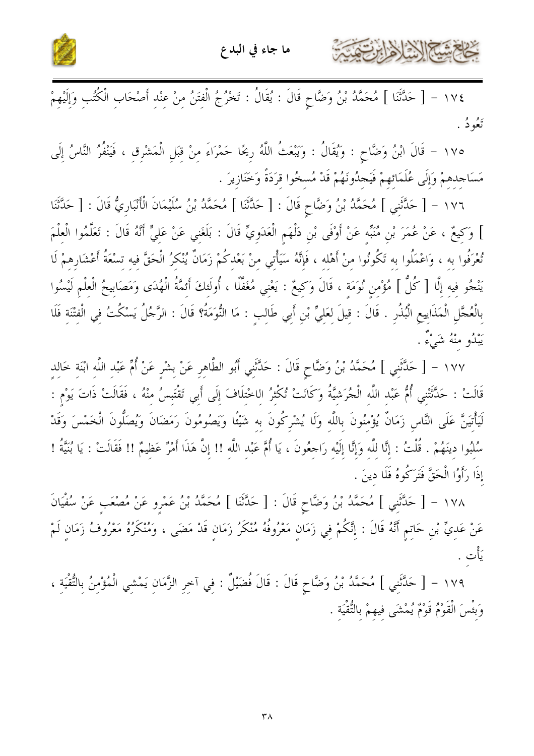١٧٤ - [ حَدَّثَنَا ] مُحَمَّدُ بْنُ وَضَّاحٍ قَالَ : يُقَالُ : تَخْرُجُ الْفِتَنُ مِنْ عِنْدِ أَصْحَابِ الْكُتُبِ وَإِلَيْهِمْ تَعُودُ .

١٧٥ - قَالَ ابْنُ وَضَّاحٍ : وَيُقَالُ : وَيَبْعَثُ اللَّهُ رِيحًا حَمْرَاءَ مِنْ قِبَلِ الْمَشْرِقِ ، فَيَنْفُرُ النَّاسُ إِلَى مَسَاجِدِهِمْ وَإِلَى عُلَمَائِهِمْ فَيَجِدُونَهُمْ قَدْ مُسِخُوا قِرَدَةً وَخَنَازِيرَ .

١٧٦ - [ حَدَّثَنِي ] مُحَمَّدُ بْنُ وَضَّاحٍ قَالَ : [ حَدَّثَنَا ] مُحَمَّدُ بْنُ سُلَيْمَانَ الْأَنْبَارِيُّ قَالَ : [ حَدَّثَنَا ] وَكِيعٌ ، عَنْ عُمَرَ بْنِ مُنَبِّهٍ عَنْ أَوْفَى بْنِ دَلْهَمٍ الْعَدَوِيِّ قَالَ : بَلَغَنِي عَنْ عَلِيٍّ أَنَّهُ قَالَ : تَعَلَّمُوا الْعِلْمَ تُعْرَفُوا بِهِ ، وَاعْمَلُوا بِهِ تَكُونُوا مِنْ أَهْلِهِ ، فَإِنَّهُ سَيَأْتِي مِنْ بَعْدِكُمْ زَمَانٌ يُنْكِرُ الْحَقَّ فِيهِ تِسْعَةُ أَعْشَارِهِمْ لَا يَنْجُو فِيهِ إِلَّا [ كُلُّ ] مُؤْمِنٍ نُوَمَةٍ ، قَالَ وَكِيعٌ : يَعْنِي مُغَفَّلًا ، أُولَئِكَ أَئِمَّةُ الْهُدَى وَمَصَابِيحُ الْعِلْمِ لَيْسُوا بِالْعُجُلِ الْمَذَايِيعِ الْبُذُرِ . قَالَ : قِيلَ لِعَلِيِّ بْنِ أَبِي طَالِبٍ : مَا النُّوَمَةُ؟ قَالَ : الرَّجُلُ يَسْكُتُ فِي الْفِتْنَةِ فَلَا يَبْدُو مِنْهُ شَيْءٌ .

١٧٧ - [ حَدَّثَنِي ] مُحَمَّدُ بْنُ وَضَّاحٍ قَالَ : حَدَّثَنِي أَبُو الطَّاهِرِ عَنْ بِشْرٍ عَنْ أُمِّ عَبْدِ اللَّهِ ابْنَةِ خَالِدٍ قَالَتْ : حَدَّثَتْنِي أُمُّ عَبْدِ اللَّهِ الْجُرَشِيَّةُ وَكَانَتْ تُكْثِرُ الِاخْتِلَافَ إِلَى أَبِي تَقْتَبِسُ مِنْهُ ، فَقَالَتْ ذَاتَ يَوْمٍ : لَيَأْتِيَنَّ عَلَى النَّاسِ زَمَانٌ يُؤْمِنُونَ بِاللَّهِ وَلَا يُشْرِكُونَ بِهِ شَيْئًا وَيَصُومُونَ رَمَضَانَ وَيُصَلُّونَ الْخَمْسَ وَقَدْ سُلِبُوا دِينَهُمْ . قُلْتُ : إِنَّا لِلَّهِ وَإِنَّا إِلَيْهِ رَاجِعُونَ ، يَا أُمَّ عَبْدِ اللَّهِ !! إِنَّ هَذَا أَمْرٌ عَظِيمٌ !! فَقَالَتْ : يَا بُنَيَّةُ ! إِذَا رَأَوُا الْحَقَّ فَتَرَكُوهُ فَلَا دِينَ .

١٧٨ - [ حَدَّثَنِي ] مُحَمَّدُ بْنُ وَضَّاحٍ قَالَ : [ حَدَّثَنَا ] مُحَمَّدُ بْنُ عَمْرٍو عَنْ مُصْعَبٍ عَنْ سُفْيَانَ عَنْ عَدِيِّ بْنِ حَاتِمٍ أَنَّهُ قَالَ : إِنَّكُمْ فِي زَمَانٍ مَعْرُوفُهُ مُنْكَرُ زَمَانٍ قَدْ مَضَى ، وَمُنْكَرُهُ مَعْرُوفُ زَمَانٍ لَمْ يَأْتِ .

١٧٩ - [ حَدَّثَنِي ] مُحَمَّدُ بْنُ وَضَّاحٍ قَالَ : قَالَ فُضَيْلٌ : فِي آخِرِ الزَّمَانِ يَمْشِي الْمُؤْمِنُ بِالتُّقْيَةِ ، وَبِئْسَ الْقَوْمُ قَوْمٌ يُمْشَى فِيهِمْ بِالتُّقْيَةِ .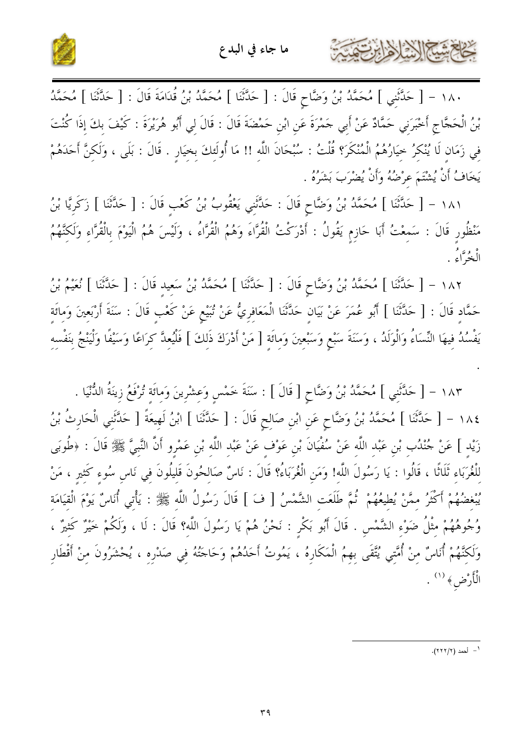١٨٠ - [ حَدَّثَنِي ] مُحَمَّدُ بْنُ وَضَّاحٍ قَالَ : [ حَدَّثَنَا ] مُحَمَّدُ بْنُ قُدَامَةَ قَالَ : [ حَدَّثَنَا ] مُحَمَّدُ بْنُ الْحَجَّاجِ أَخْبَرَنِي حَمَّادٌ عَنْ أَبِي جَمْرَةَ عَنِ ابْنِ حَمْضَةَ قَالَ : قَالَ لِي أَبُو هُرَيْرَةَ : كَيْفَ بِكَ إِذَا كُنْتَ فِي زَمَانٍ لَا يُنْكِرُ خِيَارُهُمُ الْمُنْكَرَ؟ قُلْتُ : سُبْحَانَ اللَّهِ !! مَا أُولَئِكَ بِخِيَارٍ . قَالَ : بَلَى ، وَلَكِنَّ أَحَدَهُمْ يَخَافُ أَنْ يُشْتَمَ عِرْضُهُ وَأَنْ يُضْرَبَ بَشَرُهُ .

١٨١ - [ حَدَّثَنَا ] مُحَمَّدُ بْنُ وَضَّاحٍ قَالَ : حَدَّثَنِي يَعْقُوبُ بْنُ كَعْبٍ قَالَ : [ حَدَّثَنَا ] زَكَرِيَّا بْنُ مَنْظُورٍ قَالَ : سَمِعْتُ أَبَا حَازِمٍ يَقُولُ : أَدْرَكْتُ الْقُرَّاءَ وَهُمُ الْقُرَّاءُ ، وَلَيْسَ هُمُ الْيَوْمَ بِالْقُرَّاءِ وَلَكِنَّهُمُ الْخُرَّاءُ .

١٨٢ - [ حَدَّثَنَا ] مُحَمَّدُ بْنُ وَضَّاحٍ قَالَ : [ حَدَّثَنَا ] مُحَمَّدُ بْنُ سَعِيدٍ قَالَ : [ حَدَّثَنَا ] نُعَيْمُ بْنُ حَمَّادٍ قَالَ : [ حَدَّثَنَا ] أَبُو عُمَرَ عَنْ بَيَانٍ حَدَّثَنَا الْمَعَافِرِيُّ عَنْ تُبَيْعٍ عَنْ كَعْبٍ قَالَ : سَنَةَ أَرْبَعِينَ وَمِائَةٍ يَفْسُدُ فِيهَا النِّسَاءُ وَالْوَلَدُ ، وَسَنَةَ سَبْعٍ وَسَبْعِينَ وَمِائَةٍ [ مَنْ أَدْرَكَ ذَلِكَ ] فَلْيُعِدَّ كِرَاعًا وَسَيْفًا وَلْيَنْجُ بِنَفْسِهِ .

١٨٣ - [ حَدَّثَنِي ] مُحَمَّدُ بْنُ وَضَّاحٍ [ قَالَ ] : سَنَةَ خَمْسٍ وَعِشْرِينَ وَمِائَةٍ تُرْفَعُ زِينَةُ الدُّنْيَا .

١٨٤ - [ حَدَّثَنَا ] مُحَمَّدُ بْنُ وَضَّاحٍ عَنِ ابْنِ صَالِحٍ قَالَ : [ حَدَّثَنَا ] ابْنُ لَهِيعَةَ [ حَدَّثَنِي الْحَارِثُ بْنُ زَيْدٍ ] عَنْ جُنْدُبِ بْنِ عَبْدِ اللَّهِ عَنْ سُفْيَانَ بْنِ عَوْفٍ عَنْ عَبْدِ اللَّهِ بْنِ عَمْرٍو أَنَّ النَّبِيَّ ﷺ قَالَ : ﴿طُوبَى لِلْغُرَبَاءِ ثَلَاثًا ، قَالُوا : يَا رَسُولَ اللَّهِ! وَمَنِ الْغُرَبَاءُ؟ قَالَ : نَاسٌ صَالِحُونَ قَلِيلُونَ فِي نَاسِ سُوءٍ كَثِيرٍ ، مَنْ يُبْغِضُهُمْ أَكْثَرُ مِمَّنْ يُطِيعُهُمْ ثُمَّ طَلَعَتِ الشَّمْسُ [ فَـ ] قَالَ رَسُولُ اللَّهِ ﷺ : يَأْتِي أُنَاسٌ يَوْمَ الْقِيَامَةِ وُجُوهُهُمْ مِثْلُ ضَوْءِ الشَّمْسِ . قَالَ أَبُو بَكْرٍ : نَحْنُ هُمْ يَا رَسُولَ اللَّهِ؟ قَالَ : لَا ، وَلَكُمْ خَيْرٌ كَثِيرٌ ، وَلَكِنَّهُمْ أُنَاسٌ مِنْ أُمَّتِي يُتَّقَى بِهِمُ الْمَكَارِهُ ، يَمُوتُ أَحَدُهُمْ وَحَاجَتُهُ فِي صَدْرِهِ ، يُحْشَرُونَ مِنْ أَقْطَارِ الْأَرْضِ﴾ [1] .

---

[1] - أحمد (٢٢٢/٢).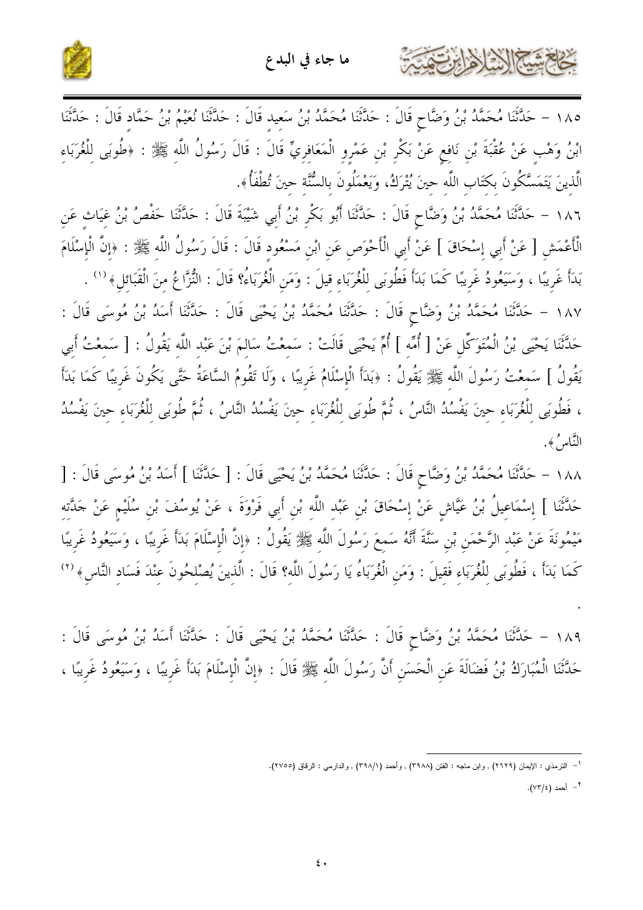١٨٥ - حَدَّثَنَا مُحَمَّدُ بْنُ وَضَّاحٍ قَالَ : حَدَّثَنَا مُحَمَّدُ بْنُ سَعِيدٍ قَالَ : حَدَّثَنَا نُعَيْمُ بْنُ حَمَّادٍ قَالَ : حَدَّثَنَا ابْنُ وَهْبٍ عَنْ عُقْبَةَ بْنِ نَافِعٍ عَنْ بَكْرِ بْنِ عَمْرٍو الْمَعَافِرِيِّ قَالَ : قَالَ رَسُولُ اللَّهِ ﷺ : ﴿طُوبَى لِلْغُرَبَاءِ الَّذِينَ يَتَمَسَّكُونَ بِكِتَابِ اللَّهِ حِينَ يُتْرَكُ، وَيَعْمَلُونَ بِالسُّنَّةِ حِينَ تُطْفَأُ﴾.

١٨٦ - حَدَّثَنَا مُحَمَّدُ بْنُ وَضَّاحٍ قَالَ : حَدَّثَنَا أَبُو بَكْرِ بْنُ أَبِي شَيْبَةَ قَالَ : حَدَّثَنَا حَفْصُ بْنُ غِيَاثٍ عَنِ الْأَعْمَشِ [ عَنْ أَبِي إِسْحَاقَ ] عَنْ أَبِي الْأَحْوَصِ عَنِ ابْنِ مَسْعُودٍ قَالَ : قَالَ رَسُولُ اللَّهِ ﷺ : ﴿إِنَّ الْإِسْلَامَ بَدَأَ غَرِيبًا ، وَسَيَعُودُ غَرِيبًا كَمَا بَدَأَ فَطُوبَى لِلْغُرَبَاءِ قِيلَ : وَمَنِ الْغُرَبَاءُ؟ قَالَ : النُّزَّاعُ مِنَ الْقَبَائِلِ﴾ [١] .

١٨٧ - حَدَّثَنَا مُحَمَّدُ بْنُ وَضَّاحٍ قَالَ : حَدَّثَنَا مُحَمَّدُ بْنُ يَحْيَى قَالَ : حَدَّثَنَا أَسَدُ بْنُ مُوسَى قَالَ : حَدَّثَنَا يَحْيَى بْنُ الْمُتَوَكِّلِ عَنْ [ أُمِّهِ ] أُمِّ يَحْيَى قَالَتْ : سَمِعْتُ سَالِمَ بْنَ عَبْدِ اللَّهِ يَقُولُ : [ سَمِعْتُ أَبِي يَقُولُ ] سَمِعْتُ رَسُولَ اللَّهِ ﷺ يَقُولُ : ﴿بَدَأَ الْإِسْلَامُ غَرِيبًا ، وَلَا تَقُومُ السَّاعَةُ حَتَّى يَكُونَ غَرِيبًا كَمَا بَدَأَ ، فَطُوبَى لِلْغُرَبَاءِ حِينَ يَفْسُدُ النَّاسُ ، ثُمَّ طُوبَى لِلْغُرَبَاءِ حِينَ يَفْسُدُ النَّاسُ ، ثُمَّ طُوبَى لِلْغُرَبَاءِ حِينَ يَفْسُدُ النَّاسُ﴾.

١٨٨ - حَدَّثَنَا مُحَمَّدُ بْنُ وَضَّاحٍ قَالَ : حَدَّثَنَا مُحَمَّدُ بْنُ يَحْيَى قَالَ : [ حَدَّثَنَا ] أَسَدُ بْنُ مُوسَى قَالَ : [ حَدَّثَنَا ] إِسْمَاعِيلُ بْنُ عَيَّاشٍ عَنْ إِسْحَاقَ بْنِ عَبْدِ اللَّهِ بْنِ أَبِي فَرْوَةَ ، عَنْ يُوسُفَ بْنِ سُلَيْمٍ عَنْ جَدَّتِهِ مَيْمُونَةَ عَنْ عَبْدِ الرَّحْمَنِ بْنِ سَنَّةَ أَنَّهُ سَمِعَ رَسُولَ اللَّهِ ﷺ يَقُولُ : ﴿إِنَّ الْإِسْلَامَ بَدَأَ غَرِيبًا ، وَسَيَعُودُ غَرِيبًا كَمَا بَدَأَ ، فَطُوبَى لِلْغُرَبَاءِ فَقِيلَ : وَمَنِ الْغُرَبَاءُ يَا رَسُولَ اللَّهِ؟ قَالَ : الَّذِينَ يُصْلِحُونَ عِنْدَ فَسَادِ النَّاسِ﴾ [٢] .

١٨٩ - حَدَّثَنَا مُحَمَّدُ بْنُ وَضَّاحٍ قَالَ : حَدَّثَنَا مُحَمَّدُ بْنُ يَحْيَى قَالَ : حَدَّثَنَا أَسَدُ بْنُ مُوسَى قَالَ : حَدَّثَنَا الْمُبَارَكُ بْنُ فَضَالَةَ عَنِ الْحَسَنِ أَنَّ رَسُولَ اللَّهِ ﷺ قَالَ : ﴿إِنَّ الْإِسْلَامَ بَدَأَ غَرِيبًا ، وَسَيَعُودُ غَرِيبًا ،

---

[١] - الترمذي : الإيمان (٢٦٢٩) , وابن ماجه : الفتن (٣٩٨٨) , وأحمد (٣٩٨/١) , والدارمي : الرقاق (٢٧٥٥).

[٢] - أحمد (٧٣/٤).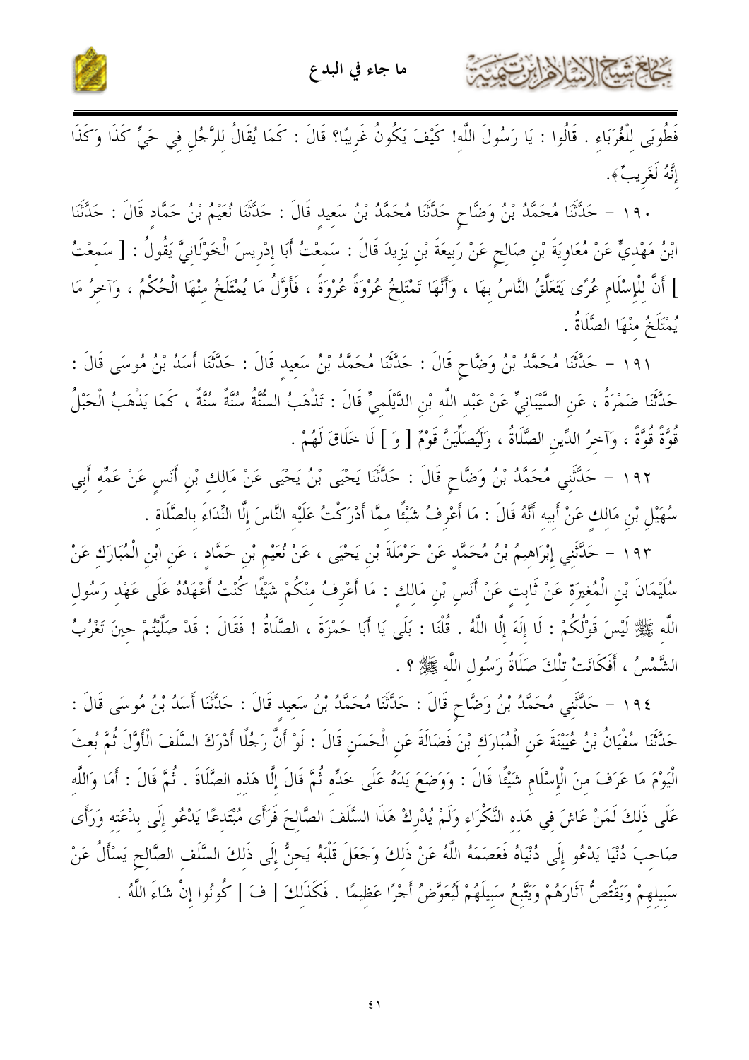فَطُوبَى لِلْغُرَبَاءِ . قَالُوا : يَا رَسُولَ اللَّهِ! كَيْفَ يَكُونُ غَرِيبًا؟ قَالَ : كَمَا يُقَالُ لِلرَّجُلِ فِي حَيٍّ كَذَا وَكَذَا إِنَّهُ لَغَرِيبٌ».

١٩٠ - حَدَّثَنَا مُحَمَّدُ بْنُ وَضَّاحٍ حَدَّثَنَا مُحَمَّدُ بْنُ سَعِيدٍ قَالَ : حَدَّثَنَا نُعَيْمُ بْنُ حَمَّادٍ قَالَ : حَدَّثَنَا ابْنُ مَهْدِيٍّ عَنْ مُعَاوِيَةَ بْنِ صَالِحٍ عَنْ رَبِيعَةَ بْنِ يَزِيدَ قَالَ : سَمِعْتُ أَبَا إِدْرِيسَ الْخَوْلَانِيَّ يَقُولُ : [ سَمِعْتُ ] أَنَّ لِلْإِسْلَامِ عُرًى يَتَعَلَّقُ النَّاسُ بِهَا ، وَأَنَّهَا تَمْتَلِخُ عُرْوَةً عُرْوَةً ، فَأَوَّلُ مَا يُمْتَلَخُ مِنْهَا الْحُكْمُ ، وَآخِرُ مَا يُمْتَلَخُ مِنْهَا الصَّلَاةُ .

١٩١ - حَدَّثَنَا مُحَمَّدُ بْنُ وَضَّاحٍ قَالَ : حَدَّثَنَا مُحَمَّدُ بْنُ سَعِيدٍ قَالَ : حَدَّثَنَا أَسَدُ بْنُ مُوسَى قَالَ : حَدَّثَنَا ضَمْرَةُ ، عَنِ السَّيْبَانِيِّ عَنْ عَبْدِ اللَّهِ بْنِ الدَّيْلَمِيِّ قَالَ : تَذْهَبُ السُّنَّةُ سُنَّةً سُنَّةً ، كَمَا يَذْهَبُ الْحَبْلُ قُوَّةً قُوَّةً ، وَآخِرُ الدِّينِ الصَّلَاةُ ، وَلَيُصَلِّيَنَّ قَوْمٌ [ وَ ] لَا خَلَاقَ لَهُمْ .

١٩٢ - حَدَّثَنِي مُحَمَّدُ بْنُ وَضَّاحٍ قَالَ : حَدَّثَنَا يَحْيَى بْنُ يَحْيَى عَنْ مَالِكِ بْنِ أَنَسٍ عَنْ عَمِّهِ أَبِي سُهَيْلِ بْنِ مَالِكٍ عَنْ أَبِيهِ أَنَّهُ قَالَ : مَا أَعْرِفُ شَيْئًا مِمَّا أَدْرَكْتُ عَلَيْهِ النَّاسَ إِلَّا النِّدَاءَ بِالصَّلَاةِ .

١٩٣ - حَدَّثَنِي إِبْرَاهِيمُ بْنُ مُحَمَّدٍ عَنْ حَرْمَلَةَ بْنِ يَحْيَى ، عَنْ نُعَيْمِ بْنِ حَمَّادٍ ، عَنِ ابْنِ الْمُبَارَكِ عَنْ سُلَيْمَانَ بْنِ الْمُغِيرَةِ عَنْ ثَابِتٍ عَنْ أَنَسِ بْنِ مَالِكٍ : مَا أَعْرِفُ مِنْكُمْ شَيْئًا كُنْتُ أَعْهَدُهُ عَلَى عَهْدِ رَسُولِ اللَّهِ ﷺ لَيْسَ قَوْلُكُمْ : لَا إِلَهَ إِلَّا اللَّهُ . قُلْنَا : بَلَى يَا أَبَا حَمْزَةَ ، الصَّلَاةُ ! فَقَالَ : قَدْ صَلَّيْتُمْ حِينَ تَغْرُبُ الشَّمْسُ ، أَفَكَانَتْ تِلْكَ صَلَاةُ رَسُولِ اللَّهِ ﷺ ؟ .

١٩٤ - حَدَّثَنِي مُحَمَّدُ بْنُ وَضَّاحٍ قَالَ : حَدَّثَنَا مُحَمَّدُ بْنُ سَعِيدٍ قَالَ : حَدَّثَنَا أَسَدُ بْنُ مُوسَى قَالَ : حَدَّثَنَا سُفْيَانُ بْنُ عُيَيْنَةَ عَنِ الْمُبَارَكِ بْنَ فَضَالَةَ عَنِ الْحَسَنِ قَالَ : لَوْ أَنَّ رَجُلًا أَدْرَكَ السَّلَفَ الْأَوَّلَ ثُمَّ بُعِثَ الْيَوْمَ مَا عَرَفَ مِنَ الْإِسْلَامِ شَيْئًا قَالَ : وَوَضَعَ يَدَهُ عَلَى خَدِّهِ ثُمَّ قَالَ إِلَّا هَذِهِ الصَّلَاةَ . ثُمَّ قَالَ : أَمَا وَاللَّهِ عَلَى ذَلِكَ لَمَنْ عَاشَ فِي هَذِهِ النَّكْرَاءِ وَلَمْ يُدْرِكْ هَذَا السَّلَفَ الصَّالِحَ فَرَأَى مُبْتَدِعًا يَدْعُو إِلَى بِدْعَتِهِ وَرَأَى صَاحِبَ دُنْيَا يَدْعُو إِلَى دُنْيَاهُ فَعَصَمَهُ اللَّهُ عَنْ ذَلِكَ وَجَعَلَ قَلْبَهُ يَحِنُّ إِلَى ذَلِكَ السَّلَفِ الصَّالِحِ يَسْأَلُ عَنْ سَبِيلِهِمْ وَيَقْتَصُّ آثَارَهُمْ وَيَتَّبِعُ سَبِيلَهُمْ لَيُعَوَّضُ أَجْرًا عَظِيمًا . فَكَذَلِكَ [ فَـ ] كُونُوا إِنْ شَاءَ اللَّهُ .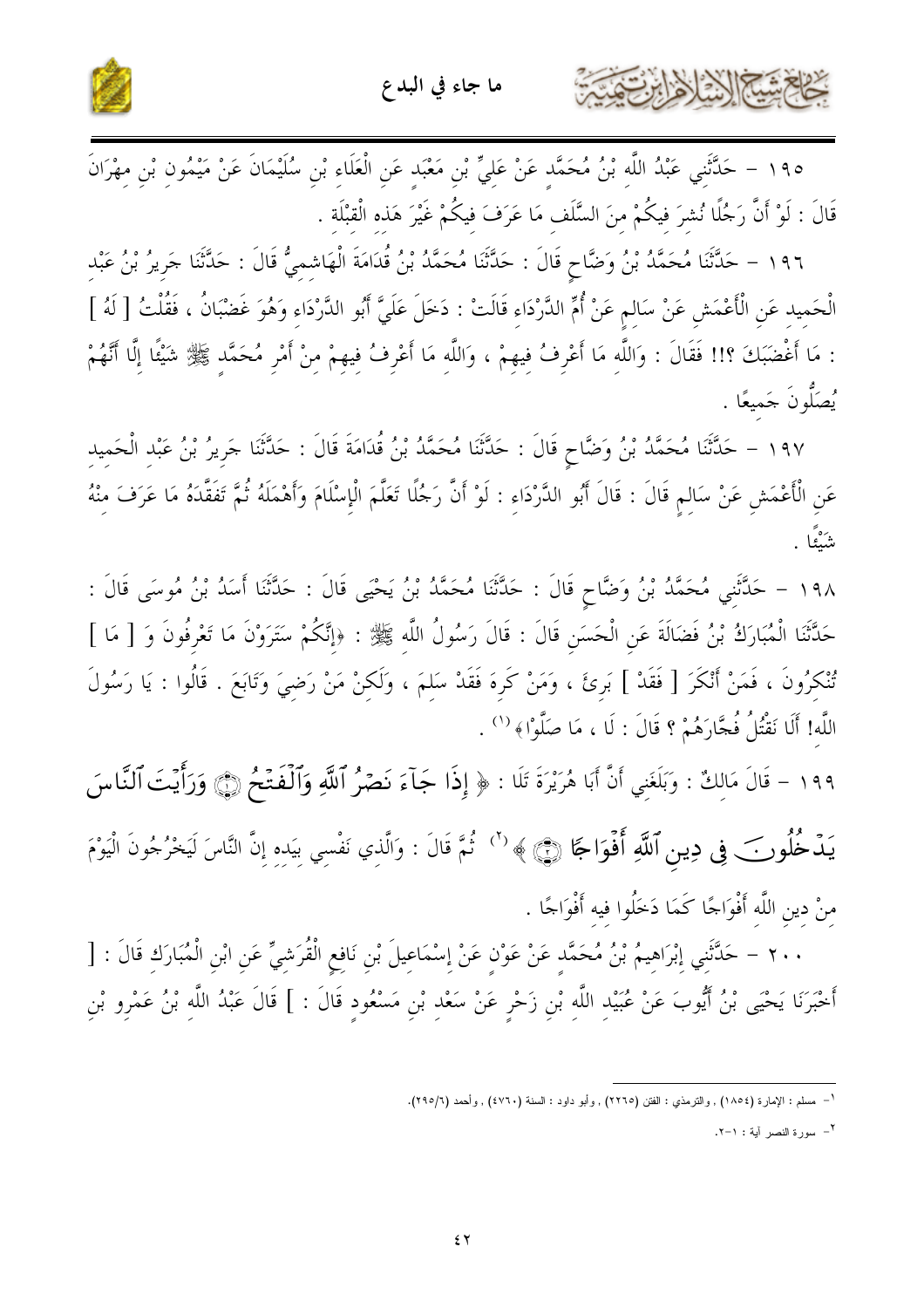١٩٥ - حَدَّثَنِي عَبْدُ اللَّهِ بْنُ مُحَمَّدٍ عَنْ عَلِيِّ بْنِ مَعْبَدٍ عَنِ الْعَلَاءِ بْنِ سُلَيْمَانَ عَنْ مَيْمُونِ بْنِ مِهْرَانَ قَالَ : لَوْ أَنَّ رَجُلًا نُشِرَ فِيكُمْ مِنَ السَّلَفِ مَا عَرَفَ فِيكُمْ غَيْرَ هَذِهِ الْقِبْلَةِ .

١٩٦ - حَدَّثَنَا مُحَمَّدُ بْنُ وَضَّاحٍ قَالَ : حَدَّثَنَا مُحَمَّدُ بْنُ قُدَامَةَ الْهَاشِمِيُّ قَالَ : حَدَّثَنَا جَرِيرُ بْنُ عَبْدِ الْحَمِيدِ عَنِ الْأَعْمَشِ عَنْ سَالِمٍ عَنْ أُمِّ الدَّرْدَاءِ قَالَتْ : دَخَلَ عَلَيَّ أَبُو الدَّرْدَاءِ وَهُوَ غَضْبَانُ ، فَقُلْتُ [ لَهُ ] : مَا أَغْضَبَكَ ؟!! فَقَالَ : وَاللَّهِ مَا أَعْرِفُ فِيهِمْ ، وَاللَّهِ مَا أَعْرِفُ فِيهِمْ مِنْ أَمْرِ مُحَمَّدٍ ﷺ شَيْئًا إِلَّا أَنَّهُمْ يُصَلُّونَ جَمِيعًا .

١٩٧ - حَدَّثَنَا مُحَمَّدُ بْنُ وَضَّاحٍ قَالَ : حَدَّثَنَا مُحَمَّدُ بْنُ قُدَامَةَ قَالَ : حَدَّثَنَا جَرِيرُ بْنُ عَبْدِ الْحَمِيدِ عَنِ الْأَعْمَشِ عَنْ سَالِمٍ قَالَ : قَالَ أَبُو الدَّرْدَاءِ : لَوْ أَنَّ رَجُلًا تَعَلَّمَ الْإِسْلَامَ وَأَهَمَّهُ ثُمَّ تَفَقَّدَهُ مَا عَرَفَ مِنْهُ شَيْئًا .

١٩٨ - حَدَّثَنِي مُحَمَّدُ بْنُ وَضَّاحٍ قَالَ : حَدَّثَنَا مُحَمَّدُ بْنُ يَحْيَى قَالَ : حَدَّثَنَا أَسَدُ بْنُ مُوسَى قَالَ : حَدَّثَنَا الْمُبَارَكُ بْنُ فَضَالَةَ عَنِ الْحَسَنِ قَالَ : قَالَ رَسُولُ اللَّهِ ﷺ : ﴿إِنَّكُمْ سَتَرَوْنَ مَا تَعْرِفُونَ وَ [ مَا ] تُنْكِرُونَ ، فَمَنْ أَنْكَرَ [ فَقَدْ ] بَرِئَ ، وَمَنْ كَرِهَ فَقَدْ سَلِمَ ، وَلَكِنْ مَنْ رَضِيَ وَتَابَعَ . قَالُوا : يَا رَسُولَ اللَّهِ! أَلَا نَقْتُلُ فُجَّارَهُمْ ؟ قَالَ : لَا ، مَا صَلَّوْا﴾[1] .

١٩٩ - قَالَ مَالِكٌ : وَبَلَغَنِي أَنَّ أَبَا هُرَيْرَةَ تَلَا : ﴿ إِذَا جَآءَ نَصْرُ ٱللَّهِ وَٱلْفَتْحُ ۝ وَرَأَيْتَ ٱلنَّاسَ يَدْخُلُونَ فِي دِينِ ٱللَّهِ أَفْوَاجًا ۝ ﴾[2] ثُمَّ قَالَ : وَالَّذِي نَفْسِي بِيَدِهِ إِنَّ النَّاسَ لَيَخْرُجُونَ الْيَوْمَ مِنْ دِينِ اللَّهِ أَفْوَاجًا كَمَا دَخَلُوا فِيهِ أَفْوَاجًا .

٢٠٠ - حَدَّثَنِي إِبْرَاهِيمُ بْنُ مُحَمَّدٍ عَنْ عَوْنٍ عَنْ إِسْمَاعِيلَ بْنِ نَافِعٍ الْقُرَشِيِّ عَنِ ابْنِ الْمُبَارَكِ قَالَ : [ أَخْبَرَنَا يَحْيَى بْنُ أَيُّوبَ عَنْ عُبَيْدِ اللَّهِ بْنِ زَحْرٍ عَنْ سَعْدِ بْنِ مَسْعُودٍ قَالَ : ] قَالَ عَبْدُ اللَّهِ بْنُ عَمْرِو بْنِ

---

[1] - مسلم : الإمارة (١٨٥٤) , والترمذي : الفتن (٢٢٦٥) , وأبو داود : السنة (٤٧٦٠) , وأحمد (٢٩٥/٦).

[2] - سورة النصر آية : ١-٢.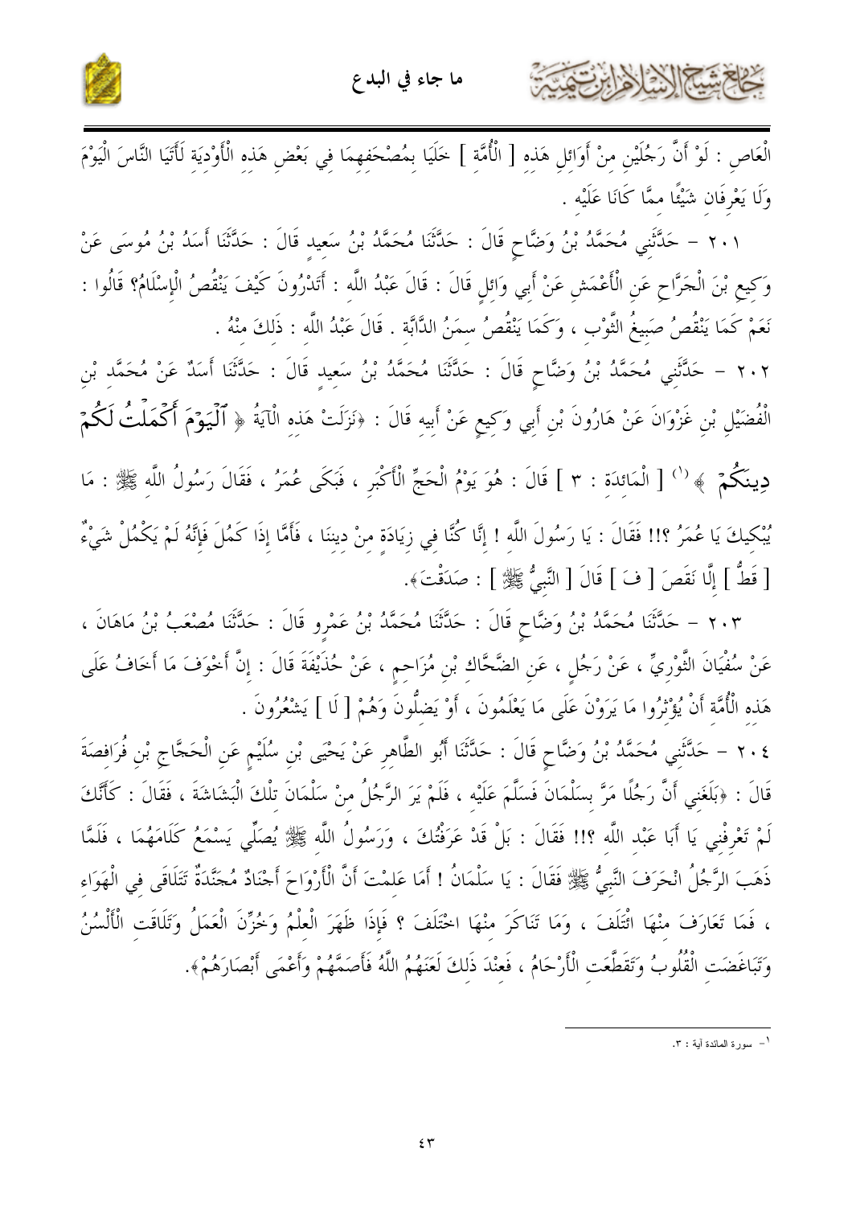الْعَاصِ : لَوْ أَنَّ رَجُلَيْنِ مِنْ أَوَائِلِ هَذِهِ [ الْأُمَّةِ ] خَلَيَا بِمُصْحَفِهِمَا فِي بَعْضِ هَذِهِ الْأَوْدِيَةِ لَأَتَيَا النَّاسَ الْيَوْمَ وَلَا يَعْرِفَانِ شَيْئًا مِمَّا كَانَا عَلَيْهِ .

٢٠١ – حَدَّثَنِي مُحَمَّدُ بْنُ وَضَّاحٍ قَالَ : حَدَّثَنَا مُحَمَّدُ بْنُ سَعِيدٍ قَالَ : حَدَّثَنَا أَسَدُ بْنُ مُوسَى عَنْ وَكِيعِ بْنَ الْجَرَّاحِ عَنِ الْأَعْمَشِ عَنْ أَبِي وَائِلٍ قَالَ : قَالَ عَبْدُ اللَّهِ : أَتَدْرُونَ كَيْفَ يَنْقُصُ الْإِسْلَامُ؟ قَالُوا : نَعَمْ كَمَا يَنْقُصُ صَبِيغُ الثَّوْبِ ، وَكَمَا يَنْقُصُ سِمَنُ الدَّابَّةِ . قَالَ عَبْدُ اللَّهِ : ذَلِكَ مِنْهُ .

٢٠٢ – حَدَّثَنِي مُحَمَّدُ بْنُ وَضَّاحٍ قَالَ : حَدَّثَنَا مُحَمَّدُ بْنُ سَعِيدٍ قَالَ : حَدَّثَنَا أَسَدٌ عَنْ مُحَمَّدِ بْنِ الْفُضَيْلِ بْنِ غَزْوَانَ عَنْ هَارُونَ بْنِ أَبِي وَكِيعٍ عَنْ أَبِيهِ قَالَ : «نَزَلَتْ هَذِهِ الْآيَةُ ﴿ ٱلْيَوْمَ أَكْمَلْتُ لَكُمْ دِينَكُمْ ﴾[1] [ الْمَائِدَة : ٣ ] قَالَ : هُوَ يَوْمُ الْحَجِّ الْأَكْبَرِ ، فَبَكَى عُمَرُ ، فَقَالَ رَسُولُ اللَّهِ ﷺ : مَا يُبْكِيكَ يَا عُمَرُ ؟!! فَقَالَ : يَا رَسُولَ اللَّهِ ! إِنَّا كُنَّا فِي زِيَادَةٍ مِنْ دِينِنَا ، فَأَمَّا إِذَا كَمُلَ فَإِنَّهُ لَمْ يَكْمُلْ شَيْءٌ [ قَطُّ ] إِلَّا نَقَصَ [ فَـ ] قَالَ [ النَّبِيُّ ﷺ ] : صَدَقْتَ».

٢٠٣ – حَدَّثَنَا مُحَمَّدُ بْنُ وَضَّاحٍ قَالَ : حَدَّثَنَا مُحَمَّدُ بْنُ عَمْرٍو قَالَ : حَدَّثَنَا مُصْعَبُ بْنُ مَاهَانَ ، عَنْ سُفْيَانَ الثَّوْرِيِّ ، عَنْ رَجُلٍ ، عَنِ الضَّحَّاكِ بْنِ مُزَاحِمٍ ، عَنْ حُذَيْفَةَ قَالَ : إِنَّ أَخْوَفَ مَا أَخَافُ عَلَى هَذِهِ الْأُمَّةِ أَنْ يُؤْثِرُوا مَا يَرَوْنَ عَلَى مَا يَعْلَمُونَ ، أَوْ يَضِلُّونَ وَهُمْ [ لَا ] يَشْعُرُونَ .

٢٠٤ – حَدَّثَنِي مُحَمَّدُ بْنُ وَضَّاحٍ قَالَ : حَدَّثَنَا أَبُو الطَّاهِرِ عَنْ يَحْيَى بْنِ سُلَيْمٍ عَنِ الْحَجَّاجِ بْنِ فُرَافِصَةَ قَالَ : «بَلَغَنِي أَنَّ رَجُلًا مَرَّ بِسَلْمَانَ فَسَلَّمَ عَلَيْهِ ، فَلَمْ يَرَ الرَّجُلُ مِنْ سَلْمَانَ تِلْكَ الْبَشَاشَةَ ، فَقَالَ : كَأَنَّكَ لَمْ تَعْرِفْنِي يَا أَبَا عَبْدِ اللَّهِ ؟!! فَقَالَ : بَلْ قَدْ عَرَفْتُكَ ، وَرَسُولُ اللَّهِ ﷺ يُصَلِّي يَسْمَعُ كَلَامَهُمَا ، فَلَمَّا ذَهَبَ الرَّجُلُ انْحَرَفَ النَّبِيُّ ﷺ فَقَالَ : يَا سَلْمَانُ ! أَمَا عَلِمْتَ أَنَّ الْأَرْوَاحَ أَجْنَادٌ مُجَنَّدَةٌ تَتَلَاقَى فِي الْهَوَاءِ ، فَمَا تَعَارَفَ مِنْهَا ائْتَلَفَ ، وَمَا تَنَاكَرَ مِنْهَا اخْتَلَفَ ؟ فَإِذَا ظَهَرَ الْعِلْمُ وَخُزِّنَ الْعَمَلُ وَتَلَاقَتِ الْأَلْسُنُ وَتَبَاغَضَتِ الْقُلُوبُ وَتَقَطَّعَتِ الْأَرْحَامُ ، فَعِنْدَ ذَلِكَ لَعَنَهُمُ اللَّهُ فَأَصَمَّهُمْ وَأَعْمَى أَبْصَارَهُمْ».

---

[1] - سورة المائدة آية : ٣.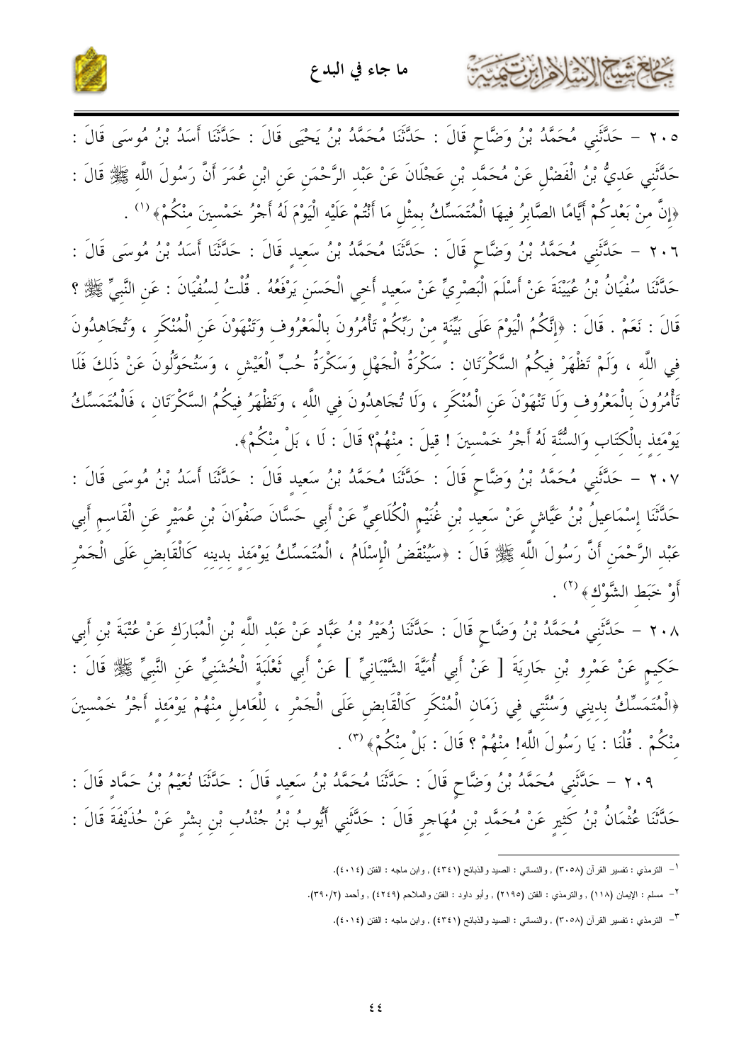٢٠٥ – حَدَّثَنِي مُحَمَّدُ بْنُ وَضَّاحٍ قَالَ : حَدَّثَنَا مُحَمَّدُ بْنُ يَحْيَى قَالَ : حَدَّثَنَا أَسَدُ بْنُ مُوسَى قَالَ : حَدَّثَنِي عَدِيُّ بْنُ الْفَضْلِ عَنْ مُحَمَّدِ بْنِ عَجْلَانَ عَنْ عَبْدِ الرَّحْمَنِ عَنِ ابْنِ عُمَرَ أَنَّ رَسُولَ اللَّهِ ﷺ قَالَ : «إِنَّ مِنْ بَعْدِكُمْ أَيَّامًا الصَّابِرُ فِيهَا الْمُتَمَسِّكُ بِمِثْلِ مَا أَنْتُمْ عَلَيْهِ الْيَوْمَ لَهُ أَجْرُ خَمْسِينَ مِنْكُمْ»[1] .

٢٠٦ – حَدَّثَنِي مُحَمَّدُ بْنُ وَضَّاحٍ قَالَ : حَدَّثَنَا مُحَمَّدُ بْنُ سَعِيدٍ قَالَ : حَدَّثَنَا أَسَدُ بْنُ مُوسَى قَالَ : حَدَّثَنَا سُفْيَانُ بْنُ عُيَيْنَةَ عَنْ أَسْلَمَ الْبَصْرِيِّ عَنْ سَعِيدٍ أَخِي الْحَسَنِ يَرْفَعُهُ . قُلْتُ لِسُفْيَانَ : عَنِ النَّبِيِّ ﷺ ؟ قَالَ : نَعَمْ . قَالَ : «إِنَّكُمُ الْيَوْمَ عَلَى بَيِّنَةٍ مِنْ رَبِّكُمْ تَأْمُرُونَ بِالْمَعْرُوفِ وَتَنْهَوْنَ عَنِ الْمُنْكَرِ ، وَتُجَاهِدُونَ فِي اللَّهِ ، وَلَمْ تَظْهَرْ فِيكُمُ السَّكْرَتَانِ : سَكْرَةُ الْجَهْلِ وَسَكْرَةُ حُبِّ الْعَيْشِ ، وَسَتُحَوَّلُونَ عَنْ ذَلِكَ فَلَا تَأْمُرُونَ بِالْمَعْرُوفِ وَلَا تَنْهَوْنَ عَنِ الْمُنْكَرِ ، وَلَا تُجَاهِدُونَ فِي اللَّهِ ، وَتَظْهَرُ فِيكُمُ السَّكْرَتَانِ ، فَالْمُتَمَسِّكُ يَوْمَئِذٍ بِالْكِتَابِ وَالسُّنَّةِ لَهُ أَجْرُ خَمْسِينَ ! قِيلَ : مِنْهُمْ؟ قَالَ : لَا ، بَلْ مِنْكُمْ».

٢٠٧ – حَدَّثَنِي مُحَمَّدُ بْنُ وَضَّاحٍ قَالَ : حَدَّثَنَا مُحَمَّدُ بْنُ سَعِيدٍ قَالَ : حَدَّثَنَا أَسَدُ بْنُ مُوسَى قَالَ : حَدَّثَنَا إِسْمَاعِيلُ بْنُ عَيَّاشٍ عَنْ سَعِيدِ بْنِ غُنَيْمٍ الْكُلَاعِيِّ عَنْ أَبِي حَسَّانَ صَفْوَانَ بْنِ عُمَيْرٍ عَنِ الْقَاسِمِ أَبِي عَبْدِ الرَّحْمَنِ أَنَّ رَسُولَ اللَّهِ ﷺ قَالَ : «سَيُنْقَضُ الْإِسْلَامُ ، الْمُتَمَسِّكُ يَوْمَئِذٍ بِدِينِهِ كَالْقَابِضِ عَلَى الْجَمْرِ أَوْ خَبَطِ الشَّوْكِ»[2] .

٢٠٨ – حَدَّثَنِي مُحَمَّدُ بْنُ وَضَّاحٍ قَالَ : حَدَّثَنَا زُهَيْرُ بْنُ عَبَّادٍ عَنْ عَبْدِ اللَّهِ بْنِ الْمُبَارَكِ عَنْ عُتْبَةَ بْنِ أَبِي حَكِيمٍ عَنْ عَمْرِو بْنِ جَارِيَةَ [ عَنْ أَبِي أُمَيَّةَ الشَّيْبَانِيِّ ] عَنْ أَبِي ثَعْلَبَةَ الْخُشَنِيِّ عَنِ النَّبِيِّ ﷺ قَالَ : «الْمُتَمَسِّكُ بِدِينِي وَسُنَّتِي فِي زَمَانِ الْمُنْكَرِ كَالْقَابِضِ عَلَى الْجَمْرِ ، لِلْعَامِلِ مِنْهُمْ يَوْمَئِذٍ أَجْرُ خَمْسِينَ مِنْكُمْ . قُلْنَا : يَا رَسُولَ اللَّهِ! مِنْهُمْ ؟ قَالَ : بَلْ مِنْكُمْ»[3] .

٢٠٩ – حَدَّثَنِي مُحَمَّدُ بْنُ وَضَّاحٍ قَالَ : حَدَّثَنَا مُحَمَّدُ بْنُ سَعِيدٍ قَالَ : حَدَّثَنَا نُعَيْمُ بْنُ حَمَّادٍ قَالَ : حَدَّثَنَا عُثْمَانُ بْنُ كَثِيرٍ عَنْ مُحَمَّدِ بْنِ مُهَاجِرٍ قَالَ : حَدَّثَنِي أَيُّوبُ بْنُ جُنْدُبِ بْنِ بِشْرٍ عَنْ حُذَيْفَةَ قَالَ :

---

[1] - الترمذي : تفسير القرآن (٣٠٥٨) , والنسائي : الصيد والذبائح (٤٣٤١) , وابن ماجه : الفتن (٤٠١٤).

[2] - مسلم : الإيمان (١١٨) , والترمذي : الفتن (٢١٩٥) , وأبو داود : الفتن والملاحم (٤٢٤٩) , وأحمد (٣٩٠/٢).

[3] - الترمذي : تفسير القرآن (٣٠٥٨) , والنسائي : الصيد والذبائح (٤٣٤١) , وابن ماجه : الفتن (٤٠١٤).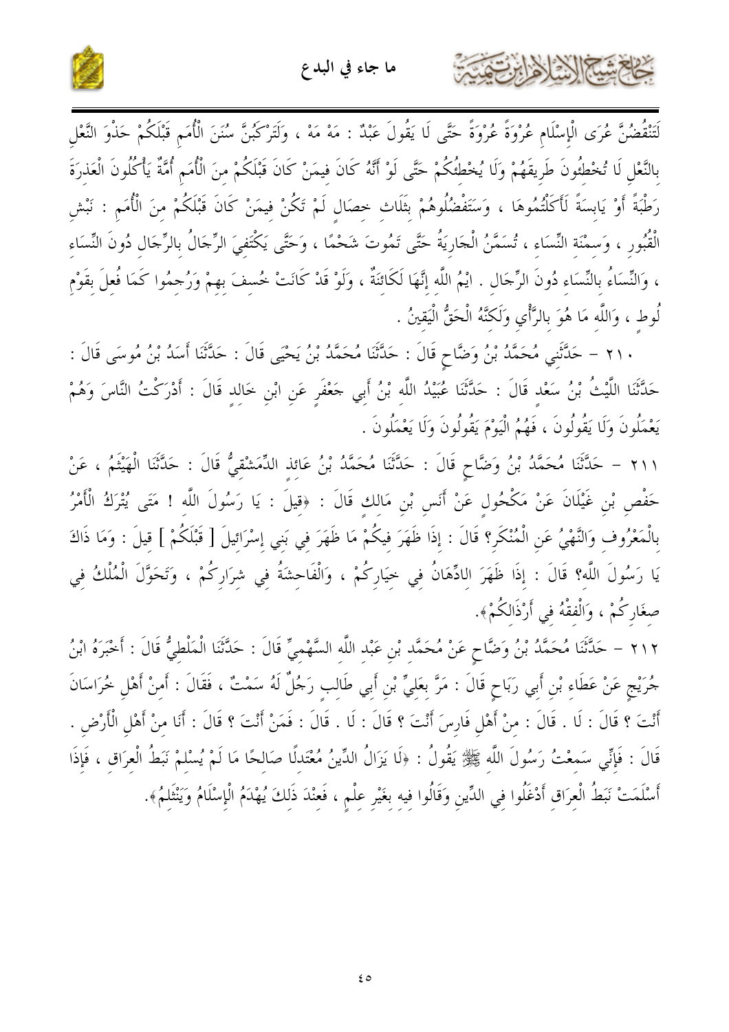لَتَنْقُضُنَّ عُرَى الْإِسْلَامِ عُرْوَةً عُرْوَةً حَتَّى لَا يَقُولَ عَبْدٌ : مَهْ مَهْ ، وَلَتَرْكَبُنَّ سُنَنَ الْأُمَمِ قَبْلَكُمْ حَذْوَ النَّعْلِ بِالنَّعْلِ لَا تُخْطِئُونَ طَرِيقَهُمْ وَلَا يُخْطِئُكُمْ حَتَّى لَوْ أَنَّهُ كَانَ فِيمَنْ كَانَ قَبْلَكُمْ مِنَ الْأُمَمِ أُمَّةٌ يَأْكُلُونَ الْعَذِرَةَ رَطْبَةً أَوْ يَابِسَةً لَأَكَلْتُمُوهَا ، وَسَتَفْضُلُوهُمْ بِثَلَاثِ خِصَالٍ لَمْ تَكُنْ فِيمَنْ كَانَ قَبْلَكُمْ مِنَ الْأُمَمِ : نَبْشِ الْقُبُورِ ، وَسِمْنَةِ النِّسَاءِ ، تُسَمَّنُ الْجَارِيَةُ حَتَّى تَمُوتَ شَحْمًا ، وَحَتَّى يَكْتَفِيَ الرِّجَالُ بِالرِّجَالِ دُونَ النِّسَاءِ ، وَالنِّسَاءُ بِالنِّسَاءِ دُونَ الرِّجَالِ . ايْمُ اللَّهِ إِنَّهَا لَكَائِنَةٌ ، وَلَوْ قَدْ كَانَتْ خُسِفَ بِهِمْ وَرُجِمُوا كَمَا فُعِلَ بِقَوْمِ لُوطٍ ، وَاللَّهِ مَا هُوَ بِالرَّأْيِ وَلَكِنَّهُ الْحَقُّ الْيَقِينُ .

٢١٠ - حَدَّثَنِي مُحَمَّدُ بْنُ وَضَّاحٍ قَالَ : حَدَّثَنَا مُحَمَّدُ بْنُ يَحْيَى قَالَ : حَدَّثَنَا أَسَدُ بْنُ مُوسَى قَالَ : حَدَّثَنَا اللَّيْثُ بْنُ سَعْدٍ قَالَ : حَدَّثَنَا عُبَيْدُ اللَّهِ بْنُ أَبِي جَعْفَرٍ عَنِ ابْنِ خَالِدٍ قَالَ : أَدْرَكْتُ النَّاسَ وَهُمْ يَعْمَلُونَ وَلَا يَقُولُونَ ، فَهُمُ الْيَوْمَ يَقُولُونَ وَلَا يَعْمَلُونَ .

٢١١ - حَدَّثَنَا مُحَمَّدُ بْنُ وَضَّاحٍ قَالَ : حَدَّثَنَا مُحَمَّدُ بْنُ عَائِذٍ الدِّمَشْقِيُّ قَالَ : حَدَّثَنَا الْهَيْثَمُ ، عَنْ حَفْصِ بْنِ غَيْلَانَ عَنْ مَكْحُولٍ عَنْ أَنَسِ بْنِ مَالِكٍ قَالَ : ﴿قِيلَ : يَا رَسُولَ اللَّهِ ! مَتَى يُتْرَكُ الْأَمْرُ بِالْمَعْرُوفِ وَالنَّهْيُ عَنِ الْمُنْكَرِ؟ قَالَ : إِذَا ظَهَرَ فِيكُمْ مَا ظَهَرَ فِي بَنِي إِسْرَائِيلَ [ قَبْلَكُمْ ] قِيلَ : وَمَا ذَاكَ يَا رَسُولَ اللَّهِ؟ قَالَ : إِذَا ظَهَرَ الادِّهَانُ فِي خِيَارِكُمْ ، وَالْفَاحِشَةُ فِي شِرَارِكُمْ ، وَتَحَوَّلَ الْمُلْكُ فِي صِغَارِكُمْ ، وَالْفِقْهُ فِي أَرْذَالِكُمْ﴾.

٢١٢ - حَدَّثَنَا مُحَمَّدُ بْنُ وَضَّاحٍ عَنْ مُحَمَّدِ بْنِ عَبْدِ اللَّهِ السَّهْمِيِّ قَالَ : حَدَّثَنَا الْمَلْطِيُّ قَالَ : أَخْبَرَهُ ابْنُ جُرَيْجٍ عَنْ عَطَاءِ بْنِ أَبِي رَبَاحٍ قَالَ : مَرَّ بِعَلِيِّ بْنِ أَبِي طَالِبٍ رَجُلٌ لَهُ سَمْتٌ ، فَقَالَ : أَمِنْ أَهْلِ خُرَاسَانَ أَنْتَ ؟ قَالَ : لَا . قَالَ : مِنْ أَهْلِ فَارِسَ أَنْتَ ؟ قَالَ : لَا . قَالَ : فَمَنْ أَنْتَ ؟ قَالَ : أَنَا مِنْ أَهْلِ الْأَرْضِ . قَالَ : فَإِنِّي سَمِعْتُ رَسُولَ اللَّهِ ﷺ يَقُولُ : ﴿لَا يَزَالُ الدِّينُ مُعْتَدِلًا صَالِحًا مَا لَمْ يُسْلِمْ نَبَطُ الْعِرَاقِ ، فَإِذَا أَسْلَمَتْ نَبَطُ الْعِرَاقِ أَدْغَلُوا فِي الدِّينِ وَقَالُوا فِيهِ بِغَيْرِ عِلْمٍ ، فَعِنْدَ ذَلِكَ يُهْدَمُ الْإِسْلَامُ وَيَنْثَلِمُ﴾.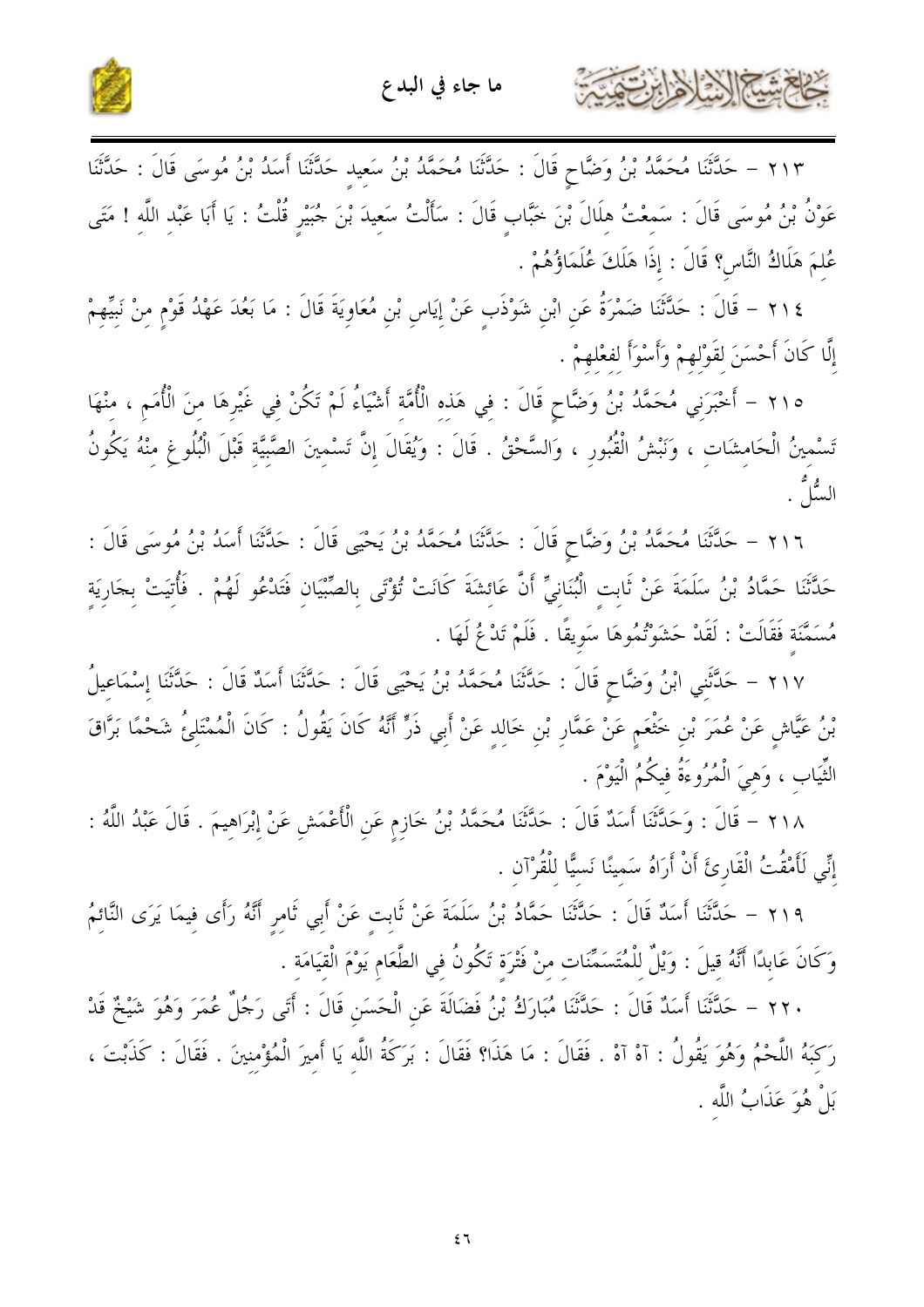٢١٣ – حَدَّثَنَا مُحَمَّدُ بْنُ وَضَّاحٍ قَالَ : حَدَّثَنَا مُحَمَّدُ بْنُ سَعِيدٍ حَدَّثَنَا أَسَدُ بْنُ مُوسَى قَالَ : حَدَّثَنَا عَوْنُ بْنُ مُوسَى قَالَ : سَمِعْتُ هِلَالَ بْنَ خَبَّابٍ قَالَ : سَأَلْتُ سَعِيدَ بْنَ جُبَيْرٍ قُلْتُ : يَا أَبَا عَبْدِ اللَّهِ ! مَتَى عُلِمَ هَلَاكُ النَّاسِ؟ قَالَ : إِذَا هَلَكَ عُلَمَاؤُهُمْ .

٢١٤ – قَالَ : حَدَّثَنَا ضَمْرَةُ عَنِ ابْنِ شَوْذَبٍ عَنْ إِيَاسِ بْنِ مُعَاوِيَةَ قَالَ : مَا بَعُدَ عَهْدُ قَوْمٍ مِنْ نَبِيِّهِمْ إِلَّا كَانَ أَحْسَنَ لِقَوْلِهِمْ وَأَسْوَأَ لِفِعْلِهِمْ .

٢١٥ – أَخْبَرَنِي مُحَمَّدُ بْنُ وَضَّاحٍ قَالَ : فِي هَذِهِ الْأُمَّةِ أَشْيَاءُ لَمْ تَكُنْ فِي غَيْرِهَا مِنَ الْأُمَمِ ، مِنْهَا تَسْمِينُ الْحَامِشَاتِ ، وَنَبْشُ الْقُبُورِ ، وَالسَّحْقُ . قَالَ : وَيُقَالَ إِنَّ تَسْمِينَ الصَّبِيَّةِ قَبْلَ الْبُلُوغِ مِنْهُ يَكُونُ السُّلُّ .

٢١٦ – حَدَّثَنَا مُحَمَّدُ بْنُ وَضَّاحٍ قَالَ : حَدَّثَنَا مُحَمَّدُ بْنُ يَحْيَى قَالَ : حَدَّثَنَا أَسَدُ بْنُ مُوسَى قَالَ : حَدَّثَنَا حَمَّادُ بْنُ سَلَمَةَ عَنْ ثَابِتٍ الْبُنَانِيِّ أَنَّ عَائِشَةَ كَانَتْ تُؤْتَى بِالصِّبْيَانِ فَتَدْعُو لَهُمْ . فَأُتِيَتْ بِجَارِيَةٍ مُسَمَّنَةٍ فَقَالَتْ : لَقَدْ حَشَوْتُمُوهَا سَوِيقًا . فَلَمْ تَدْعُ لَهَا .

٢١٧ – حَدَّثَنِي ابْنُ وَضَّاحٍ قَالَ : حَدَّثَنَا مُحَمَّدُ بْنُ يَحْيَى قَالَ : حَدَّثَنَا أَسَدٌ قَالَ : حَدَّثَنَا إِسْمَاعِيلُ بْنُ عَيَّاشٍ عَنْ عُمَرَ بْنِ خَثْعَمٍ عَنْ عَمَّارِ بْنِ خَالِدٍ عَنْ أَبِي ذَرٍّ أَنَّهُ كَانَ يَقُولُ : كَانَ الْمُمْتَلِئُ شَحْمًا بَرَّاقَ الثِّيَابِ ، وَهِيَ الْمُرُوءَةُ فِيكُمُ الْيَوْمَ .

٢١٨ – قَالَ : وَحَدَّثَنَا أَسَدٌ قَالَ : حَدَّثَنَا مُحَمَّدُ بْنُ خَازِمٍ عَنِ الْأَعْمَشِ عَنْ إِبْرَاهِيمَ . قَالَ عَبْدُ اللَّهُ : إِنِّي لَأَمْقُتُ الْقَارِئَ أَنْ أَرَاهُ سَمِينًا نَسِيًّا لِلْقُرْآنِ .

٢١٩ – حَدَّثَنَا أَسَدٌ قَالَ : حَدَّثَنَا حَمَّادُ بْنُ سَلَمَةَ عَنْ ثَابِتٍ عَنْ أَبِي ثَامِرٍ أَنَّهُ رَأَى فِيمَا يَرَى النَّائِمُ وَكَانَ عَابِدًا أَنَّهُ قِيلَ : وَيْلٌ لِلْمُتَسَمِّنَاتِ مِنْ فَتْرَةٍ تَكُونُ فِي الطَّعَامِ يَوْمَ الْقِيَامَةِ .

٢٢٠ – حَدَّثَنَا أَسَدٌ قَالَ : حَدَّثَنَا مُبَارَكُ بْنُ فَضَالَةَ عَنِ الْحَسَنِ قَالَ : أَتَى رَجُلٌ عُمَرَ وَهُوَ شَيْخٌ قَدْ رَكِبَهُ اللَّحْمُ وَهُوَ يَقُولُ : آهْ آهْ . فَقَالَ : مَا هَذَا؟ فَقَالَ : بَرَكَةُ اللَّهِ يَا أَمِيرَ الْمُؤْمِنِينَ . فَقَالَ : كَذَبْتَ ، بَلْ هُوَ عَذَابُ اللَّهِ .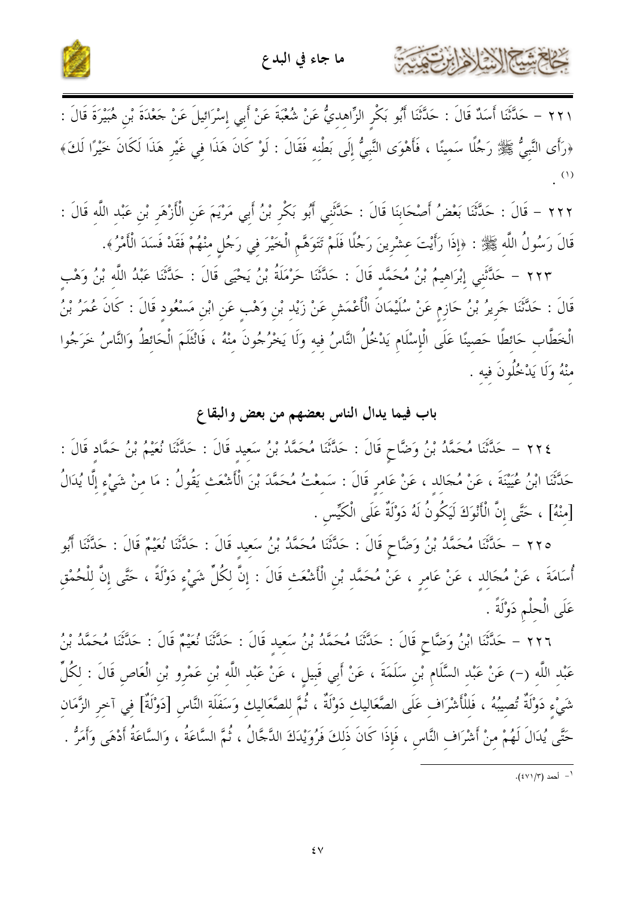٢٢١ – حَدَّثَنَا أَسَدٌ قَالَ : حَدَّثَنَا أَبُو بَكْرٍ الزَّاهِدِيُّ عَنْ شُعْبَةَ عَنْ أَبِي إِسْرَائِيلَ عَنْ جَعْدَةَ بْنِ هُبَيْرَةَ قَالَ : ﴿رَأَى النَّبِيُّ ﷺ رَجُلًا سَمِينًا ، فَأَهْوَى النَّبِيُّ إِلَى بَطْنِهِ فَقَالَ : لَوْ كَانَ هَذَا فِي غَيْرِ هَذَا لَكَانَ خَيْرًا لَكَ﴾ [1].

٢٢٢ – قَالَ : حَدَّثَنَا بَعْضُ أَصْحَابِنَا قَالَ : حَدَّثَنِي أَبُو بَكْرِ بْنُ أَبِي مَرْيَمَ عَنِ الْأَزْهَرِ بْنِ عَبْدِ اللَّهِ قَالَ : قَالَ رَسُولُ اللَّهِ ﷺ : ﴿إِذَا رَأَيْتَ عِشْرِينَ رَجُلًا فَلَمْ تَتَوَهَّمِ الْخَيْرَ فِي رَجُلٍ مِنْهُمْ فَقَدْ فَسَدَ الْأَمْرُ﴾.

٢٢٣ – حَدَّثَنِي إِبْرَاهِيمُ بْنُ مُحَمَّدٍ قَالَ : حَدَّثَنَا حَرْمَلَةُ بْنُ يَحْيَى قَالَ : حَدَّثَنَا عَبْدُ اللَّهِ بْنُ وَهْبٍ قَالَ : حَدَّثَنَا جَرِيرُ بْنُ حَازِمٍ عَنْ سُلَيْمَانَ الْأَعْمَشِ عَنْ زَيْدِ بْنِ وَهْبٍ عَنِ ابْنِ مَسْعُودٍ قَالَ : كَانَ عُمَرُ بْنُ الْخَطَّابِ حَائِطًا حَصِينًا عَلَى الْإِسْلَامِ يَدْخُلُ النَّاسُ فِيهِ وَلَا يَخْرُجُونَ مِنْهُ ، فَانْثَلَمَ الْحَائِطُ وَالنَّاسُ خَرَجُوا مِنْهُ وَلَا يَدْخُلُونَ فِيهِ .

## باب فيما يدال الناس بعضهم من بعض والبقاع

٢٢٤ – حَدَّثَنَا مُحَمَّدُ بْنُ وَضَّاحٍ قَالَ : حَدَّثَنَا مُحَمَّدُ بْنُ سَعِيدٍ قَالَ : حَدَّثَنَا نُعَيْمُ بْنُ حَمَّادٍ قَالَ : حَدَّثَنَا ابْنُ عُيَيْنَةَ ، عَنْ مُجَالِدٍ ، عَنْ عَامِرٍ قَالَ : سَمِعْتُ مُحَمَّدَ بْنَ الْأَشْعَثِ يَقُولُ : مَا مِنْ شَيْءٍ إِلَّا يُدَالُ [مِنْهُ] ، حَتَّى إِنَّ الْأَنْوَكَ لَيَكُونُ لَهُ دَوْلَةٌ عَلَى الْكَيِّسِ .

٢٢٥ – حَدَّثَنَا مُحَمَّدُ بْنُ وَضَّاحٍ قَالَ : حَدَّثَنَا مُحَمَّدُ بْنُ سَعِيدٍ قَالَ : حَدَّثَنَا نُعَيْمٌ قَالَ : حَدَّثَنَا أَبُو أُسَامَةَ ، عَنْ مُجَالِدٍ ، عَنْ عَامِرٍ ، عَنْ مُحَمَّدِ بْنِ الْأَشْعَثِ قَالَ : إِنَّ لِكُلِّ شَيْءٍ دَوْلَةً ، حَتَّى إِنَّ لِلْحُمْقِ عَلَى الْحِلْمِ دَوْلَةً .

٢٢٦ – حَدَّثَنَا ابْنُ وَضَّاحٍ قَالَ : حَدَّثَنَا مُحَمَّدُ بْنُ سَعِيدٍ قَالَ : حَدَّثَنَا نُعَيْمٌ قَالَ : حَدَّثَنَا مُحَمَّدُ بْنُ عَبْدِ اللَّهِ (–) عَنْ عَبْدِ السَّلَامِ بْنِ سَلَمَةَ ، عَنْ أَبِي قَبِيلٍ ، عَنْ عَبْدِ اللَّهِ بْنِ عَمْرِو بْنِ الْعَاصِ قَالَ : لِكُلِّ شَيْءٍ دَوْلَةٌ تُصِيبُهُ ، فَلِلْأَشْرَافِ عَلَى الصَّعَالِيكِ دَوْلَةٌ ، ثُمَّ لِلصَّعَالِيكِ وَسَفَلَةِ النَّاسِ [دَوْلَةٌ] فِي آخِرِ الزَّمَانِ حَتَّى يُدَالَ لَهُمْ مِنْ أَشْرَافِ النَّاسِ ، فَإِذَا كَانَ ذَلِكَ فَرُوَيْدَكَ الدَّجَّالُ ، ثُمَّ السَّاعَةُ ، وَالسَّاعَةُ أَدْهَى وَأَمَرُّ .

---

[1] أحمد (٤٧١/٣).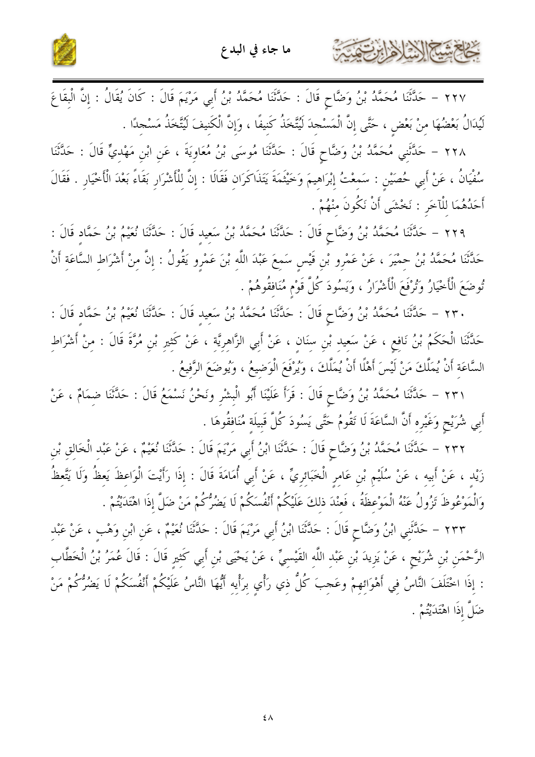٢٢٧ - حَدَّثَنَا مُحَمَّدُ بْنُ وَضَّاحٍ قَالَ : حَدَّثَنَا مُحَمَّدُ بْنُ أَبِي مَرْيَمَ قَالَ : كَانَ يُقَالُ : إِنَّ الْبِقَاعَ لَيُدَالُ بَعْضُهَا مِنْ بَعْضٍ ، حَتَّى إِنَّ الْمَسْجِدَ لَيُتَّخَذُ كَنِيفًا ، وَإِنَّ الْكَنِيفَ لَيُتَّخَذُ مَسْجِدًا .

٢٢٨ - حَدَّثَنِي مُحَمَّدُ بْنُ وَضَّاحٍ قَالَ : حَدَّثَنَا مُوسَى بْنُ مُعَاوِيَةَ ، عَنِ ابْنِ مَهْدِيٍّ قَالَ : حَدَّثَنَا سُفْيَانُ ، عَنْ أَبِي حُصَيْنٍ : سَمِعْتُ إِبْرَاهِيمَ وَخَيْثَمَةَ يَتَذَاكَرَانِ فَقَالَا : إِنَّ لِلْأَشْرَارِ بَقَاءً بَعْدَ الْأَخْيَارِ . فَقَالَ أَحَدُهُمَا لِلْآخَرِ : نَخْشَى أَنْ نَكُونَ مِنْهُمْ .

٢٢٩ - حَدَّثَنَا مُحَمَّدُ بْنُ وَضَّاحٍ قَالَ : حَدَّثَنَا مُحَمَّدُ بْنُ سَعِيدٍ قَالَ : حَدَّثَنَا نُعَيْمُ بْنُ حَمَّادٍ قَالَ : حَدَّثَنَا مُحَمَّدُ بْنُ حِمْيَرَ ، عَنْ عَمْرِو بْنِ قَيْسٍ سَمِعَ عَبْدَ اللَّهِ بْنَ عَمْرٍو يَقُولُ : إِنَّ مِنْ أَشْرَاطِ السَّاعَةِ أَنْ تُوضَعَ الْأَخْيَارُ وَتُرْفَعَ الْأَشْرَارُ ، وَيَسُودَ كُلَّ قَوْمٍ مُنَافِقُوهُمْ .

٢٣٠ - حَدَّثَنَا مُحَمَّدُ بْنُ وَضَّاحٍ قَالَ : حَدَّثَنَا مُحَمَّدُ بْنُ سَعِيدٍ قَالَ : حَدَّثَنَا نُعَيْمُ بْنُ حَمَّادٍ قَالَ : حَدَّثَنَا الْحَكَمُ بْنُ نَافِعٍ ، عَنْ سَعِيدِ بْنِ سِنَانٍ ، عَنْ أَبِي الزَّاهِرِيَّةِ ، عَنْ كَثِيرِ بْنِ مُرَّةَ قَالَ : مِنْ أَشْرَاطِ السَّاعَةِ أَنْ يُمَلَّكَ مَنْ لَيْسَ أَهْلًا أَنْ يُمَلَّكَ ، وَيُرْفَعَ الْوَضِيعُ ، وَيُوضَعَ الرَّفِيعُ .

٢٣١ - حَدَّثَنَا مُحَمَّدُ بْنُ وَضَّاحٍ قَالَ : قَرَأَ عَلَيْنَا أَبُو الْبِشْرِ وَنَحْنُ نَسْمَعُ قَالَ : حَدَّثَنَا ضِمَامٌ ، عَنْ أَبِي شُرَيْحٍ وَغَيْرِهِ أَنَّ السَّاعَةَ لَا تَقُومُ حَتَّى يَسُودَ كُلَّ قَبِيلَةٍ مُنَافِقُوهَا .

٢٣٢ - حَدَّثَنَا مُحَمَّدُ بْنُ وَضَّاحٍ قَالَ : حَدَّثَنَا ابْنُ أَبِي مَرْيَمَ قَالَ : حَدَّثَنَا نُعَيْمٌ ، عَنْ عَبْدِ الْخَالِقِ بْنِ زَيْدٍ ، عَنْ أَبِيهِ ، عَنْ سُلَيْمِ بْنِ عَامِرٍ الْخَبَائِرِيِّ ، عَنْ أَبِي أُمَامَةَ قَالَ : إِذَا رَأَيْتَ الْوَاعِظَ يَعِظُ وَلَا يَتَّعِظُ وَالْمَوْعُوظَ تَزُولُ عَنْهُ الْمَوْعِظَةُ ، فَعِنْدَ ذلِكَ عَلَيْكُمْ أَنْفُسَكُمْ لَا يَضُرُّكُمْ مَنْ ضَلَّ إِذَا اهْتَدَيْتُمْ .

٢٣٣ - حَدَّثَنِي ابْنُ وَضَّاحٍ قَالَ : حَدَّثَنَا ابْنُ أَبِي مَرْيَمَ قَالَ : حَدَّثَنَا نُعَيْمٌ ، عَنِ ابْنِ وَهْبٍ ، عَنْ عَبْدِ الرَّحْمَنِ بْنِ شُرَيْحٍ ، عَنْ يَزِيدَ بْنِ عَبْدِ اللَّهِ الْقَيْسِيِّ ، عَنْ يَحْيَى بْنِ أَبِي كَثِيرٍ قَالَ : قَالَ عُمَرُ بْنُ الْخَطَّابِ : إِذَا اخْتَلَفَ النَّاسُ فِي أَهْوَائِهِمْ وعَجِبَ كُلُّ ذِي رَأْيٍ بِرَأْيِهِ أَيُّهَا النَّاسُ عَلَيْكُمْ أَنْفُسَكُمْ لَا يَضُرُّكُمْ مَنْ ضَلَّ إِذَا اهْتَدَيْتُمْ .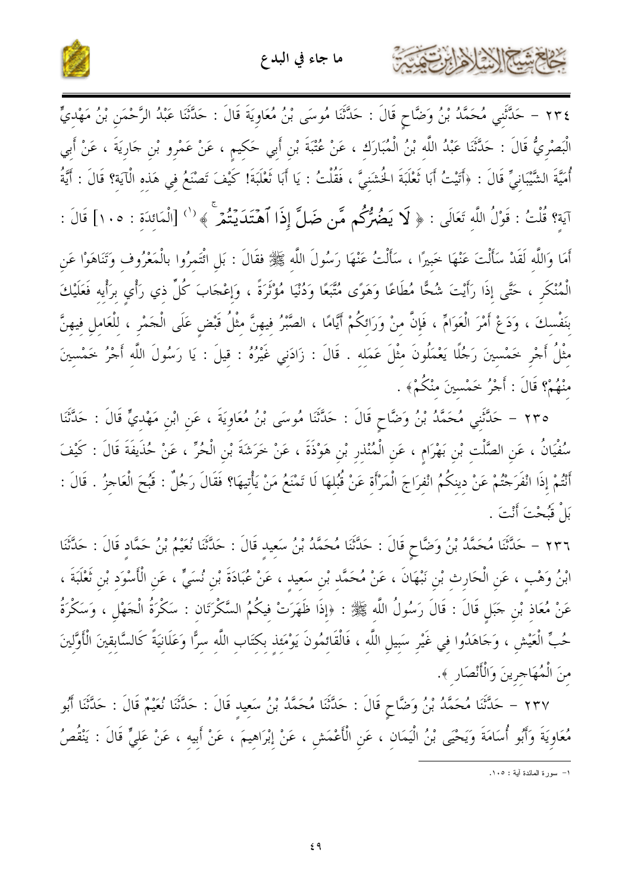٢٣٤ – حَدَّثَنِي مُحَمَّدُ بْنُ وَضَّاحٍ قَالَ : حَدَّثَنَا مُوسَى بْنُ مُعَاوِيَةَ قَالَ : حَدَّثَنَا عَبْدُ الرَّحْمَنِ بْنُ مَهْدِيٍّ الْبَصْرِيُّ قَالَ : حَدَّثَنَا عَبْدُ اللَّهِ بْنُ الْمُبَارَكِ ، عَنْ عُتْبَةَ بْنِ أَبِي حَكِيمٍ ، عَنْ عَمْرِو بْنِ جَارِيَةَ ، عَنْ أَبِي أُمَيَّةَ الشَّيْبَانِيِّ قَالَ : «أَتَيْتُ أَبَا ثَعْلَبَةَ الْخُشَنِيَّ ، فَقُلْتُ : يَا أَبَا ثَعْلَبَةَ! كَيْفَ تَصْنَعُ فِي هَذِهِ الْآيَةِ؟ قَالَ : أَيَّةُ آيَةٍ؟ قُلْتُ : قَوْلُ اللَّهِ تَعَالَى : ﴿ لَا يَضُرُّكُم مَّن ضَلَّ إِذَا ٱهْتَدَيْتُمْ ﴾[1] [الْمَائِدَة : ١٠٥] قَالَ : أَمَا وَاللَّهِ لَقَدْ سَأَلْتَ عَنْهَا خَبِيرًا ، سَأَلْتُ عَنْهَا رَسُولَ اللَّهِ ﷺ فقَالَ : بَلِ ائْتَمِرُوا بِالْمَعْرُوفِ وَتَنَاهَوْا عَنِ الْمُنْكَرِ ، حَتَّى إِذَا رَأَيْتَ شُحًّا مُطَاعًا وَهَوًى مُتَّبَعًا وَدُنْيَا مُؤْثَرَةً ، وَإِعْجَابَ كُلِّ ذِي رَأْيٍ بِرَأْيِهِ فَعَلَيْكَ بِنَفْسِكَ ، وَدَعْ أَمْرَ الْعَوَامِّ ، فَإِنَّ مِنْ وَرَائِكُمْ أَيَّامًا ، الصَّبْرُ فِيهِنَّ مِثْلُ قَبْضٍ عَلَى الْجَمْرِ ، لِلْعَامِلِ فِيهِنَّ مِثْلُ أَجْرِ خَمْسِينَ رَجُلًا يَعْمَلُونَ مِثْلَ عَمَلِهِ . قَالَ : زَادَنِي غَيْرُهُ : قِيلَ : يَا رَسُولَ اللَّهِ أَجْرُ خَمْسِينَ مِنْهُمْ؟ قَالَ : أَجْرُ خَمْسِينَ مِنْكُمْ» .

٢٣٥ – حَدَّثَنِي مُحَمَّدُ بْنُ وَضَّاحٍ قَالَ : حَدَّثَنَا مُوسَى بْنُ مُعَاوِيَةَ ، عَنِ ابْنِ مَهْدِيٍّ قَالَ : حَدَّثَنَا سُفْيَانُ ، عَنِ الصَّلْتِ بْنِ بَهْرَامٍ ، عَنِ الْمُنْذِرِ بْنِ هَوْذَةَ ، عَنْ خَرَشَةَ بْنِ الْحُرِّ ، عَنْ حُذَيْفَةَ قَالَ : كَيْفَ أَنْتُمْ إِذَا انْفَرَجْتُمْ عَنْ دِينِكُمُ انْفِرَاجَ الْمَرْأَةِ عَنْ قُبُلِهَا لَا تَمْنَعُ مَنْ يَأْتِيهَا؟ فَقَالَ رَجُلٌ : قَبُحَ الْعَاجِزُ . قَالَ : بَلْ قَبُحْتَ أَنْتَ .

٢٣٦ – حَدَّثَنَا مُحَمَّدُ بْنُ وَضَّاحٍ قَالَ : حَدَّثَنَا مُحَمَّدُ بْنُ سَعِيدٍ قَالَ : حَدَّثَنَا نُعَيْمُ بْنُ حَمَّادٍ قَالَ : حَدَّثَنَا ابْنُ وَهْبٍ ، عَنِ الْحَارِثِ بْنِ نَبْهَانَ ، عَنْ مُحَمَّدِ بْنِ سَعِيدٍ ، عَنْ عُبَادَةَ بْنِ نُسَيٍّ ، عَنِ الْأَسْوَدِ بْنِ ثَعْلَبَةَ ، عَنْ مُعَاذِ بْنِ جَبَلٍ قَالَ : قَالَ رَسُولُ اللَّهِ ﷺ : «إِذَا ظَهَرَتْ فِيكُمُ السَّكْرَتَانِ : سَكْرَةُ الْجَهْلِ ، وَسَكْرَةُ حُبِّ الْعَيْشِ ، وَجَاهَدُوا فِي غَيْرِ سَبِيلِ اللَّهِ ، فَالْقَائِمُونَ يَوْمَئِذٍ بِكِتَابِ اللَّهِ سِرًّا وَعَلَانِيَةً كَالسَّابِقِينَ الْأَوَّلِينَ مِنَ الْمُهَاجِرِينَ وَالْأَنْصَارِ».

٢٣٧ – حَدَّثَنَا مُحَمَّدُ بْنُ وَضَّاحٍ قَالَ : حَدَّثَنَا مُحَمَّدُ بْنُ سَعِيدٍ قَالَ : حَدَّثَنَا نُعَيْمٌ قَالَ : حَدَّثَنَا أَبُو مُعَاوِيَةَ وَأَبُو أُسَامَةَ وَيَحْيَى بْنُ الْيَمَانِ ، عَنِ الْأَعْمَشِ ، عَنْ إِبْرَاهِيمَ ، عَنْ أَبِيهِ ، عَنْ عَلِيٍّ قَالَ : يَنْقُصُ

---

١- سورة المائدة آية : ١٠٥.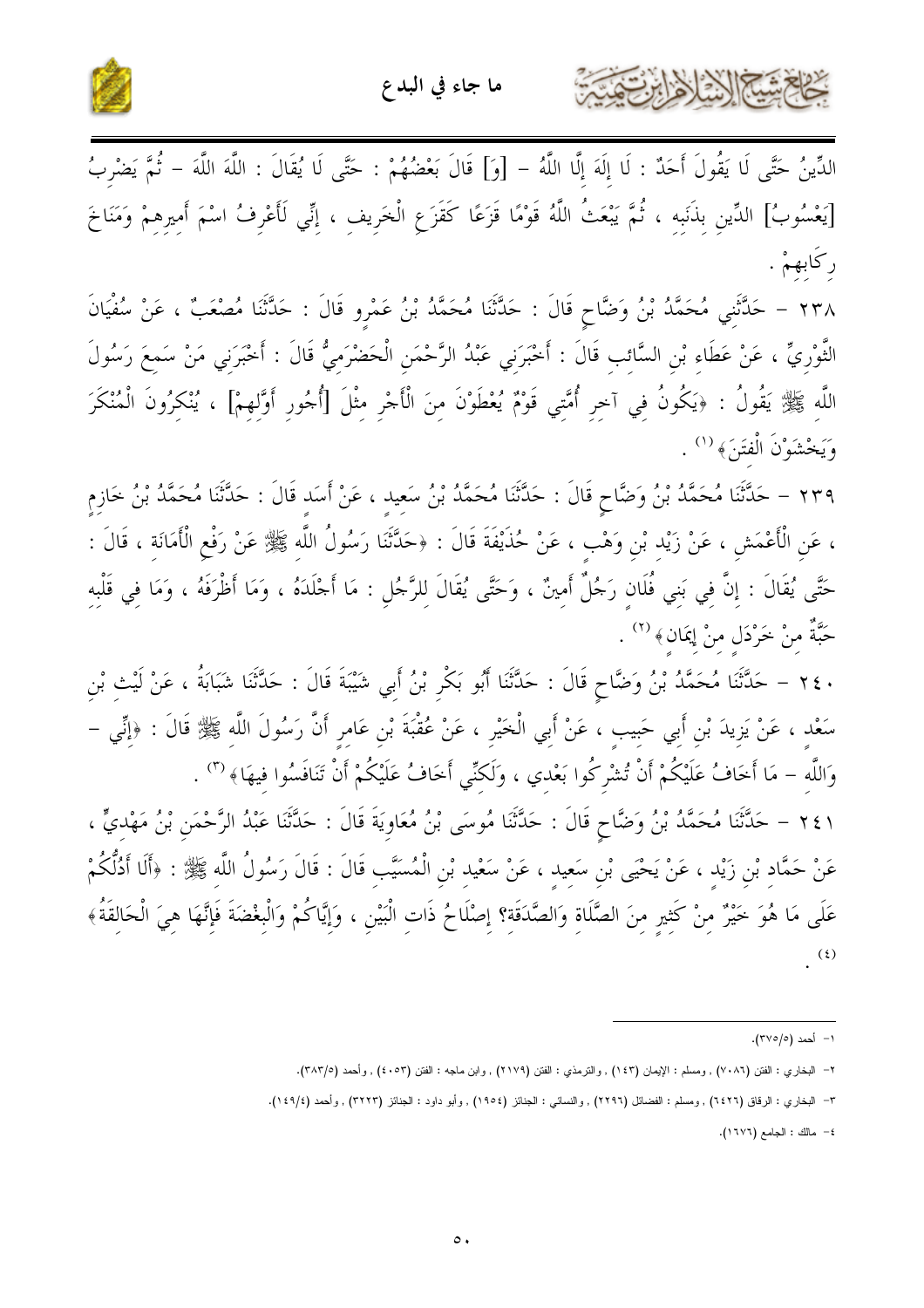الدِّينُ حَتَّى لَا يَقُولَ أَحَدٌ : لَا إِلَهَ إِلَّا اللَّهُ – [وَ] قَالَ بَعْضُهُمْ : حَتَّى لَا يُقَالَ : اللَّهَ اللَّهَ – ثُمَّ يَضْرِبُ [يَعْسُوبُ] الدِّينِ بِذَنَبِهِ ، ثُمَّ يَبْعَثُ اللَّهُ قَوْمًا قَزَعًا كَقَزَعِ الْخَرِيفِ ، إِنِّي لَأَعْرِفُ اسْمَ أَمِيرِهِمْ وَمَنَاخَ رِكَابِهِمْ .

٢٣٨ – حَدَّثَنِي مُحَمَّدُ بْنُ وَضَّاحٍ قَالَ : حَدَّثَنَا مُحَمَّدُ بْنُ عَمْرٍو قَالَ : حَدَّثَنَا مُصْعَبٌ ، عَنْ سُفْيَانَ الثَّوْرِيِّ ، عَنْ عَطَاءِ بْنِ السَّائِبِ قَالَ : أَخْبَرَنِي عَبْدُ الرَّحْمَنِ الْحَضْرَمِيُّ قَالَ : أَخْبَرَنِي مَنْ سَمِعَ رَسُولَ اللَّهِ ﷺ يَقُولُ : ﴿يَكُونُ فِي آخِرِ أُمَّتِي قَوْمٌ يُعْطَوْنَ مِنَ الْأَجْرِ مِثْلَ [أُجُورِ أَوَّلِهِمْ] ، يُنْكِرُونَ الْمُنْكَرَ وَيَخْشَوْنَ الْفِتَنَ﴾ [1] .

٢٣٩ – حَدَّثَنَا مُحَمَّدُ بْنُ وَضَّاحٍ قَالَ : حَدَّثَنَا مُحَمَّدُ بْنُ سَعِيدٍ ، عَنْ أَسَدٍ قَالَ : حَدَّثَنَا مُحَمَّدُ بْنُ خَازِمٍ ، عَنِ الْأَعْمَشِ ، عَنْ زَيْدِ بْنِ وَهْبٍ ، عَنْ حُذَيْفَةَ قَالَ : ﴿حَدَّثَنَا رَسُولُ اللَّهِ ﷺ عَنْ رَفْعِ الْأَمَانَةِ ، قَالَ : حَتَّى يُقَالَ : إِنَّ فِي بَنِي فُلَانٍ رَجُلٌ أَمِينٌ ، وَحَتَّى يُقَالَ لِلرَّجُلِ : مَا أَجْلَدَهُ ، وَمَا أَظْرَفَهُ ، وَمَا فِي قَلْبِهِ حَبَّةٌ مِنْ خَرْدَلٍ مِنْ إِيمَانٍ﴾ [2] .

٢٤٠ – حَدَّثَنَا مُحَمَّدُ بْنُ وَضَّاحٍ قَالَ : حَدَّثَنَا أَبُو بَكْرِ بْنُ أَبِي شَيْبَةَ قَالَ : حَدَّثَنَا شَبَابَةُ ، عَنْ لَيْثِ بْنِ سَعْدٍ ، عَنْ يَزِيدَ بْنِ أَبِي حَبِيبٍ ، عَنْ أَبِي الْخَيْرِ ، عَنْ عُقْبَةَ بْنِ عَامِرٍ أَنَّ رَسُولَ اللَّهِ ﷺ قَالَ : ﴿إِنِّي – وَاللَّهِ – مَا أَخَافُ عَلَيْكُمْ أَنْ تُشْرِكُوا بَعْدِي ، وَلَكِنِّي أَخَافُ عَلَيْكُمْ أَنْ تَنَافَسُوا فِيهَا﴾ [3] .

٢٤١ – حَدَّثَنَا مُحَمَّدُ بْنُ وَضَّاحٍ قَالَ : حَدَّثَنَا مُوسَى بْنُ مُعَاوِيَةَ قَالَ : حَدَّثَنَا عَبْدُ الرَّحْمَنِ بْنُ مَهْدِيٍّ ، عَنْ حَمَّادِ بْنِ زَيْدٍ ، عَنْ يَحْيَى بْنِ سَعِيدٍ ، عَنْ سَعِيدِ بْنِ الْمُسَيَّبِ قَالَ : قَالَ رَسُولُ اللَّهِ ﷺ : ﴿أَلَا أَدُلُّكُمْ عَلَى مَا هُوَ خَيْرٌ مِنْ كَثِيرٍ مِنَ الصَّلَاةِ وَالصَّدَقَةِ؟ إِصْلَاحُ ذَاتِ الْبَيْنِ ، وَإِيَّاكُمْ وَالْبِغْضَةَ فَإِنَّهَا هِيَ الْحَالِقَةُ﴾ [4] .

---

١- أحمد (٥/٣٧٥).

٢- البخاري : الفتن (٧٠٨٦) , ومسلم : الإيمان (١٤٣) , والترمذي : الفتن (٢١٧٩) , وابن ماجه : الفتن (٤٠٥٣) , وأحمد (٥/٣٨٣).

٣- البخاري : الرقاق (٦٤٢٦) , ومسلم : الفضائل (٢٢٩٦) , والنسائي : الجنائز (١٩٥٤) , وأبو داود : الجنائز (٣٢٢٣) , وأحمد (٤/١٤٩).

٤- مالك : الجامع (١٦٧٦).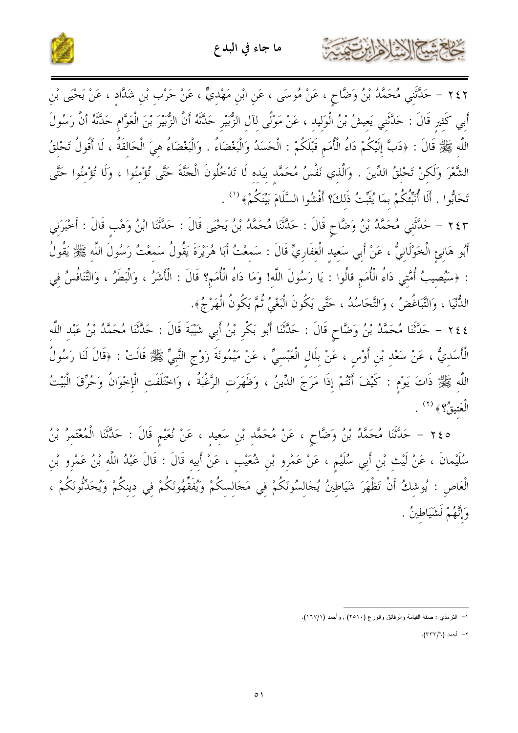٢٤٢ – حَدَّثَنِي مُحَمَّدُ بْنُ وَضَّاحٍ ، عَنْ مُوسَى ، عَنِ ابْنِ مَهْدِيٍّ ، عَنْ حَرْبِ بْنِ شَدَّادٍ ، عَنْ يَحْيَى بْنِ أَبِي كَثِيرٍ قَالَ : حَدَّثَنِي يَعِيشُ بْنُ الْوَلِيدِ ، عَنْ مَوْلًى لِآلِ الزُّبَيْرِ حَدَّثَهُ أَنَّ الزُّبَيْرَ بْنَ الْعَوَّامِ حَدَّثَهُ أَنَّ رَسُولَ اللَّهِ ﷺ قَالَ : ﴿دَبَّ إِلَيْكُمْ دَاءُ الْأُمَمِ قَبْلَكُمْ : الْحَسَدُ وَالْبَغْضَاءُ . وَالْبَغْضَاءُ هِيَ الْحَالِقَةُ ، لَا أَقُولُ تَحْلِقُ الشَّعْرَ وَلَكِنْ تَحْلِقُ الدِّينَ . وَالَّذِي نَفْسُ مُحَمَّدٍ بِيَدِهِ لَا تَدْخُلُونَ الْجَنَّةَ حَتَّى تُؤْمِنُوا ، وَلَا تُؤْمِنُوا حَتَّى تَحَابُّوا . أَلَا أُنَبِّئُكُمْ بِمَا يُثَبِّتُ ذَلِكَ؟ أَفْشُوا السَّلَامَ بَيْنَكُمْ﴾ [1] .

٢٤٣ – حَدَّثَنِي مُحَمَّدُ بْنُ وَضَّاحٍ قَالَ : حَدَّثَنَا مُحَمَّدُ بْنُ يَحْيَى قَالَ : حَدَّثَنَا ابْنُ وَهْبٍ قَالَ : أَخْبَرَنِي أَبُو هَانِئٍ الْخَوْلَانِيُّ ، عَنْ أَبِي سَعِيدٍ الْغِفَارِيِّ قَالَ : سَمِعْتُ أَبَا هُرَيْرَةَ يَقُولُ سَمِعْتُ رَسُولَ اللَّهِ ﷺ يَقُولُ : ﴿سَيُصِيبُ أُمَّتِي دَاءُ الْأُمَمِ قَالُوا : يَا رَسُولَ اللَّهِ! وَمَا دَاءُ الْأُمَمِ؟ قَالَ : الْأَشَرُ ، وَالْبَطَرُ ، وَالتَّنَافُسُ فِي الدُّنْيَا ، وَالتَّبَاغُضُ ، وَالتَّحَاسُدُ ، حَتَّى يَكُونَ الْبَغْيُ ثُمَّ يَكُونُ الْهَرْجُ﴾.

٢٤٤ – حَدَّثَنَا مُحَمَّدُ بْنُ وَضَّاحٍ قَالَ : حَدَّثَنَا أَبُو بَكْرِ بْنُ أَبِي شَيْبَةَ قَالَ : حَدَّثَنَا مُحَمَّدُ بْنُ عَبْدِ اللَّهِ الْأَسَدِيُّ ، عَنْ سَعْدِ بْنِ أَوْسٍ ، عَنْ بِلَالٍ الْعَبْسِيِّ ، عَنْ مَيْمُونَةَ زَوْجِ النَّبِيِّ ﷺ قَالَتْ : ﴿قَالَ لَنَا رَسُولُ اللَّهِ ﷺ ذَاتَ يَوْمٍ : كَيْفَ أَنْتُمْ إِذَا مَرَجَ الدِّينُ ، وَظَهَرَتِ الرَّغْبَةُ ، وَاخْتَلَفَتِ الْإِخْوَانُ وَحُرِّقَ الْبَيْتُ الْعَتِيقُ؟﴾ [2] .

٢٤٥ – حَدَّثَنَا مُحَمَّدُ بْنُ وَضَّاحٍ ، عَنْ مُحَمَّدِ بْنِ سَعِيدٍ ، عَنْ نُعَيْمٍ قَالَ : حَدَّثَنَا الْمُعْتَمِرُ بْنُ سُلَيْمَانَ ، عَنْ لَيْثِ بْنِ أَبِي سُلَيْمٍ ، عَنْ عَمْرِو بْنِ شُعَيْبٍ ، عَنْ أَبِيهِ قَالَ : قَالَ عَبْدُ اللَّهِ بْنُ عَمْرِو بْنِ الْعَاصِ : يُوشِكُ أَنْ تَظْهَرَ شَيَاطِينُ يُجَالِسُونَكُمْ فِي مَجَالِسِكُمْ وَيُفَقِّهُونَكُمْ فِي دِينِكُمْ وَيُحَدِّثُونَكُمْ ، وَإِنَّهُمْ لَشَيَاطِينُ .

---

١- الترمذي : صفة القيامة والرقائق والورع (٢٥١٠) , وأحمد (١/١٦٧).

٢- أحمد (٦/٣٣٣).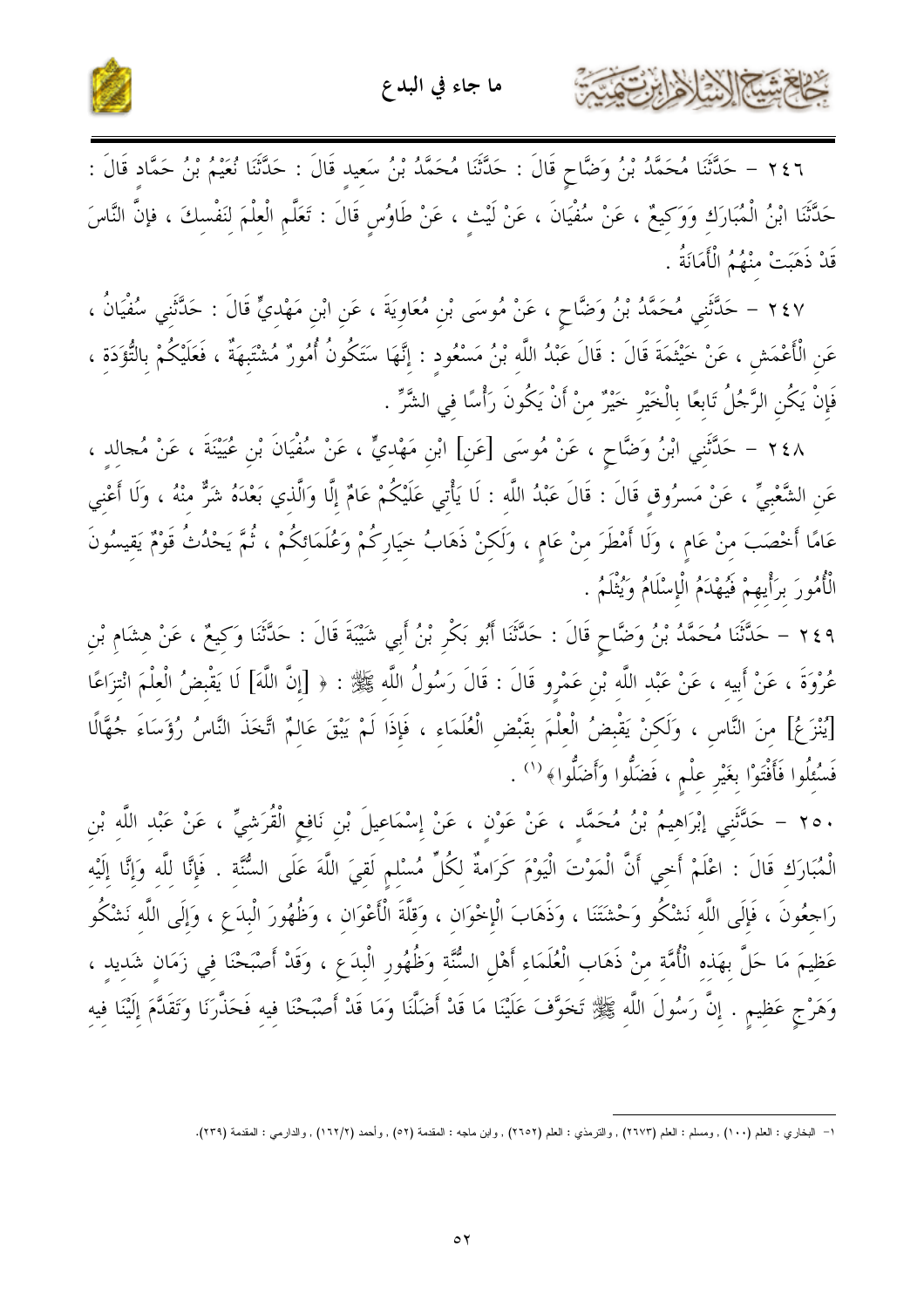٢٤٦ – حَدَّثَنَا مُحَمَّدُ بْنُ وَضَّاحٍ قَالَ : حَدَّثَنَا مُحَمَّدُ بْنُ سَعِيدٍ قَالَ : حَدَّثَنَا نُعَيْمُ بْنُ حَمَّادٍ قَالَ : حَدَّثَنَا ابْنُ الْمُبَارَكِ وَوَكِيعٌ ، عَنْ سُفْيَانَ ، عَنْ لَيْثٍ ، عَنْ طَاوُسٍ قَالَ : تَعَلَّمِ الْعِلْمَ لِنَفْسِكَ ، فإنَّ النَّاسَ قَدْ ذَهَبَتْ مِنْهُمُ الْأَمَانَةُ .

٢٤٧ – حَدَّثَنِي مُحَمَّدُ بْنُ وَضَّاحٍ ، عَنْ مُوسَى بْنِ مُعَاوِيَةَ ، عَنِ ابْنِ مَهْدِيٍّ قَالَ : حَدَّثَنِي سُفْيَانُ ، عَنِ الْأَعْمَشِ ، عَنْ خَيْثَمَةَ قَالَ : قَالَ عَبْدُ اللَّهِ بْنُ مَسْعُودٍ : إِنَّهَا سَتَكُونُ أُمُورٌ مُشْتَبِهَةٌ ، فَعَلَيْكُمْ بِالتُّؤَدَةِ ، فَإِنْ يَكُنِ الرَّجُلُ تَابِعًا بِالْخَيْرِ خَيْرٌ مِنْ أَنْ يَكُونَ رَأْسًا فِي الشَّرِّ .

٢٤٨ – حَدَّثَنِي ابْنُ وَضَّاحٍ ، عَنْ مُوسَى [عَنِ] ابْنِ مَهْدِيٍّ ، عَنْ سُفْيَانَ بْنِ عُيَيْنَةَ ، عَنْ مُجالِدٍ ، عَنِ الشَّعْبِيِّ ، عَنْ مَسرُوقٍ قَالَ : قَالَ عَبْدُ اللَّهِ : لَا يَأْتِي عَلَيْكُمْ عَامٌ إِلَّا وَالَّذِي بَعْدَهُ شَرٌّ مِنْهُ ، وَلَا أَعْنِي عَامًا أَخْصَبَ مِنْ عَامٍ ، وَلَا أَمْطَرَ مِنْ عَامٍ ، وَلَكِنْ ذَهَابُ خِيارِكُمْ وَعُلَمَائِكُمْ ، ثُمَّ يَحْدُثُ قَوْمٌ يَقِيسُونَ الْأُمُورَ بِرَأْيِهِمْ فَيُهْدَمُ الْإِسْلَامُ وَيُثْلَمُ .

٢٤٩ – حَدَّثَنَا مُحَمَّدُ بْنُ وَضَّاحٍ قَالَ : حَدَّثَنَا أَبُو بَكْرِ بْنُ أَبِي شَيْبَةَ قَالَ : حَدَّثَنَا وَكِيعٌ ، عَنْ هِشَامِ بْنِ عُرْوَةَ ، عَنْ أَبِيهِ ، عَنْ عَبْدِ اللَّهِ بْنِ عَمْرٍو قَالَ : قَالَ رَسُولُ اللَّهِ ﷺ : ﴿ [إِنَّ اللَّهَ] لَا يَقْبِضُ الْعِلْمَ انْتِزَاعًا [يَنْزَعُ] مِنَ النَّاسِ ، وَلَكِنْ يَقْبِضُ الْعِلْمَ بِقَبْضِ الْعُلَمَاءِ ، فَإِذَا لَمْ يَبْقَ عَالِمٌ اتَّخَذَ النَّاسُ رُؤَسَاءَ جُهَّالًا فَسُئِلُوا فَأَفْتَوْا بِغَيْرِ عِلْمٍ ، فَضَلُّوا وَأَضَلُّوا﴾[1] .

٢٥٠ – حَدَّثَنِي إِبْرَاهِيمُ بْنُ مُحَمَّدٍ ، عَنْ عَوْنٍ ، عَنْ إِسْمَاعِيلَ بْنِ نَافِعٍ الْقُرَشِيِّ ، عَنْ عَبْدِ اللَّهِ بْنِ الْمُبَارَكِ قَالَ : اعْلَمْ أَخِي أَنَّ الْمَوْتَ الْيَوْمَ كَرَامَةٌ لِكُلِّ مُسْلِمٍ لَقِيَ اللَّهَ عَلَى السُّنَّةِ . فَإِنَّا لِلَّهِ وَإِنَّا إِلَيْهِ رَاجِعُونَ ، فَإِلَى اللَّهِ نَشْكُو وَحْشَتَنَا ، وَذَهَابَ الْإِخْوَانِ ، وَقِلَّةَ الْأَعْوَانِ ، وَظُهُورَ الْبِدَعِ ، وَإِلَى اللَّهِ نَشْكُو عَظِيمَ مَا حَلَّ بِهَذِهِ الْأُمَّةِ مِنْ ذَهَابِ الْعُلَمَاءِ أَهْلِ السُّنَّةِ وَظُهُورِ الْبِدَعِ ، وَقَدْ أَصْبَحْنَا فِي زَمَانٍ شَدِيدٍ ، وَهَرْجٍ عَظِيمٍ . إِنَّ رَسُولَ اللَّهِ ﷺ تَخَوَّفَ عَلَيْنَا مَا قَدْ أَضَلَّنَا وَمَا قَدْ أَصْبَحْنَا فِيهِ فَحَذَّرَنَا وَتَقَدَّمَ إِلَيْنَا فِيهِ

---

١- البخاري : العلم (١٠٠) , ومسلم : العلم (٢٦٧٣) , والترمذي : العلم (٢٦٥٢) , وابن ماجه : المقدمة (٥٢) , وأحمد (١٦٢/٢) , والدارمي : المقدمة (٢٣٩).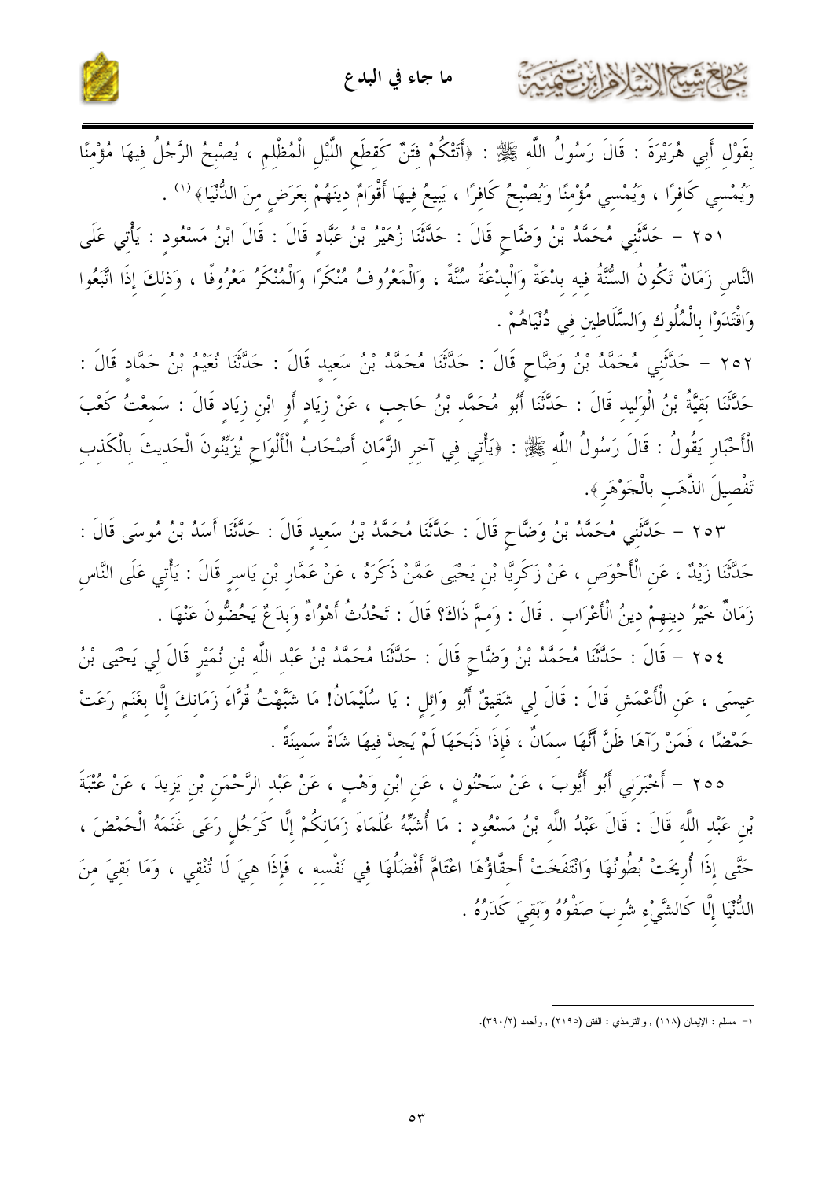بِقَوْلِ أَبِي هُرَيْرَةَ : قَالَ رَسُولُ اللَّهِ ﷺ : ﴿أَتَتْكُمْ فِتَنٌ كَقِطَعِ اللَّيْلِ الْمُظْلِمِ ، يُصْبِحُ الرَّجُلُ فِيهَا مُؤْمِنًا وَيُمْسِي كَافِرًا ، وَيُمْسِي مُؤْمِنًا وَيُصْبِحُ كَافِرًا ، يَبِيعُ فِيهَا أَقْوَامٌ دِينَهُمْ بِعَرَضٍ مِنَ الدُّنْيَا﴾[1] .

٢٥١ - حَدَّثَنِي مُحَمَّدُ بْنُ وَضَّاحٍ قَالَ : حَدَّثَنَا زُهَيْرُ بْنُ عَبَّادٍ قَالَ : قَالَ ابْنُ مَسْعُودٍ : يَأْتِي عَلَى النَّاسِ زَمَانٌ تَكُونُ السُّنَّةُ فِيهِ بِدْعَةً وَالْبِدْعَةُ سُنَّةً ، وَالْمَعْرُوفُ مُنْكَرًا وَالْمُنْكَرُ مَعْرُوفًا ، وَذَلِكَ إِذَا اتَّبَعُوا وَاقْتَدَوْا بِالْمُلُوكِ وَالسَّلَاطِينِ فِي دُنْيَاهُمْ .

٢٥٢ - حَدَّثَنِي مُحَمَّدُ بْنُ وَضَّاحٍ قَالَ : حَدَّثَنَا مُحَمَّدُ بْنُ سَعِيدٍ قَالَ : حَدَّثَنَا نُعَيْمُ بْنُ حَمَّادٍ قَالَ : حَدَّثَنَا بَقِيَّةُ بْنُ الْوَلِيدِ قَالَ : حَدَّثَنَا أَبُو مُحَمَّدٍ بْنُ حَاجِبٍ ، عَنْ زِيَادٍ أَوِ ابْنِ زِيَادٍ قَالَ : سَمِعْتُ كَعْبَ الْأَحْبَارِ يَقُولُ : قَالَ رَسُولُ اللَّهِ ﷺ : ﴿يَأْتِي فِي آخِرِ الزَّمَانِ أَصْحَابُ الْأَلْوَاحِ يُزَيِّنُونَ الْحَدِيثَ بِالْكَذِبِ تَفْصِيلَ الذَّهَبِ بِالْجَوْهَرِ﴾.

٢٥٣ - حَدَّثَنِي مُحَمَّدُ بْنُ وَضَّاحٍ قَالَ : حَدَّثَنَا مُحَمَّدُ بْنُ سَعِيدٍ قَالَ : حَدَّثَنَا أَسَدُ بْنُ مُوسَى قَالَ : حَدَّثَنَا زَيْدٌ ، عَنِ الْأَحْوَصِ ، عَنْ زَكَرِيَّا بْنِ يَحْيَى عَمَّنْ ذَكَرَهُ ، عَنْ عَمَّارِ بْنِ يَاسِرٍ قَالَ : يَأْتِي عَلَى النَّاسِ زَمَانٌ خَيْرُ دِينِهِمْ دِينُ الْأَعْرَابِ . قَالَ : وَمِمَّ ذَاكَ؟ قَالَ : تَحْدُثُ أَهْوَاءٌ وَبِدَعٌ يَحُضُّونَ عَنْهَا .

٢٥٤ - قَالَ : حَدَّثَنَا مُحَمَّدُ بْنُ وَضَّاحٍ قَالَ : حَدَّثَنَا مُحَمَّدُ بْنُ عَبْدِ اللَّهِ بْنِ نُمَيْرٍ قَالَ لِي يَحْيَى بْنُ عِيسَى ، عَنِ الْأَعْمَشِ قَالَ : قَالَ لِي شَقِيقٌ أَبُو وَائِلٍ : يَا سُلَيْمَانُ! مَا شَبَّهْتُ قُرَّاءَ زَمَانِكَ إِلَّا بِغَنَمٍ رَعَتْ حَمْضًا ، فَمَنْ رَآهَا ظَنَّ أَنَّهَا سِمَانٌ ، فَإِذَا ذَبَحَهَا لَمْ يَجِدْ فِيهَا شَاةً سَمِينَةً .

٢٥٥ - أَخْبَرَنِي أَبُو أَيُّوبَ ، عَنْ سَحْنُونٍ ، عَنِ ابْنِ وَهْبٍ ، عَنْ عَبْدِ الرَّحْمَنِ بْنِ يَزِيدَ ، عَنْ عُتْبَةَ بْنِ عَبْدِ اللَّهِ قَالَ : قَالَ عَبْدُ اللَّهِ بْنُ مَسْعُودٍ : مَا أُشَبِّهُ عُلَمَاءَ زَمَانِكُمْ إِلَّا كَرَجُلٍ رَعَى غَنَمَهُ الْحَمْضَ ، حَتَّى إِذَا أُرِيحَتْ بُطُونُهَا وَانْتَفَخَتْ أَحقَّاؤُهَا اعْتَامَّ أَفْضَلَهَا فِي نَفْسِهِ ، فَإِذَا هِيَ لَا تُنْقِي ، وَمَا بَقِيَ مِنَ الدُّنْيَا إِلَّا كَالشَّيْءِ شُرِبَ صَفْوُهُ وَبَقِيَ كَدَرُهُ .

---

١- مسلم : الإيمان (١١٨) , والترمذي : الفتن (٢١٩٥) , وأحمد (٢/٣٩٠).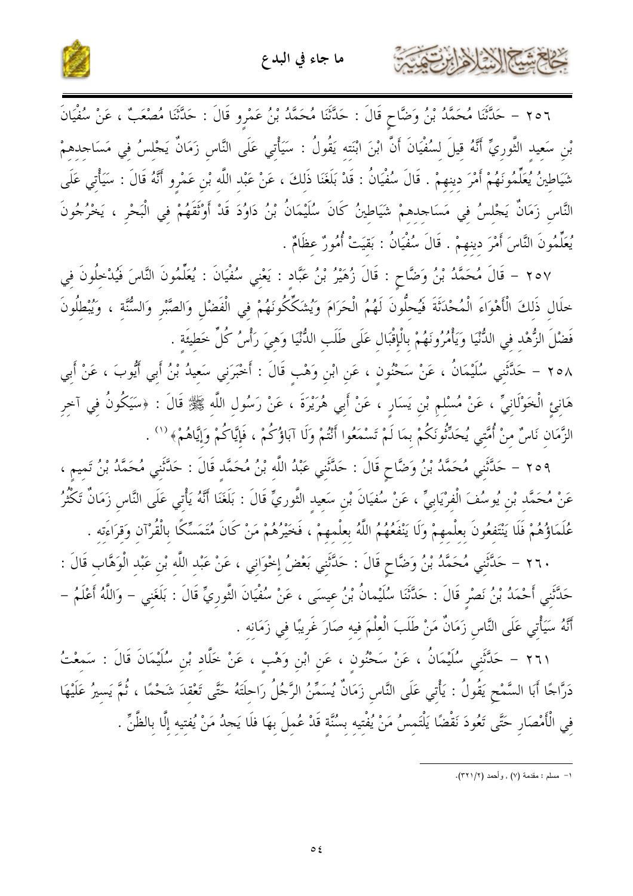٢٥٦ – حَدَّثَنَا مُحَمَّدُ بْنُ وَضَّاحٍ قَالَ : حَدَّثَنَا مُحَمَّدُ بْنُ عَمْرٍو قَالَ : حَدَّثَنَا مُصْعَبٌ ، عَنْ سُفْيَانَ بْنِ سَعِيدٍ الثَّورِيِّ أَنَّهُ قِيلَ لِسُفْيَانَ أَنَّ ابْنَ ابْنَتِهِ يَقُولُ : سَيَأْتِي عَلَى النَّاسِ زَمَانٌ يَجْلِسُ فِي مَسَاجِدِهِمْ شَيَاطِينُ يُعَلِّمُونَهُمْ أَمْرَ دِينِهِمْ . قَالَ سُفْيَانُ : قَدْ بَلَغَنَا ذَلِكَ ، عَنْ عَبْدِ اللَّهِ بْنِ عَمْرٍو أَنَّهُ قَالَ : سَيَأْتِي عَلَى النَّاسِ زَمَانٌ يَجْلِسُ فِي مَسَاجِدِهِمْ شَيَاطِينُ كَانَ سُلَيْمَانُ بْنُ دَاوُدَ قَدْ أَوْثَقَهُمْ فِي الْبَحْرِ ، يَخْرُجُونَ يُعَلِّمُونَ النَّاسَ أَمْرَ دِينِهِمْ . قَالَ سُفْيَانُ : بَقِيَتْ أُمُورٌ عِظَامٌ .

٢٥٧ – قَالَ مُحَمَّدُ بْنُ وَضَّاحٍ : قَالَ زُهَيْرُ بْنُ عَبَّادٍ : يَعْنِي سُفْيَانَ : يُعَلِّمُونَ النَّاسَ فَيُدْخِلُونَ فِي خِلَالِ ذَلِكَ الْأَهْوَاءَ الْمُحْدَثَةَ فَيُحِلُّونَ لَهُمُ الْحَرَامَ وَيُشَكِّكُونَهُمْ فِي الْفَضْلِ وَالصَّبْرِ وَالسُّنَّةِ ، وَيُبْطِلُونَ فَضْلَ الزُّهْدِ فِي الدُّنْيَا وَيَأْمُرُونَهُمْ بِالْإِقْبَالِ عَلَى طَلَبِ الدُّنْيَا وَهِيَ رَأْسُ كُلِّ خَطِيئَةٍ .

٢٥٨ – حَدَّثَنِي سُلَيْمَانُ ، عَنْ سَحْنُونٍ ، عَنِ ابْنِ وَهْبٍ قَالَ : أَخْبَرَنِي سَعِيدُ بْنُ أَبِي أَيُّوبَ ، عَنْ أَبِي هَانِئٍ الْخَوْلَانِيِّ ، عَنْ مُسْلِمِ بْنِ يَسَارٍ ، عَنْ أَبِي هُرَيْرَةَ ، عَنْ رَسُولِ اللَّهِ ﷺ قَالَ : «سَيَكُونُ فِي آخِرِ الزَّمَانِ نَاسٌ مِنْ أُمَّتِي يُحَدِّثُونَكُمْ بِمَا لَمْ تَسْمَعُوا أَنْتُمْ وَلَا آبَاؤُكُمْ ، فَإِيَّاكُمْ وَإِيَّاهُمْ»[1] .

٢٥٩ – حَدَّثَنِي مُحَمَّدُ بْنُ وَضَّاحٍ قَالَ : حَدَّثَنِي عَبْدُ اللَّهِ بْنُ مُحَمَّدٍ قَالَ : حَدَّثَنِي مُحَمَّدُ بْنُ تَمِيمٍ ، عَنْ مُحَمَّدِ بْنِ يُوسُفَ الْفِرْيَابِيِّ ، عَنْ سُفْيَانَ بْنِ سَعِيدٍ الثَّورِيِّ قَالَ : بَلَغَنَا أَنَّهُ يَأْتِي عَلَى النَّاسِ زَمَانٌ تَكْثُرُ عُلَمَاؤُهُمْ فَلَا يَنْتَفِعُونَ بِعِلْمِهِمْ وَلَا يَنْفَعُهُمُ اللَّهُ بِعِلْمِهِمْ ، فَخَيْرُهُمْ مَنْ كَانَ مُتَمَسِّكًا بِالْقُرْآنِ وَقِرَاءَتِهِ .

٢٦٠ – حَدَّثَنِي مُحَمَّدُ بْنُ وَضَّاحٍ قَالَ : حَدَّثَنِي بَعْضُ إِخْوَانِي ، عَنْ عَبْدِ اللَّهِ بْنِ عَبْدِ الْوَهَّابِ قَالَ : حَدَّثَنِي أَحْمَدُ بْنُ نَصْرٍ قَالَ : حَدَّثَنَا سُلَيْمَانُ بْنُ عِيسَى ، عَنْ سُفْيَانَ الثَّورِيِّ قَالَ : بَلَغَنِي – وَاللَّهُ أَعْلَمُ – أَنَّهُ سَيَأْتِي عَلَى النَّاسِ زَمَانٌ مَنْ طَلَبَ الْعِلْمَ فِيهِ صَارَ غَرِيبًا فِي زَمَانِهِ .

٢٦١ – حَدَّثَنِي سُلَيْمَانُ ، عَنْ سَحْنُونٍ ، عَنِ ابْنِ وَهْبٍ ، عَنْ خَلَّادِ بْنِ سُلَيْمَانَ قَالَ : سَمِعْتُ دَرَّاجًا أَبَا السَّمْحِ يَقُولُ : يَأْتِي عَلَى النَّاسِ زَمَانٌ يُسَمِّنُ الرَّجُلُ رَاحِلَتَهُ حَتَّى تَعْقِدَ شَحْمًا ، ثُمَّ يَسِيرُ عَلَيْهَا فِي الْأَمْصَارِ حَتَّى تَعُودَ نَقْضًا يَلْتَمِسُ مَنْ يُفْتِيهِ بِسُنَّةٍ قَدْ عُمِلَ بِهَا فَلَا يَجِدُ مَنْ يُفْتِيهِ إِلَّا بِالظَّنِّ .

---

[1] – مسلم : مقدمة (٧) ، وأحمد (٣٢١/٢).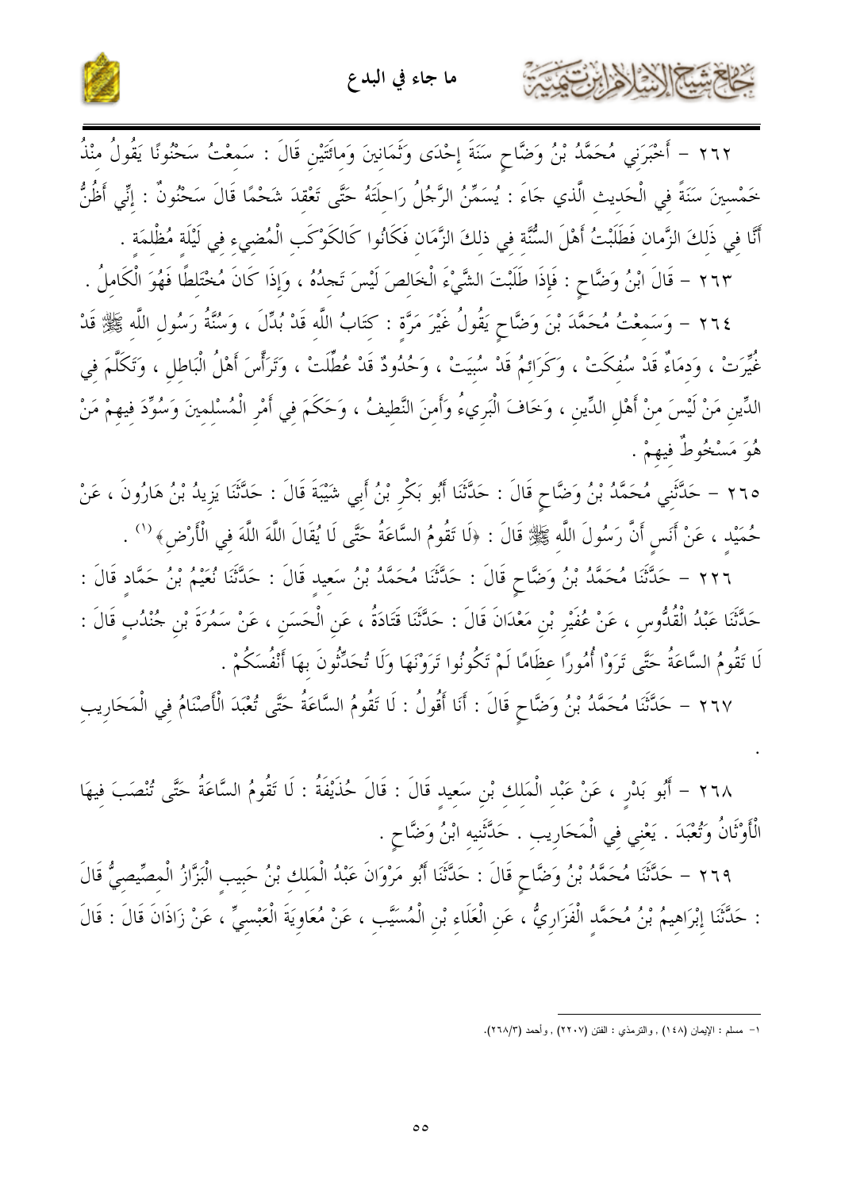٢٦٢ – أَخْبَرَنِي مُحَمَّدُ بْنُ وَضَّاحٍ سَنَةَ إِحْدَى وَثَمَانِينَ وَمِائَتَيْنِ قَالَ : سَمِعْتُ سَحْنُونًا يَقُولُ مُنْذُ خَمْسِينَ سَنَةً فِي الْحَدِيثِ الَّذِي جَاءَ : يُسَمِّنُ الرَّجُلُ رَاحِلَتَهُ حَتَّى تَعْقِدَ شَحْمًا قَالَ سَحْنُونٌ : إِنِّي أَظُنُّ أَنَّا فِي ذَلِكَ الزَّمانِ فَطَلَبْتُ أَهْلَ السُّنَّةِ فِي ذلكَ الزَّمَانِ فَكَانُوا كَالكَوْكَبِ الْمُضيءِ فِي لَيْلَةٍ مُظْلِمَةٍ .

٢٦٣ – قَالَ ابْنُ وَضَّاحٍ : فَإِذَا طَلَبْتَ الشَّيْءَ الْخَالِصَ لَيْسَ تَجِدُهُ ، وَإِذَا كَانَ مُخْتَلِطًا فَهُوَ الْكَامِلُ .

٢٦٤ – وَسَمِعْتُ مُحَمَّدَ بْنَ وَضَّاحٍ يَقُولُ غَيْرَ مَرَّةٍ : كِتَابُ اللَّهِ قَدْ بُدِّلَ ، وَسُنَّةُ رَسُولِ اللَّهِ ﷺ قَدْ غُيِّرَتْ ، وَدِمَاءٌ قَدْ سُفِكَتْ ، وَكَرَائِمُ قَدْ سُبِيَتْ ، وَحُدُودٌ قَدْ عُطِّلَتْ ، وَتَرَأَّسَ أَهْلُ الْبَاطِلِ ، وَتَكَلَّمَ فِي الدِّينِ مَنْ لَيْسَ مِنْ أَهْلِ الدِّينِ ، وَخَافَ الْبَرِيءُ وَأَمِنَ النَّطِيفُ ، وَحَكَمَ فِي أَمْرِ الْمُسْلِمِينَ وَسُوِّدَ فِيهِمْ مَنْ هُوَ مَسْخُوطٌ فِيهِمْ .

٢٦٥ – حَدَّثَنِي مُحَمَّدُ بْنُ وَضَّاحٍ قَالَ : حَدَّثَنَا أَبُو بَكْرِ بْنُ أَبِي شَيْبَةَ قَالَ : حَدَّثَنَا يَزِيدُ بْنُ هَارُونَ ، عَنْ حُمَيْدٍ ، عَنْ أَنَسٍ أَنَّ رَسُولَ اللَّهِ ﷺ قَالَ : «لَا تَقُومُ السَّاعَةُ حَتَّى لَا يُقَالَ اللَّهَ اللَّهَ فِي الْأَرْضِ»[1] .

٢٢٦ – حَدَّثَنَا مُحَمَّدُ بْنُ وَضَّاحٍ قَالَ : حَدَّثَنَا مُحَمَّدُ بْنُ سَعِيدٍ قَالَ : حَدَّثَنَا نُعَيْمُ بْنُ حَمَّادٍ قَالَ : حَدَّثَنَا عَبْدُ الْقُدُّوسِ ، عَنْ عُفَيْرِ بْنِ مَعْدَانَ قَالَ : حَدَّثَنَا قَتَادَةُ ، عَنِ الْحَسَنِ ، عَنْ سَمُرَةَ بْنِ جُنْدُبٍ قَالَ : لَا تَقُومُ السَّاعَةُ حَتَّى تَرَوْا أُمُورًا عِظَامًا لَمْ تَكُونُوا تَرَوْنَهَا وَلَا تُحَدِّثُونَ بِهَا أَنْفُسَكُمْ .

٢٦٧ – حَدَّثَنَا مُحَمَّدُ بْنُ وَضَّاحٍ قَالَ : أَنَا أَقُولُ : لَا تَقُومُ السَّاعَةُ حَتَّى تُعْبَدَ الْأَصْنَامُ فِي الْمَحَارِيبِ .

٢٦٨ – أَبُو بَدْرٍ ، عَنْ عَبْدِ الْمَلِكِ بْنِ سَعِيدٍ قَالَ : قَالَ حُذَيْفَةُ : لَا تَقُومُ السَّاعَةُ حَتَّى تُنْصَبَ فِيهَا الْأَوْثَانُ وَتُعْبَدَ . يَعْنِي فِي الْمَحَارِيبِ . حَدَّثَنِيهِ ابْنُ وَضَّاحٍ .

٢٦٩ – حَدَّثَنَا مُحَمَّدُ بْنُ وَضَّاحٍ قَالَ : حَدَّثَنَا أَبُو مَرْوَانَ عَبْدُ الْمَلِكِ بْنُ حَبِيبٍ الْبَزَّازُ الْمِصِّيصِيُّ قَالَ : حَدَّثَنَا إِبْرَاهِيمُ بْنُ مُحَمَّدٍ الْفَزَارِيُّ ، عَنِ الْعَلَاءِ بْنِ الْمُسَيَّبِ ، عَنْ مُعَاوِيَةَ الْعَبْسِيِّ ، عَنْ زَاذَانَ قَالَ : قَالَ

---

١- مسلم : الإيمان (١٤٨) ، والترمذي : الفتن (٢٢٠٧) ، وأحمد (٢٦٨/٣).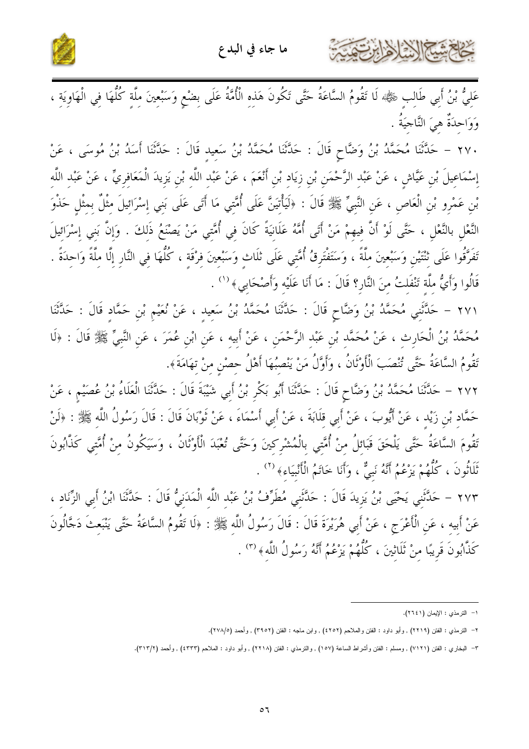عَلِيُّ بْنُ أَبِي طَالِبٍ ﷺ لَا تَقُومُ السَّاعَةُ حَتَّى تَكُونَ هَذِهِ الْأُمَّةُ عَلَى بِضْعٍ وَسَبْعِينَ مِلَّةٍ كُلُّهَا فِي الْهَاوِيَةِ ، وَوَاحِدَةٌ هِيَ النَّاجِيَةُ .

٢٧٠ – حَدَّثَنَا مُحَمَّدُ بْنُ وَضَّاحٍ قَالَ : حَدَّثَنَا مُحَمَّدُ بْنُ سَعِيدٍ قَالَ : حَدَّثَنَا أَسَدُ بْنُ مُوسَى ، عَنْ إِسْمَاعِيلَ بْنِ عَيَّاشٍ ، عَنْ عَبْدِ الرَّحْمَنِ بْنِ زِيَادِ بْنِ أَنْعَمَ ، عَنْ عَبْدِ اللَّهِ بْنِ يَزِيدَ الْمَعَافِرِيِّ ، عَنْ عَبْدِ اللَّهِ بْنِ عَمْرِو بْنِ الْعَاصِ ، عَنِ النَّبِيِّ ﷺ قَالَ : ﴿لَيَأْتِيَنَّ عَلَى أُمَّتِي مَا أَتَى عَلَى بَنِي إِسْرَائِيلَ مِثْلٌ بِمِثْلٍ حَذْوَ النَّعْلِ بِالنَّعْلِ ، حَتَّى لَوْ أَنَّ فِيهِمْ مَنْ أَتَى أُمَّهُ عَلَانِيَةً كَانَ فِي أُمَّتِي مَنْ يَصْنَعُ ذَلِكَ . وَإِنَّ بَنِي إِسْرَائِيلَ تَفَرَّقُوا عَلَى ثِنْتَيْنِ وَسَبْعِينَ مِلَّةً ، وَسَتَفْتَرِقُ أُمَّتِي عَلَى ثَلَاثٍ وَسَبْعِينَ فِرْقَةٍ ، كُلُّهَا فِي النَّارِ إِلَّا مِلَّةً وَاحِدَةً . قَالُوا وَأَيُّ مِلَّةٍ تَنْفَلِتُ مِنَ النَّارِ؟ قَالَ : مَا أَنَا عَلَيْهِ وَأَصْحَابِي﴾ [١] .

٢٧١ – حَدَّثَنِي مُحَمَّدُ بْنُ وَضَّاحٍ قَالَ : حَدَّثَنَا مُحَمَّدُ بْنُ سَعِيدٍ ، عَنْ نُعَيْمِ بْنِ حَمَّادٍ قَالَ : حَدَّثَنَا مُحَمَّدُ بْنُ الْحَارِثِ ، عَنْ مُحَمَّدِ بْنِ عَبْدِ الرَّحْمَنِ ، عَنْ أَبِيهِ ، عَنِ ابْنِ عُمَرَ ، عَنِ النَّبِيِّ ﷺ قَالَ : ﴿لَا تَقُومُ السَّاعَةُ حَتَّى تُنْصَبَ الْأَوْثَانُ ، وَأَوَّلُ مَنْ يَنْصِبُهَا أَهْلُ حِصْنٍ مِنْ تِهَامَةَ﴾.

٢٧٢ – حَدَّثَنَا مُحَمَّدُ بْنُ وَضَّاحٍ قَالَ : حَدَّثَنَا أَبُو بَكْرِ بْنُ أَبِي شَيْبَةَ قَالَ : حَدَّثَنَا الْعَلَاءُ بْنُ عُصَيْمٍ ، عَنْ حَمَّادِ بْنِ زَيْدٍ ، عَنْ أَيُّوبَ ، عَنْ أَبِي قِلَابَةَ ، عَنْ أَبِي أَسْمَاءَ ، عَنْ ثَوْبَانَ قَالَ : قَالَ رَسُولُ اللَّهِ ﷺ : ﴿لَنْ تَقُومَ السَّاعَةُ حَتَّى يَلْحَقَ قَبَائِلُ مِنْ أُمَّتِي بِالْمُشْرِكِينَ وَحَتَّى تُعْبَدَ الْأَوْثَانُ ، وَسَيَكُونُ مِنْ أُمَّتِي كَذَّابُونَ ثَلَاثُونَ ، كُلُّهُمْ يَزْعُمُ أَنَّهُ نَبِيٌّ ، وَأَنَا خَاتَمُ الْأَنْبِيَاءِ﴾ [٢] .

٢٧٣ – حَدَّثَنِي يَحْيَى بْنُ يَزِيدَ قَالَ : حَدَّثَنِي مُطَرِّفُ بْنُ عَبْدِ اللَّهِ الْمَدَنِيُّ قَالَ : حَدَّثَنَا ابْنُ أَبِي الزِّنَادِ ، عَنْ أَبِيهِ ، عَنِ الْأَعْرَجِ ، عَنْ أَبِي هُرَيْرَةَ قَالَ : قَالَ رَسُولُ اللَّهِ ﷺ : ﴿لَا تَقُومُ السَّاعَةُ حَتَّى يَنْبَعِثَ دَجَّالُونَ كَذَّابُونَ قَرِيبًا مِنْ ثَلَاثِينَ ، كُلُّهُمْ يَزْعُمُ أَنَّهُ رَسُولُ اللَّهِ﴾ [٣] .

---

١- الترمذي : الإيمان (٢٦٤١).

٢- الترمذي : الفتن (٢٢١٩) , وأبو داود : الفتن والملاحم (٤٢٥٢) , وابن ماجه : الفتن (٣٩٥٢) , وأحمد (٢٧٨/٥).

٣- البخاري : الفتن (٧١٢١) , ومسلم : الفتن وأشراط الساعة (١٥٧) , والترمذي : الفتن (٢٢١٨) , وأبو داود : الملاحم (٤٣٣٣) , وأحمد (٣١٣/٢).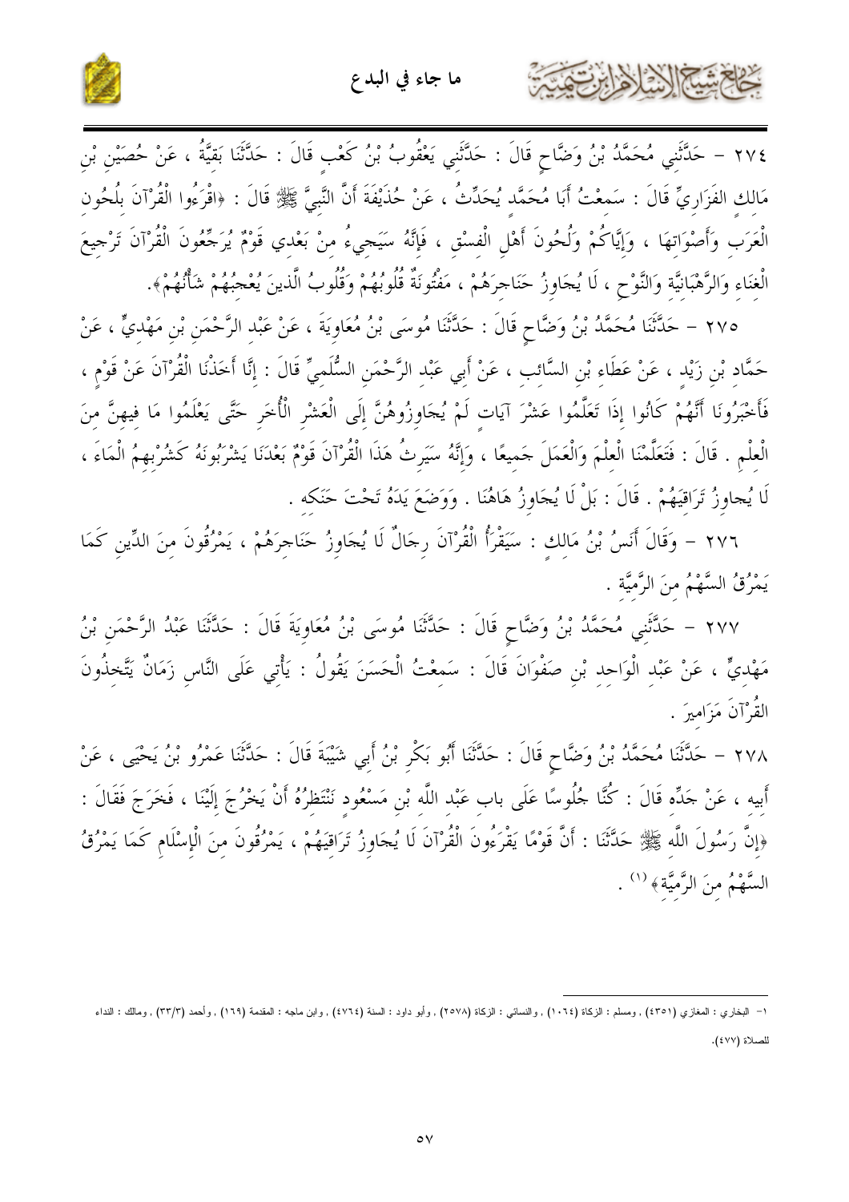٢٧٤ – حَدَّثَنِي مُحَمَّدُ بْنُ وَضَّاحٍ قَالَ : حَدَّثَنِي يَعْقُوبُ بْنُ كَعْبٍ قَالَ : حَدَّثَنَا بَقِيَّةُ ، عَنْ حُصَيْنِ بْنِ مَالِكٍ الفَزَارِيِّ قَالَ : سَمِعْتُ أَبَا مُحَمَّدٍ يُحَدِّثُ ، عَنْ حُذَيْفَةَ أَنَّ النَّبِيَّ ﷺ قَالَ : ﴿اقْرَءُوا الْقُرْآنَ بِلُحُونِ الْعَرَبِ وَأَصْوَاتِهَا ، وَإِيَّاكُمْ وَلُحُونَ أَهْلِ الْفِسْقِ ، فَإِنَّهُ سَيَجِيءُ مِنْ بَعْدِي قَوْمٌ يُرَجِّعُونَ الْقُرْآنَ تَرْجِيعَ الْغِنَاءِ وَالرَّهْبَانِيَّةِ وَالنَّوْحِ ، لَا يُجَاوِزُ حَنَاجِرَهُمْ ، مَفْتُونَةٌ قُلُوبُهُمْ وَقُلُوبُ الَّذِينَ يُعْجِبُهُمْ شَأْنُهُمْ﴾.

٢٧٥ – حَدَّثَنَا مُحَمَّدُ بْنُ وَضَّاحٍ قَالَ : حَدَّثَنَا مُوسَى بْنُ مُعَاوِيَةَ ، عَنْ عَبْدِ الرَّحْمَنِ بْنِ مَهْدِيٍّ ، عَنْ حَمَّادِ بْنِ زَيْدٍ ، عَنْ عَطَاءِ بْنِ السَّائِبِ ، عَنْ أَبِي عَبْدِ الرَّحْمَنِ السُّلَمِيِّ قَالَ : إِنَّا أَخَذْنَا الْقُرْآنَ عَنْ قَوْمٍ ، فَأَخْبَرُونَا أَنَّهُمْ كَانُوا إِذَا تَعَلَّمُوا عَشْرَ آيَاتٍ لَمْ يُجَاوِزُوهُنَّ إِلَى الْعَشْرِ الْأُخَرِ حَتَّى يَعْلَمُوا مَا فِيهِنَّ مِنَ الْعِلْمِ . قَالَ : فَتَعَلَّمْنَا الْعِلْمَ وَالْعَمَلَ جَمِيعًا ، وَإِنَّهُ سَيَرِثُ هَذَا الْقُرْآنَ قَوْمٌ بَعْدَنَا يَشْرَبُونَهُ كَشُرْبِهِمُ الْمَاءَ ، لَا يُجَاوِزُ تَرَاقِيَهُمْ . قَالَ : بَلْ لَا يُجَاوِزُ هَاهُنَا . وَوَضَعَ يَدَهُ تَحْتَ حَنَكِهِ .

٢٧٦ – وَقَالَ أَنَسُ بْنُ مَالِكٍ : سَيَقْرَأُ الْقُرْآنَ رِجَالٌ لَا يُجَاوِزُ حَنَاجِرَهُمْ ، يَمْرُقُونَ مِنَ الدِّينِ كَمَا يَمْرُقُ السَّهْمُ مِنَ الرَّمِيَّةِ .

٢٧٧ – حَدَّثَنِي مُحَمَّدُ بْنُ وَضَّاحٍ قَالَ : حَدَّثَنَا مُوسَى بْنُ مُعَاوِيَةَ قَالَ : حَدَّثَنَا عَبْدُ الرَّحْمَنِ بْنُ مَهْدِيٍّ ، عَنْ عَبْدِ الْوَاحِدِ بْنِ صَفْوَانَ قَالَ : سَمِعْتُ الْحَسَنَ يَقُولُ : يَأْتِي عَلَى النَّاسِ زَمَانٌ يَتَّخِذُونَ الْقُرْآنَ مَزَامِيرَ .

٢٧٨ – حَدَّثَنَا مُحَمَّدُ بْنُ وَضَّاحٍ قَالَ : حَدَّثَنَا أَبُو بَكْرِ بْنُ أَبِي شَيْبَةَ قَالَ : حَدَّثَنَا عَمْرُو بْنُ يَحْيَى ، عَنْ أَبِيهِ ، عَنْ جَدِّهِ قَالَ : كُنَّا جُلُوسًا عَلَى بَابِ عَبْدِ اللَّهِ بْنِ مَسْعُودٍ نَنْتَظِرُهُ أَنْ يَخْرُجَ إِلَيْنَا ، فَخَرَجَ فَقَالَ : ﴿إِنَّ رَسُولَ اللَّهِ ﷺ حَدَّثَنَا : أَنَّ قَوْمًا يَقْرَءُونَ الْقُرْآنَ لَا يُجَاوِزُ تَرَاقِيَهُمْ ، يَمْرُقُونَ مِنَ الْإِسْلَامِ كَمَا يَمْرُقُ السَّهْمُ مِنَ الرَّمِيَّةِ﴾ [1] .

---

١- البخاري : المغازي (٤٣٥١) , ومسلم : الزكاة (١٠٦٤) , والنسائي : الزكاة (٢٥٧٨) , وأبو داود : السنة (٤٧٦٤) , وابن ماجه : المقدمة (١٦٩) , وأحمد (٣/٣٣) , ومالك : النداء للصلاة (٤٧٧).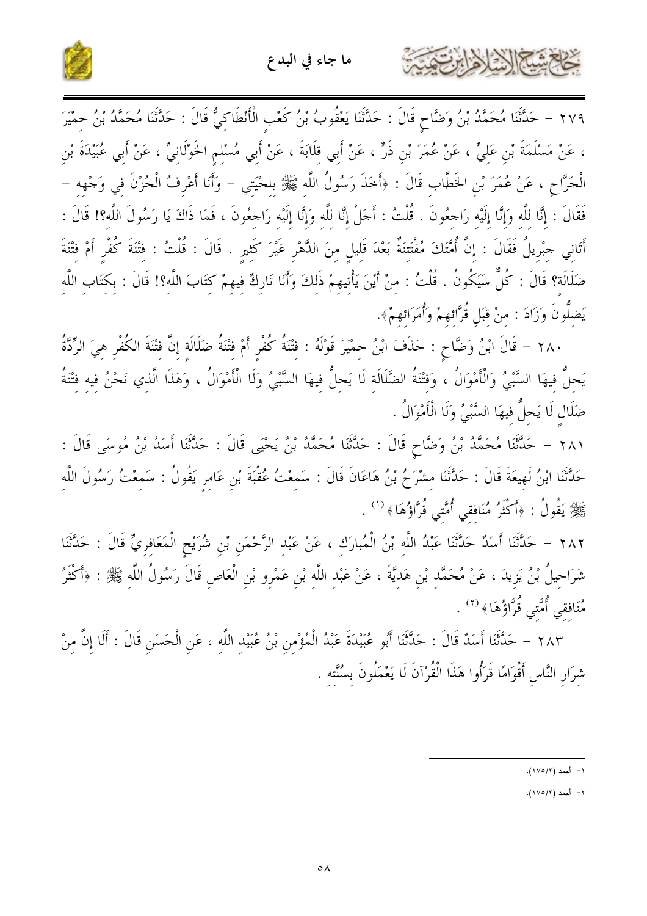٢٧٩ - حَدَّثَنَا مُحَمَّدُ بْنُ وَضَّاحٍ قَالَ : حَدَّثَنَا يَعْقُوبُ بْنُ كَعْبٍ الْأَنْطَاكِيُّ قَالَ : حَدَّثَنَا مُحَمَّدُ بْنُ حِمْيَرَ ، عَنْ مَسْلَمَةَ بْنِ عَلِيٍّ ، عَنْ عُمَرَ بْنِ ذَرٍّ ، عَنْ أَبِي قِلَابَةَ ، عَنْ أَبِي مُسْلِمٍ الخَوْلَانِيِّ ، عَنْ أَبِي عُبَيْدَةَ بْنِ الْجَرَّاحِ ، عَنْ عُمَرَ بْنِ الخَطَّابِ قَالَ : ﴿أَخَذَ رَسُولُ اللَّه ﷺ بِلِحْيَتِي - وَأَنَا أَعْرِفُ الْحُزْنَ فِي وَجْهِهِ - فَقَالَ : إِنَّا للَّه وَإِنَّا إِلَيْه رَاجِعُونَ . قُلْتُ : أَجَلْ إِنَّا للَّه وَإِنَّا إِلَيْه رَاجِعُونَ ، فَمَا ذَاكَ يَا رَسُولَ اللَّه؟! قَالَ : أَتَانِي جِبْرِيلُ فَقَالَ : إِنَّ أُمَّتَكَ مُفْتَتَنَةٌ بَعْدَ قَلِيلٍ مِنَ الدَّهْرِ غَيْرَ كَثِيرٍ . قَالَ : قُلْتُ : فِتْنَةَ كُفْرٍ أَمْ فِتْنَةَ ضَلَالَة؟ قَالَ : كُلٌّ سَيَكُونُ . قُلْتُ : مِنْ أَيْنَ يَأْتِيهِمْ ذَلِكَ وَأَنَا تَارِكٌ فِيهِمْ كِتَابَ اللَّه؟! قَالَ : بِكِتَابِ اللَّه يَضِلُّونَ وَزَادَ : مِنْ قِبَلِ قُرَّائِهِمْ وَأُمَرَائِهِمْ﴾.

٢٨٠ - قَالَ ابْنُ وَضَّاحٍ : حَذَفَ ابْنُ حِمْيَرَ قَوْلَهُ : فِتْنَةُ كُفْرٍ أَمْ فِتْنَةُ ضَلَالَة إِنَّ فِتْنَةَ الكُفْرِ هِيَ الرِّدَّةُ يَحِلُّ فِيهَا السَّبْيُ وَالْأَمْوَالُ ، وَفِتْنَةُ الضَّلَالَة لَا يَحِلُّ فِيهَا السَّبْيُ وَلَا الْأَمْوَالُ ، وَهَذَا الَّذِي نَحْنُ فِيه فِتْنَةُ ضَلَالٍ لَا يَحِلُّ فِيهَا السَّبْيُ وَلَا الْأَمْوَالُ .

٢٨١ - حَدَّثَنَا مُحَمَّدُ بْنُ وَضَّاحٍ قَالَ : حَدَّثَنَا مُحَمَّدُ بْنُ يَحْيَى قَالَ : حَدَّثَنَا أَسَدُ بْنُ مُوسَى قَالَ : حَدَّثَنَا ابْنُ لَهِيعَةَ قَالَ : حَدَّثَنَا مِشْرَحُ بْنُ هَاعَانَ قَالَ : سَمِعْتُ عُقْبَةَ بْنَ عَامِرٍ يَقُولُ : سَمِعْتُ رَسُولَ اللَّه ﷺ يَقُولُ : ﴿أَكْثَرُ مُنَافِقِي أُمَّتِي قُرَّاؤُهَا﴾ [1] .

٢٨٢ - حَدَّثَنَا أَسَدٌ حَدَّثَنَا عَبْدُ اللَّه بْنُ الْمُبَارَك ، عَنْ عَبْدِ الرَّحْمَنِ بْنِ شُرَيْحٍ الْمَعَافِرِيِّ قَالَ : حَدَّثَنَا شَرَاحِيلُ بْنُ يَزِيدَ ، عَنْ مُحَمَّد بْنِ هَدِيَّةَ ، عَنْ عَبْدِ اللَّه بْنِ عَمْرِو بْنِ الْعَاصِ قَالَ رَسُولُ اللَّه ﷺ : ﴿أَكْثَرُ مُنَافِقِي أُمَّتِي قُرَّاؤُهَا﴾ [2] .

٢٨٣ - حَدَّثَنَا أَسَدٌ قَالَ : حَدَّثَنَا أَبُو عُبَيْدَةَ عَبْدُ الْمُؤْمِنِ بْنُ عُبَيْدِ اللَّه ، عَنِ الْحَسَنِ قَالَ : أَلَا إِنَّ مِنْ شِرَارِ النَّاسِ أَقْوَامًا قَرَأُوا هَذَا الْقُرْآنَ لَا يَعْمَلُونَ بِسُنَّتِه .

---

١- أحمد (١٧٥/٢).

٢- أحمد (١٧٥/٢).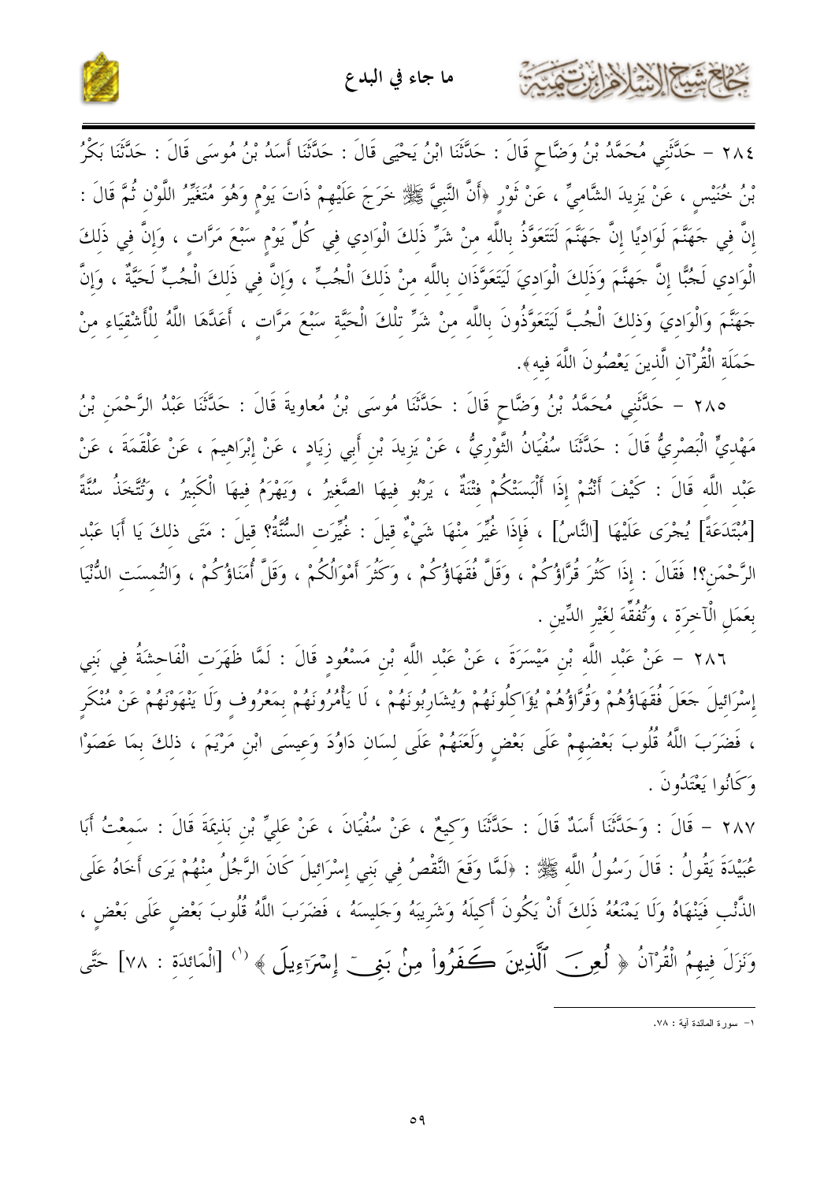٢٨٤ – حَدَّثَنِي مُحَمَّدُ بْنُ وَضَّاحٍ قَالَ : حَدَّثَنَا ابْنُ يَحْيَى قَالَ : حَدَّثَنَا أَسَدُ بْنُ مُوسَى قَالَ : حَدَّثَنَا بَكْرُ بْنُ خُنَيْسٍ ، عَنْ يَزِيدَ الشَّامِيِّ ، عَنْ ثَوْرٍ ﴿أَنَّ النَّبِيَّ ﷺ خَرَجَ عَلَيْهِمْ ذَاتَ يَوْمٍ وَهُوَ مُتَغَيِّرُ اللَّوْنِ ثُمَّ قَالَ : إِنَّ فِي جَهَنَّمَ لَوَادِيًا إِنَّ جَهَنَّمَ لَتَتَعَوَّذُ بِاللَّهِ مِنْ شَرِّ ذَلِكَ الْوَادِي فِي كُلِّ يَوْمٍ سَبْعَ مَرَّاتٍ ، وَإِنَّ فِي ذَلِكَ الْوَادِي لَجُبًّا إِنَّ جَهَنَّمَ وَذَلِكَ الْوَادِيَ لَيَتَعَوَّذَانِ بِاللَّهِ مِنْ ذَلِكَ الْجُبِّ ، وَإِنَّ فِي ذَلِكَ الْجُبِّ لَحَيَّةً ، وَإِنَّ جَهَنَّمَ وَالْوَادِيَ وَذلِكَ الْجُبَّ لَيَتَعَوَّذُونَ بِاللَّهِ مِنْ شَرِّ تِلْكَ الْحَيَّةِ سَبْعَ مَرَّاتٍ ، أَعَدَّهَا اللَّهُ لِلْأَشْقِيَاءِ مِنْ حَمَلَةِ الْقُرْآنِ الَّذِينَ يَعْصُونَ اللَّهَ فِيهِ﴾.

٢٨٥ – حَدَّثَنِي مُحَمَّدُ بْنُ وَضَّاحٍ قَالَ : حَدَّثَنَا مُوسَى بْنُ مُعاوِيةَ قَالَ : حَدَّثَنَا عَبْدُ الرَّحْمَنِ بْنُ مَهْدِيٍّ الْبَصْرِيُّ قَالَ : حَدَّثَنَا سُفْيَانُ الثَّوْرِيُّ ، عَنْ يَزِيدَ بْنِ أَبِي زِيَادٍ ، عَنْ إِبْرَاهِيمَ ، عَنْ عَلْقَمَةَ ، عَنْ عَبْدِ اللَّهِ قَالَ : كَيْفَ أَنْتُمْ إِذَا أَلْبَسَتْكُمْ فِتْنَةٌ ، يَرْبُو فِيهَا الصَّغِيرُ ، وَيَهْرَمُ فِيهَا الْكَبِيرُ ، وَتُتَّخَذُ سُنَّةً [مُبْتَدَعَةً] يُجْرَى عَلَيْهَا [النَّاسُ] ، فَإِذَا غُيِّرَ مِنْهَا شَيْءٌ قِيلَ : غُيِّرَتِ السُّنَّةُ؟ قِيلَ : مَتَى ذلِكَ يَا أَبَا عَبْدِ الرَّحْمَنِ؟! فَقَالَ : إِذَا كَثُرَ قُرَّاؤُكُمْ ، وَقَلَّ فُقَهَاؤُكُمْ ، وَكَثُرَ أَمْوَالُكُمْ ، وَقَلَّ أُمَنَاؤُكُمْ ، وَالتُمِسَتِ الدُّنْيَا بِعَمَلِ الْآخِرَةِ ، وَتُفُقِّهَ لِغَيْرِ الدِّينِ .

٢٨٦ – عَنْ عَبْدِ اللَّهِ بْنِ مَيْسَرَةَ ، عَنْ عَبْدِ اللَّهِ بْنِ مَسْعُودٍ قَالَ : لَمَّا ظَهَرَتِ الْفَاحِشَةُ فِي بَنِي إِسْرَائِيلَ جَعَلَ فُقَهَاؤُهُمْ وَقُرَّاؤُهُمْ يُؤَاكِلُونَهُمْ وَيُشَارِبُونَهُمْ ، لَا يَأْمُرُونَهُمْ بِمَعْرُوفٍ وَلَا يَنْهَوْنَهُمْ عَنْ مُنْكَرٍ ، فَضَرَبَ اللَّهُ قُلُوبَ بَعْضِهِمْ عَلَى بَعْضٍ وَلَعَنَهُمْ عَلَى لِسَانِ دَاوُدَ وَعِيسَى ابْنِ مَرْيَمَ ، ذلِكَ بِمَا عَصَوْا وَكَانُوا يَعْتَدُونَ .

٢٨٧ – قَالَ : وَحَدَّثَنَا أَسَدٌ قَالَ : حَدَّثَنَا وَكِيعٌ ، عَنْ سُفْيَانَ ، عَنْ عَلِيِّ بْنِ بَذِيمَةَ قَالَ : سَمِعْتُ أَبَا عُبَيْدَةَ يَقُولُ : قَالَ رَسُولُ اللَّهِ ﷺ : ﴿لَمَّا وَقَعَ النَّقْصُ فِي بَنِي إِسْرَائِيلَ كَانَ الرَّجُلُ مِنْهُمْ يَرَى أَخَاهُ عَلَى الذَّنْبِ فَيَنْهَاهُ وَلَا يَمْنَعُهُ ذَلِكَ أَنْ يَكُونَ أَكِيلَهُ وَشَرِيبَهُ وَجَلِيسَهُ ، فَضَرَبَ اللَّهُ قُلُوبَ بَعْضٍ عَلَى بَعْضٍ ، وَنَزَلَ فِيهِمُ الْقُرْآنُ ﴿ لُعِنَ ٱلَّذِينَ كَفَرُوا۟ مِنۢ بَنِىٓ إِسْرَٰٓءِيلَ ﴾ [1] [الْمَائِدَة : ٧٨] حَتَّى

---

١- سورة المائدة آية : ٧٨.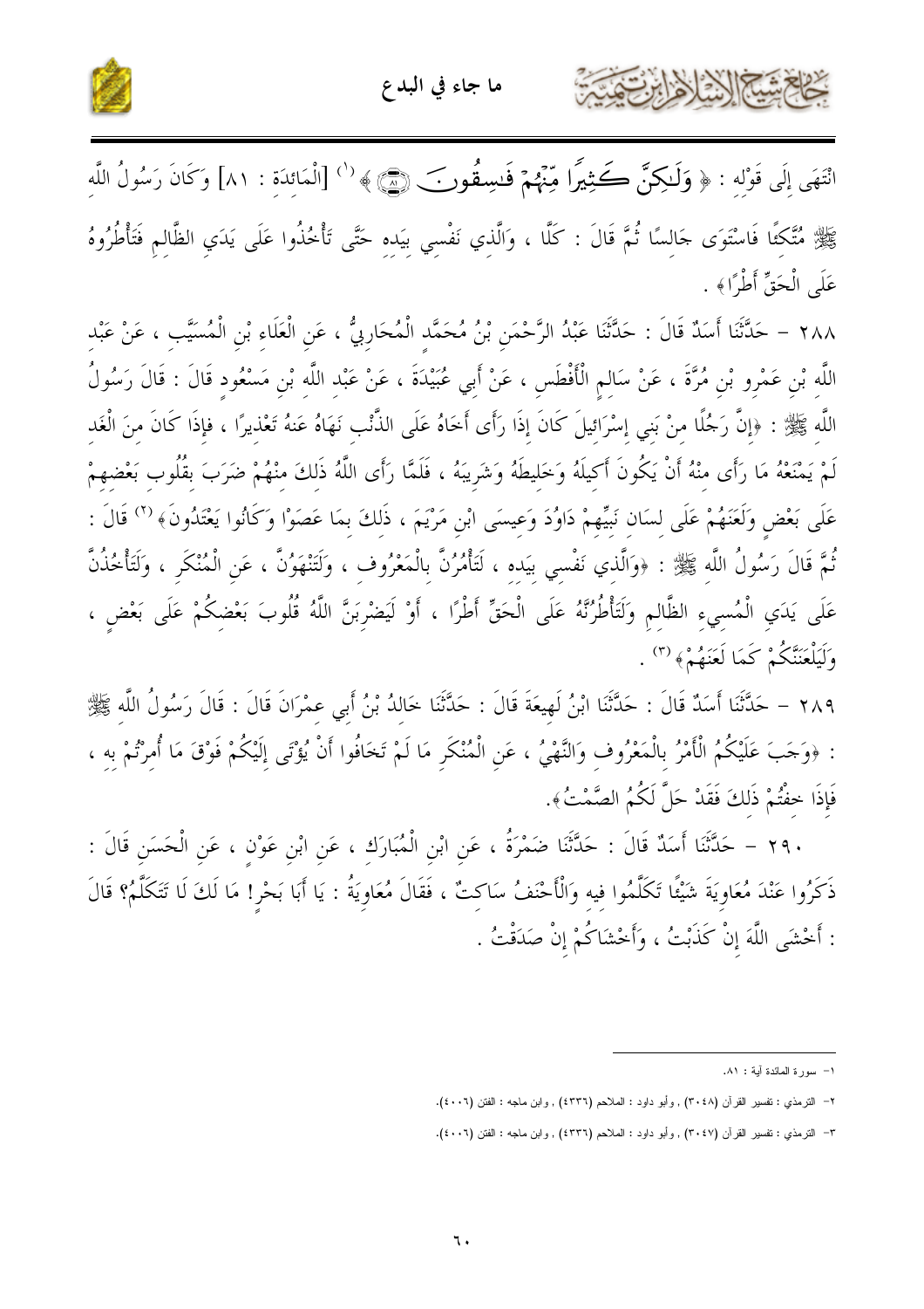انْتَهَى إِلَى قَوْلِه : ﴿ وَلَـٰكِنَّ كَثِيرًا مِّنْهُمْ فَـٰسِقُونَ ﴿٨١﴾ ﴾[1] [الْمَائِدَة : ٨١] وَكَانَ رَسُولُ اللَّه ﷺ مُتَّكِئًا فَاسْتَوَى جَالِسًا ثُمَّ قَالَ : كَلَّا ، وَالَّذي نَفْسِي بِيَدِه حَتَّى تَأْخُذُوا عَلَى يَدَيِ الظَّالِمِ فَتَأْطُرُوهُ عَلَى الْحَقِّ أَطْرًا﴾ .

٢٨٨ - حَدَّثَنَا أَسَدٌ قَالَ : حَدَّثَنَا عَبْدُ الرَّحْمَنِ بْنُ مُحَمَّدٍ الْمُحَارِبِيُّ ، عَنِ الْعَلَاءِ بْنِ الْمُسَيَّبِ ، عَنْ عَبْدِ اللَّه بْنِ عَمْرِو بْنِ مُرَّةَ ، عَنْ سَالِمٍ الْأَفْطَسِ ، عَنْ أَبِي عُبَيْدَةَ ، عَنْ عَبْدِ اللَّه بْنِ مَسْعُودٍ قَالَ : قَالَ رَسُولُ اللَّه ﷺ : ﴿إِنَّ رَجُلًا مِنْ بَنِي إِسْرَائِيلَ كَانَ إِذَا رَأَى أَخَاهُ عَلَى الذَّنْبِ نَهَاهُ عَنهُ تَعْذِيرًا ، فإِذَا كَانَ منَ الْغَدِ لَمْ يَمْنَعْهُ مَا رَأَى منْهُ أَنْ يَكُونَ أَكِيلَهُ وَخَليطَهُ وَشَرِيبَهُ ، فَلَمَّا رَأَى اللَّهُ ذَلكَ منْهُمْ ضَرَبَ بقُلُوب بَعْضهِمْ عَلَى بَعْضٍ وَلَعَنَهُمْ عَلَى لسَانِ نَبِيِّهِمْ دَاوُدَ وَعيسَى ابْنِ مَرْيَمَ ، ذَلكَ بمَا عَصَوْا وَكَانُوا يَعْتَدُونَ﴾[2] قَالَ : ثُمَّ قَالَ رَسُولُ اللَّه ﷺ : ﴿وَالَّذي نَفْسِي بِيَده ، لَتَأْمُرُنَّ بِالْمَعْرُوف ، وَلَتَنْهَوُنَّ ، عَنِ الْمُنْكَرِ ، وَلَتَأْخُذُنَّ عَلَى يَدَيِ الْمُسيءِ الظَّالِمِ وَلَتَأْطُرُنَّهُ عَلَى الْحَقِّ أَطْرًا ، أَوْ لَيَضْرِبَنَّ اللَّهُ قُلُوبَ بَعْضكُمْ عَلَى بَعْضٍ ، وَلَيَلْعَنَنَّكُمْ كَمَا لَعَنَهُمْ﴾[3] .

٢٨٩ - حَدَّثَنَا أَسَدٌ قَالَ : حَدَّثَنَا ابْنُ لَهِيعَةَ قَالَ : حَدَّثَنَا خَالدُ بْنُ أَبِي عمْرَانَ قَالَ : قَالَ رَسُولُ اللَّه ﷺ : ﴿وَجَبَ عَلَيْكُمُ الْأَمْرُ بِالْمَعْرُوف وَالنَّهْيُ ، عَنِ الْمُنْكَرِ مَا لَمْ تَخَافُوا أَنْ يُؤْتَى إِلَيْكُمْ فَوْقَ مَا أُمِرْتُمْ بِه ، فَإِذَا خِفْتُمْ ذَلكَ فَقَدْ حَلَّ لَكُمُ الصَّمْتُ﴾.

٢٩٠ - حَدَّثَنَا أَسَدٌ قَالَ : حَدَّثَنَا ضَمْرَةُ ، عَنِ ابْنِ الْمُبَارَك ، عَنِ ابْنِ عَوْنٍ ، عَنِ الْحَسَنِ قَالَ : ذَكَرُوا عنْدَ مُعَاوِيَةَ شَيْئًا تَكَلَّمُوا فيه وَالْأَحْنَفُ سَاكتٌ ، فَقَالَ مُعَاوِيَةُ : يَا أَبَا بَحْرٍ! مَا لَكَ لَا تَتَكَلَّمُ؟ قَالَ : أَخْشَى اللَّهَ إِنْ كَذَبْتُ ، وَأَخْشَاكُمْ إِنْ صَدَقْتُ .

---

١- سورة المائدة آية : ٨١.

٢- الترمذي : تفسير القرآن (٣٠٤٨) , وأبو داود : الملاحم (٤٣٣٦) , وابن ماجه : الفتن (٤٠٠٦).

٣- الترمذي : تفسير القرآن (٣٠٤٧) , وأبو داود : الملاحم (٤٣٣٦) , وابن ماجه : الفتن (٤٠٠٦).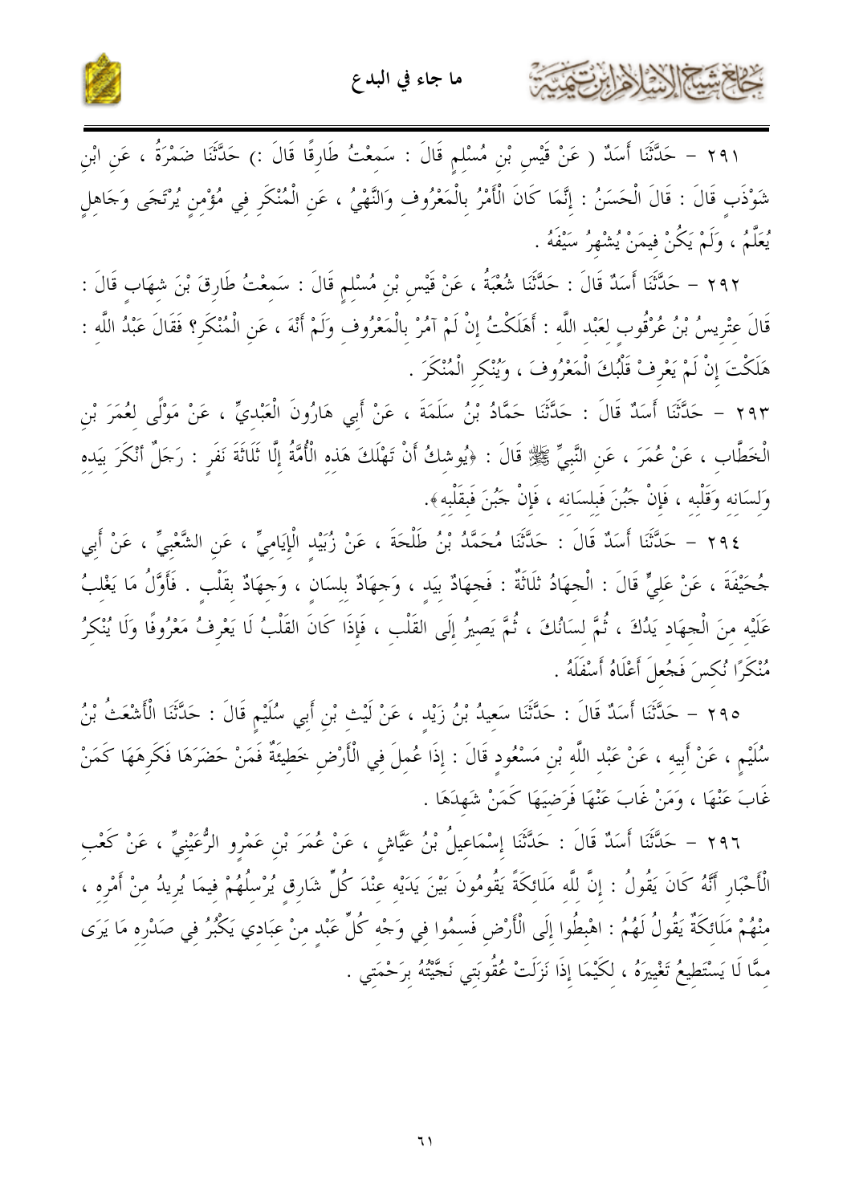٢٩١ – حَدَّثَنَا أَسَدٌ ( عَنْ قَيْسِ بْنِ مُسْلِمٍ قَالَ : سَمِعْتُ طَارِقًا قَالَ :) حَدَّثَنَا ضَمْرَةُ ، عَنِ ابْنِ شَوْذَبٍ قَالَ : قَالَ الْحَسَنُ : إِنَّمَا كَانَ الْأَمْرُ بِالْمَعْرُوفِ وَالنَّهْيُ ، عَنِ الْمُنْكَرِ فِي مُؤْمِنٍ يُرْتَجَى وَجَاهِلٍ يُعَلَّمُ ، وَلَمْ يَكُنْ فِيمَنْ يُشْهِرُ سَيْفَهُ .

٢٩٢ – حَدَّثَنَا أَسَدٌ قَالَ : حَدَّثَنَا شُعْبَةُ ، عَنْ قَيْسِ بْنِ مُسْلِمٍ قَالَ : سَمِعْتُ طَارِقَ بْنَ شِهَابٍ قَالَ : قَالَ عِتْرِيسُ بْنُ عُرْقُوبٍ لِعَبْدِ اللَّهِ : أَهَلَكْتُ إِنْ لَمْ آمُرْ بِالْمَعْرُوفِ وَلَمْ أَنْهَ ، عَنِ الْمُنْكَرِ؟ فَقَالَ عَبْدُ اللَّهِ : هَلَكْتَ إِنْ لَمْ يَعْرِفْ قَلْبُكَ الْمَعْرُوفَ ، وَيُنْكِرِ الْمُنْكَرَ .

٢٩٣ – حَدَّثَنَا أَسَدٌ قَالَ : حَدَّثَنَا حَمَّادُ بْنُ سَلَمَةَ ، عَنْ أَبِي هَارُونَ الْعَبْدِيِّ ، عَنْ مَوْلًى لِعُمَرَ بْنِ الْخَطَّابِ ، عَنْ عُمَرَ ، عَنِ النَّبِيِّ ﷺ قَالَ : ﴿يُوشِكُ أَنْ تَهْلَكَ هَذِهِ الْأُمَّةُ إِلَّا ثَلَاثَةَ نَفَرٍ : رَجُلٌ أَنْكَرَ بِيَدِهِ وَلِسَانِهِ وَقَلْبِهِ ، فَإِنْ جَبُنَ فَبِلِسَانِهِ ، فَإِنْ جَبُنَ فَبِقَلْبِهِ﴾.

٢٩٤ – حَدَّثَنَا أَسَدٌ قَالَ : حَدَّثَنَا مُحَمَّدُ بْنُ طَلْحَةَ ، عَنْ زُبَيْدٍ الْإِيَامِيِّ ، عَنِ الشَّعْبِيِّ ، عَنْ أَبِي جُحَيْفَةَ ، عَنْ عَلِيٍّ قَالَ : الْجِهَادُ ثَلَاثَةٌ : فَجِهَادٌ بِيَدٍ ، وَجِهَادٌ بِلِسَانٍ ، وَجِهَادٌ بِقَلْبٍ . فَأَوَّلُ مَا يَغْلِبُ عَلَيْهِ مِنَ الْجِهَادِ يَدُكَ ، ثُمَّ لِسَانُكَ ، ثُمَّ يَصِيرُ إِلَى الْقَلْبِ ، فَإِذَا كَانَ الْقَلْبُ لَا يَعْرِفُ مَعْرُوفًا وَلَا يُنْكِرُ مُنْكَرًا نُكِسَ فَجُعِلَ أَعْلَاهُ أَسْفَلَهُ .

٢٩٥ – حَدَّثَنَا أَسَدٌ قَالَ : حَدَّثَنَا سَعِيدُ بْنُ زَيْدٍ ، عَنْ لَيْثِ بْنِ أَبِي سُلَيْمٍ قَالَ : حَدَّثَنَا الْأَشْعَثُ بْنُ سُلَيْمٍ ، عَنْ أَبِيهِ ، عَنْ عَبْدِ اللَّهِ بْنِ مَسْعُودٍ قَالَ : إِذَا عُمِلَ فِي الْأَرْضِ خَطِيئَةٌ فَمَنْ حَضَرَهَا فَكَرِهَهَا كَمَنْ غَابَ عَنْهَا ، وَمَنْ غَابَ عَنْهَا فَرَضِيَهَا كَمَنْ شَهِدَهَا .

٢٩٦ – حَدَّثَنَا أَسَدٌ قَالَ : حَدَّثَنَا إِسْمَاعِيلُ بْنُ عَيَّاشٍ ، عَنْ عُمَرَ بْنِ عَمْرٍو الرُّعَيْنِيِّ ، عَنْ كَعْبِ الْأَحْبَارِ أَنَّهُ كَانَ يَقُولُ : إِنَّ لِلَّهِ مَلَائِكَةً يَقُومُونَ بَيْنَ يَدَيْهِ عِنْدَ كُلِّ شَارِقٍ يُرْسِلُهُمْ فِيمَا يُرِيدُ مِنْ أَمْرِهِ ، مِنْهُمْ مَلَائِكَةٌ يَقُولُ لَهُمْ : اهْبِطُوا إِلَى الْأَرْضِ فَسِمُوا فِي وَجْهِ كُلِّ عَبْدٍ مِنْ عِبَادِي يَكْبُرُ فِي صَدْرِهِ مَا يَرَى مِمَّا لَا يَسْتَطِيعُ تَغْيِيرَهُ ، لِكَيْمَا إِذَا نَزَلَتْ عُقُوبَتِي نَجَّيْتُهُ بِرَحْمَتِي .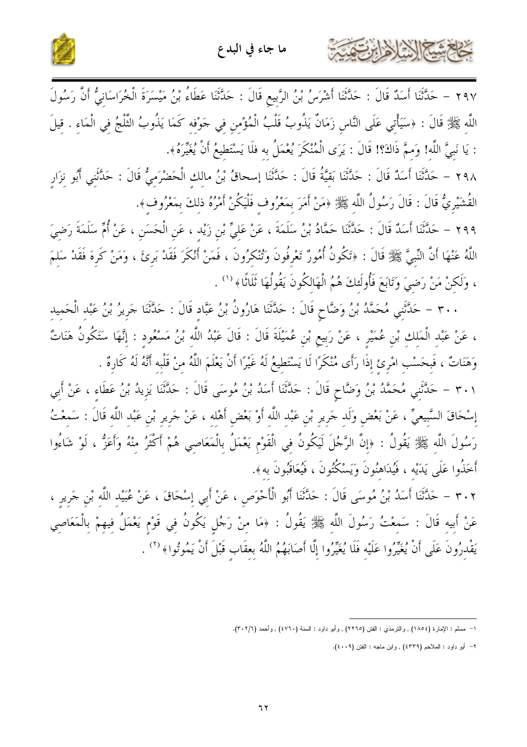٢٩٧ – حَدَّثَنَا أَسَدٌ قَالَ : حَدَّثَنَا أَشْرَسُ بْنُ الرَّبِيعِ قَالَ : حَدَّثَنَا عَطَاءُ بْنُ مَيْسَرَةَ الْخُرَاسَانِيُّ أَنَّ رَسُولَ اللَّهِ ﷺ قَالَ : «سَيَأْتِي عَلَى النَّاسِ زَمَانٌ يَذُوبُ قَلْبُ الْمُؤْمِنِ فِي جَوْفِهِ كَمَا يَذُوبُ الثَّلْجُ فِي الْمَاءِ . قِيلَ : يَا نَبِيَّ اللَّهِ! وَمِمَّ ذَاكَ؟! قَالَ : يَرَى الْمُنْكَرَ يُعْمَلُ بِهِ فَلَا يَسْتَطِيعُ أَنْ يُغَيِّرَهُ».

٢٩٨ – حَدَّثَنَا أَسَدٌ قَالَ : حَدَّثَنَا بَقِيَّةُ قَالَ : حَدَّثَنَا إسحاقُ بْنُ مالكٍ الْحَضْرَمِيُّ قَالَ : حَدَّثَنِي أَبُو نِزَارٍ الْقُشَيْرِيُّ قَالَ : قَالَ رَسُولُ اللَّهِ ﷺ «مَنْ أَمَرَ بِمَعْرُوفٍ فَلْيَكُنْ أَمْرُهُ ذلكَ بِمَعْرُوفٍ».

٢٩٩ – حَدَّثَنَا أَسَدٌ قَالَ : حَدَّثَنَا حَمَّادُ بْنُ سَلَمَةَ ، عَنْ عَلِيِّ بْنِ زَيْدٍ ، عَنِ الْحَسَنِ ، عَنْ أُمِّ سَلَمَةَ رَضِيَ اللَّهُ عَنْهَا أَنَّ النَّبِيَّ ﷺ قَالَ : «تَكُونُ أُمُورٌ تَعْرِفُونَ وَتُنْكِرُونَ ، فَمَنْ أَنْكَرَ فَقَدْ بَرِئَ ، وَمَنْ كَرِهَ فَقَدْ سَلِمَ ، وَلَكِنْ مَنْ رَضِيَ وَتَابَعَ فَأُولَئِكَ هُمُ الْهَالِكُونَ يَقُولُهَا ثَلَاثًا»[1] .

٣٠٠ – حَدَّثَنِي مُحَمَّدُ بْنُ وَضَّاحٍ قَالَ : حَدَّثَنَا هَارُونُ بْنُ عَبَّادٍ قَالَ : حَدَّثَنَا جَرِيرُ بْنُ عَبْدِ الْحَمِيدِ ، عَنْ عَبْدِ الْمَلِكِ بْنِ عُمَيْرٍ ، عَنْ رِبِيعِ بْنِ عُمَيْلَةَ قَالَ : قَالَ عَبْدُ اللَّهِ بْنُ مَسْعُودٍ : إِنَّهَا سَتَكُونُ هَنَاتٌ وَهَنَاتٌ ، فَبِحَسْبِ امْرِئٍ إِذَا رَأَى مُنْكَرًا لَا يَسْتَطِيعُ لَهُ غَيْرًا أَنْ يَعْلَمَ اللَّهُ مِنْ قَلْبِهِ أَنَّهُ لَهُ كَارِهٌ .

٣٠١ – حَدَّثَنِي مُحَمَّدُ بْنُ وَضَّاحٍ قَالَ : حَدَّثَنَا أَسَدُ بْنُ مُوسَى قَالَ : حَدَّثَنَا يَزِيدُ بْنُ عَطَاءٍ ، عَنْ أَبِي إِسْحَاقَ السَّبِيعِيِّ ، عَنْ بَعْضِ وَلَدِ جَرِيرِ بْنِ عَبْدِ اللَّهِ أَوْ بَعْضِ أَهْلِهِ ، عَنْ جَرِيرِ بْنِ عَبْدِ اللَّهِ قَالَ : سَمِعْتُ رَسُولَ اللَّهِ ﷺ يَقُولُ : «إِنَّ الرَّجُلَ لَيَكُونُ فِي الْقَوْمِ يَعْمَلُ بِالْمَعَاصِي هُمْ أَكْثَرُ مِنْهُ وَأَعَزُّ ، لَوْ شَاءُوا أَخَذُوا عَلَى يَدَيْهِ ، فَيُدَاهِنُونَ وَيَسْكُتُونَ ، فَيُعَاقَبُونَ بِهِ».

٣٠٢ – حَدَّثَنَا أَسَدُ بْنُ مُوسَى قَالَ : حَدَّثَنَا أَبُو الْأَحْوَصِ ، عَنْ أَبِي إِسْحَاقَ ، عَنْ عُبَيْدِ اللَّهِ بْنِ جَرِيرٍ ، عَنْ أَبِيهِ قَالَ : سَمِعْتُ رَسُولَ اللَّهِ ﷺ يَقُولُ : «مَا مِنْ رَجُلٍ يَكُونُ فِي قَوْمٍ يَعْمَلُ فِيهِمْ بِالْمَعَاصِي يَقْدِرُونَ عَلَى أَنْ يُغَيِّرُوا عَلَيْهِ فَلَا يُغَيِّرُوا إِلَّا أَصَابَهُمُ اللَّهُ بِعِقَابٍ قَبْلَ أَنْ يَمُوتُوا»[2] .

---

١- مسلم : الإمارة (١٨٥٤) , والترمذي : الفتن (٢٢٦٥) , وأبو داود : السنة (٤٧٦٠) , وأحمد (٣٠٢/٦).

٢- أبو داود : الملاحم (٤٣٣٩) , وابن ماجه : الفتن (٤٠٠٩).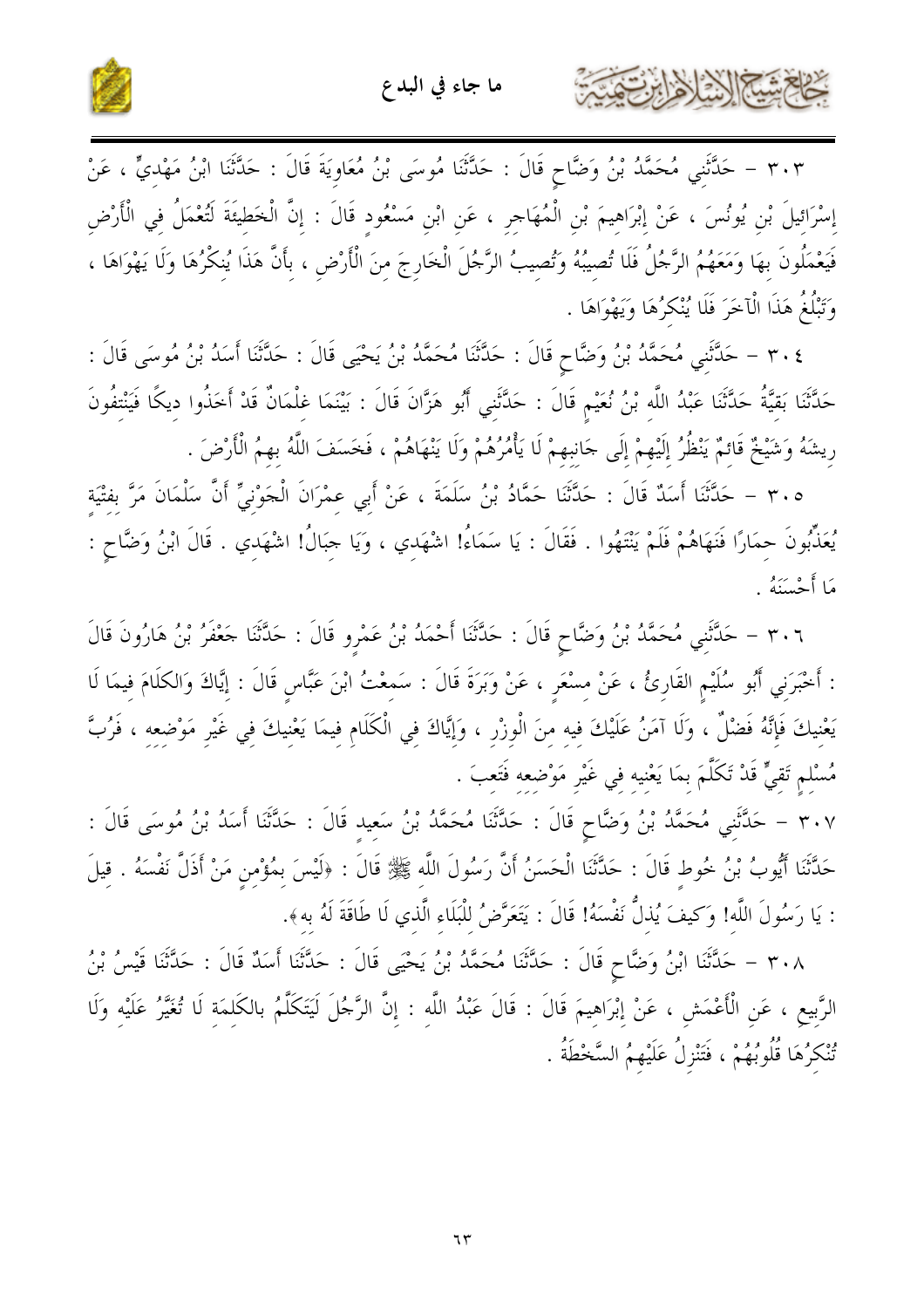٣٠٣ – حَدَّثَنِي مُحَمَّدُ بْنُ وَضَّاحٍ قَالَ : حَدَّثَنَا مُوسَى بْنُ مُعَاوِيَةَ قَالَ : حَدَّثَنَا ابْنُ مَهْدِيٍّ ، عَنْ إِسْرَائِيلَ بْنِ يُونُسَ ، عَنْ إِبْرَاهِيمَ بْنِ الْمُهَاجِرِ ، عَنِ ابْنِ مَسْعُودٍ قَالَ : إِنَّ الْخَطِيئَةَ لَتُعْمَلُ فِي الْأَرْضِ فَيَعْمَلُونَ بِهَا وَمَعَهُمُ الرَّجُلُ فَلَا تُصِيبُهُ وَتُصِيبُ الرَّجُلَ الْخَارِجَ مِنَ الْأَرْضِ ، بِأَنَّ هَذَا يُنْكِرُهَا وَلَا يَهْوَاهَا ، وَتَبْلُغُ هَذَا الْآخَرَ فَلَا يُنْكِرُهَا وَيَهْوَاهَا .

٣٠٤ – حَدَّثَنِي مُحَمَّدُ بْنُ وَضَّاحٍ قَالَ : حَدَّثَنَا مُحَمَّدُ بْنُ يَحْيَى قَالَ : حَدَّثَنَا أَسَدُ بْنُ مُوسَى قَالَ : حَدَّثَنَا بَقِيَّةُ حَدَّثَنَا عَبْدُ اللَّهِ بْنُ نُعَيْمٍ قَالَ : حَدَّثَنِي أَبُو هَزَّانَ قَالَ : بَيْنَمَا غِلْمَانٌ قَدْ أَخَذُوا دِيكًا فَيَنْتِفُونَ رِيشَهُ وَشَيْخٌ قَائِمٌ يَنْظُرُ إِلَيْهِمْ إِلَى جَانِبِهِمْ لَا يَأْمُرُهُمْ وَلَا يَنْهَاهُمْ ، فَخَسَفَ اللَّهُ بِهِمُ الْأَرْضَ .

٣٠٥ – حَدَّثَنَا أَسَدٌ قَالَ : حَدَّثَنَا حَمَّادُ بْنُ سَلَمَةَ ، عَنْ أَبِي عِمْرَانَ الْجَوْنِيِّ أَنَّ سَلْمَانَ مَرَّ بِفِتْيَةٍ يُعَذِّبُونَ حِمَارًا فَنَهَاهُمْ فَلَمْ يَنْتَهُوا . فَقَالَ : يَا سَمَاءُ! اشْهَدِي ، وَيَا جِبَالُ! اشْهَدِي . قَالَ ابْنُ وَضَّاحٍ : مَا أَحْسَنَهُ .

٣٠٦ – حَدَّثَنِي مُحَمَّدُ بْنُ وَضَّاحٍ قَالَ : حَدَّثَنَا أَحْمَدُ بْنُ عَمْرٍو قَالَ : حَدَّثَنَا جَعْفَرُ بْنُ هَارُونَ قَالَ : أَخْبَرَنِي أَبُو سُلَيْمٍ القَارِئُ ، عَنْ مِسْعَرٍ ، عَنْ وَبَرَةَ قَالَ : سَمِعْتُ ابْنَ عَبَّاسٍ قَالَ : إِيَّاكَ وَالكَلَامَ فِيمَا لَا يَعْنِيكَ فَإِنَّهُ فَضْلٌ ، وَلَا آمَنُ عَلَيْكَ فِيهِ مِنَ الْوِزْرِ ، وَإِيَّاكَ فِي الْكَلَامِ فِيمَا يَعْنِيكَ فِي غَيْرِ مَوْضِعِهِ ، فَرُبَّ مُسْلِمٍ تَقِيٍّ قَدْ تَكَلَّمَ بِمَا يَعْنِيهِ فِي غَيْرِ مَوْضِعِهِ فَتَعِبَ .

٣٠٧ – حَدَّثَنِي مُحَمَّدُ بْنُ وَضَّاحٍ قَالَ : حَدَّثَنَا مُحَمَّدُ بْنُ سَعِيدٍ قَالَ : حَدَّثَنَا أَسَدُ بْنُ مُوسَى قَالَ : حَدَّثَنَا أَيُّوبُ بْنُ خُوطٍ قَالَ : حَدَّثَنَا الْحَسَنُ أَنَّ رَسُولَ اللَّهِ ﷺ قَالَ : «لَيْسَ بِمُؤْمِنٍ مَنْ أَذَلَّ نَفْسَهُ . قِيلَ : يَا رَسُولَ اللَّهِ! وَكَيفَ يُذِلُّ نَفْسَهُ! قَالَ : يَتَعَرَّضُ لِلْبَلَاءِ الَّذِي لَا طَاقَةَ لَهُ بِهِ».

٣٠٨ – حَدَّثَنَا ابْنُ وَضَّاحٍ قَالَ : حَدَّثَنَا مُحَمَّدُ بْنُ يَحْيَى قَالَ : حَدَّثَنَا أَسَدٌ قَالَ : حَدَّثَنَا قَيْسُ بْنُ الرَّبِيعِ ، عَنِ الْأَعْمَشِ ، عَنْ إِبْرَاهِيمَ قَالَ : قَالَ عَبْدُ اللَّهِ : إِنَّ الرَّجُلَ لَيَتَكَلَّمُ بِالكَلِمَةِ لَا تُغَيَّرُ عَلَيْهِ وَلَا تُنْكِرُهَا قُلُوبُهُمْ ، فَتَنْزِلُ عَلَيْهِمُ السَّخْطَةُ .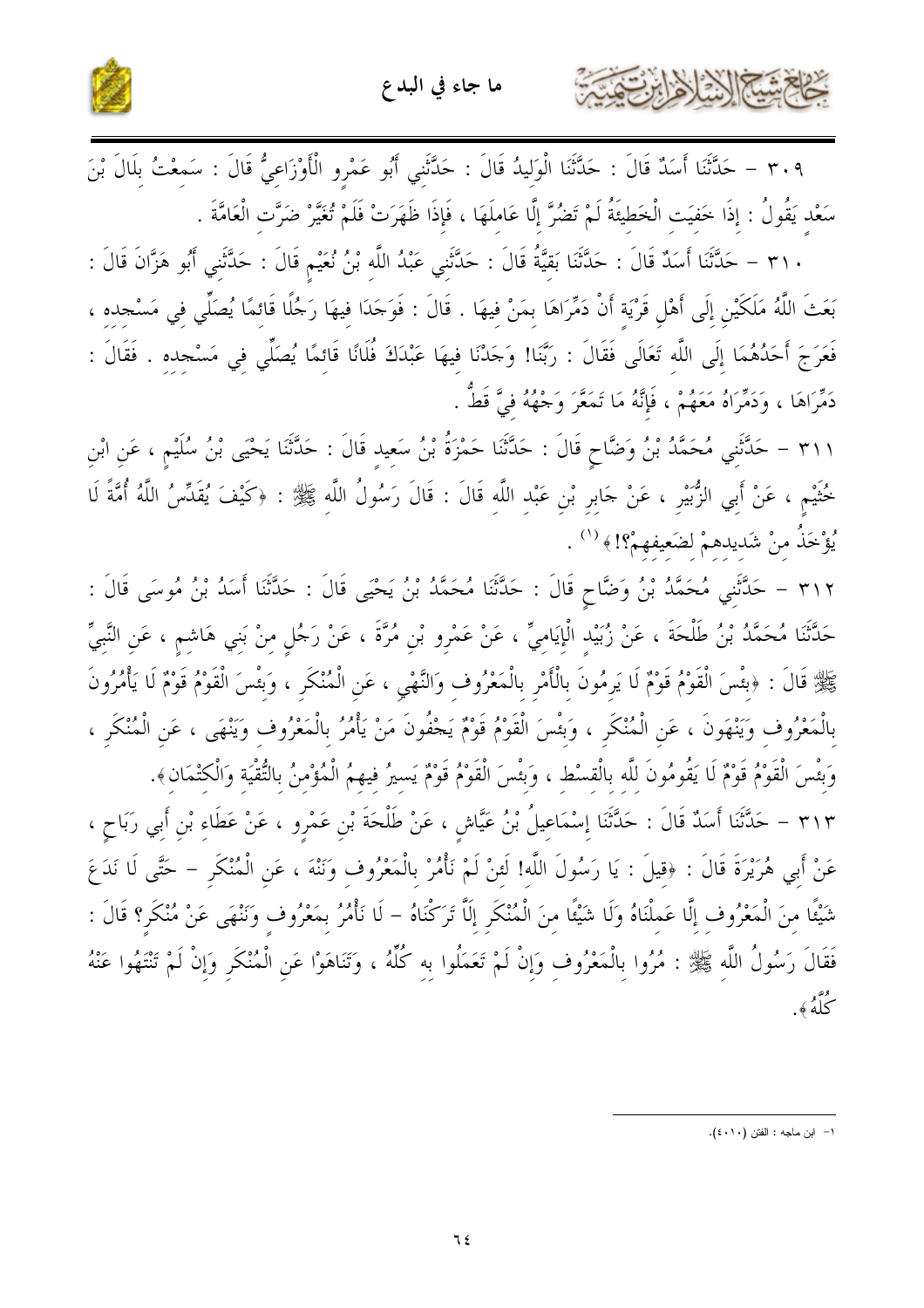٣٠٩ – حَدَّثَنَا أَسَدٌ قَالَ : حَدَّثَنَا الْوَلِيدُ قَالَ : حَدَّثَنِي أَبُو عَمْرٍو الْأَوْزَاعِيُّ قَالَ : سَمِعْتُ بِلَالَ بْنَ سَعْدٍ يَقُولُ : إِذَا خَفِيَتِ الْخَطِيئَةُ لَمْ تَضُرَّ إِلَّا عَامِلَهَا ، فَإِذَا ظَهَرَتْ فَلَمْ تُغَيَّرْ ضَرَّتِ الْعَامَّةَ .

٣١٠ – حَدَّثَنَا أَسَدٌ قَالَ : حَدَّثَنَا بَقِيَّةُ قَالَ : حَدَّثَنِي عَبْدُ اللَّهِ بْنُ نُعَيْمٍ قَالَ : حَدَّثَنِي أَبُو هَزَّانَ قَالَ : بَعَثَ اللَّهُ مَلَكَيْنِ إِلَى أَهْلِ قَرْيَةٍ أَنْ دَمِّرَاهَا بِمَنْ فِيهَا . قَالَ : فَوَجَدَا فِيهَا رَجُلًا قَائِمًا يُصَلِّي فِي مَسْجِدِهِ ، فَعَرَجَ أَحَدُهُمَا إِلَى اللَّهِ تَعَالَى فَقَالَ : رَبَّنَا! وَجَدْنَا فِيهَا عَبْدَكَ فُلَانًا قَائِمًا يُصَلِّي فِي مَسْجِدِهِ . فَقَالَ : دَمِّرَاهَا ، وَدَمِّرَاهُ مَعَهُمْ ، فَإِنَّهُ مَا تَمَعَّرَ وَجْهُهُ فِيَّ قَطُّ .

٣١١ – حَدَّثَنِي مُحَمَّدُ بْنُ وَضَّاحٍ قَالَ : حَدَّثَنَا حَمْزَةُ بْنُ سَعِيدٍ قَالَ : حَدَّثَنَا يَحْيَى بْنُ سُلَيْمٍ ، عَنِ ابْنِ خُثَيْمٍ ، عَنْ أَبِي الزُّبَيْرِ ، عَنْ جَابِرِ بْنِ عَبْدِ اللَّهِ قَالَ : قَالَ رَسُولُ اللَّهِ ﷺ : «كَيْفَ يُقَدِّسُ اللَّهُ أُمَّةً لَا يُؤْخَذُ مِنْ شَدِيدِهِمْ لِضَعِيفِهِمْ؟!»[1] .

٣١٢ – حَدَّثَنِي مُحَمَّدُ بْنُ وَضَّاحٍ قَالَ : حَدَّثَنَا مُحَمَّدُ بْنُ يَحْيَى قَالَ : حَدَّثَنَا أَسَدُ بْنُ مُوسَى قَالَ : حَدَّثَنَا مُحَمَّدُ بْنُ طَلْحَةَ ، عَنْ زُبَيْدٍ الْإِيَامِيِّ ، عَنْ عَمْرِو بْنِ مُرَّةَ ، عَنْ رَجُلٍ مِنْ بَنِي هَاشِمٍ ، عَنِ النَّبِيِّ ﷺ قَالَ : «بِئْسَ الْقَوْمُ قَوْمٌ لَا يَرمُونَ بِالْأَمْرِ بِالْمَعْرُوفِ وَالنَّهْيِ ، عَنِ الْمُنْكَرِ ، وَبِئْسَ الْقَوْمُ قَوْمٌ لَا يَأْمُرُونَ بِالْمَعْرُوفِ وَيَنْهَوْنَ ، عَنِ الْمُنْكَرِ ، وَبِئْسَ الْقَوْمُ قَوْمٌ يَجْفُونَ مَنْ يَأْمُرُ بِالْمَعْرُوفِ وَيَنْهَى ، عَنِ الْمُنْكَرِ ، وَبِئْسَ الْقَوْمُ قَوْمٌ لَا يَقُومُونَ لِلَّهِ بِالْقِسْطِ ، وَبِئْسَ الْقَوْمُ قَوْمٌ يَسِيرُ فِيهِمُ الْمُؤْمِنُ بِالتُّقْيَةِ وَالْكِتْمَانِ».

٣١٣ – حَدَّثَنَا أَسَدٌ قَالَ : حَدَّثَنَا إِسْمَاعِيلُ بْنُ عَيَّاشٍ ، عَنْ طَلْحَةَ بْنِ عَمْرٍو ، عَنْ عَطَاءِ بْنِ أَبِي رَبَاحٍ ، عَنْ أَبِي هُرَيْرَةَ قَالَ : «قِيلَ : يَا رَسُولَ اللَّهِ! لَئِنْ لَمْ نَأْمُرْ بِالْمَعْرُوفِ وَنَنْهَ ، عَنِ الْمُنْكَرِ – حَتَّى لَا نَدَعَ شَيْئًا مِنَ الْمَعْرُوفِ إِلَّا عَمِلْنَاهُ وَلَا شَيْئًا مِنَ الْمُنْكَرِ إِلَّا تَرَكْنَاهُ – لَا نَأْمُرُ بِمَعْرُوفٍ وَنَنْهَى عَنْ مُنْكَرٍ؟ قَالَ : فَقَالَ رَسُولُ اللَّهِ ﷺ : مُرُوا بِالْمَعْرُوفِ وَإِنْ لَمْ تَعْمَلُوا بِهِ كُلِّهِ ، وَتَنَاهَوْا عَنِ الْمُنْكَرِ وَإِنْ لَمْ تَنْتَهُوا عَنْهُ كُلِّهِ».

---

١- ابن ماجه : الفتن (٤٠١٠).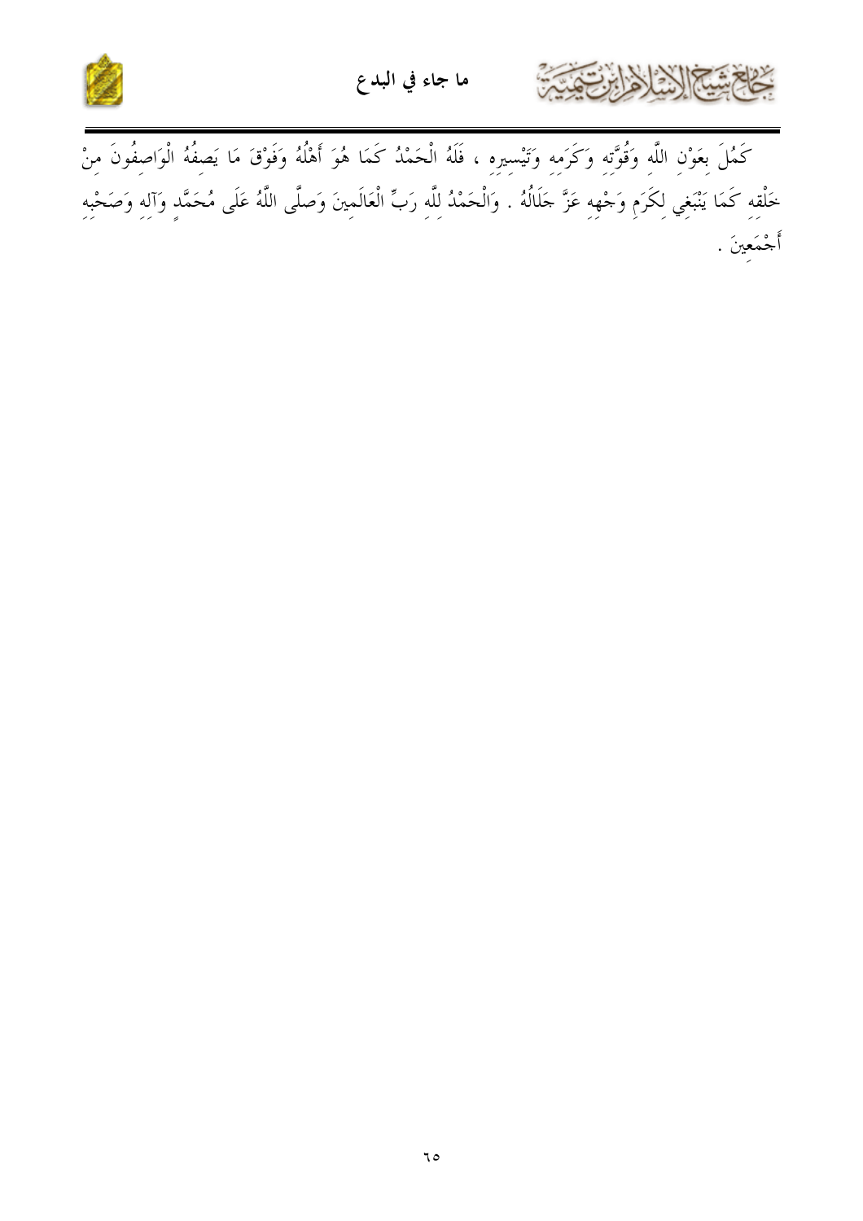كَمُلَ بِعَوْنِ اللَّهِ وَقُوَّتِهِ وَكَرَمِهِ وَتَيْسِيرِهِ ، فَلَهُ الْحَمْدُ كَمَا هُوَ أَهْلُهُ وَفَوْقَ مَا يَصِفُهُ الْوَاصِفُونَ مِنْ خَلْقِهِ كَمَا يَنْبَغِي لِكَرَمِ وَجْهِهِ عَزَّ جَلَالُهُ . وَالْحَمْدُ لِلَّهِ رَبِّ الْعَالَمِينَ وَصَلَّى اللَّهُ عَلَى مُحَمَّدٍ وَآلِهِ وَصَحْبِهِ أَجْمَعِينَ .